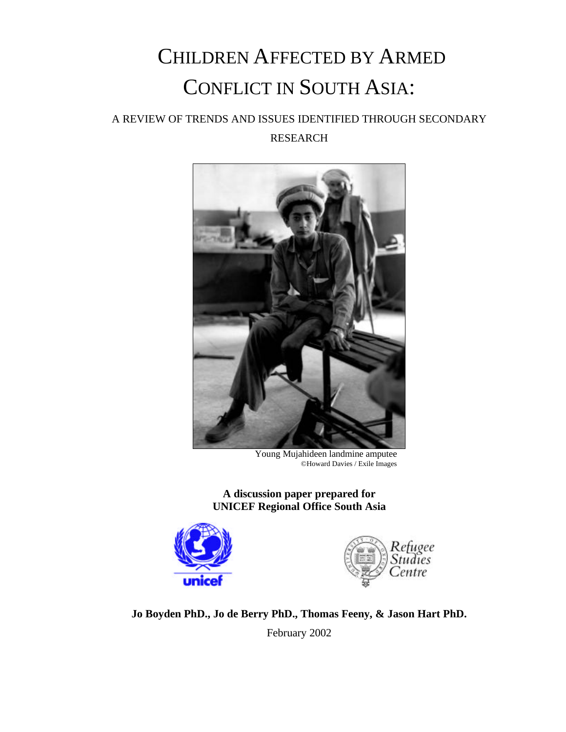# Children Affected by Armed Conflict in South Asia:

## A Review of Trends and Issues Identified Through Secondary Research

Young Mujahideen landmine amputee
©Howard Davies / Exile Images

**A discussion paper prepared for**
**UNICEF Regional Office South Asia**

**Jo Boyden PhD., Jo de Berry PhD., Thomas Feeny, & Jason Hart PhD.**

February 2002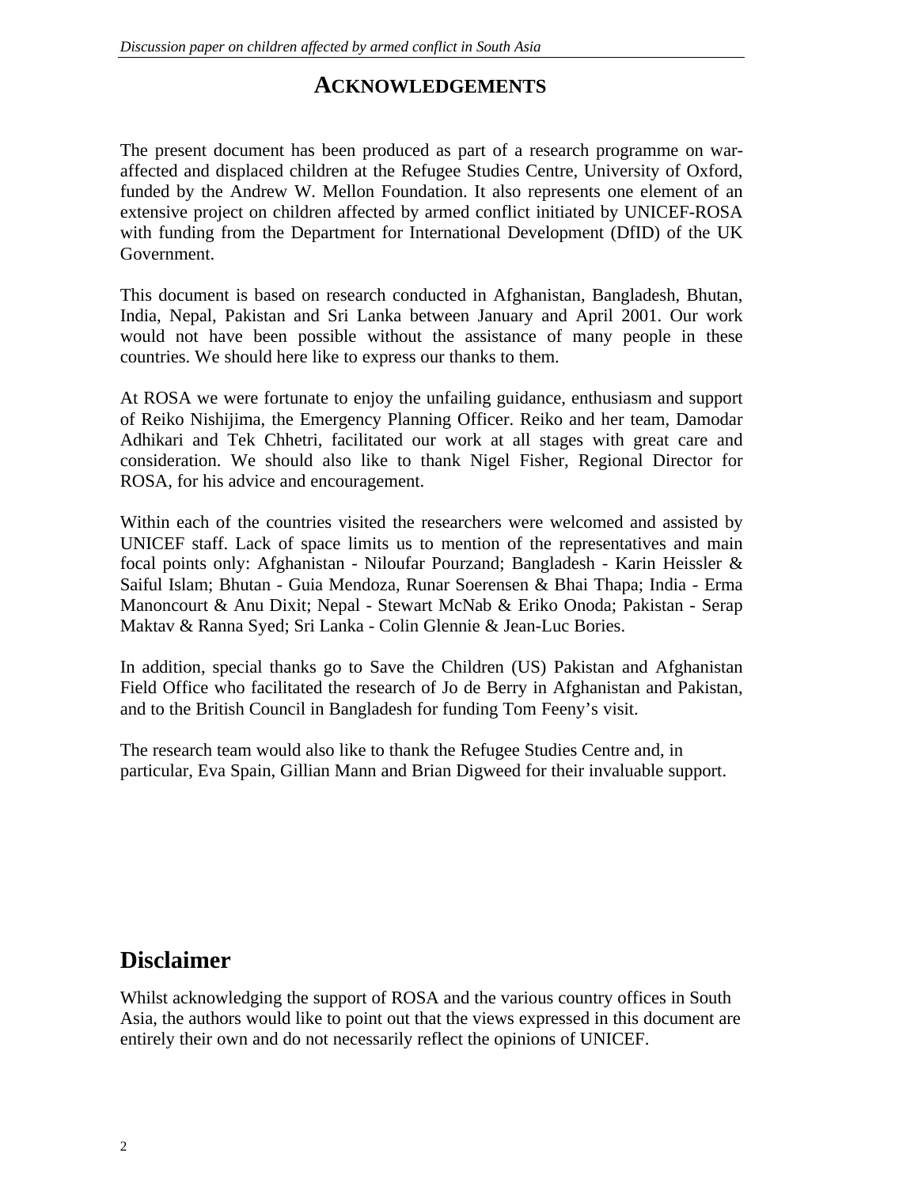# ACKNOWLEDGEMENTS

The present document has been produced as part of a research programme on war-affected and displaced children at the Refugee Studies Centre, University of Oxford, funded by the Andrew W. Mellon Foundation. It also represents one element of an extensive project on children affected by armed conflict initiated by UNICEF-ROSA with funding from the Department for International Development (DfID) of the UK Government.

This document is based on research conducted in Afghanistan, Bangladesh, Bhutan, India, Nepal, Pakistan and Sri Lanka between January and April 2001. Our work would not have been possible without the assistance of many people in these countries. We should here like to express our thanks to them.

At ROSA we were fortunate to enjoy the unfailing guidance, enthusiasm and support of Reiko Nishijima, the Emergency Planning Officer. Reiko and her team, Damodar Adhikari and Tek Chhetri, facilitated our work at all stages with great care and consideration. We should also like to thank Nigel Fisher, Regional Director for ROSA, for his advice and encouragement.

Within each of the countries visited the researchers were welcomed and assisted by UNICEF staff. Lack of space limits us to mention of the representatives and main focal points only: Afghanistan - Niloufar Pourzand; Bangladesh - Karin Heissler & Saiful Islam; Bhutan - Guia Mendoza, Runar Soerensen & Bhai Thapa; India - Erma Manoncourt & Anu Dixit; Nepal - Stewart McNab & Eriko Onoda; Pakistan - Serap Maktav & Ranna Syed; Sri Lanka - Colin Glennie & Jean-Luc Bories.

In addition, special thanks go to Save the Children (US) Pakistan and Afghanistan Field Office who facilitated the research of Jo de Berry in Afghanistan and Pakistan, and to the British Council in Bangladesh for funding Tom Feeny's visit.

The research team would also like to thank the Refugee Studies Centre and, in particular, Eva Spain, Gillian Mann and Brian Digweed for their invaluable support.

## Disclaimer

Whilst acknowledging the support of ROSA and the various country offices in South Asia, the authors would like to point out that the views expressed in this document are entirely their own and do not necessarily reflect the opinions of UNICEF.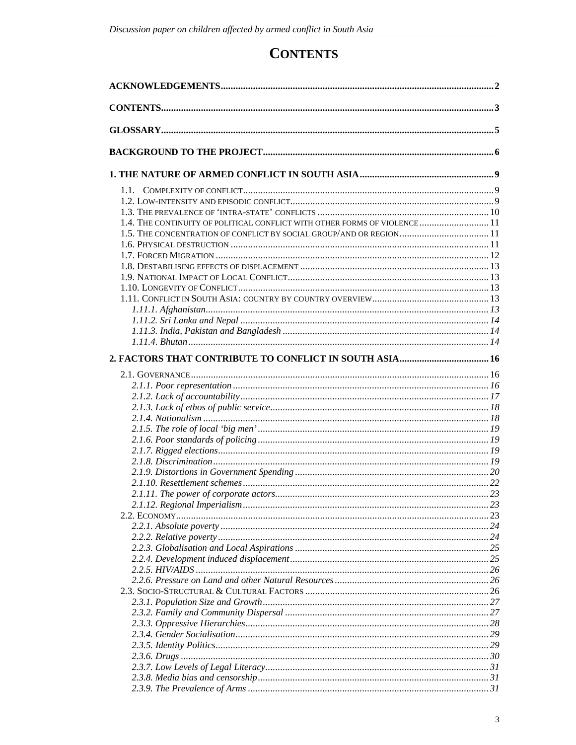# CONTENTS

**ACKNOWLEDGEMENTS** .......... 2

**CONTENTS** .......... 3

**GLOSSARY** .......... 5

**BACKGROUND TO THE PROJECT** .......... 6

**1. THE NATURE OF ARMED CONFLICT IN SOUTH ASIA** .......... 9

- 1.1. COMPLEXITY OF CONFLICT .......... 9
- 1.2. LOW-INTENSITY AND EPISODIC CONFLICT .......... 9
- 1.3. THE PREVALENCE OF 'INTRA-STATE' CONFLICTS .......... 10
- 1.4. THE CONTINUITY OF POLITICAL CONFLICT WITH OTHER FORMS OF VIOLENCE .......... 11
- 1.5. THE CONCENTRATION OF CONFLICT BY SOCIAL GROUP/AND OR REGION .......... 11
- 1.6. PHYSICAL DESTRUCTION .......... 11
- 1.7. FORCED MIGRATION .......... 12
- 1.8. DESTABILISING EFFECTS OF DISPLACEMENT .......... 13
- 1.9. NATIONAL IMPACT OF LOCAL CONFLICT .......... 13
- 1.10. LONGEVITY OF CONFLICT .......... 13
- 1.11. CONFLICT IN SOUTH ASIA: COUNTRY BY COUNTRY OVERVIEW .......... 13
  - *1.11.1. Afghanistan* .......... 13
  - *1.11.2. Sri Lanka and Nepal* .......... 14
  - *1.11.3. India, Pakistan and Bangladesh* .......... 14
  - *1.11.4. Bhutan* .......... 14

**2. FACTORS THAT CONTRIBUTE TO CONFLICT IN SOUTH ASIA** .......... 16

- 2.1. GOVERNANCE .......... 16
  - *2.1.1. Poor representation* .......... 16
  - *2.1.2. Lack of accountability* .......... 17
  - *2.1.3. Lack of ethos of public service* .......... 18
  - *2.1.4. Nationalism* .......... 18
  - *2.1.5. The role of local 'big men'* .......... 19
  - *2.1.6. Poor standards of policing* .......... 19
  - *2.1.7. Rigged elections* .......... 19
  - *2.1.8. Discrimination* .......... 19
  - *2.1.9. Distortions in Government Spending* .......... 20
  - *2.1.10. Resettlement schemes* .......... 22
  - *2.1.11. The power of corporate actors* .......... 23
  - *2.1.12. Regional Imperialism* .......... 23
- 2.2. ECONOMY .......... 23
  - *2.2.1. Absolute poverty* .......... 24
  - *2.2.2. Relative poverty* .......... 24
  - *2.2.3. Globalisation and Local Aspirations* .......... 25
  - *2.2.4. Development induced displacement* .......... 25
  - *2.2.5. HIV/AIDS* .......... 26
  - *2.2.6. Pressure on Land and other Natural Resources* .......... 26
- 2.3. SOCIO-STRUCTURAL & CULTURAL FACTORS .......... 26
  - *2.3.1. Population Size and Growth* .......... 27
  - *2.3.2. Family and Community Dispersal* .......... 27
  - *2.3.3. Oppressive Hierarchies* .......... 28
  - *2.3.4. Gender Socialisation* .......... 29
  - *2.3.5. Identity Politics* .......... 29
  - *2.3.6. Drugs* .......... 30
  - *2.3.7. Low Levels of Legal Literacy* .......... 31
  - *2.3.8. Media bias and censorship* .......... 31
  - *2.3.9. The Prevalence of Arms* .......... 31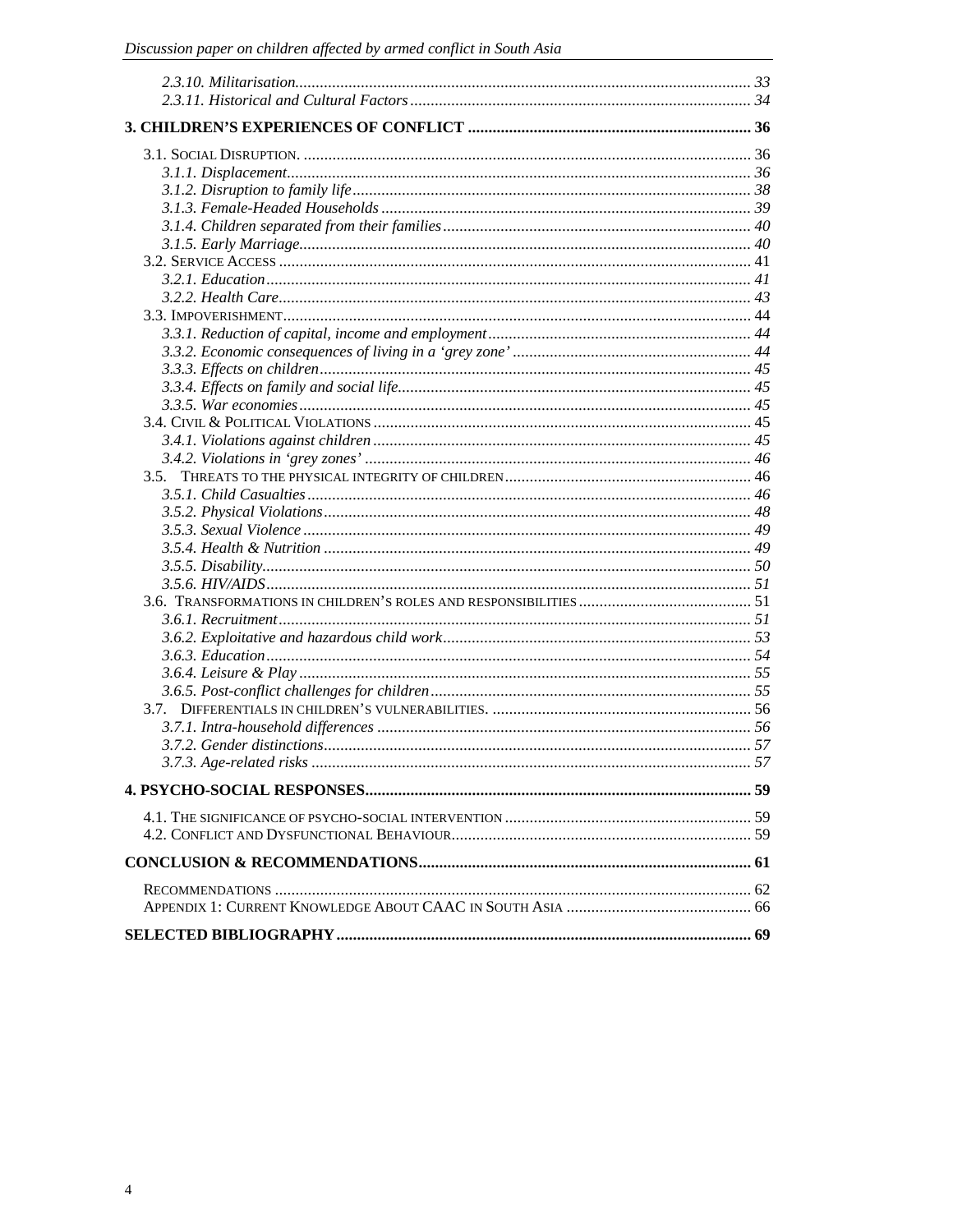*2.3.10. Militarisation* ... *33*
*2.3.11. Historical and Cultural Factors* ... *34*

**3. CHILDREN'S EXPERIENCES OF CONFLICT ... 36**

3.1. SOCIAL DISRUPTION. ... 36
*3.1.1. Displacement* ... *36*
*3.1.2. Disruption to family life* ... *38*
*3.1.3. Female-Headed Households* ... *39*
*3.1.4. Children separated from their families* ... *40*
*3.1.5. Early Marriage* ... *40*
3.2. SERVICE ACCESS ... 41
*3.2.1. Education* ... *41*
*3.2.2. Health Care* ... *43*
3.3. IMPOVERISHMENT ... 44
*3.3.1. Reduction of capital, income and employment* ... *44*
*3.3.2. Economic consequences of living in a 'grey zone'* ... *44*
*3.3.3. Effects on children* ... *45*
*3.3.4. Effects on family and social life* ... *45*
*3.3.5. War economies* ... *45*
3.4. CIVIL & POLITICAL VIOLATIONS ... 45
*3.4.1. Violations against children* ... *45*
*3.4.2. Violations in 'grey zones'* ... *46*
3.5. THREATS TO THE PHYSICAL INTEGRITY OF CHILDREN ... 46
*3.5.1. Child Casualties* ... *46*
*3.5.2. Physical Violations* ... *48*
*3.5.3. Sexual Violence* ... *49*
*3.5.4. Health & Nutrition* ... *49*
*3.5.5. Disability* ... *50*
*3.5.6. HIV/AIDS* ... *51*
3.6. TRANSFORMATIONS IN CHILDREN'S ROLES AND RESPONSIBILITIES ... 51
*3.6.1. Recruitment* ... *51*
*3.6.2. Exploitative and hazardous child work* ... *53*
*3.6.3. Education* ... *54*
*3.6.4. Leisure & Play* ... *55*
*3.6.5. Post-conflict challenges for children* ... *55*
3.7. DIFFERENTIALS IN CHILDREN'S VULNERABILITIES. ... 56
*3.7.1. Intra-household differences* ... *56*
*3.7.2. Gender distinctions* ... *57*
*3.7.3. Age-related risks* ... *57*

**4. PSYCHO-SOCIAL RESPONSES ... 59**

4.1. THE SIGNIFICANCE OF PSYCHO-SOCIAL INTERVENTION ... 59
4.2. CONFLICT AND DYSFUNCTIONAL BEHAVIOUR ... 59

**CONCLUSION & RECOMMENDATIONS ... 61**

RECOMMENDATIONS ... 62
APPENDIX 1: CURRENT KNOWLEDGE ABOUT CAAC IN SOUTH ASIA ... 66

**SELECTED BIBLIOGRAPHY ... 69**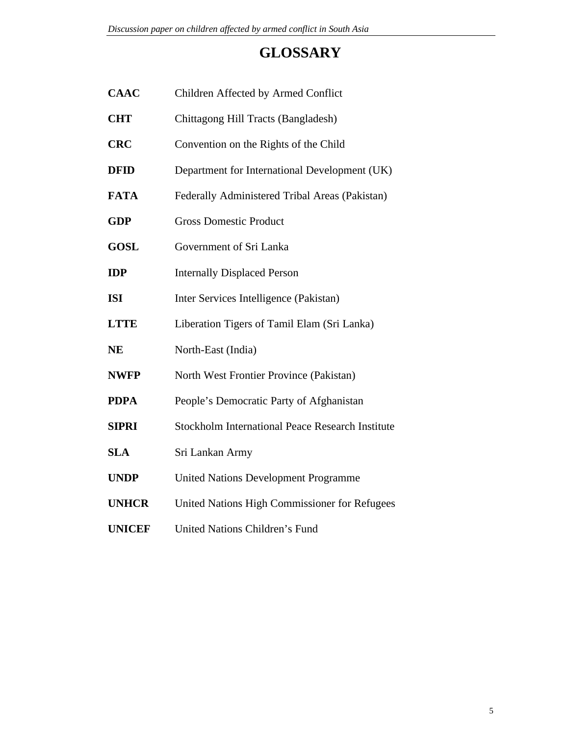# GLOSSARY

| | |
|---|---|
| **CAAC** | Children Affected by Armed Conflict |
| **CHT** | Chittagong Hill Tracts (Bangladesh) |
| **CRC** | Convention on the Rights of the Child |
| **DFID** | Department for International Development (UK) |
| **FATA** | Federally Administered Tribal Areas (Pakistan) |
| **GDP** | Gross Domestic Product |
| **GOSL** | Government of Sri Lanka |
| **IDP** | Internally Displaced Person |
| **ISI** | Inter Services Intelligence (Pakistan) |
| **LTTE** | Liberation Tigers of Tamil Elam (Sri Lanka) |
| **NE** | North-East (India) |
| **NWFP** | North West Frontier Province (Pakistan) |
| **PDPA** | People's Democratic Party of Afghanistan |
| **SIPRI** | Stockholm International Peace Research Institute |
| **SLA** | Sri Lankan Army |
| **UNDP** | United Nations Development Programme |
| **UNHCR** | United Nations High Commissioner for Refugees |
| **UNICEF** | United Nations Children's Fund |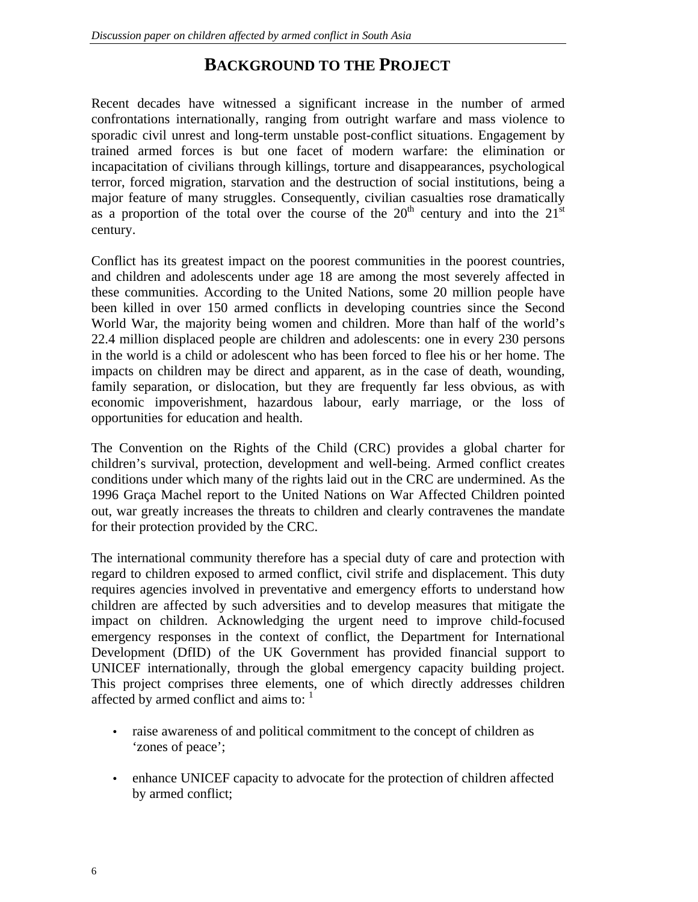# Background to the Project

Recent decades have witnessed a significant increase in the number of armed confrontations internationally, ranging from outright warfare and mass violence to sporadic civil unrest and long-term unstable post-conflict situations. Engagement by trained armed forces is but one facet of modern warfare: the elimination or incapacitation of civilians through killings, torture and disappearances, psychological terror, forced migration, starvation and the destruction of social institutions, being a major feature of many struggles. Consequently, civilian casualties rose dramatically as a proportion of the total over the course of the 20th century and into the 21st century.

Conflict has its greatest impact on the poorest communities in the poorest countries, and children and adolescents under age 18 are among the most severely affected in these communities. According to the United Nations, some 20 million people have been killed in over 150 armed conflicts in developing countries since the Second World War, the majority being women and children. More than half of the world's 22.4 million displaced people are children and adolescents: one in every 230 persons in the world is a child or adolescent who has been forced to flee his or her home. The impacts on children may be direct and apparent, as in the case of death, wounding, family separation, or dislocation, but they are frequently far less obvious, as with economic impoverishment, hazardous labour, early marriage, or the loss of opportunities for education and health.

The Convention on the Rights of the Child (CRC) provides a global charter for children's survival, protection, development and well-being. Armed conflict creates conditions under which many of the rights laid out in the CRC are undermined. As the 1996 Graça Machel report to the United Nations on War Affected Children pointed out, war greatly increases the threats to children and clearly contravenes the mandate for their protection provided by the CRC.

The international community therefore has a special duty of care and protection with regard to children exposed to armed conflict, civil strife and displacement. This duty requires agencies involved in preventative and emergency efforts to understand how children are affected by such adversities and to develop measures that mitigate the impact on children. Acknowledging the urgent need to improve child-focused emergency responses in the context of conflict, the Department for International Development (DfID) of the UK Government has provided financial support to UNICEF internationally, through the global emergency capacity building project. This project comprises three elements, one of which directly addresses children affected by armed conflict and aims to: [1]

- raise awareness of and political commitment to the concept of children as 'zones of peace';
- enhance UNICEF capacity to advocate for the protection of children affected by armed conflict;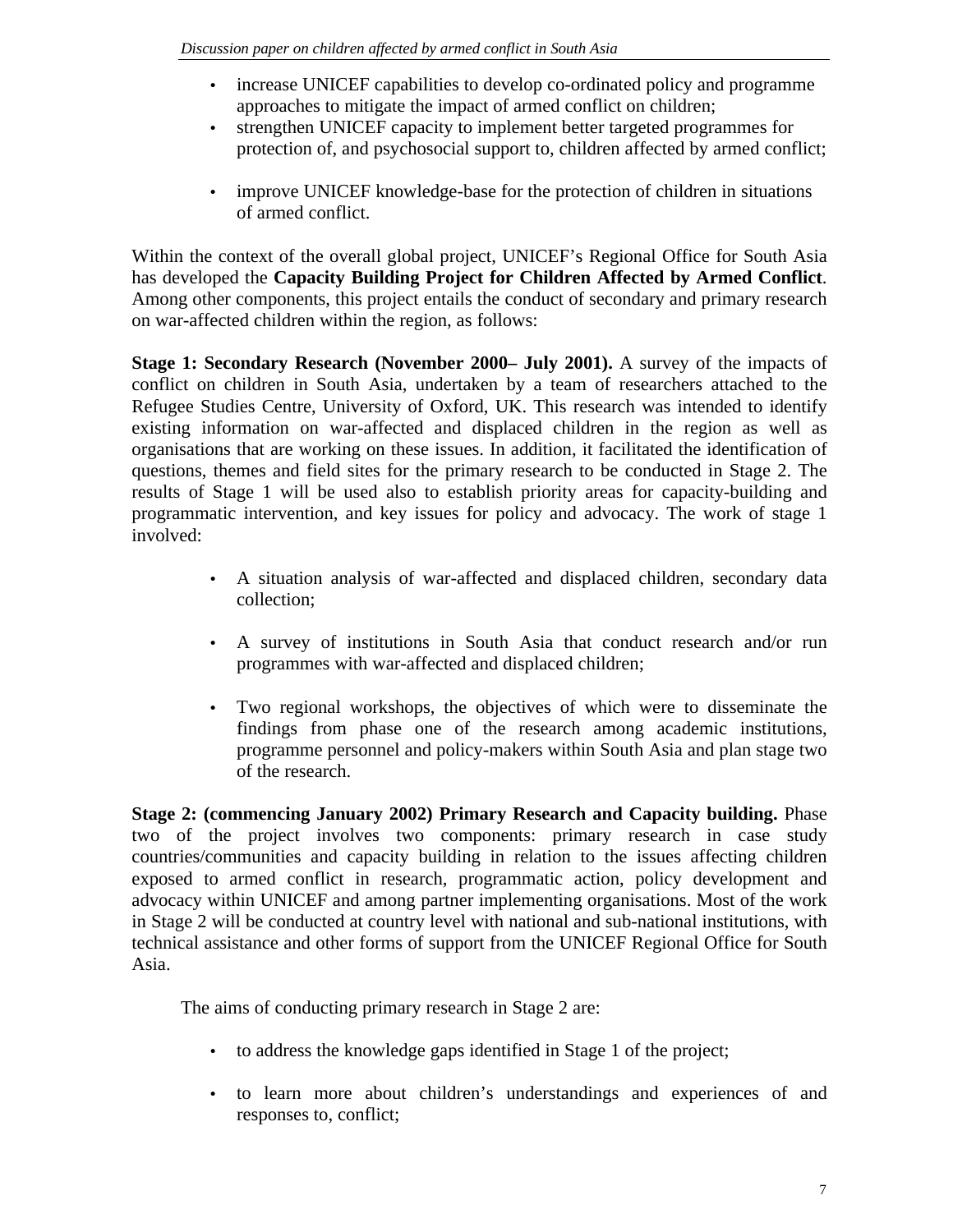- increase UNICEF capabilities to develop co-ordinated policy and programme approaches to mitigate the impact of armed conflict on children;
- strengthen UNICEF capacity to implement better targeted programmes for protection of, and psychosocial support to, children affected by armed conflict;
- improve UNICEF knowledge-base for the protection of children in situations of armed conflict.

Within the context of the overall global project, UNICEF's Regional Office for South Asia has developed the **Capacity Building Project for Children Affected by Armed Conflict**. Among other components, this project entails the conduct of secondary and primary research on war-affected children within the region, as follows:

**Stage 1: Secondary Research (November 2000– July 2001).** A survey of the impacts of conflict on children in South Asia, undertaken by a team of researchers attached to the Refugee Studies Centre, University of Oxford, UK. This research was intended to identify existing information on war-affected and displaced children in the region as well as organisations that are working on these issues. In addition, it facilitated the identification of questions, themes and field sites for the primary research to be conducted in Stage 2. The results of Stage 1 will be used also to establish priority areas for capacity-building and programmatic intervention, and key issues for policy and advocacy. The work of stage 1 involved:

- A situation analysis of war-affected and displaced children, secondary data collection;
- A survey of institutions in South Asia that conduct research and/or run programmes with war-affected and displaced children;
- Two regional workshops, the objectives of which were to disseminate the findings from phase one of the research among academic institutions, programme personnel and policy-makers within South Asia and plan stage two of the research.

**Stage 2: (commencing January 2002) Primary Research and Capacity building.** Phase two of the project involves two components: primary research in case study countries/communities and capacity building in relation to the issues affecting children exposed to armed conflict in research, programmatic action, policy development and advocacy within UNICEF and among partner implementing organisations. Most of the work in Stage 2 will be conducted at country level with national and sub-national institutions, with technical assistance and other forms of support from the UNICEF Regional Office for South Asia.

The aims of conducting primary research in Stage 2 are:

- to address the knowledge gaps identified in Stage 1 of the project;
- to learn more about children's understandings and experiences of and responses to, conflict;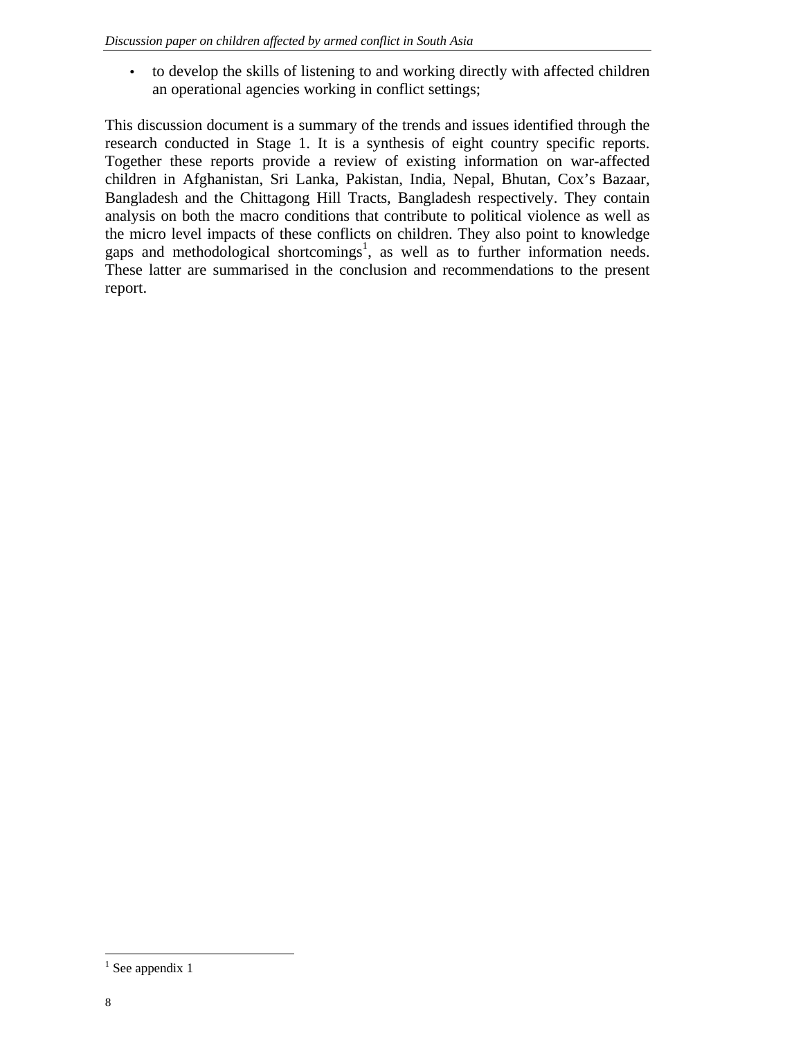- to develop the skills of listening to and working directly with affected children an operational agencies working in conflict settings;

This discussion document is a summary of the trends and issues identified through the research conducted in Stage 1. It is a synthesis of eight country specific reports. Together these reports provide a review of existing information on war-affected children in Afghanistan, Sri Lanka, Pakistan, India, Nepal, Bhutan, Cox's Bazaar, Bangladesh and the Chittagong Hill Tracts, Bangladesh respectively. They contain analysis on both the macro conditions that contribute to political violence as well as the micro level impacts of these conflicts on children. They also point to knowledge gaps and methodological shortcomings[1], as well as to further information needs. These latter are summarised in the conclusion and recommendations to the present report.

[1] See appendix 1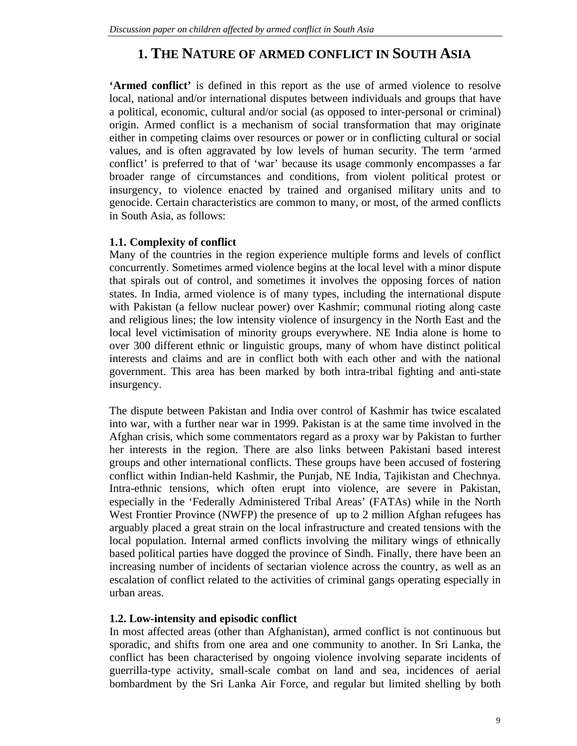# 1. THE NATURE OF ARMED CONFLICT IN SOUTH ASIA

**'Armed conflict'** is defined in this report as the use of armed violence to resolve local, national and/or international disputes between individuals and groups that have a political, economic, cultural and/or social (as opposed to inter-personal or criminal) origin. Armed conflict is a mechanism of social transformation that may originate either in competing claims over resources or power or in conflicting cultural or social values, and is often aggravated by low levels of human security. The term 'armed conflict' is preferred to that of 'war' because its usage commonly encompasses a far broader range of circumstances and conditions, from violent political protest or insurgency, to violence enacted by trained and organised military units and to genocide. Certain characteristics are common to many, or most, of the armed conflicts in South Asia, as follows:

### 1.1. Complexity of conflict

Many of the countries in the region experience multiple forms and levels of conflict concurrently. Sometimes armed violence begins at the local level with a minor dispute that spirals out of control, and sometimes it involves the opposing forces of nation states. In India, armed violence is of many types, including the international dispute with Pakistan (a fellow nuclear power) over Kashmir; communal rioting along caste and religious lines; the low intensity violence of insurgency in the North East and the local level victimisation of minority groups everywhere. NE India alone is home to over 300 different ethnic or linguistic groups, many of whom have distinct political interests and claims and are in conflict both with each other and with the national government. This area has been marked by both intra-tribal fighting and anti-state insurgency.

The dispute between Pakistan and India over control of Kashmir has twice escalated into war, with a further near war in 1999. Pakistan is at the same time involved in the Afghan crisis, which some commentators regard as a proxy war by Pakistan to further her interests in the region. There are also links between Pakistani based interest groups and other international conflicts. These groups have been accused of fostering conflict within Indian-held Kashmir, the Punjab, NE India, Tajikistan and Chechnya. Intra-ethnic tensions, which often erupt into violence, are severe in Pakistan, especially in the 'Federally Administered Tribal Areas' (FATAs) while in the North West Frontier Province (NWFP) the presence of up to 2 million Afghan refugees has arguably placed a great strain on the local infrastructure and created tensions with the local population. Internal armed conflicts involving the military wings of ethnically based political parties have dogged the province of Sindh. Finally, there have been an increasing number of incidents of sectarian violence across the country, as well as an escalation of conflict related to the activities of criminal gangs operating especially in urban areas.

### 1.2. Low-intensity and episodic conflict

In most affected areas (other than Afghanistan), armed conflict is not continuous but sporadic, and shifts from one area and one community to another. In Sri Lanka, the conflict has been characterised by ongoing violence involving separate incidents of guerrilla-type activity, small-scale combat on land and sea, incidences of aerial bombardment by the Sri Lanka Air Force, and regular but limited shelling by both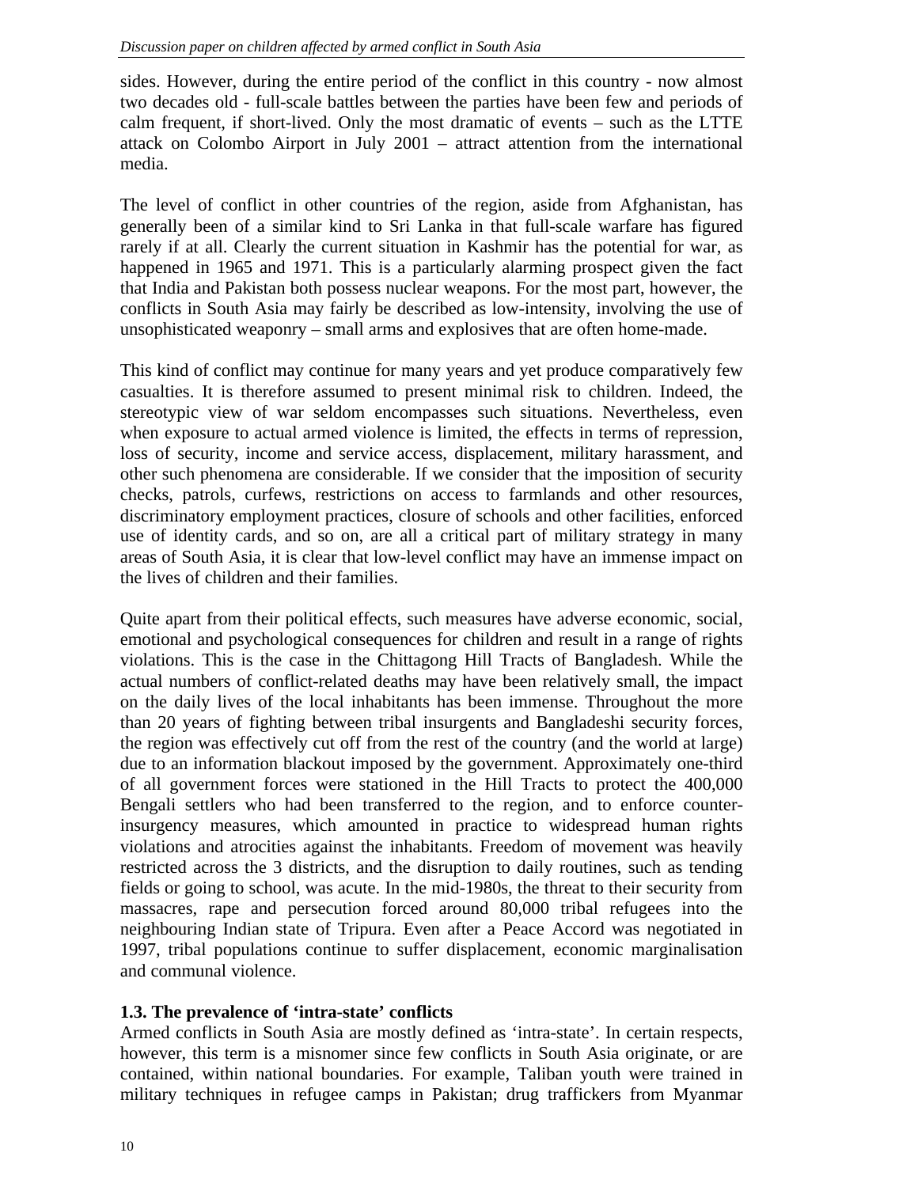sides. However, during the entire period of the conflict in this country - now almost two decades old - full-scale battles between the parties have been few and periods of calm frequent, if short-lived. Only the most dramatic of events – such as the LTTE attack on Colombo Airport in July 2001 – attract attention from the international media.

The level of conflict in other countries of the region, aside from Afghanistan, has generally been of a similar kind to Sri Lanka in that full-scale warfare has figured rarely if at all. Clearly the current situation in Kashmir has the potential for war, as happened in 1965 and 1971. This is a particularly alarming prospect given the fact that India and Pakistan both possess nuclear weapons. For the most part, however, the conflicts in South Asia may fairly be described as low-intensity, involving the use of unsophisticated weaponry – small arms and explosives that are often home-made.

This kind of conflict may continue for many years and yet produce comparatively few casualties. It is therefore assumed to present minimal risk to children. Indeed, the stereotypic view of war seldom encompasses such situations. Nevertheless, even when exposure to actual armed violence is limited, the effects in terms of repression, loss of security, income and service access, displacement, military harassment, and other such phenomena are considerable. If we consider that the imposition of security checks, patrols, curfews, restrictions on access to farmlands and other resources, discriminatory employment practices, closure of schools and other facilities, enforced use of identity cards, and so on, are all a critical part of military strategy in many areas of South Asia, it is clear that low-level conflict may have an immense impact on the lives of children and their families.

Quite apart from their political effects, such measures have adverse economic, social, emotional and psychological consequences for children and result in a range of rights violations. This is the case in the Chittagong Hill Tracts of Bangladesh. While the actual numbers of conflict-related deaths may have been relatively small, the impact on the daily lives of the local inhabitants has been immense. Throughout the more than 20 years of fighting between tribal insurgents and Bangladeshi security forces, the region was effectively cut off from the rest of the country (and the world at large) due to an information blackout imposed by the government. Approximately one-third of all government forces were stationed in the Hill Tracts to protect the 400,000 Bengali settlers who had been transferred to the region, and to enforce counter-insurgency measures, which amounted in practice to widespread human rights violations and atrocities against the inhabitants. Freedom of movement was heavily restricted across the 3 districts, and the disruption to daily routines, such as tending fields or going to school, was acute. In the mid-1980s, the threat to their security from massacres, rape and persecution forced around 80,000 tribal refugees into the neighbouring Indian state of Tripura. Even after a Peace Accord was negotiated in 1997, tribal populations continue to suffer displacement, economic marginalisation and communal violence.

### 1.3. The prevalence of 'intra-state' conflicts

Armed conflicts in South Asia are mostly defined as 'intra-state'. In certain respects, however, this term is a misnomer since few conflicts in South Asia originate, or are contained, within national boundaries. For example, Taliban youth were trained in military techniques in refugee camps in Pakistan; drug traffickers from Myanmar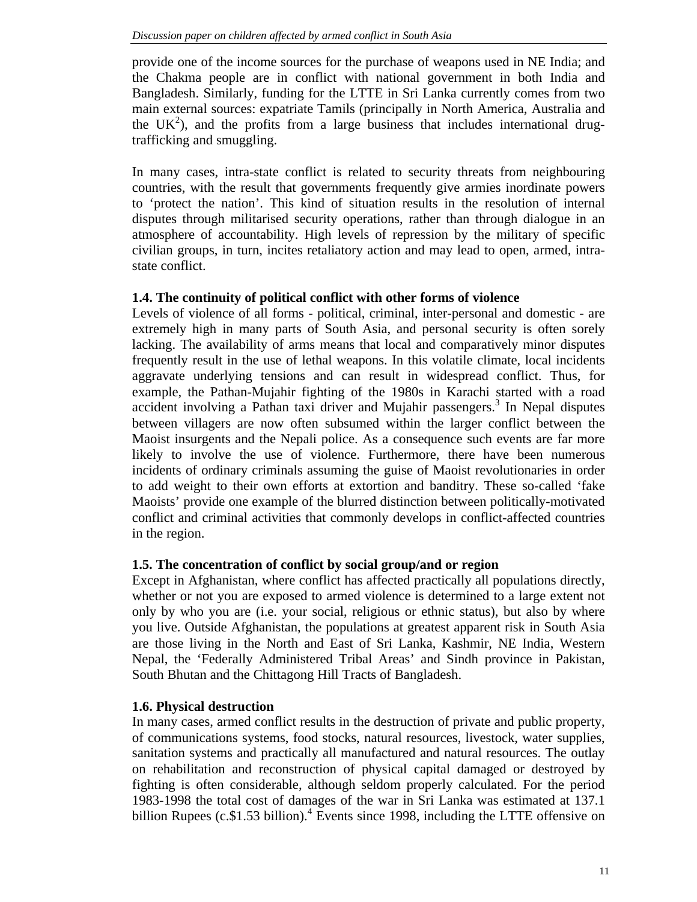provide one of the income sources for the purchase of weapons used in NE India; and the Chakma people are in conflict with national government in both India and Bangladesh. Similarly, funding for the LTTE in Sri Lanka currently comes from two main external sources: expatriate Tamils (principally in North America, Australia and the UK[2]), and the profits from a large business that includes international drug-trafficking and smuggling.

In many cases, intra-state conflict is related to security threats from neighbouring countries, with the result that governments frequently give armies inordinate powers to 'protect the nation'. This kind of situation results in the resolution of internal disputes through militarised security operations, rather than through dialogue in an atmosphere of accountability. High levels of repression by the military of specific civilian groups, in turn, incites retaliatory action and may lead to open, armed, intra-state conflict.

### 1.4. The continuity of political conflict with other forms of violence

Levels of violence of all forms - political, criminal, inter-personal and domestic - are extremely high in many parts of South Asia, and personal security is often sorely lacking. The availability of arms means that local and comparatively minor disputes frequently result in the use of lethal weapons. In this volatile climate, local incidents aggravate underlying tensions and can result in widespread conflict. Thus, for example, the Pathan-Mujahir fighting of the 1980s in Karachi started with a road accident involving a Pathan taxi driver and Mujahir passengers.[3] In Nepal disputes between villagers are now often subsumed within the larger conflict between the Maoist insurgents and the Nepali police. As a consequence such events are far more likely to involve the use of violence. Furthermore, there have been numerous incidents of ordinary criminals assuming the guise of Maoist revolutionaries in order to add weight to their own efforts at extortion and banditry. These so-called 'fake Maoists' provide one example of the blurred distinction between politically-motivated conflict and criminal activities that commonly develops in conflict-affected countries in the region.

### 1.5. The concentration of conflict by social group/and or region

Except in Afghanistan, where conflict has affected practically all populations directly, whether or not you are exposed to armed violence is determined to a large extent not only by who you are (i.e. your social, religious or ethnic status), but also by where you live. Outside Afghanistan, the populations at greatest apparent risk in South Asia are those living in the North and East of Sri Lanka, Kashmir, NE India, Western Nepal, the 'Federally Administered Tribal Areas' and Sindh province in Pakistan, South Bhutan and the Chittagong Hill Tracts of Bangladesh.

### 1.6. Physical destruction

In many cases, armed conflict results in the destruction of private and public property, of communications systems, food stocks, natural resources, livestock, water supplies, sanitation systems and practically all manufactured and natural resources. The outlay on rehabilitation and reconstruction of physical capital damaged or destroyed by fighting is often considerable, although seldom properly calculated. For the period 1983-1998 the total cost of damages of the war in Sri Lanka was estimated at 137.1 billion Rupees (c.$1.53 billion).[4] Events since 1998, including the LTTE offensive on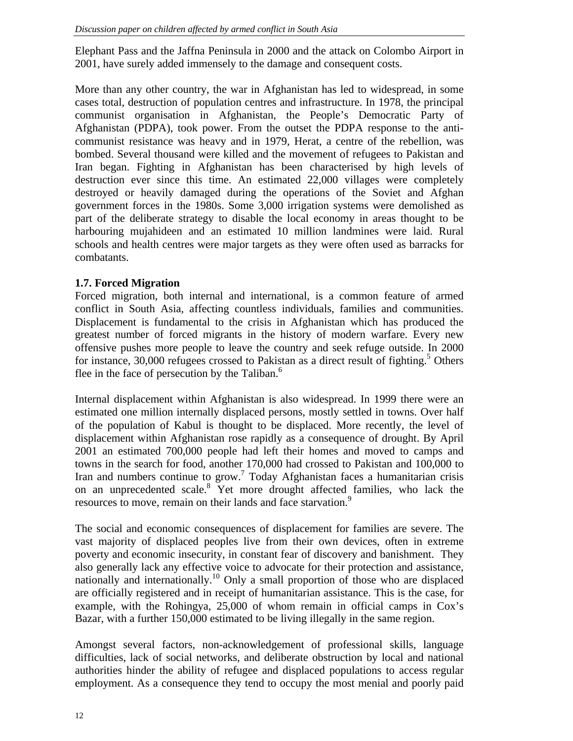Elephant Pass and the Jaffna Peninsula in 2000 and the attack on Colombo Airport in 2001, have surely added immensely to the damage and consequent costs.

More than any other country, the war in Afghanistan has led to widespread, in some cases total, destruction of population centres and infrastructure. In 1978, the principal communist organisation in Afghanistan, the People's Democratic Party of Afghanistan (PDPA), took power. From the outset the PDPA response to the anti-communist resistance was heavy and in 1979, Herat, a centre of the rebellion, was bombed. Several thousand were killed and the movement of refugees to Pakistan and Iran began. Fighting in Afghanistan has been characterised by high levels of destruction ever since this time. An estimated 22,000 villages were completely destroyed or heavily damaged during the operations of the Soviet and Afghan government forces in the 1980s. Some 3,000 irrigation systems were demolished as part of the deliberate strategy to disable the local economy in areas thought to be harbouring mujahideen and an estimated 10 million landmines were laid. Rural schools and health centres were major targets as they were often used as barracks for combatants.

### 1.7. Forced Migration

Forced migration, both internal and international, is a common feature of armed conflict in South Asia, affecting countless individuals, families and communities. Displacement is fundamental to the crisis in Afghanistan which has produced the greatest number of forced migrants in the history of modern warfare. Every new offensive pushes more people to leave the country and seek refuge outside. In 2000 for instance, 30,000 refugees crossed to Pakistan as a direct result of fighting.[5] Others flee in the face of persecution by the Taliban.[6]

Internal displacement within Afghanistan is also widespread. In 1999 there were an estimated one million internally displaced persons, mostly settled in towns. Over half of the population of Kabul is thought to be displaced. More recently, the level of displacement within Afghanistan rose rapidly as a consequence of drought. By April 2001 an estimated 700,000 people had left their homes and moved to camps and towns in the search for food, another 170,000 had crossed to Pakistan and 100,000 to Iran and numbers continue to grow.[7] Today Afghanistan faces a humanitarian crisis on an unprecedented scale.[8] Yet more drought affected families, who lack the resources to move, remain on their lands and face starvation.[9]

The social and economic consequences of displacement for families are severe. The vast majority of displaced peoples live from their own devices, often in extreme poverty and economic insecurity, in constant fear of discovery and banishment. They also generally lack any effective voice to advocate for their protection and assistance, nationally and internationally.[10] Only a small proportion of those who are displaced are officially registered and in receipt of humanitarian assistance. This is the case, for example, with the Rohingya, 25,000 of whom remain in official camps in Cox's Bazar, with a further 150,000 estimated to be living illegally in the same region.

Amongst several factors, non-acknowledgement of professional skills, language difficulties, lack of social networks, and deliberate obstruction by local and national authorities hinder the ability of refugee and displaced populations to access regular employment. As a consequence they tend to occupy the most menial and poorly paid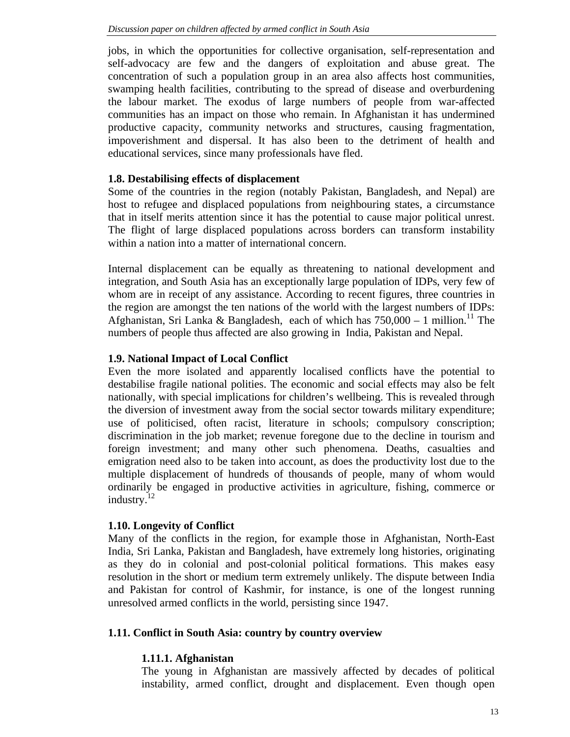jobs, in which the opportunities for collective organisation, self-representation and self-advocacy are few and the dangers of exploitation and abuse great. The concentration of such a population group in an area also affects host communities, swamping health facilities, contributing to the spread of disease and overburdening the labour market. The exodus of large numbers of people from war-affected communities has an impact on those who remain. In Afghanistan it has undermined productive capacity, community networks and structures, causing fragmentation, impoverishment and dispersal. It has also been to the detriment of health and educational services, since many professionals have fled.

**1.8. Destabilising effects of displacement**

Some of the countries in the region (notably Pakistan, Bangladesh, and Nepal) are host to refugee and displaced populations from neighbouring states, a circumstance that in itself merits attention since it has the potential to cause major political unrest. The flight of large displaced populations across borders can transform instability within a nation into a matter of international concern.

Internal displacement can be equally as threatening to national development and integration, and South Asia has an exceptionally large population of IDPs, very few of whom are in receipt of any assistance. According to recent figures, three countries in the region are amongst the ten nations of the world with the largest numbers of IDPs: Afghanistan, Sri Lanka & Bangladesh, each of which has 750,000 – 1 million.[11] The numbers of people thus affected are also growing in India, Pakistan and Nepal.

**1.9. National Impact of Local Conflict**

Even the more isolated and apparently localised conflicts have the potential to destabilise fragile national polities. The economic and social effects may also be felt nationally, with special implications for children's wellbeing. This is revealed through the diversion of investment away from the social sector towards military expenditure; use of politicised, often racist, literature in schools; compulsory conscription; discrimination in the job market; revenue foregone due to the decline in tourism and foreign investment; and many other such phenomena. Deaths, casualties and emigration need also to be taken into account, as does the productivity lost due to the multiple displacement of hundreds of thousands of people, many of whom would ordinarily be engaged in productive activities in agriculture, fishing, commerce or industry.[12]

**1.10. Longevity of Conflict**

Many of the conflicts in the region, for example those in Afghanistan, North-East India, Sri Lanka, Pakistan and Bangladesh, have extremely long histories, originating as they do in colonial and post-colonial political formations. This makes easy resolution in the short or medium term extremely unlikely. The dispute between India and Pakistan for control of Kashmir, for instance, is one of the longest running unresolved armed conflicts in the world, persisting since 1947.

**1.11. Conflict in South Asia: country by country overview**

**1.11.1. Afghanistan**

The young in Afghanistan are massively affected by decades of political instability, armed conflict, drought and displacement. Even though open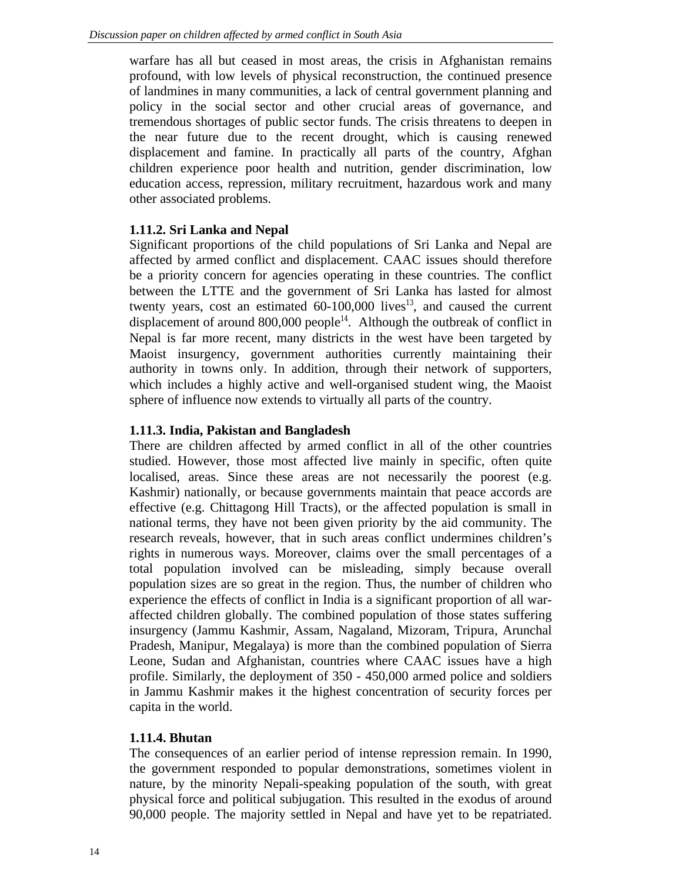warfare has all but ceased in most areas, the crisis in Afghanistan remains profound, with low levels of physical reconstruction, the continued presence of landmines in many communities, a lack of central government planning and policy in the social sector and other crucial areas of governance, and tremendous shortages of public sector funds. The crisis threatens to deepen in the near future due to the recent drought, which is causing renewed displacement and famine. In practically all parts of the country, Afghan children experience poor health and nutrition, gender discrimination, low education access, repression, military recruitment, hazardous work and many other associated problems.

### 1.11.2. Sri Lanka and Nepal

Significant proportions of the child populations of Sri Lanka and Nepal are affected by armed conflict and displacement. CAAC issues should therefore be a priority concern for agencies operating in these countries. The conflict between the LTTE and the government of Sri Lanka has lasted for almost twenty years, cost an estimated 60-100,000 lives[13], and caused the current displacement of around 800,000 people[14]. Although the outbreak of conflict in Nepal is far more recent, many districts in the west have been targeted by Maoist insurgency, government authorities currently maintaining their authority in towns only. In addition, through their network of supporters, which includes a highly active and well-organised student wing, the Maoist sphere of influence now extends to virtually all parts of the country.

### 1.11.3. India, Pakistan and Bangladesh

There are children affected by armed conflict in all of the other countries studied. However, those most affected live mainly in specific, often quite localised, areas. Since these areas are not necessarily the poorest (e.g. Kashmir) nationally, or because governments maintain that peace accords are effective (e.g. Chittagong Hill Tracts), or the affected population is small in national terms, they have not been given priority by the aid community. The research reveals, however, that in such areas conflict undermines children's rights in numerous ways. Moreover, claims over the small percentages of a total population involved can be misleading, simply because overall population sizes are so great in the region. Thus, the number of children who experience the effects of conflict in India is a significant proportion of all war-affected children globally. The combined population of those states suffering insurgency (Jammu Kashmir, Assam, Nagaland, Mizoram, Tripura, Arunchal Pradesh, Manipur, Megalaya) is more than the combined population of Sierra Leone, Sudan and Afghanistan, countries where CAAC issues have a high profile. Similarly, the deployment of 350 - 450,000 armed police and soldiers in Jammu Kashmir makes it the highest concentration of security forces per capita in the world.

### 1.11.4. Bhutan

The consequences of an earlier period of intense repression remain. In 1990, the government responded to popular demonstrations, sometimes violent in nature, by the minority Nepali-speaking population of the south, with great physical force and political subjugation. This resulted in the exodus of around 90,000 people. The majority settled in Nepal and have yet to be repatriated.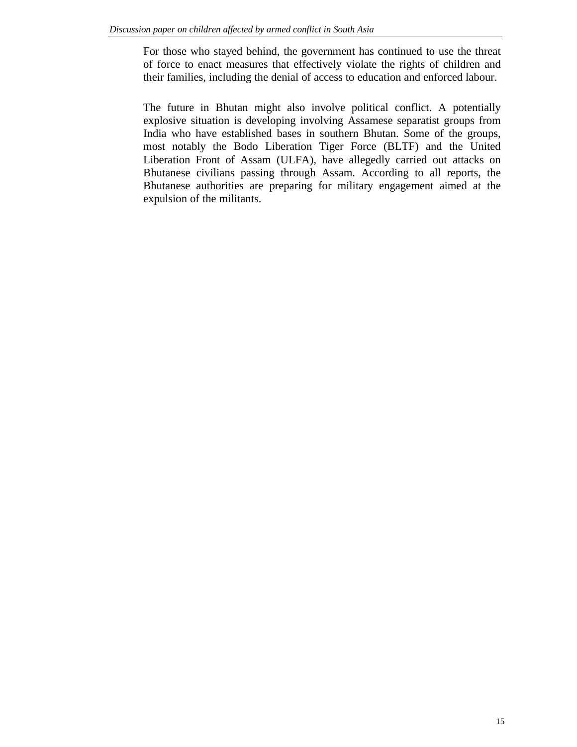For those who stayed behind, the government has continued to use the threat of force to enact measures that effectively violate the rights of children and their families, including the denial of access to education and enforced labour.

The future in Bhutan might also involve political conflict. A potentially explosive situation is developing involving Assamese separatist groups from India who have established bases in southern Bhutan. Some of the groups, most notably the Bodo Liberation Tiger Force (BLTF) and the United Liberation Front of Assam (ULFA), have allegedly carried out attacks on Bhutanese civilians passing through Assam. According to all reports, the Bhutanese authorities are preparing for military engagement aimed at the expulsion of the militants.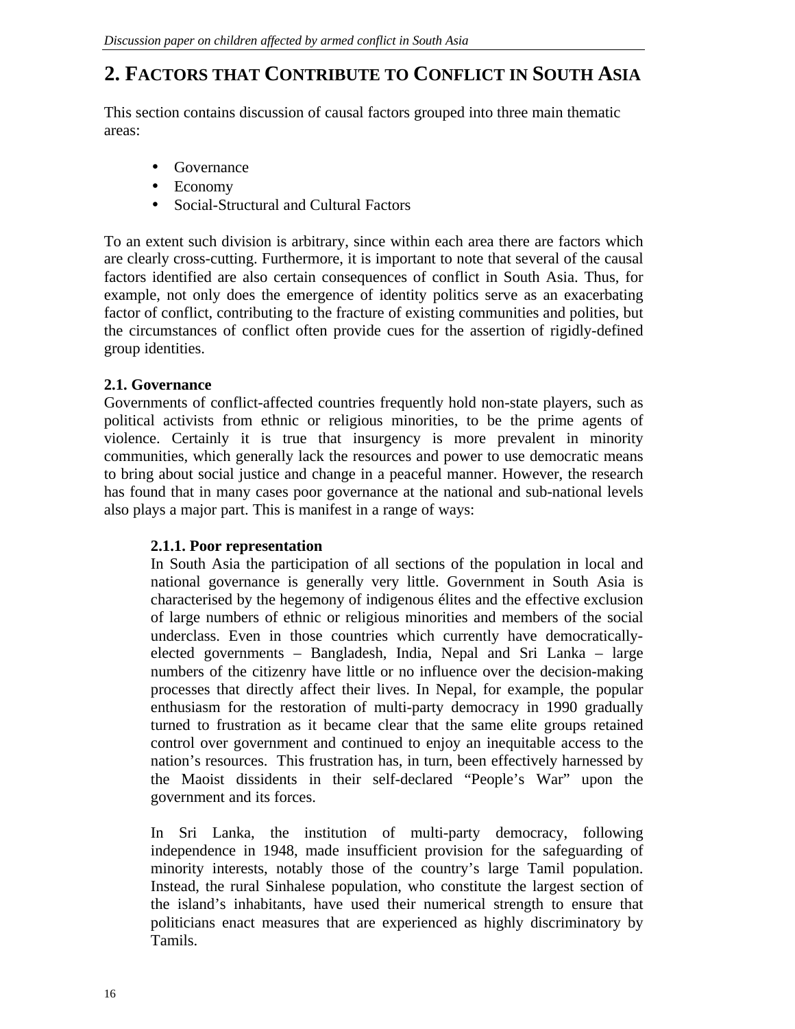## 2. FACTORS THAT CONTRIBUTE TO CONFLICT IN SOUTH ASIA

This section contains discussion of causal factors grouped into three main thematic areas:

- Governance
- Economy
- Social-Structural and Cultural Factors

To an extent such division is arbitrary, since within each area there are factors which are clearly cross-cutting. Furthermore, it is important to note that several of the causal factors identified are also certain consequences of conflict in South Asia. Thus, for example, not only does the emergence of identity politics serve as an exacerbating factor of conflict, contributing to the fracture of existing communities and polities, but the circumstances of conflict often provide cues for the assertion of rigidly-defined group identities.

### 2.1. Governance

Governments of conflict-affected countries frequently hold non-state players, such as political activists from ethnic or religious minorities, to be the prime agents of violence. Certainly it is true that insurgency is more prevalent in minority communities, which generally lack the resources and power to use democratic means to bring about social justice and change in a peaceful manner. However, the research has found that in many cases poor governance at the national and sub-national levels also plays a major part. This is manifest in a range of ways:

#### 2.1.1. Poor representation

In South Asia the participation of all sections of the population in local and national governance is generally very little. Government in South Asia is characterised by the hegemony of indigenous élites and the effective exclusion of large numbers of ethnic or religious minorities and members of the social underclass. Even in those countries which currently have democratically-elected governments – Bangladesh, India, Nepal and Sri Lanka – large numbers of the citizenry have little or no influence over the decision-making processes that directly affect their lives. In Nepal, for example, the popular enthusiasm for the restoration of multi-party democracy in 1990 gradually turned to frustration as it became clear that the same elite groups retained control over government and continued to enjoy an inequitable access to the nation's resources. This frustration has, in turn, been effectively harnessed by the Maoist dissidents in their self-declared "People's War" upon the government and its forces.

In Sri Lanka, the institution of multi-party democracy, following independence in 1948, made insufficient provision for the safeguarding of minority interests, notably those of the country's large Tamil population. Instead, the rural Sinhalese population, who constitute the largest section of the island's inhabitants, have used their numerical strength to ensure that politicians enact measures that are experienced as highly discriminatory by Tamils.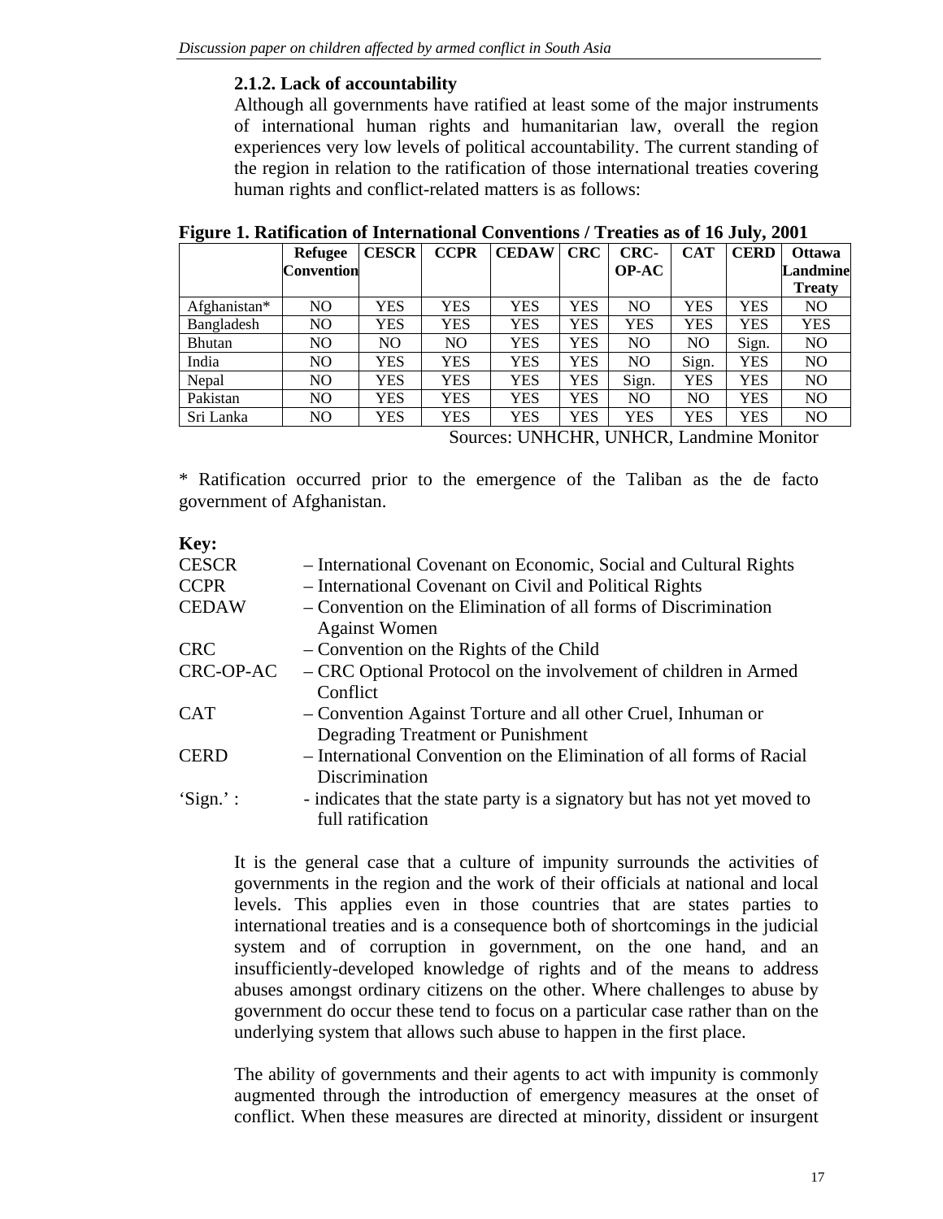### 2.1.2. Lack of accountability

Although all governments have ratified at least some of the major instruments of international human rights and humanitarian law, overall the region experiences very low levels of political accountability. The current standing of the region in relation to the ratification of those international treaties covering human rights and conflict-related matters is as follows:

**Figure 1. Ratification of International Conventions / Treaties as of 16 July, 2001**

| | Refugee Convention | CESCR | CCPR | CEDAW | CRC | CRC-OP-AC | CAT | CERD | Ottawa Landmine Treaty |
|---|---|---|---|---|---|---|---|---|---|
| Afghanistan* | NO | YES | YES | YES | YES | NO | YES | YES | NO |
| Bangladesh | NO | YES | YES | YES | YES | YES | YES | YES | YES |
| Bhutan | NO | NO | NO | YES | YES | NO | NO | Sign. | NO |
| India | NO | YES | YES | YES | YES | NO | Sign. | YES | NO |
| Nepal | NO | YES | YES | YES | YES | Sign. | YES | YES | NO |
| Pakistan | NO | YES | YES | YES | YES | NO | NO | YES | NO |
| Sri Lanka | NO | YES | YES | YES | YES | YES | YES | YES | NO |

Sources: UNHCHR, UNHCR, Landmine Monitor

* Ratification occurred prior to the emergence of the Taliban as the de facto government of Afghanistan.

**Key:**

CESCR – International Covenant on Economic, Social and Cultural Rights
CCPR – International Covenant on Civil and Political Rights
CEDAW – Convention on the Elimination of all forms of Discrimination Against Women
CRC – Convention on the Rights of the Child
CRC-OP-AC – CRC Optional Protocol on the involvement of children in Armed Conflict
CAT – Convention Against Torture and all other Cruel, Inhuman or Degrading Treatment or Punishment
CERD – International Convention on the Elimination of all forms of Racial Discrimination
'Sign.' : - indicates that the state party is a signatory but has not yet moved to full ratification

It is the general case that a culture of impunity surrounds the activities of governments in the region and the work of their officials at national and local levels. This applies even in those countries that are states parties to international treaties and is a consequence both of shortcomings in the judicial system and of corruption in government, on the one hand, and an insufficiently-developed knowledge of rights and of the means to address abuses amongst ordinary citizens on the other. Where challenges to abuse by government do occur these tend to focus on a particular case rather than on the underlying system that allows such abuse to happen in the first place.

The ability of governments and their agents to act with impunity is commonly augmented through the introduction of emergency measures at the onset of conflict. When these measures are directed at minority, dissident or insurgent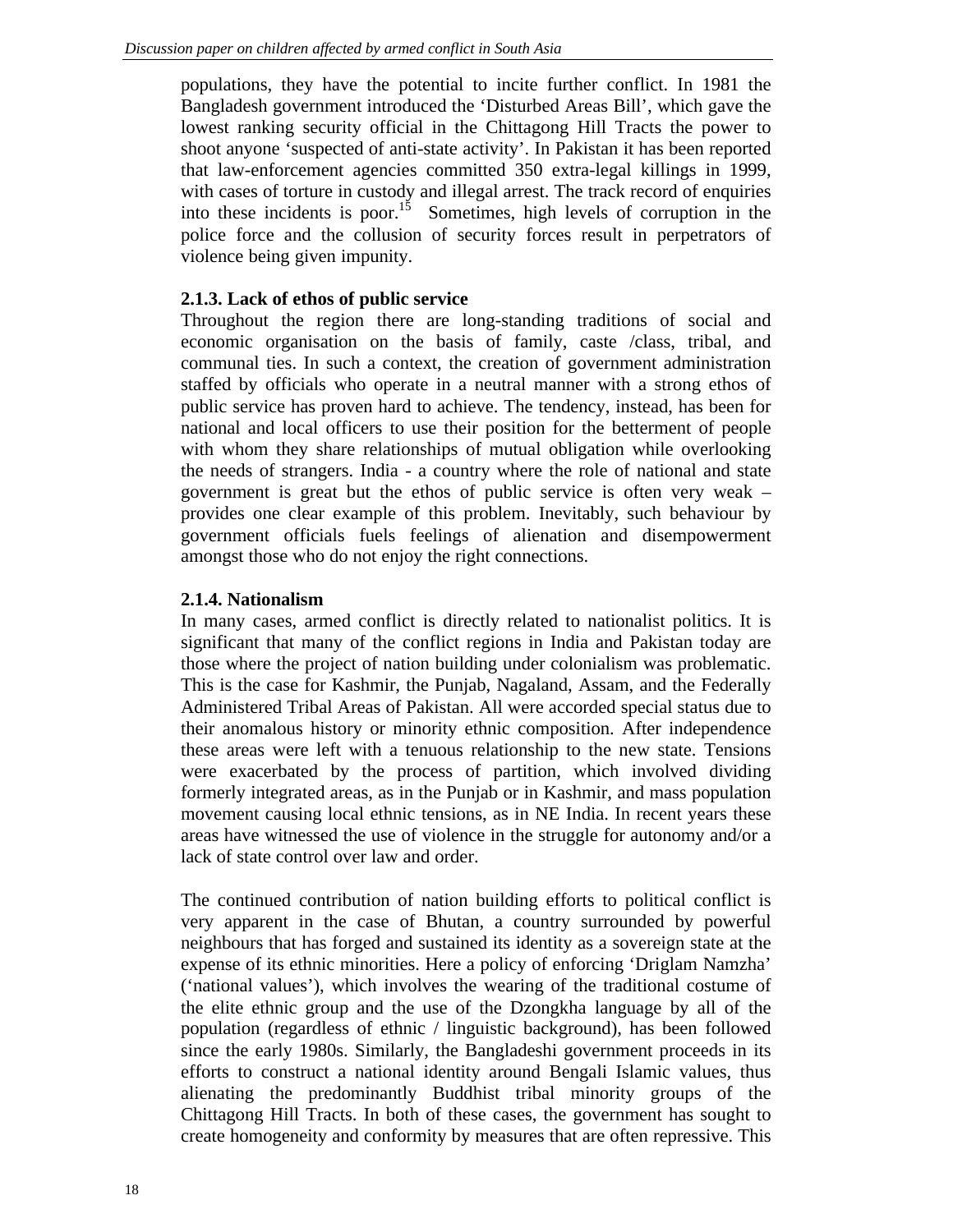populations, they have the potential to incite further conflict. In 1981 the Bangladesh government introduced the 'Disturbed Areas Bill', which gave the lowest ranking security official in the Chittagong Hill Tracts the power to shoot anyone 'suspected of anti-state activity'. In Pakistan it has been reported that law-enforcement agencies committed 350 extra-legal killings in 1999, with cases of torture in custody and illegal arrest. The track record of enquiries into these incidents is poor.[15] Sometimes, high levels of corruption in the police force and the collusion of security forces result in perpetrators of violence being given impunity.

### 2.1.3. Lack of ethos of public service

Throughout the region there are long-standing traditions of social and economic organisation on the basis of family, caste /class, tribal, and communal ties. In such a context, the creation of government administration staffed by officials who operate in a neutral manner with a strong ethos of public service has proven hard to achieve. The tendency, instead, has been for national and local officers to use their position for the betterment of people with whom they share relationships of mutual obligation while overlooking the needs of strangers. India - a country where the role of national and state government is great but the ethos of public service is often very weak – provides one clear example of this problem. Inevitably, such behaviour by government officials fuels feelings of alienation and disempowerment amongst those who do not enjoy the right connections.

### 2.1.4. Nationalism

In many cases, armed conflict is directly related to nationalist politics. It is significant that many of the conflict regions in India and Pakistan today are those where the project of nation building under colonialism was problematic. This is the case for Kashmir, the Punjab, Nagaland, Assam, and the Federally Administered Tribal Areas of Pakistan. All were accorded special status due to their anomalous history or minority ethnic composition. After independence these areas were left with a tenuous relationship to the new state. Tensions were exacerbated by the process of partition, which involved dividing formerly integrated areas, as in the Punjab or in Kashmir, and mass population movement causing local ethnic tensions, as in NE India. In recent years these areas have witnessed the use of violence in the struggle for autonomy and/or a lack of state control over law and order.

The continued contribution of nation building efforts to political conflict is very apparent in the case of Bhutan, a country surrounded by powerful neighbours that has forged and sustained its identity as a sovereign state at the expense of its ethnic minorities. Here a policy of enforcing 'Driglam Namzha' ('national values'), which involves the wearing of the traditional costume of the elite ethnic group and the use of the Dzongkha language by all of the population (regardless of ethnic / linguistic background), has been followed since the early 1980s. Similarly, the Bangladeshi government proceeds in its efforts to construct a national identity around Bengali Islamic values, thus alienating the predominantly Buddhist tribal minority groups of the Chittagong Hill Tracts. In both of these cases, the government has sought to create homogeneity and conformity by measures that are often repressive. This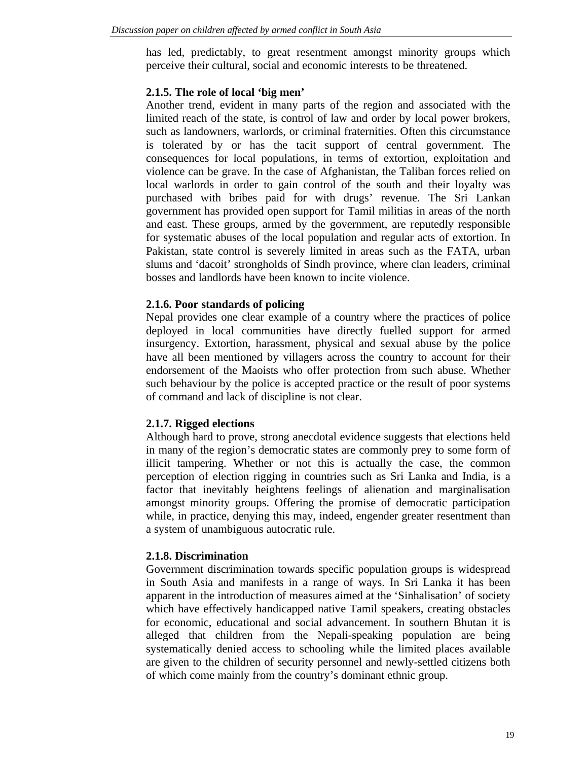has led, predictably, to great resentment amongst minority groups which perceive their cultural, social and economic interests to be threatened.

### 2.1.5. The role of local 'big men'

Another trend, evident in many parts of the region and associated with the limited reach of the state, is control of law and order by local power brokers, such as landowners, warlords, or criminal fraternities. Often this circumstance is tolerated by or has the tacit support of central government. The consequences for local populations, in terms of extortion, exploitation and violence can be grave. In the case of Afghanistan, the Taliban forces relied on local warlords in order to gain control of the south and their loyalty was purchased with bribes paid for with drugs' revenue. The Sri Lankan government has provided open support for Tamil militias in areas of the north and east. These groups, armed by the government, are reputedly responsible for systematic abuses of the local population and regular acts of extortion. In Pakistan, state control is severely limited in areas such as the FATA, urban slums and 'dacoit' strongholds of Sindh province, where clan leaders, criminal bosses and landlords have been known to incite violence.

### 2.1.6. Poor standards of policing

Nepal provides one clear example of a country where the practices of police deployed in local communities have directly fuelled support for armed insurgency. Extortion, harassment, physical and sexual abuse by the police have all been mentioned by villagers across the country to account for their endorsement of the Maoists who offer protection from such abuse. Whether such behaviour by the police is accepted practice or the result of poor systems of command and lack of discipline is not clear.

### 2.1.7. Rigged elections

Although hard to prove, strong anecdotal evidence suggests that elections held in many of the region's democratic states are commonly prey to some form of illicit tampering. Whether or not this is actually the case, the common perception of election rigging in countries such as Sri Lanka and India, is a factor that inevitably heightens feelings of alienation and marginalisation amongst minority groups. Offering the promise of democratic participation while, in practice, denying this may, indeed, engender greater resentment than a system of unambiguous autocratic rule.

### 2.1.8. Discrimination

Government discrimination towards specific population groups is widespread in South Asia and manifests in a range of ways. In Sri Lanka it has been apparent in the introduction of measures aimed at the 'Sinhalisation' of society which have effectively handicapped native Tamil speakers, creating obstacles for economic, educational and social advancement. In southern Bhutan it is alleged that children from the Nepali-speaking population are being systematically denied access to schooling while the limited places available are given to the children of security personnel and newly-settled citizens both of which come mainly from the country's dominant ethnic group.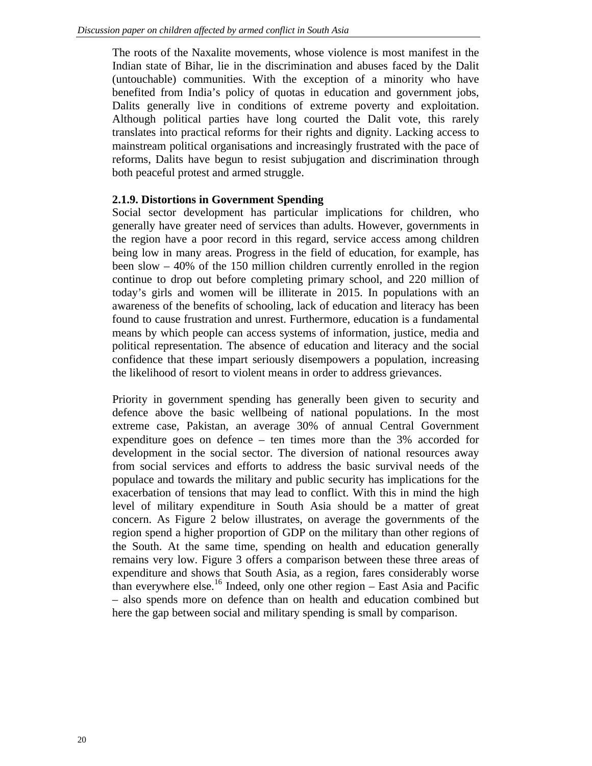The roots of the Naxalite movements, whose violence is most manifest in the Indian state of Bihar, lie in the discrimination and abuses faced by the Dalit (untouchable) communities. With the exception of a minority who have benefited from India's policy of quotas in education and government jobs, Dalits generally live in conditions of extreme poverty and exploitation. Although political parties have long courted the Dalit vote, this rarely translates into practical reforms for their rights and dignity. Lacking access to mainstream political organisations and increasingly frustrated with the pace of reforms, Dalits have begun to resist subjugation and discrimination through both peaceful protest and armed struggle.

### 2.1.9. Distortions in Government Spending

Social sector development has particular implications for children, who generally have greater need of services than adults. However, governments in the region have a poor record in this regard, service access among children being low in many areas. Progress in the field of education, for example, has been slow – 40% of the 150 million children currently enrolled in the region continue to drop out before completing primary school, and 220 million of today's girls and women will be illiterate in 2015. In populations with an awareness of the benefits of schooling, lack of education and literacy has been found to cause frustration and unrest. Furthermore, education is a fundamental means by which people can access systems of information, justice, media and political representation. The absence of education and literacy and the social confidence that these impart seriously disempowers a population, increasing the likelihood of resort to violent means in order to address grievances.

Priority in government spending has generally been given to security and defence above the basic wellbeing of national populations. In the most extreme case, Pakistan, an average 30% of annual Central Government expenditure goes on defence – ten times more than the 3% accorded for development in the social sector. The diversion of national resources away from social services and efforts to address the basic survival needs of the populace and towards the military and public security has implications for the exacerbation of tensions that may lead to conflict. With this in mind the high level of military expenditure in South Asia should be a matter of great concern. As Figure 2 below illustrates, on average the governments of the region spend a higher proportion of GDP on the military than other regions of the South. At the same time, spending on health and education generally remains very low. Figure 3 offers a comparison between these three areas of expenditure and shows that South Asia, as a region, fares considerably worse than everywhere else.[16] Indeed, only one other region – East Asia and Pacific – also spends more on defence than on health and education combined but here the gap between social and military spending is small by comparison.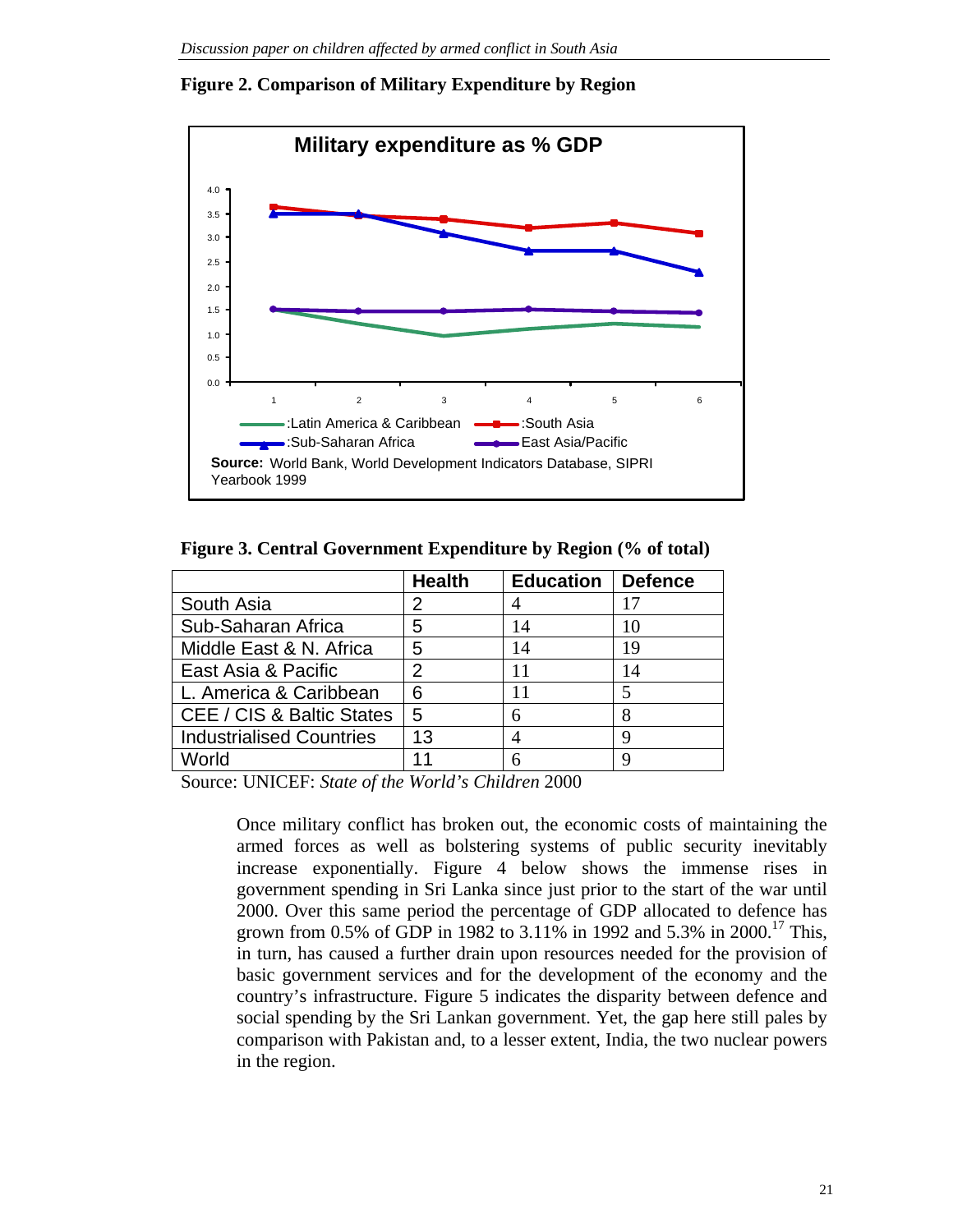**Figure 2. Comparison of Military Expenditure by Region**

**Military expenditure as % GDP**

Source: World Bank, World Development Indicators Database, SIPRI Yearbook 1999

**Figure 3. Central Government Expenditure by Region (% of total)**

| | Health | Education | Defence |
|---|---|---|---|
| South Asia | 2 | 4 | 17 |
| Sub-Saharan Africa | 5 | 14 | 10 |
| Middle East & N. Africa | 5 | 14 | 19 |
| East Asia & Pacific | 2 | 11 | 14 |
| L. America & Caribbean | 6 | 11 | 5 |
| CEE / CIS & Baltic States | 5 | 6 | 8 |
| Industrialised Countries | 13 | 4 | 9 |
| World | 11 | 6 | 9 |

Source: UNICEF: *State of the World's Children* 2000

Once military conflict has broken out, the economic costs of maintaining the armed forces as well as bolstering systems of public security inevitably increase exponentially. Figure 4 below shows the immense rises in government spending in Sri Lanka since just prior to the start of the war until 2000. Over this same period the percentage of GDP allocated to defence has grown from 0.5% of GDP in 1982 to 3.11% in 1992 and 5.3% in 2000.[17] This, in turn, has caused a further drain upon resources needed for the provision of basic government services and for the development of the economy and the country's infrastructure. Figure 5 indicates the disparity between defence and social spending by the Sri Lankan government. Yet, the gap here still pales by comparison with Pakistan and, to a lesser extent, India, the two nuclear powers in the region.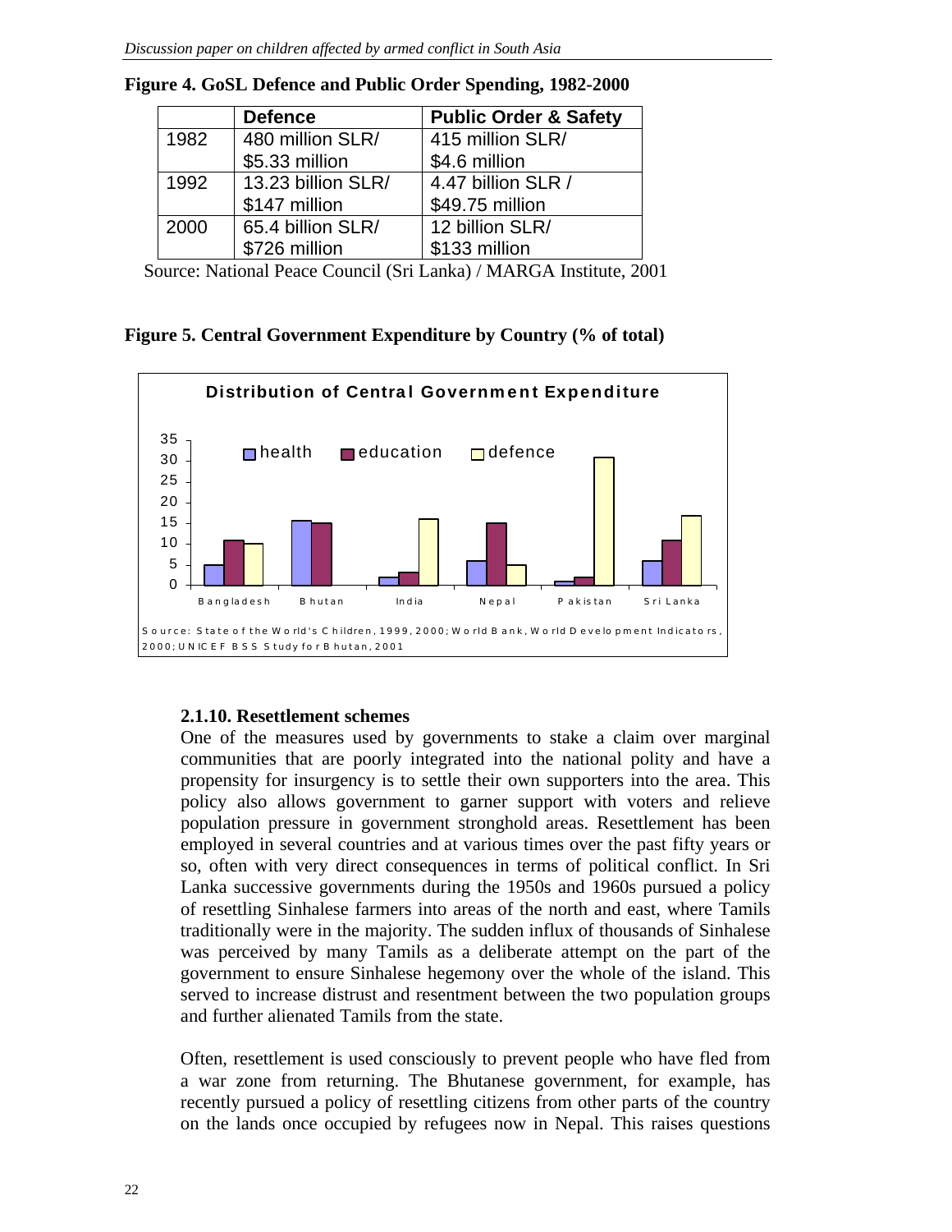**Figure 4. GoSL Defence and Public Order Spending, 1982-2000**

| | Defence | Public Order & Safety |
|---|---|---|
| 1982 | 480 million SLR/ $5.33 million | 415 million SLR/ $4.6 million |
| 1992 | 13.23 billion SLR/ $147 million | 4.47 billion SLR / $49.75 million |
| 2000 | 65.4 billion SLR/ $726 million | 12 billion SLR/ $133 million |

Source: National Peace Council (Sri Lanka) / MARGA Institute, 2001

**Figure 5. Central Government Expenditure by Country (% of total)**

Distribution of Central Government Expenditure

Source: State of the World's Children, 1999, 2000; World Bank, World Development Indicators, 2000; UNICEF BSS Study for Bhutan, 2001

### 2.1.10. Resettlement schemes

One of the measures used by governments to stake a claim over marginal communities that are poorly integrated into the national polity and have a propensity for insurgency is to settle their own supporters into the area. This policy also allows government to garner support with voters and relieve population pressure in government stronghold areas. Resettlement has been employed in several countries and at various times over the past fifty years or so, often with very direct consequences in terms of political conflict. In Sri Lanka successive governments during the 1950s and 1960s pursued a policy of resettling Sinhalese farmers into areas of the north and east, where Tamils traditionally were in the majority. The sudden influx of thousands of Sinhalese was perceived by many Tamils as a deliberate attempt on the part of the government to ensure Sinhalese hegemony over the whole of the island. This served to increase distrust and resentment between the two population groups and further alienated Tamils from the state.

Often, resettlement is used consciously to prevent people who have fled from a war zone from returning. The Bhutanese government, for example, has recently pursued a policy of resettling citizens from other parts of the country on the lands once occupied by refugees now in Nepal. This raises questions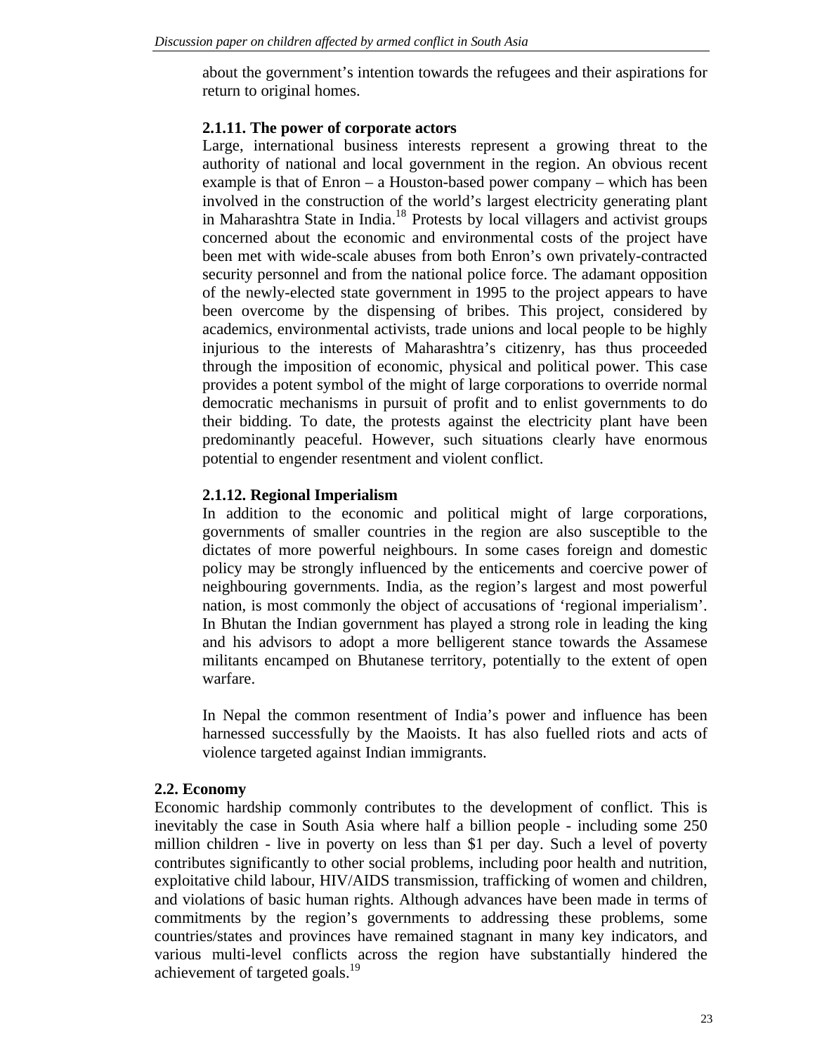about the government's intention towards the refugees and their aspirations for return to original homes.

#### 2.1.11. The power of corporate actors

Large, international business interests represent a growing threat to the authority of national and local government in the region. An obvious recent example is that of Enron – a Houston-based power company – which has been involved in the construction of the world's largest electricity generating plant in Maharashtra State in India.[18] Protests by local villagers and activist groups concerned about the economic and environmental costs of the project have been met with wide-scale abuses from both Enron's own privately-contracted security personnel and from the national police force. The adamant opposition of the newly-elected state government in 1995 to the project appears to have been overcome by the dispensing of bribes. This project, considered by academics, environmental activists, trade unions and local people to be highly injurious to the interests of Maharashtra's citizenry, has thus proceeded through the imposition of economic, physical and political power. This case provides a potent symbol of the might of large corporations to override normal democratic mechanisms in pursuit of profit and to enlist governments to do their bidding. To date, the protests against the electricity plant have been predominantly peaceful. However, such situations clearly have enormous potential to engender resentment and violent conflict.

#### 2.1.12. Regional Imperialism

In addition to the economic and political might of large corporations, governments of smaller countries in the region are also susceptible to the dictates of more powerful neighbours. In some cases foreign and domestic policy may be strongly influenced by the enticements and coercive power of neighbouring governments. India, as the region's largest and most powerful nation, is most commonly the object of accusations of 'regional imperialism'. In Bhutan the Indian government has played a strong role in leading the king and his advisors to adopt a more belligerent stance towards the Assamese militants encamped on Bhutanese territory, potentially to the extent of open warfare.

In Nepal the common resentment of India's power and influence has been harnessed successfully by the Maoists. It has also fuelled riots and acts of violence targeted against Indian immigrants.

### 2.2. Economy

Economic hardship commonly contributes to the development of conflict. This is inevitably the case in South Asia where half a billion people - including some 250 million children - live in poverty on less than $1 per day. Such a level of poverty contributes significantly to other social problems, including poor health and nutrition, exploitative child labour, HIV/AIDS transmission, trafficking of women and children, and violations of basic human rights. Although advances have been made in terms of commitments by the region's governments to addressing these problems, some countries/states and provinces have remained stagnant in many key indicators, and various multi-level conflicts across the region have substantially hindered the achievement of targeted goals.[19]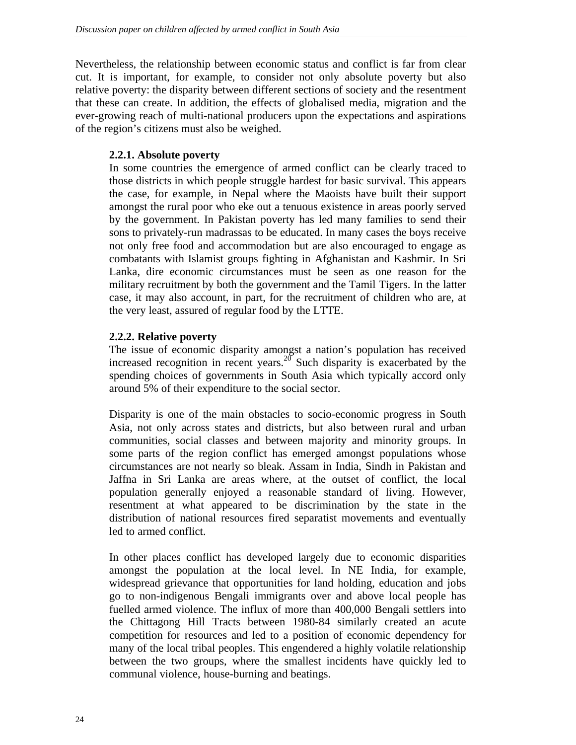Nevertheless, the relationship between economic status and conflict is far from clear cut. It is important, for example, to consider not only absolute poverty but also relative poverty: the disparity between different sections of society and the resentment that these can create. In addition, the effects of globalised media, migration and the ever-growing reach of multi-national producers upon the expectations and aspirations of the region's citizens must also be weighed.

### 2.2.1. Absolute poverty

In some countries the emergence of armed conflict can be clearly traced to those districts in which people struggle hardest for basic survival. This appears the case, for example, in Nepal where the Maoists have built their support amongst the rural poor who eke out a tenuous existence in areas poorly served by the government. In Pakistan poverty has led many families to send their sons to privately-run madrassas to be educated. In many cases the boys receive not only free food and accommodation but are also encouraged to engage as combatants with Islamist groups fighting in Afghanistan and Kashmir. In Sri Lanka, dire economic circumstances must be seen as one reason for the military recruitment by both the government and the Tamil Tigers. In the latter case, it may also account, in part, for the recruitment of children who are, at the very least, assured of regular food by the LTTE.

### 2.2.2. Relative poverty

The issue of economic disparity amongst a nation's population has received increased recognition in recent years.[20] Such disparity is exacerbated by the spending choices of governments in South Asia which typically accord only around 5% of their expenditure to the social sector.

Disparity is one of the main obstacles to socio-economic progress in South Asia, not only across states and districts, but also between rural and urban communities, social classes and between majority and minority groups. In some parts of the region conflict has emerged amongst populations whose circumstances are not nearly so bleak. Assam in India, Sindh in Pakistan and Jaffna in Sri Lanka are areas where, at the outset of conflict, the local population generally enjoyed a reasonable standard of living. However, resentment at what appeared to be discrimination by the state in the distribution of national resources fired separatist movements and eventually led to armed conflict.

In other places conflict has developed largely due to economic disparities amongst the population at the local level. In NE India, for example, widespread grievance that opportunities for land holding, education and jobs go to non-indigenous Bengali immigrants over and above local people has fuelled armed violence. The influx of more than 400,000 Bengali settlers into the Chittagong Hill Tracts between 1980-84 similarly created an acute competition for resources and led to a position of economic dependency for many of the local tribal peoples. This engendered a highly volatile relationship between the two groups, where the smallest incidents have quickly led to communal violence, house-burning and beatings.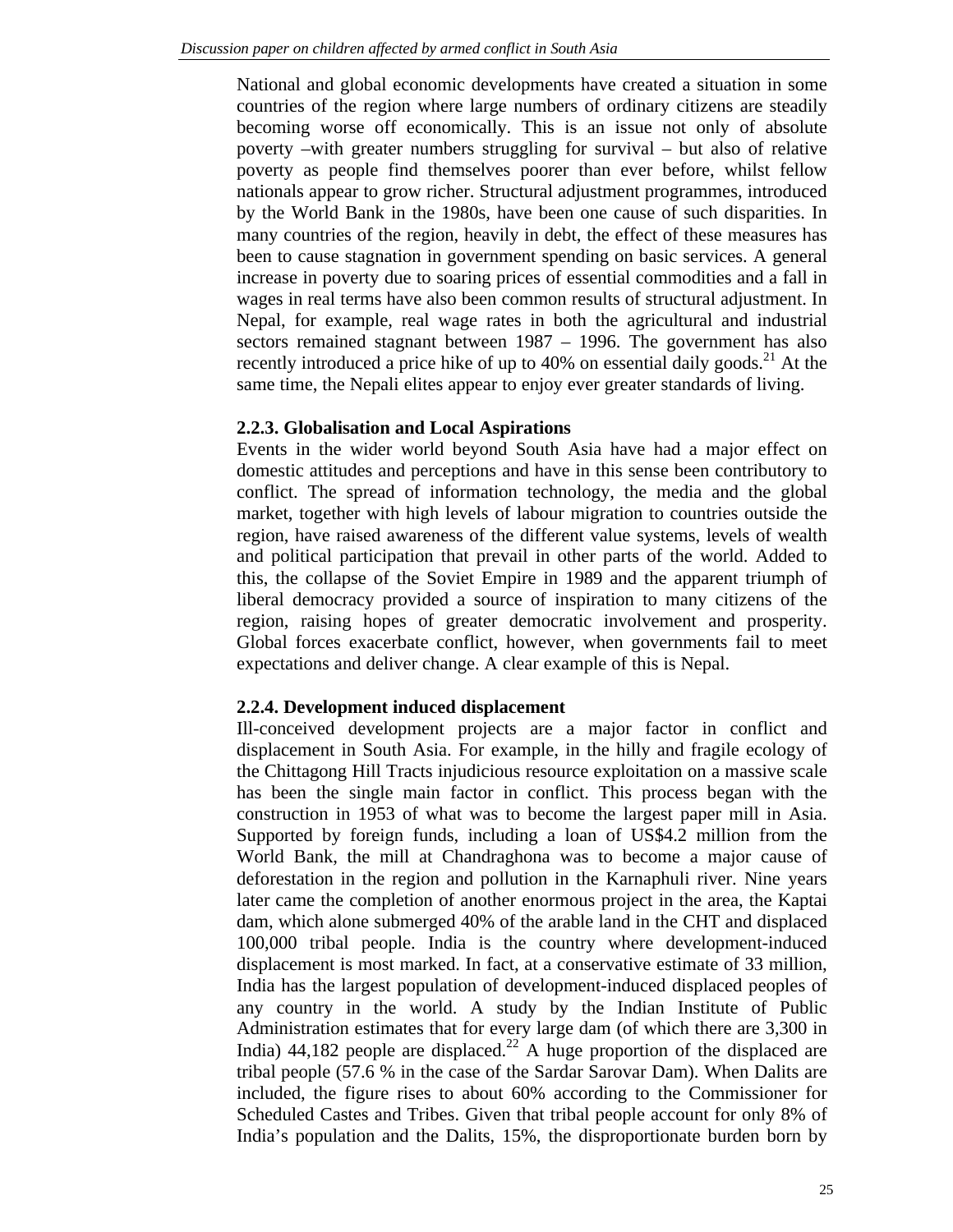National and global economic developments have created a situation in some countries of the region where large numbers of ordinary citizens are steadily becoming worse off economically. This is an issue not only of absolute poverty –with greater numbers struggling for survival – but also of relative poverty as people find themselves poorer than ever before, whilst fellow nationals appear to grow richer. Structural adjustment programmes, introduced by the World Bank in the 1980s, have been one cause of such disparities. In many countries of the region, heavily in debt, the effect of these measures has been to cause stagnation in government spending on basic services. A general increase in poverty due to soaring prices of essential commodities and a fall in wages in real terms have also been common results of structural adjustment. In Nepal, for example, real wage rates in both the agricultural and industrial sectors remained stagnant between 1987 – 1996. The government has also recently introduced a price hike of up to 40% on essential daily goods.[21] At the same time, the Nepali elites appear to enjoy ever greater standards of living.

### 2.2.3. Globalisation and Local Aspirations

Events in the wider world beyond South Asia have had a major effect on domestic attitudes and perceptions and have in this sense been contributory to conflict. The spread of information technology, the media and the global market, together with high levels of labour migration to countries outside the region, have raised awareness of the different value systems, levels of wealth and political participation that prevail in other parts of the world. Added to this, the collapse of the Soviet Empire in 1989 and the apparent triumph of liberal democracy provided a source of inspiration to many citizens of the region, raising hopes of greater democratic involvement and prosperity. Global forces exacerbate conflict, however, when governments fail to meet expectations and deliver change. A clear example of this is Nepal.

### 2.2.4. Development induced displacement

Ill-conceived development projects are a major factor in conflict and displacement in South Asia. For example, in the hilly and fragile ecology of the Chittagong Hill Tracts injudicious resource exploitation on a massive scale has been the single main factor in conflict. This process began with the construction in 1953 of what was to become the largest paper mill in Asia. Supported by foreign funds, including a loan of US$4.2 million from the World Bank, the mill at Chandraghona was to become a major cause of deforestation in the region and pollution in the Karnaphuli river. Nine years later came the completion of another enormous project in the area, the Kaptai dam, which alone submerged 40% of the arable land in the CHT and displaced 100,000 tribal people. India is the country where development-induced displacement is most marked. In fact, at a conservative estimate of 33 million, India has the largest population of development-induced displaced peoples of any country in the world. A study by the Indian Institute of Public Administration estimates that for every large dam (of which there are 3,300 in India) 44,182 people are displaced.[22] A huge proportion of the displaced are tribal people (57.6 % in the case of the Sardar Sarovar Dam). When Dalits are included, the figure rises to about 60% according to the Commissioner for Scheduled Castes and Tribes. Given that tribal people account for only 8% of India's population and the Dalits, 15%, the disproportionate burden born by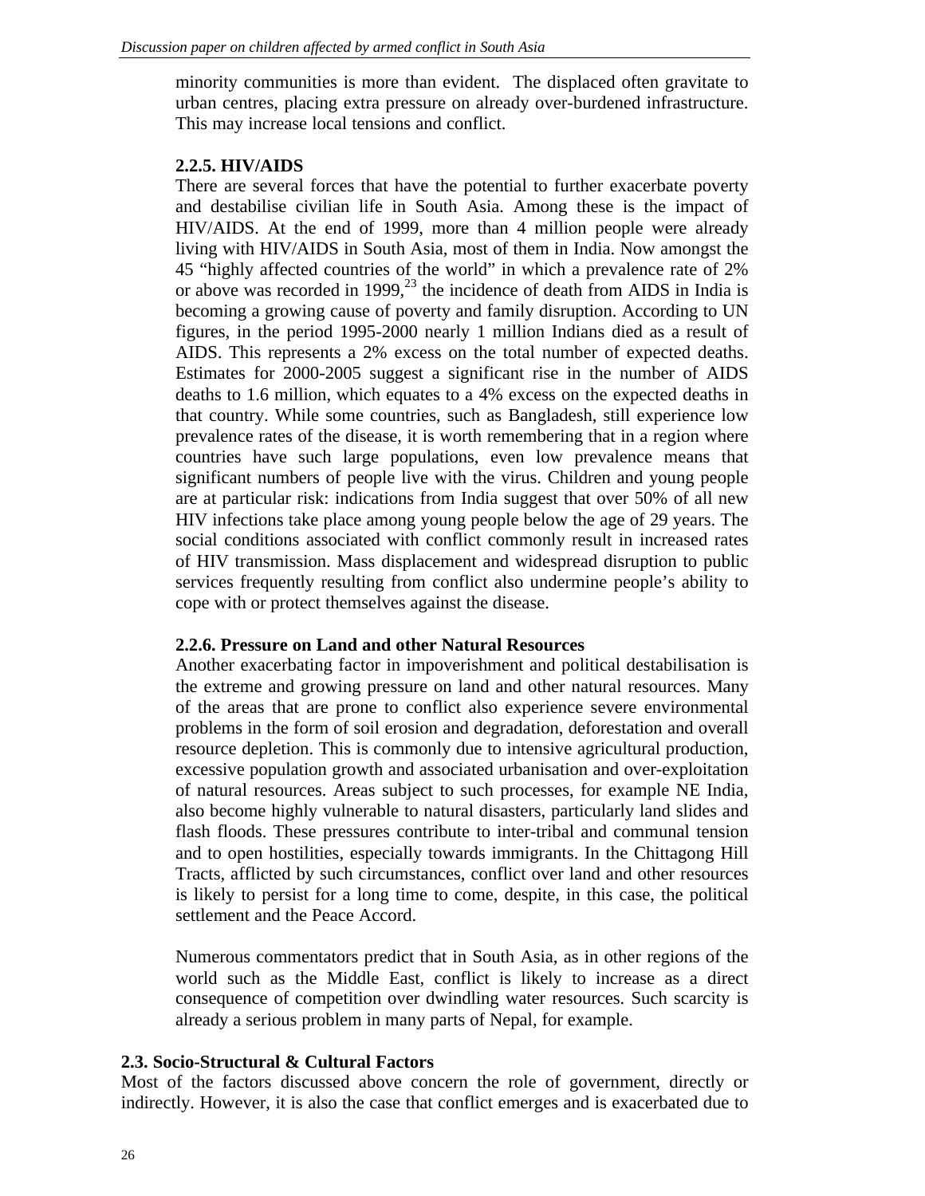minority communities is more than evident. The displaced often gravitate to urban centres, placing extra pressure on already over-burdened infrastructure. This may increase local tensions and conflict.

### 2.2.5. HIV/AIDS

There are several forces that have the potential to further exacerbate poverty and destabilise civilian life in South Asia. Among these is the impact of HIV/AIDS. At the end of 1999, more than 4 million people were already living with HIV/AIDS in South Asia, most of them in India. Now amongst the 45 "highly affected countries of the world" in which a prevalence rate of 2% or above was recorded in 1999,[23] the incidence of death from AIDS in India is becoming a growing cause of poverty and family disruption. According to UN figures, in the period 1995-2000 nearly 1 million Indians died as a result of AIDS. This represents a 2% excess on the total number of expected deaths. Estimates for 2000-2005 suggest a significant rise in the number of AIDS deaths to 1.6 million, which equates to a 4% excess on the expected deaths in that country. While some countries, such as Bangladesh, still experience low prevalence rates of the disease, it is worth remembering that in a region where countries have such large populations, even low prevalence means that significant numbers of people live with the virus. Children and young people are at particular risk: indications from India suggest that over 50% of all new HIV infections take place among young people below the age of 29 years. The social conditions associated with conflict commonly result in increased rates of HIV transmission. Mass displacement and widespread disruption to public services frequently resulting from conflict also undermine people's ability to cope with or protect themselves against the disease.

### 2.2.6. Pressure on Land and other Natural Resources

Another exacerbating factor in impoverishment and political destabilisation is the extreme and growing pressure on land and other natural resources. Many of the areas that are prone to conflict also experience severe environmental problems in the form of soil erosion and degradation, deforestation and overall resource depletion. This is commonly due to intensive agricultural production, excessive population growth and associated urbanisation and over-exploitation of natural resources. Areas subject to such processes, for example NE India, also become highly vulnerable to natural disasters, particularly land slides and flash floods. These pressures contribute to inter-tribal and communal tension and to open hostilities, especially towards immigrants. In the Chittagong Hill Tracts, afflicted by such circumstances, conflict over land and other resources is likely to persist for a long time to come, despite, in this case, the political settlement and the Peace Accord.

Numerous commentators predict that in South Asia, as in other regions of the world such as the Middle East, conflict is likely to increase as a direct consequence of competition over dwindling water resources. Such scarcity is already a serious problem in many parts of Nepal, for example.

## 2.3. Socio-Structural & Cultural Factors

Most of the factors discussed above concern the role of government, directly or indirectly. However, it is also the case that conflict emerges and is exacerbated due to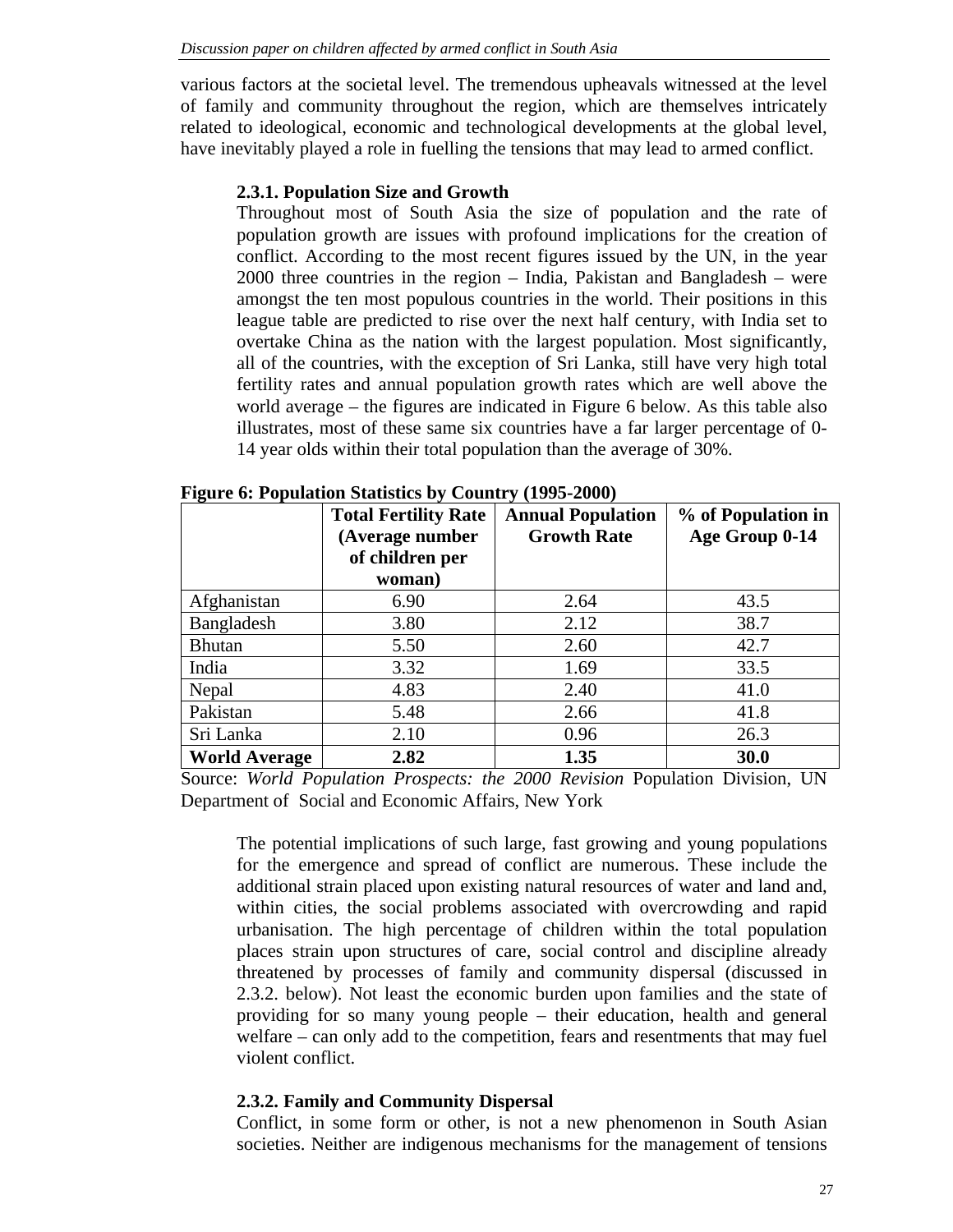various factors at the societal level. The tremendous upheavals witnessed at the level of family and community throughout the region, which are themselves intricately related to ideological, economic and technological developments at the global level, have inevitably played a role in fuelling the tensions that may lead to armed conflict.

### 2.3.1. Population Size and Growth

Throughout most of South Asia the size of population and the rate of population growth are issues with profound implications for the creation of conflict. According to the most recent figures issued by the UN, in the year 2000 three countries in the region – India, Pakistan and Bangladesh – were amongst the ten most populous countries in the world. Their positions in this league table are predicted to rise over the next half century, with India set to overtake China as the nation with the largest population. Most significantly, all of the countries, with the exception of Sri Lanka, still have very high total fertility rates and annual population growth rates which are well above the world average – the figures are indicated in Figure 6 below. As this table also illustrates, most of these same six countries have a far larger percentage of 0-14 year olds within their total population than the average of 30%.

**Figure 6: Population Statistics by Country (1995-2000)**

| | Total Fertility Rate (Average number of children per woman) | Annual Population Growth Rate | % of Population in Age Group 0-14 |
|---|---|---|---|
| Afghanistan | 6.90 | 2.64 | 43.5 |
| Bangladesh | 3.80 | 2.12 | 38.7 |
| Bhutan | 5.50 | 2.60 | 42.7 |
| India | 3.32 | 1.69 | 33.5 |
| Nepal | 4.83 | 2.40 | 41.0 |
| Pakistan | 5.48 | 2.66 | 41.8 |
| Sri Lanka | 2.10 | 0.96 | 26.3 |
| **World Average** | **2.82** | **1.35** | **30.0** |

Source: *World Population Prospects: the 2000 Revision* Population Division, UN Department of Social and Economic Affairs, New York

The potential implications of such large, fast growing and young populations for the emergence and spread of conflict are numerous. These include the additional strain placed upon existing natural resources of water and land and, within cities, the social problems associated with overcrowding and rapid urbanisation. The high percentage of children within the total population places strain upon structures of care, social control and discipline already threatened by processes of family and community dispersal (discussed in 2.3.2. below). Not least the economic burden upon families and the state of providing for so many young people – their education, health and general welfare – can only add to the competition, fears and resentments that may fuel violent conflict.

### 2.3.2. Family and Community Dispersal

Conflict, in some form or other, is not a new phenomenon in South Asian societies. Neither are indigenous mechanisms for the management of tensions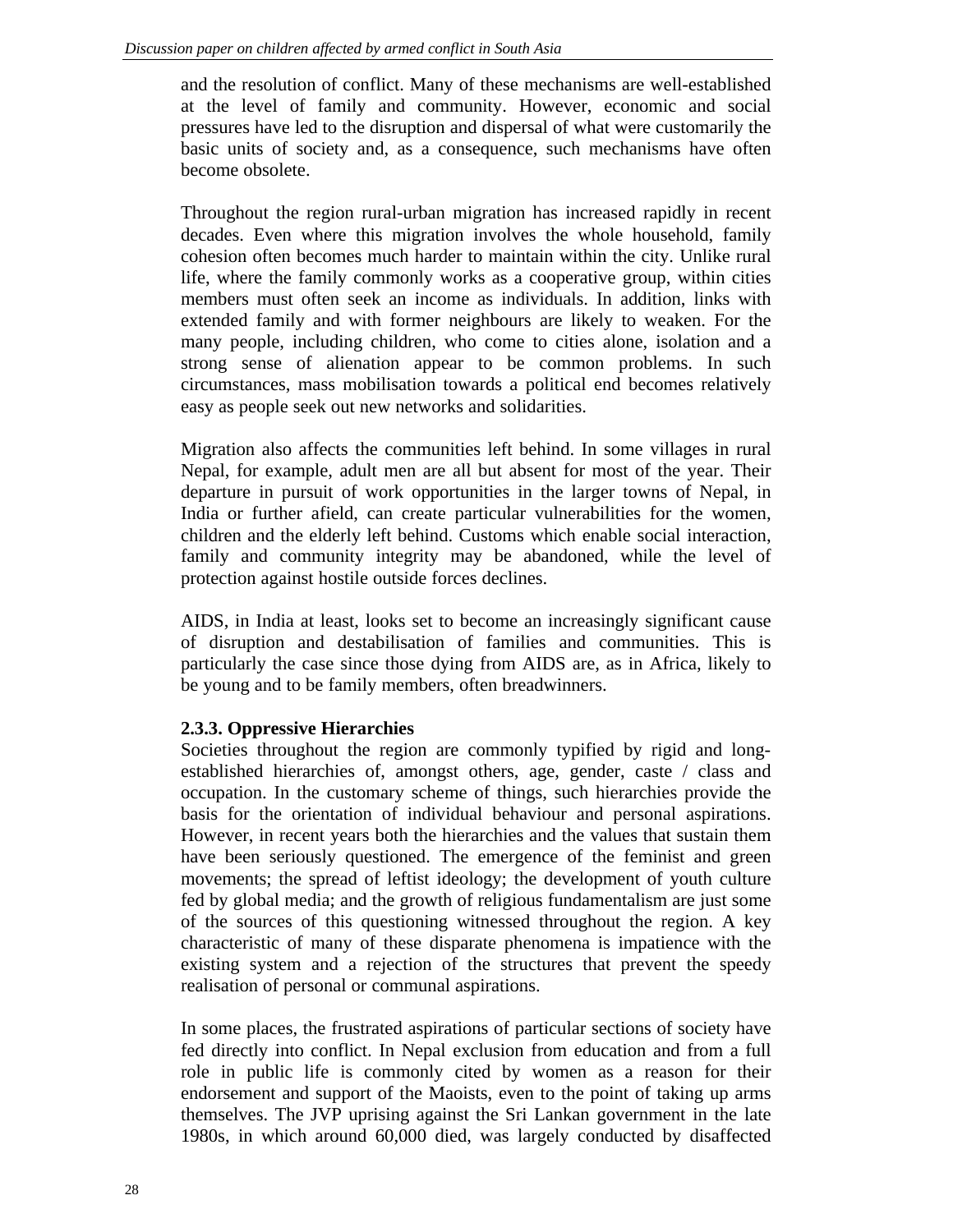and the resolution of conflict. Many of these mechanisms are well-established at the level of family and community. However, economic and social pressures have led to the disruption and dispersal of what were customarily the basic units of society and, as a consequence, such mechanisms have often become obsolete.

Throughout the region rural-urban migration has increased rapidly in recent decades. Even where this migration involves the whole household, family cohesion often becomes much harder to maintain within the city. Unlike rural life, where the family commonly works as a cooperative group, within cities members must often seek an income as individuals. In addition, links with extended family and with former neighbours are likely to weaken. For the many people, including children, who come to cities alone, isolation and a strong sense of alienation appear to be common problems. In such circumstances, mass mobilisation towards a political end becomes relatively easy as people seek out new networks and solidarities.

Migration also affects the communities left behind. In some villages in rural Nepal, for example, adult men are all but absent for most of the year. Their departure in pursuit of work opportunities in the larger towns of Nepal, in India or further afield, can create particular vulnerabilities for the women, children and the elderly left behind. Customs which enable social interaction, family and community integrity may be abandoned, while the level of protection against hostile outside forces declines.

AIDS, in India at least, looks set to become an increasingly significant cause of disruption and destabilisation of families and communities. This is particularly the case since those dying from AIDS are, as in Africa, likely to be young and to be family members, often breadwinners.

### 2.3.3. Oppressive Hierarchies

Societies throughout the region are commonly typified by rigid and long-established hierarchies of, amongst others, age, gender, caste / class and occupation. In the customary scheme of things, such hierarchies provide the basis for the orientation of individual behaviour and personal aspirations. However, in recent years both the hierarchies and the values that sustain them have been seriously questioned. The emergence of the feminist and green movements; the spread of leftist ideology; the development of youth culture fed by global media; and the growth of religious fundamentalism are just some of the sources of this questioning witnessed throughout the region. A key characteristic of many of these disparate phenomena is impatience with the existing system and a rejection of the structures that prevent the speedy realisation of personal or communal aspirations.

In some places, the frustrated aspirations of particular sections of society have fed directly into conflict. In Nepal exclusion from education and from a full role in public life is commonly cited by women as a reason for their endorsement and support of the Maoists, even to the point of taking up arms themselves. The JVP uprising against the Sri Lankan government in the late 1980s, in which around 60,000 died, was largely conducted by disaffected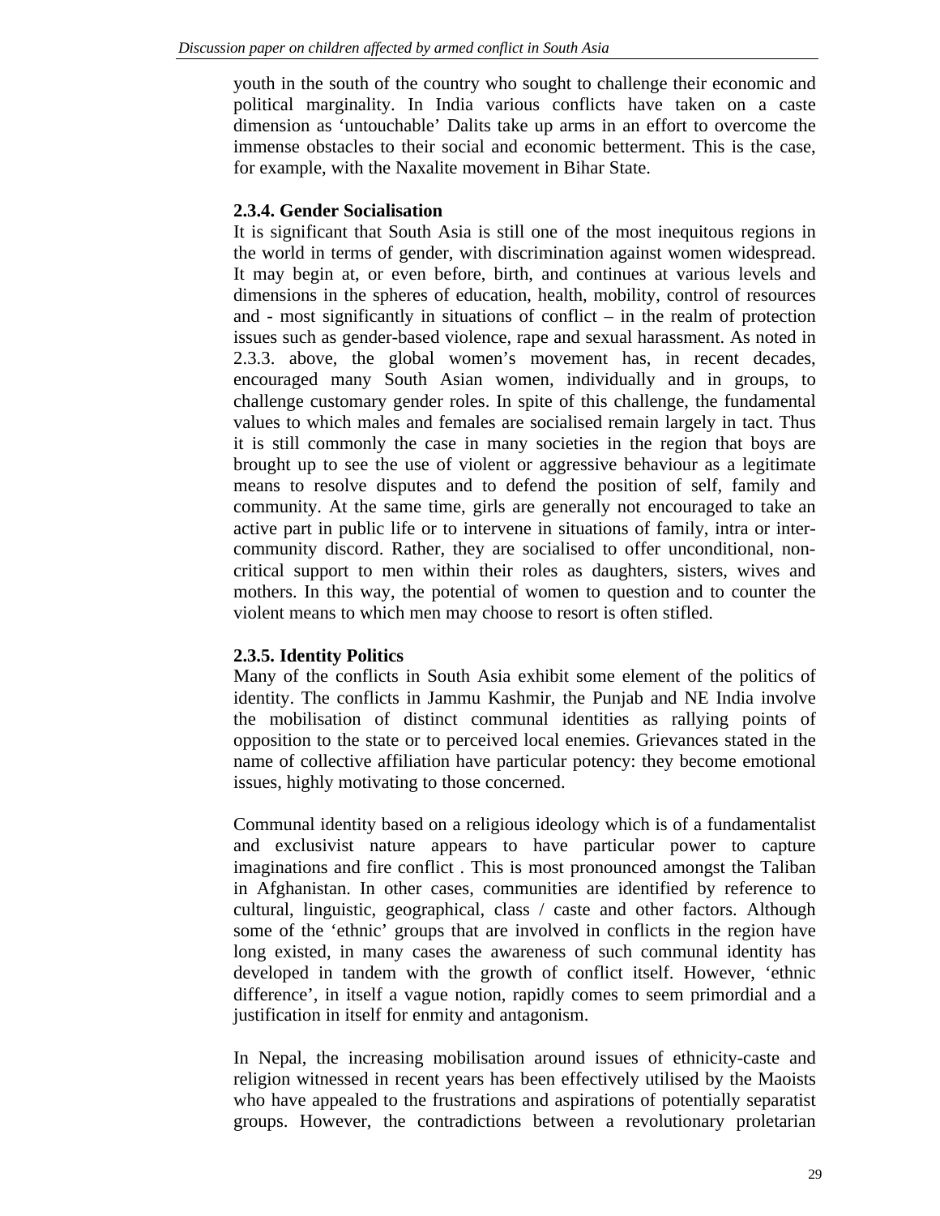youth in the south of the country who sought to challenge their economic and political marginality. In India various conflicts have taken on a caste dimension as 'untouchable' Dalits take up arms in an effort to overcome the immense obstacles to their social and economic betterment. This is the case, for example, with the Naxalite movement in Bihar State.

### 2.3.4. Gender Socialisation

It is significant that South Asia is still one of the most inequitous regions in the world in terms of gender, with discrimination against women widespread. It may begin at, or even before, birth, and continues at various levels and dimensions in the spheres of education, health, mobility, control of resources and - most significantly in situations of conflict – in the realm of protection issues such as gender-based violence, rape and sexual harassment. As noted in 2.3.3. above, the global women's movement has, in recent decades, encouraged many South Asian women, individually and in groups, to challenge customary gender roles. In spite of this challenge, the fundamental values to which males and females are socialised remain largely in tact. Thus it is still commonly the case in many societies in the region that boys are brought up to see the use of violent or aggressive behaviour as a legitimate means to resolve disputes and to defend the position of self, family and community. At the same time, girls are generally not encouraged to take an active part in public life or to intervene in situations of family, intra or inter-community discord. Rather, they are socialised to offer unconditional, non-critical support to men within their roles as daughters, sisters, wives and mothers. In this way, the potential of women to question and to counter the violent means to which men may choose to resort is often stifled.

### 2.3.5. Identity Politics

Many of the conflicts in South Asia exhibit some element of the politics of identity. The conflicts in Jammu Kashmir, the Punjab and NE India involve the mobilisation of distinct communal identities as rallying points of opposition to the state or to perceived local enemies. Grievances stated in the name of collective affiliation have particular potency: they become emotional issues, highly motivating to those concerned.

Communal identity based on a religious ideology which is of a fundamentalist and exclusivist nature appears to have particular power to capture imaginations and fire conflict . This is most pronounced amongst the Taliban in Afghanistan. In other cases, communities are identified by reference to cultural, linguistic, geographical, class / caste and other factors. Although some of the 'ethnic' groups that are involved in conflicts in the region have long existed, in many cases the awareness of such communal identity has developed in tandem with the growth of conflict itself. However, 'ethnic difference', in itself a vague notion, rapidly comes to seem primordial and a justification in itself for enmity and antagonism.

In Nepal, the increasing mobilisation around issues of ethnicity-caste and religion witnessed in recent years has been effectively utilised by the Maoists who have appealed to the frustrations and aspirations of potentially separatist groups. However, the contradictions between a revolutionary proletarian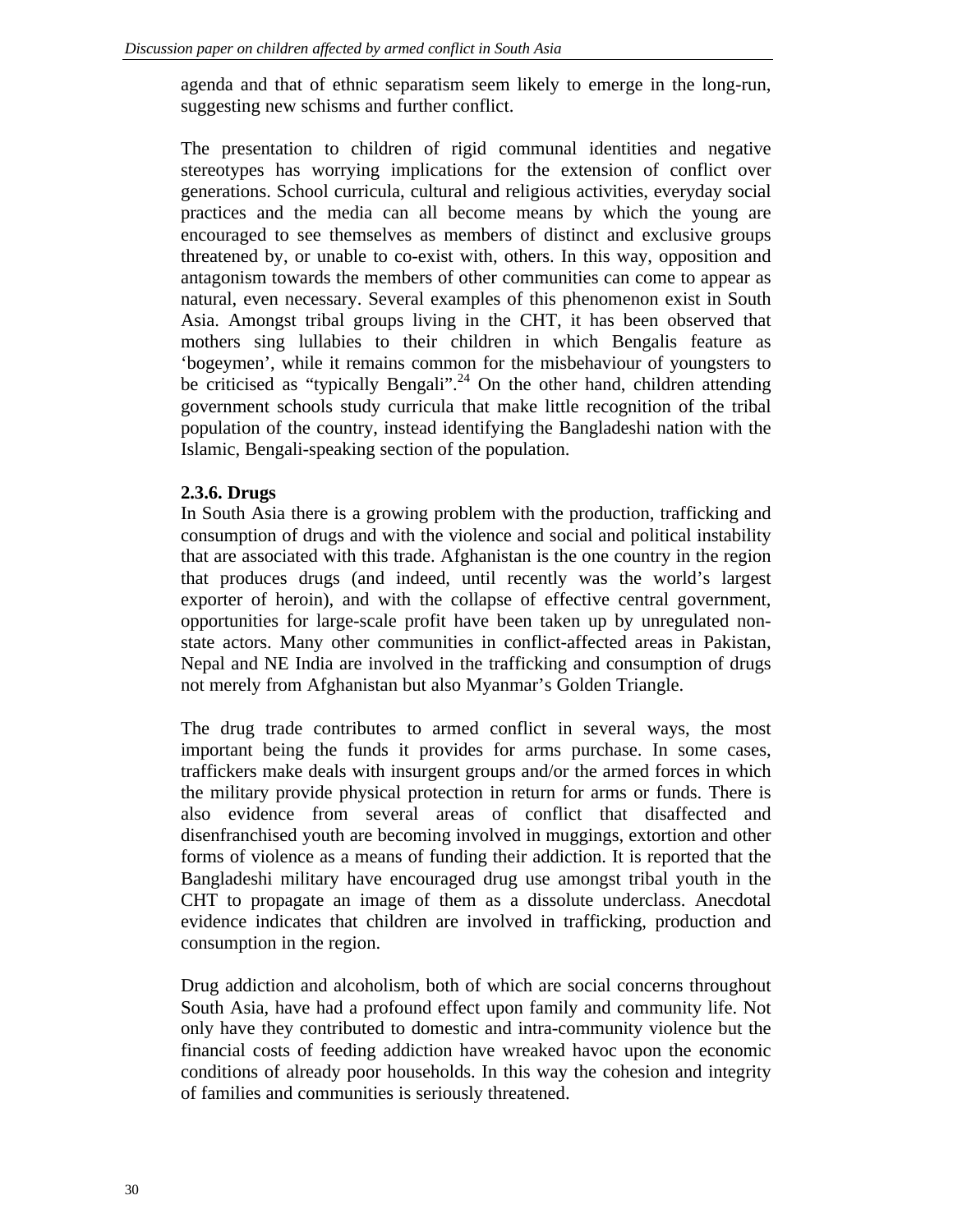agenda and that of ethnic separatism seem likely to emerge in the long-run, suggesting new schisms and further conflict.

The presentation to children of rigid communal identities and negative stereotypes has worrying implications for the extension of conflict over generations. School curricula, cultural and religious activities, everyday social practices and the media can all become means by which the young are encouraged to see themselves as members of distinct and exclusive groups threatened by, or unable to co-exist with, others. In this way, opposition and antagonism towards the members of other communities can come to appear as natural, even necessary. Several examples of this phenomenon exist in South Asia. Amongst tribal groups living in the CHT, it has been observed that mothers sing lullabies to their children in which Bengalis feature as 'bogeymen', while it remains common for the misbehaviour of youngsters to be criticised as "typically Bengali".[24] On the other hand, children attending government schools study curricula that make little recognition of the tribal population of the country, instead identifying the Bangladeshi nation with the Islamic, Bengali-speaking section of the population.

### 2.3.6. Drugs

In South Asia there is a growing problem with the production, trafficking and consumption of drugs and with the violence and social and political instability that are associated with this trade. Afghanistan is the one country in the region that produces drugs (and indeed, until recently was the world's largest exporter of heroin), and with the collapse of effective central government, opportunities for large-scale profit have been taken up by unregulated non-state actors. Many other communities in conflict-affected areas in Pakistan, Nepal and NE India are involved in the trafficking and consumption of drugs not merely from Afghanistan but also Myanmar's Golden Triangle.

The drug trade contributes to armed conflict in several ways, the most important being the funds it provides for arms purchase. In some cases, traffickers make deals with insurgent groups and/or the armed forces in which the military provide physical protection in return for arms or funds. There is also evidence from several areas of conflict that disaffected and disenfranchised youth are becoming involved in muggings, extortion and other forms of violence as a means of funding their addiction. It is reported that the Bangladeshi military have encouraged drug use amongst tribal youth in the CHT to propagate an image of them as a dissolute underclass. Anecdotal evidence indicates that children are involved in trafficking, production and consumption in the region.

Drug addiction and alcoholism, both of which are social concerns throughout South Asia, have had a profound effect upon family and community life. Not only have they contributed to domestic and intra-community violence but the financial costs of feeding addiction have wreaked havoc upon the economic conditions of already poor households. In this way the cohesion and integrity of families and communities is seriously threatened.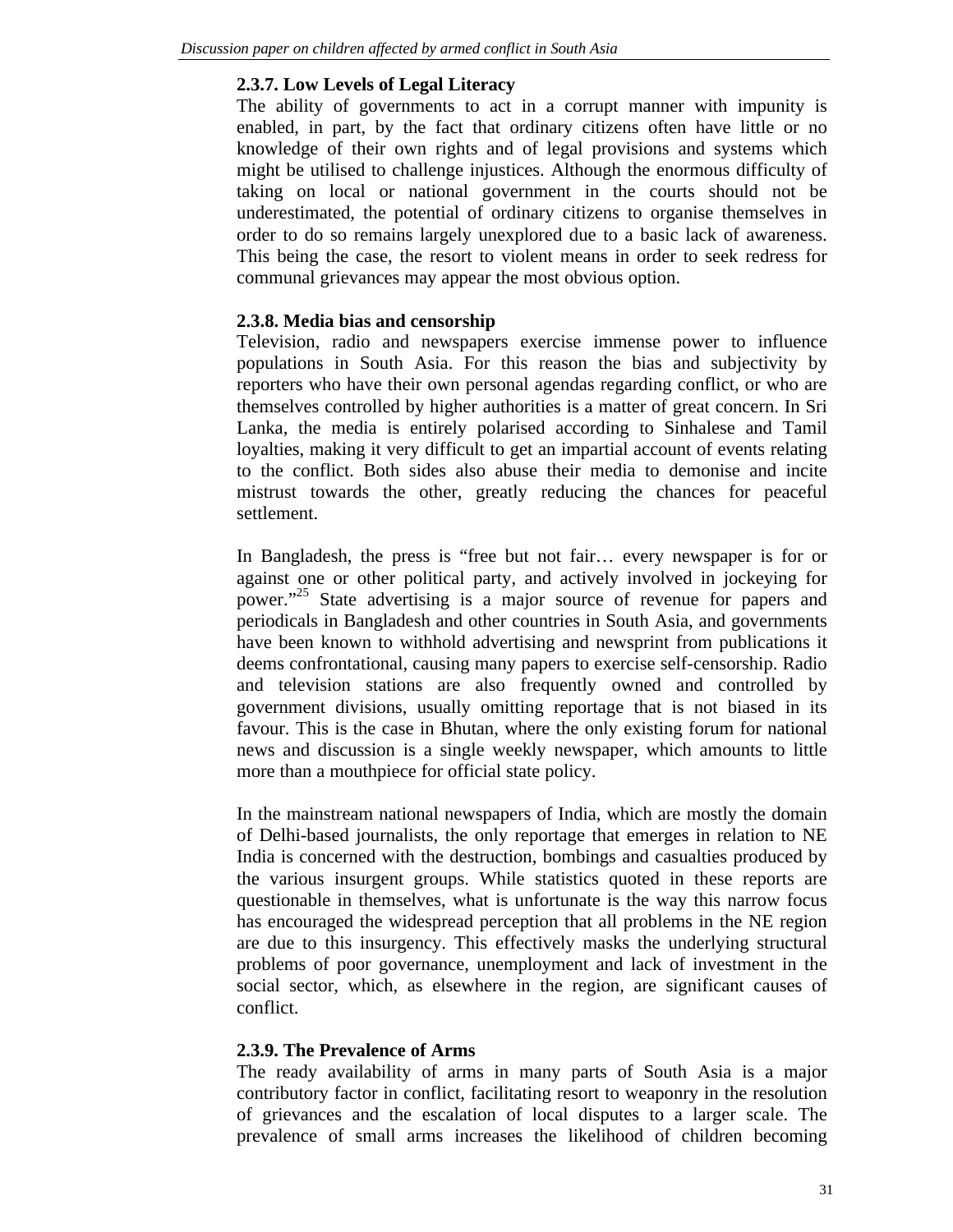#### 2.3.7. Low Levels of Legal Literacy

The ability of governments to act in a corrupt manner with impunity is enabled, in part, by the fact that ordinary citizens often have little or no knowledge of their own rights and of legal provisions and systems which might be utilised to challenge injustices. Although the enormous difficulty of taking on local or national government in the courts should not be underestimated, the potential of ordinary citizens to organise themselves in order to do so remains largely unexplored due to a basic lack of awareness. This being the case, the resort to violent means in order to seek redress for communal grievances may appear the most obvious option.

#### 2.3.8. Media bias and censorship

Television, radio and newspapers exercise immense power to influence populations in South Asia. For this reason the bias and subjectivity by reporters who have their own personal agendas regarding conflict, or who are themselves controlled by higher authorities is a matter of great concern. In Sri Lanka, the media is entirely polarised according to Sinhalese and Tamil loyalties, making it very difficult to get an impartial account of events relating to the conflict. Both sides also abuse their media to demonise and incite mistrust towards the other, greatly reducing the chances for peaceful settlement.

In Bangladesh, the press is "free but not fair… every newspaper is for or against one or other political party, and actively involved in jockeying for power."[25] State advertising is a major source of revenue for papers and periodicals in Bangladesh and other countries in South Asia, and governments have been known to withhold advertising and newsprint from publications it deems confrontational, causing many papers to exercise self-censorship. Radio and television stations are also frequently owned and controlled by government divisions, usually omitting reportage that is not biased in its favour. This is the case in Bhutan, where the only existing forum for national news and discussion is a single weekly newspaper, which amounts to little more than a mouthpiece for official state policy.

In the mainstream national newspapers of India, which are mostly the domain of Delhi-based journalists, the only reportage that emerges in relation to NE India is concerned with the destruction, bombings and casualties produced by the various insurgent groups. While statistics quoted in these reports are questionable in themselves, what is unfortunate is the way this narrow focus has encouraged the widespread perception that all problems in the NE region are due to this insurgency. This effectively masks the underlying structural problems of poor governance, unemployment and lack of investment in the social sector, which, as elsewhere in the region, are significant causes of conflict.

#### 2.3.9. The Prevalence of Arms

The ready availability of arms in many parts of South Asia is a major contributory factor in conflict, facilitating resort to weaponry in the resolution of grievances and the escalation of local disputes to a larger scale. The prevalence of small arms increases the likelihood of children becoming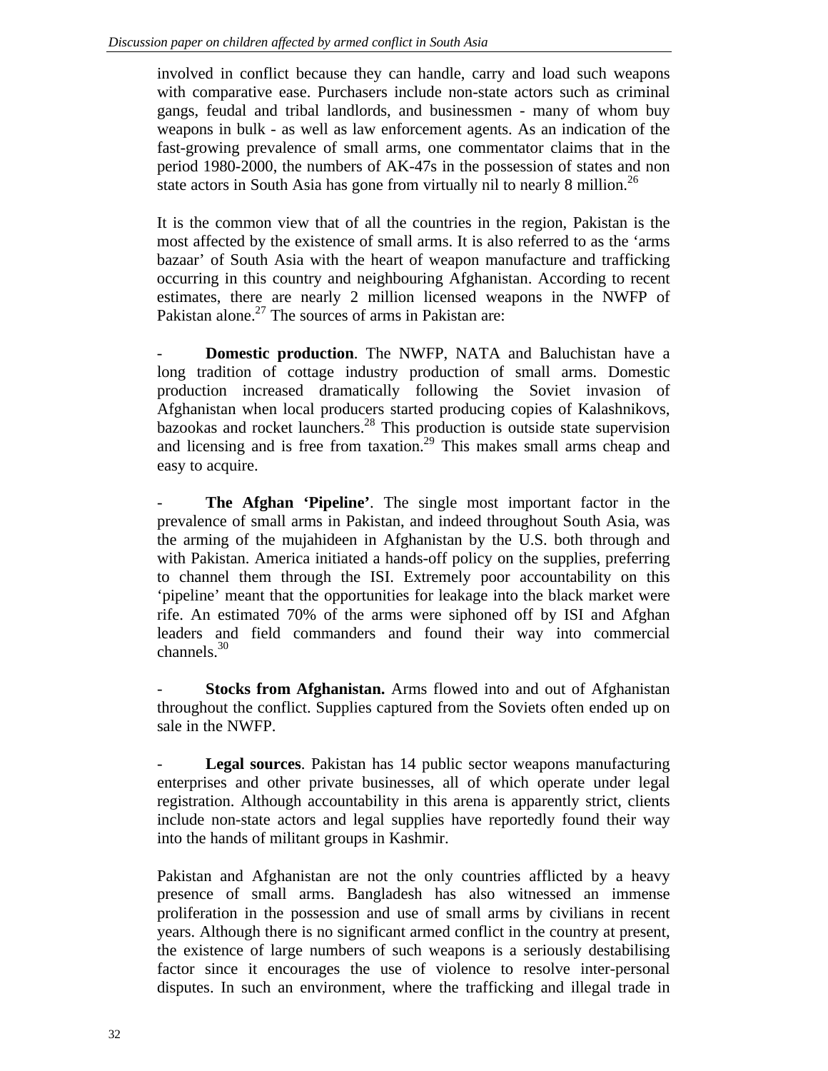involved in conflict because they can handle, carry and load such weapons with comparative ease. Purchasers include non-state actors such as criminal gangs, feudal and tribal landlords, and businessmen - many of whom buy weapons in bulk - as well as law enforcement agents. As an indication of the fast-growing prevalence of small arms, one commentator claims that in the period 1980-2000, the numbers of AK-47s in the possession of states and non state actors in South Asia has gone from virtually nil to nearly 8 million.[26]

It is the common view that of all the countries in the region, Pakistan is the most affected by the existence of small arms. It is also referred to as the 'arms bazaar' of South Asia with the heart of weapon manufacture and trafficking occurring in this country and neighbouring Afghanistan. According to recent estimates, there are nearly 2 million licensed weapons in the NWFP of Pakistan alone.[27] The sources of arms in Pakistan are:

- **Domestic production**. The NWFP, NATA and Baluchistan have a long tradition of cottage industry production of small arms. Domestic production increased dramatically following the Soviet invasion of Afghanistan when local producers started producing copies of Kalashnikovs, bazookas and rocket launchers.[28] This production is outside state supervision and licensing and is free from taxation.[29] This makes small arms cheap and easy to acquire.

- **The Afghan 'Pipeline'**. The single most important factor in the prevalence of small arms in Pakistan, and indeed throughout South Asia, was the arming of the mujahideen in Afghanistan by the U.S. both through and with Pakistan. America initiated a hands-off policy on the supplies, preferring to channel them through the ISI. Extremely poor accountability on this 'pipeline' meant that the opportunities for leakage into the black market were rife. An estimated 70% of the arms were siphoned off by ISI and Afghan leaders and field commanders and found their way into commercial channels.[30]

- **Stocks from Afghanistan.** Arms flowed into and out of Afghanistan throughout the conflict. Supplies captured from the Soviets often ended up on sale in the NWFP.

- **Legal sources**. Pakistan has 14 public sector weapons manufacturing enterprises and other private businesses, all of which operate under legal registration. Although accountability in this arena is apparently strict, clients include non-state actors and legal supplies have reportedly found their way into the hands of militant groups in Kashmir.

Pakistan and Afghanistan are not the only countries afflicted by a heavy presence of small arms. Bangladesh has also witnessed an immense proliferation in the possession and use of small arms by civilians in recent years. Although there is no significant armed conflict in the country at present, the existence of large numbers of such weapons is a seriously destabilising factor since it encourages the use of violence to resolve inter-personal disputes. In such an environment, where the trafficking and illegal trade in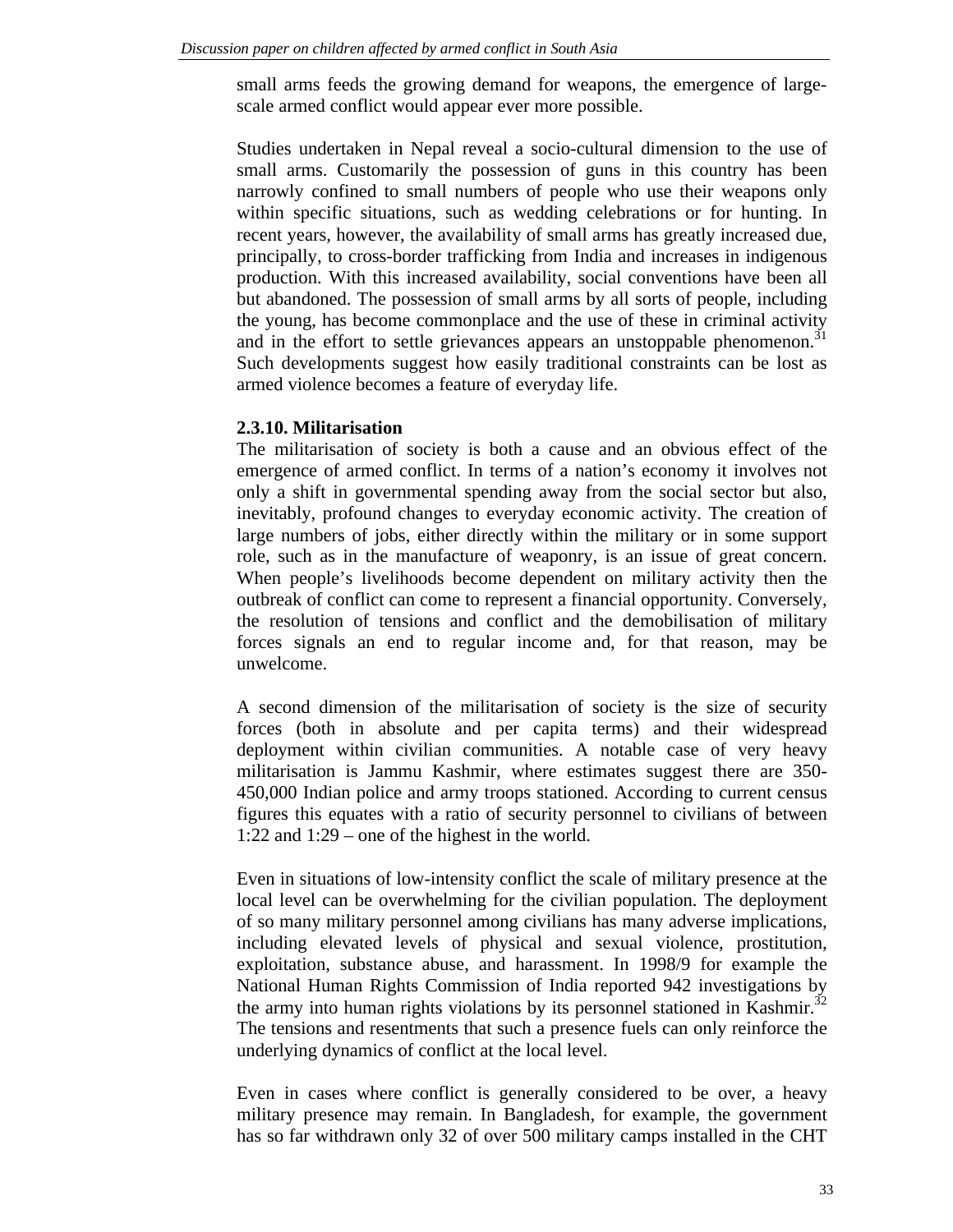small arms feeds the growing demand for weapons, the emergence of large-scale armed conflict would appear ever more possible.

Studies undertaken in Nepal reveal a socio-cultural dimension to the use of small arms. Customarily the possession of guns in this country has been narrowly confined to small numbers of people who use their weapons only within specific situations, such as wedding celebrations or for hunting. In recent years, however, the availability of small arms has greatly increased due, principally, to cross-border trafficking from India and increases in indigenous production. With this increased availability, social conventions have been all but abandoned. The possession of small arms by all sorts of people, including the young, has become commonplace and the use of these in criminal activity and in the effort to settle grievances appears an unstoppable phenomenon.[31] Such developments suggest how easily traditional constraints can be lost as armed violence becomes a feature of everyday life.

### 2.3.10. Militarisation

The militarisation of society is both a cause and an obvious effect of the emergence of armed conflict. In terms of a nation's economy it involves not only a shift in governmental spending away from the social sector but also, inevitably, profound changes to everyday economic activity. The creation of large numbers of jobs, either directly within the military or in some support role, such as in the manufacture of weaponry, is an issue of great concern. When people's livelihoods become dependent on military activity then the outbreak of conflict can come to represent a financial opportunity. Conversely, the resolution of tensions and conflict and the demobilisation of military forces signals an end to regular income and, for that reason, may be unwelcome.

A second dimension of the militarisation of society is the size of security forces (both in absolute and per capita terms) and their widespread deployment within civilian communities. A notable case of very heavy militarisation is Jammu Kashmir, where estimates suggest there are 350-450,000 Indian police and army troops stationed. According to current census figures this equates with a ratio of security personnel to civilians of between 1:22 and 1:29 – one of the highest in the world.

Even in situations of low-intensity conflict the scale of military presence at the local level can be overwhelming for the civilian population. The deployment of so many military personnel among civilians has many adverse implications, including elevated levels of physical and sexual violence, prostitution, exploitation, substance abuse, and harassment. In 1998/9 for example the National Human Rights Commission of India reported 942 investigations by the army into human rights violations by its personnel stationed in Kashmir.[32] The tensions and resentments that such a presence fuels can only reinforce the underlying dynamics of conflict at the local level.

Even in cases where conflict is generally considered to be over, a heavy military presence may remain. In Bangladesh, for example, the government has so far withdrawn only 32 of over 500 military camps installed in the CHT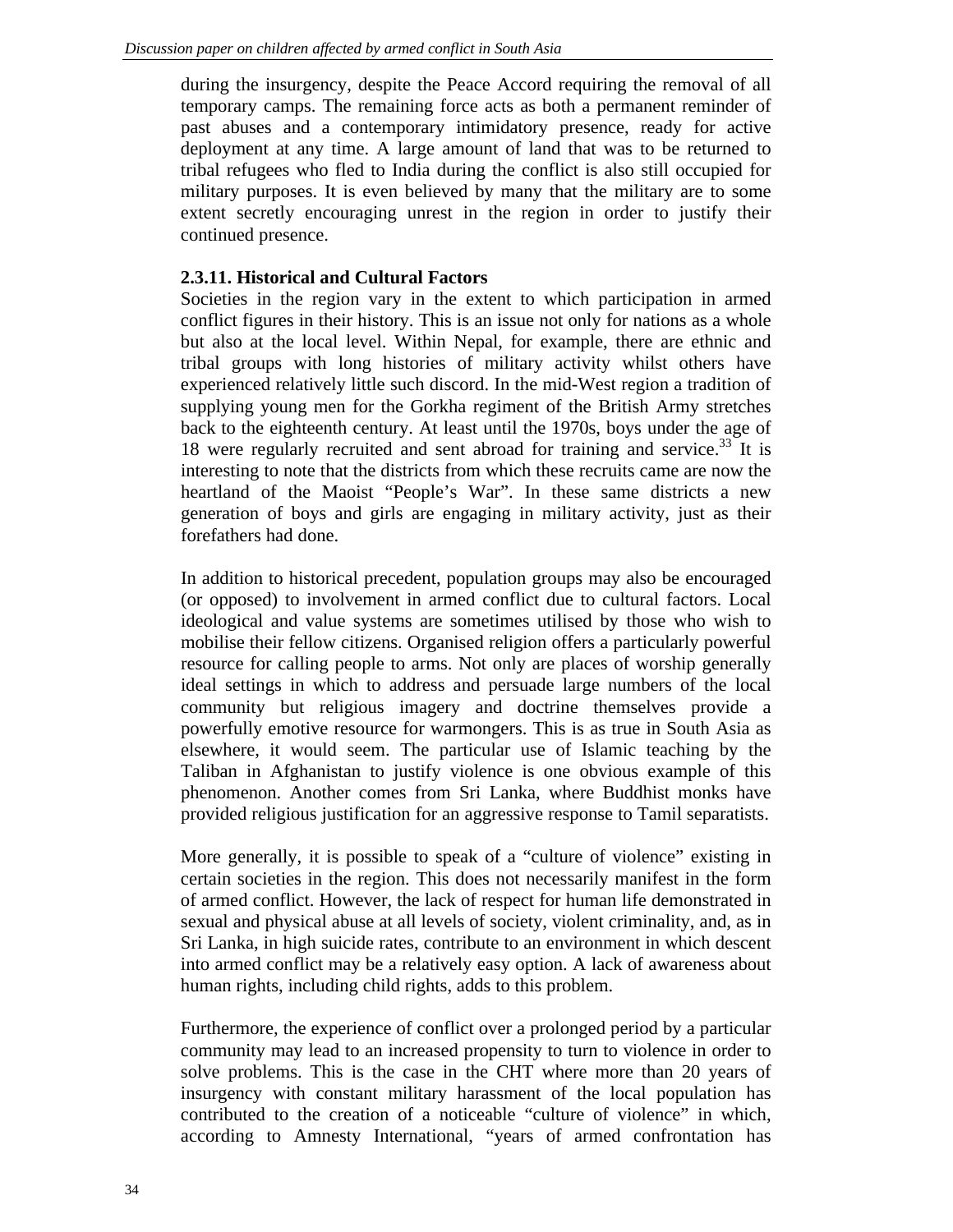during the insurgency, despite the Peace Accord requiring the removal of all temporary camps. The remaining force acts as both a permanent reminder of past abuses and a contemporary intimidatory presence, ready for active deployment at any time. A large amount of land that was to be returned to tribal refugees who fled to India during the conflict is also still occupied for military purposes. It is even believed by many that the military are to some extent secretly encouraging unrest in the region in order to justify their continued presence.

### 2.3.11. Historical and Cultural Factors

Societies in the region vary in the extent to which participation in armed conflict figures in their history. This is an issue not only for nations as a whole but also at the local level. Within Nepal, for example, there are ethnic and tribal groups with long histories of military activity whilst others have experienced relatively little such discord. In the mid-West region a tradition of supplying young men for the Gorkha regiment of the British Army stretches back to the eighteenth century. At least until the 1970s, boys under the age of 18 were regularly recruited and sent abroad for training and service.[33] It is interesting to note that the districts from which these recruits came are now the heartland of the Maoist "People's War". In these same districts a new generation of boys and girls are engaging in military activity, just as their forefathers had done.

In addition to historical precedent, population groups may also be encouraged (or opposed) to involvement in armed conflict due to cultural factors. Local ideological and value systems are sometimes utilised by those who wish to mobilise their fellow citizens. Organised religion offers a particularly powerful resource for calling people to arms. Not only are places of worship generally ideal settings in which to address and persuade large numbers of the local community but religious imagery and doctrine themselves provide a powerfully emotive resource for warmongers. This is as true in South Asia as elsewhere, it would seem. The particular use of Islamic teaching by the Taliban in Afghanistan to justify violence is one obvious example of this phenomenon. Another comes from Sri Lanka, where Buddhist monks have provided religious justification for an aggressive response to Tamil separatists.

More generally, it is possible to speak of a "culture of violence" existing in certain societies in the region. This does not necessarily manifest in the form of armed conflict. However, the lack of respect for human life demonstrated in sexual and physical abuse at all levels of society, violent criminality, and, as in Sri Lanka, in high suicide rates, contribute to an environment in which descent into armed conflict may be a relatively easy option. A lack of awareness about human rights, including child rights, adds to this problem.

Furthermore, the experience of conflict over a prolonged period by a particular community may lead to an increased propensity to turn to violence in order to solve problems. This is the case in the CHT where more than 20 years of insurgency with constant military harassment of the local population has contributed to the creation of a noticeable "culture of violence" in which, according to Amnesty International, "years of armed confrontation has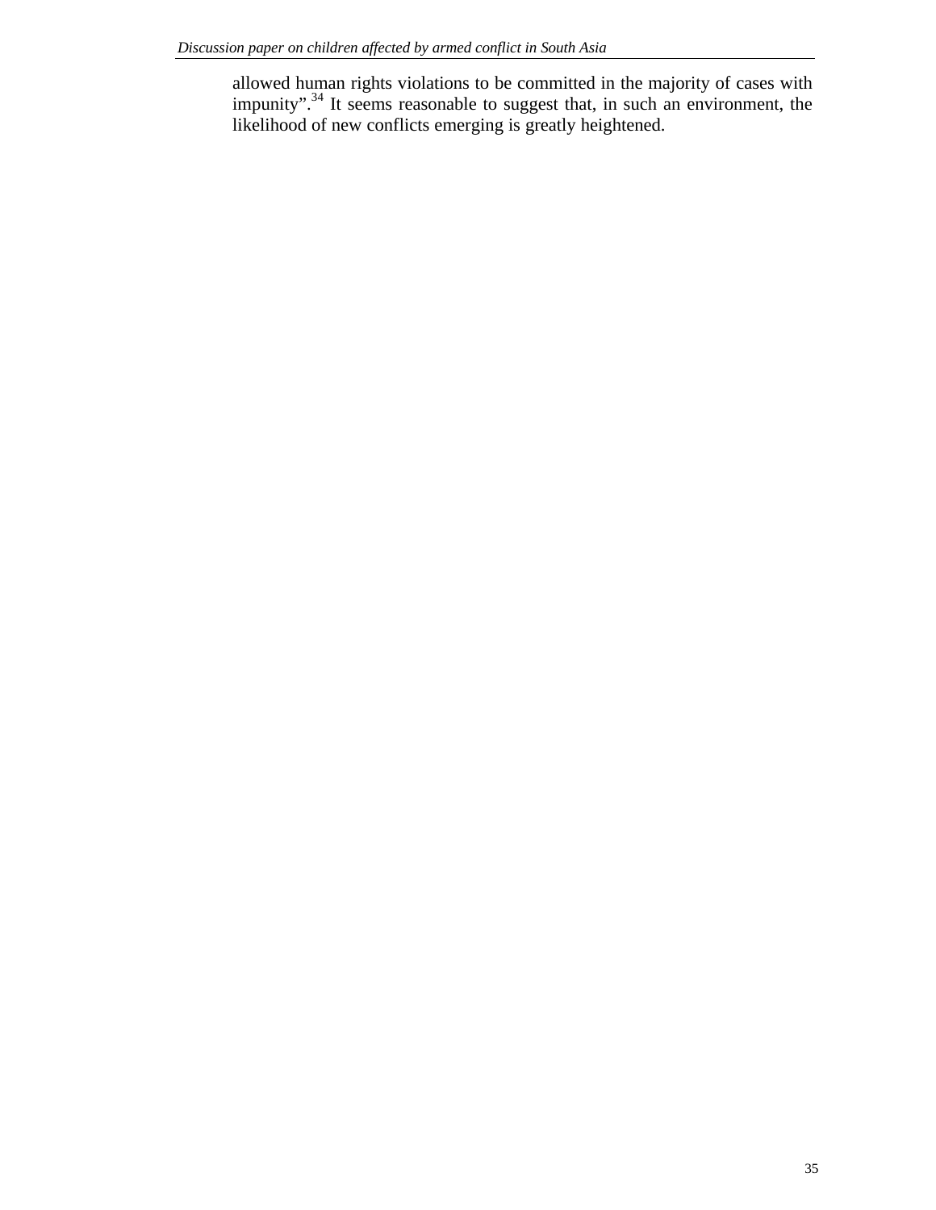allowed human rights violations to be committed in the majority of cases with impunity”.[34] It seems reasonable to suggest that, in such an environment, the likelihood of new conflicts emerging is greatly heightened.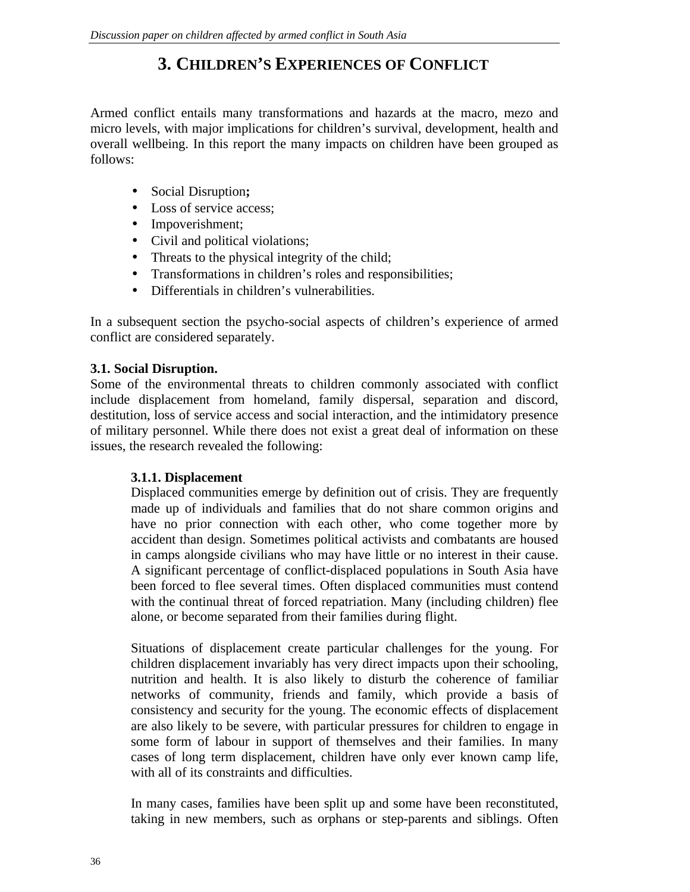# 3. CHILDREN'S EXPERIENCES OF CONFLICT

Armed conflict entails many transformations and hazards at the macro, mezo and micro levels, with major implications for children's survival, development, health and overall wellbeing. In this report the many impacts on children have been grouped as follows:

- Social Disruption**;**
- Loss of service access;
- Impoverishment;
- Civil and political violations;
- Threats to the physical integrity of the child;
- Transformations in children's roles and responsibilities;
- Differentials in children's vulnerabilities.

In a subsequent section the psycho-social aspects of children's experience of armed conflict are considered separately.

## 3.1. Social Disruption.

Some of the environmental threats to children commonly associated with conflict include displacement from homeland, family dispersal, separation and discord, destitution, loss of service access and social interaction, and the intimidatory presence of military personnel. While there does not exist a great deal of information on these issues, the research revealed the following:

### 3.1.1. Displacement

Displaced communities emerge by definition out of crisis. They are frequently made up of individuals and families that do not share common origins and have no prior connection with each other, who come together more by accident than design. Sometimes political activists and combatants are housed in camps alongside civilians who may have little or no interest in their cause. A significant percentage of conflict-displaced populations in South Asia have been forced to flee several times. Often displaced communities must contend with the continual threat of forced repatriation. Many (including children) flee alone, or become separated from their families during flight.

Situations of displacement create particular challenges for the young. For children displacement invariably has very direct impacts upon their schooling, nutrition and health. It is also likely to disturb the coherence of familiar networks of community, friends and family, which provide a basis of consistency and security for the young. The economic effects of displacement are also likely to be severe, with particular pressures for children to engage in some form of labour in support of themselves and their families. In many cases of long term displacement, children have only ever known camp life, with all of its constraints and difficulties.

In many cases, families have been split up and some have been reconstituted, taking in new members, such as orphans or step-parents and siblings. Often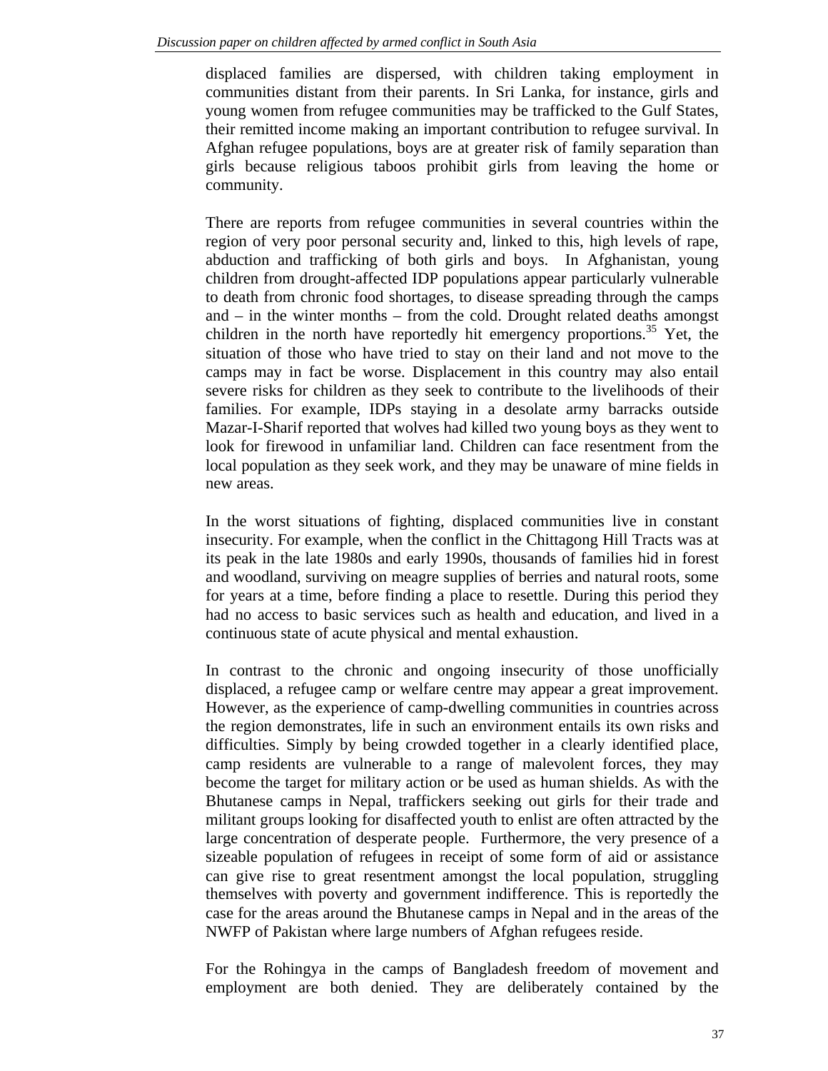displaced families are dispersed, with children taking employment in communities distant from their parents. In Sri Lanka, for instance, girls and young women from refugee communities may be trafficked to the Gulf States, their remitted income making an important contribution to refugee survival. In Afghan refugee populations, boys are at greater risk of family separation than girls because religious taboos prohibit girls from leaving the home or community.

There are reports from refugee communities in several countries within the region of very poor personal security and, linked to this, high levels of rape, abduction and trafficking of both girls and boys. In Afghanistan, young children from drought-affected IDP populations appear particularly vulnerable to death from chronic food shortages, to disease spreading through the camps and – in the winter months – from the cold. Drought related deaths amongst children in the north have reportedly hit emergency proportions.[35] Yet, the situation of those who have tried to stay on their land and not move to the camps may in fact be worse. Displacement in this country may also entail severe risks for children as they seek to contribute to the livelihoods of their families. For example, IDPs staying in a desolate army barracks outside Mazar-I-Sharif reported that wolves had killed two young boys as they went to look for firewood in unfamiliar land. Children can face resentment from the local population as they seek work, and they may be unaware of mine fields in new areas.

In the worst situations of fighting, displaced communities live in constant insecurity. For example, when the conflict in the Chittagong Hill Tracts was at its peak in the late 1980s and early 1990s, thousands of families hid in forest and woodland, surviving on meagre supplies of berries and natural roots, some for years at a time, before finding a place to resettle. During this period they had no access to basic services such as health and education, and lived in a continuous state of acute physical and mental exhaustion.

In contrast to the chronic and ongoing insecurity of those unofficially displaced, a refugee camp or welfare centre may appear a great improvement. However, as the experience of camp-dwelling communities in countries across the region demonstrates, life in such an environment entails its own risks and difficulties. Simply by being crowded together in a clearly identified place, camp residents are vulnerable to a range of malevolent forces, they may become the target for military action or be used as human shields. As with the Bhutanese camps in Nepal, traffickers seeking out girls for their trade and militant groups looking for disaffected youth to enlist are often attracted by the large concentration of desperate people. Furthermore, the very presence of a sizeable population of refugees in receipt of some form of aid or assistance can give rise to great resentment amongst the local population, struggling themselves with poverty and government indifference. This is reportedly the case for the areas around the Bhutanese camps in Nepal and in the areas of the NWFP of Pakistan where large numbers of Afghan refugees reside.

For the Rohingya in the camps of Bangladesh freedom of movement and employment are both denied. They are deliberately contained by the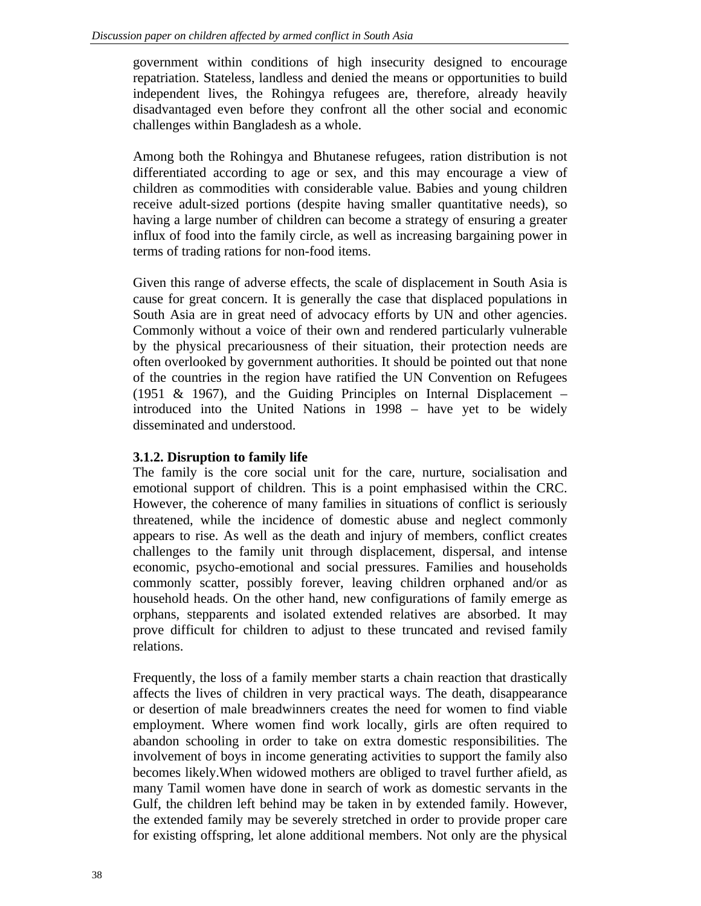government within conditions of high insecurity designed to encourage repatriation. Stateless, landless and denied the means or opportunities to build independent lives, the Rohingya refugees are, therefore, already heavily disadvantaged even before they confront all the other social and economic challenges within Bangladesh as a whole.

Among both the Rohingya and Bhutanese refugees, ration distribution is not differentiated according to age or sex, and this may encourage a view of children as commodities with considerable value. Babies and young children receive adult-sized portions (despite having smaller quantitative needs), so having a large number of children can become a strategy of ensuring a greater influx of food into the family circle, as well as increasing bargaining power in terms of trading rations for non-food items.

Given this range of adverse effects, the scale of displacement in South Asia is cause for great concern. It is generally the case that displaced populations in South Asia are in great need of advocacy efforts by UN and other agencies. Commonly without a voice of their own and rendered particularly vulnerable by the physical precariousness of their situation, their protection needs are often overlooked by government authorities. It should be pointed out that none of the countries in the region have ratified the UN Convention on Refugees (1951 & 1967), and the Guiding Principles on Internal Displacement – introduced into the United Nations in 1998 – have yet to be widely disseminated and understood.

**3.1.2. Disruption to family life**

The family is the core social unit for the care, nurture, socialisation and emotional support of children. This is a point emphasised within the CRC. However, the coherence of many families in situations of conflict is seriously threatened, while the incidence of domestic abuse and neglect commonly appears to rise. As well as the death and injury of members, conflict creates challenges to the family unit through displacement, dispersal, and intense economic, psycho-emotional and social pressures. Families and households commonly scatter, possibly forever, leaving children orphaned and/or as household heads. On the other hand, new configurations of family emerge as orphans, stepparents and isolated extended relatives are absorbed. It may prove difficult for children to adjust to these truncated and revised family relations.

Frequently, the loss of a family member starts a chain reaction that drastically affects the lives of children in very practical ways. The death, disappearance or desertion of male breadwinners creates the need for women to find viable employment. Where women find work locally, girls are often required to abandon schooling in order to take on extra domestic responsibilities. The involvement of boys in income generating activities to support the family also becomes likely.When widowed mothers are obliged to travel further afield, as many Tamil women have done in search of work as domestic servants in the Gulf, the children left behind may be taken in by extended family. However, the extended family may be severely stretched in order to provide proper care for existing offspring, let alone additional members. Not only are the physical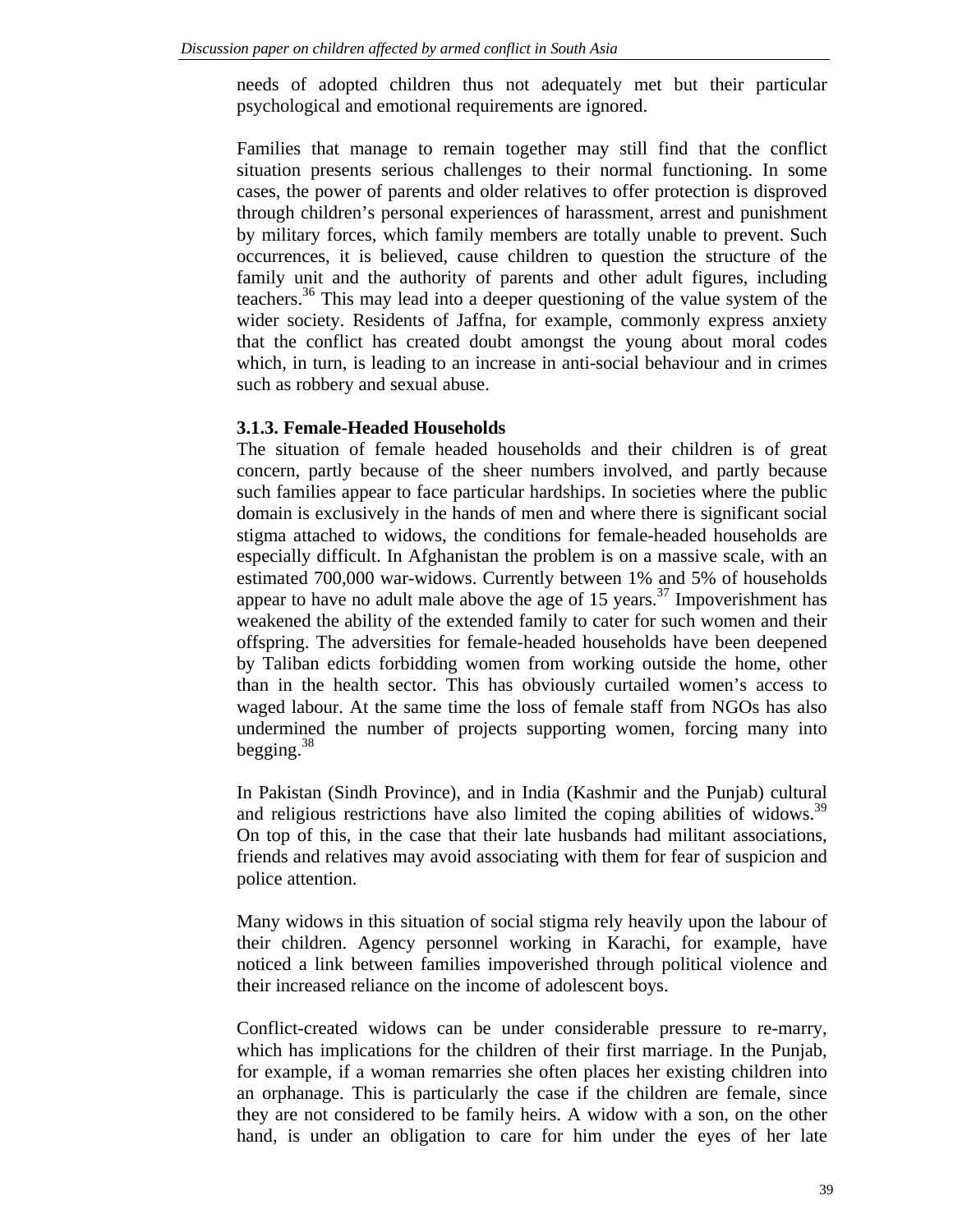needs of adopted children thus not adequately met but their particular psychological and emotional requirements are ignored.

Families that manage to remain together may still find that the conflict situation presents serious challenges to their normal functioning. In some cases, the power of parents and older relatives to offer protection is disproved through children's personal experiences of harassment, arrest and punishment by military forces, which family members are totally unable to prevent. Such occurrences, it is believed, cause children to question the structure of the family unit and the authority of parents and other adult figures, including teachers.[36] This may lead into a deeper questioning of the value system of the wider society. Residents of Jaffna, for example, commonly express anxiety that the conflict has created doubt amongst the young about moral codes which, in turn, is leading to an increase in anti-social behaviour and in crimes such as robbery and sexual abuse.

### 3.1.3. Female-Headed Households

The situation of female headed households and their children is of great concern, partly because of the sheer numbers involved, and partly because such families appear to face particular hardships. In societies where the public domain is exclusively in the hands of men and where there is significant social stigma attached to widows, the conditions for female-headed households are especially difficult. In Afghanistan the problem is on a massive scale, with an estimated 700,000 war-widows. Currently between 1% and 5% of households appear to have no adult male above the age of 15 years.[37] Impoverishment has weakened the ability of the extended family to cater for such women and their offspring. The adversities for female-headed households have been deepened by Taliban edicts forbidding women from working outside the home, other than in the health sector. This has obviously curtailed women's access to waged labour. At the same time the loss of female staff from NGOs has also undermined the number of projects supporting women, forcing many into begging.[38]

In Pakistan (Sindh Province), and in India (Kashmir and the Punjab) cultural and religious restrictions have also limited the coping abilities of widows.[39] On top of this, in the case that their late husbands had militant associations, friends and relatives may avoid associating with them for fear of suspicion and police attention.

Many widows in this situation of social stigma rely heavily upon the labour of their children. Agency personnel working in Karachi, for example, have noticed a link between families impoverished through political violence and their increased reliance on the income of adolescent boys.

Conflict-created widows can be under considerable pressure to re-marry, which has implications for the children of their first marriage. In the Punjab, for example, if a woman remarries she often places her existing children into an orphanage. This is particularly the case if the children are female, since they are not considered to be family heirs. A widow with a son, on the other hand, is under an obligation to care for him under the eyes of her late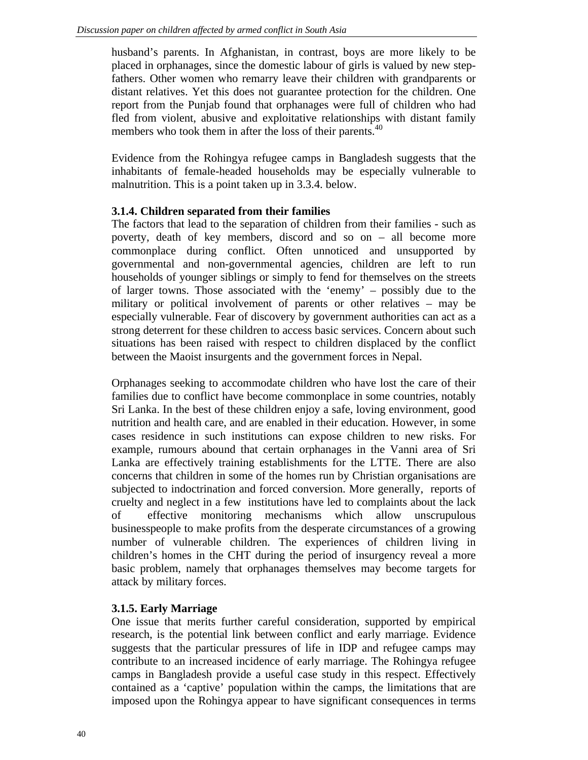husband's parents. In Afghanistan, in contrast, boys are more likely to be placed in orphanages, since the domestic labour of girls is valued by new step-fathers. Other women who remarry leave their children with grandparents or distant relatives. Yet this does not guarantee protection for the children. One report from the Punjab found that orphanages were full of children who had fled from violent, abusive and exploitative relationships with distant family members who took them in after the loss of their parents.[40]

Evidence from the Rohingya refugee camps in Bangladesh suggests that the inhabitants of female-headed households may be especially vulnerable to malnutrition. This is a point taken up in 3.3.4. below.

### 3.1.4. Children separated from their families

The factors that lead to the separation of children from their families - such as poverty, death of key members, discord and so on – all become more commonplace during conflict. Often unnoticed and unsupported by governmental and non-governmental agencies, children are left to run households of younger siblings or simply to fend for themselves on the streets of larger towns. Those associated with the 'enemy' – possibly due to the military or political involvement of parents or other relatives – may be especially vulnerable. Fear of discovery by government authorities can act as a strong deterrent for these children to access basic services. Concern about such situations has been raised with respect to children displaced by the conflict between the Maoist insurgents and the government forces in Nepal.

Orphanages seeking to accommodate children who have lost the care of their families due to conflict have become commonplace in some countries, notably Sri Lanka. In the best of these children enjoy a safe, loving environment, good nutrition and health care, and are enabled in their education. However, in some cases residence in such institutions can expose children to new risks. For example, rumours abound that certain orphanages in the Vanni area of Sri Lanka are effectively training establishments for the LTTE. There are also concerns that children in some of the homes run by Christian organisations are subjected to indoctrination and forced conversion. More generally, reports of cruelty and neglect in a few institutions have led to complaints about the lack of effective monitoring mechanisms which allow unscrupulous businesspeople to make profits from the desperate circumstances of a growing number of vulnerable children. The experiences of children living in children's homes in the CHT during the period of insurgency reveal a more basic problem, namely that orphanages themselves may become targets for attack by military forces.

### 3.1.5. Early Marriage

One issue that merits further careful consideration, supported by empirical research, is the potential link between conflict and early marriage. Evidence suggests that the particular pressures of life in IDP and refugee camps may contribute to an increased incidence of early marriage. The Rohingya refugee camps in Bangladesh provide a useful case study in this respect. Effectively contained as a 'captive' population within the camps, the limitations that are imposed upon the Rohingya appear to have significant consequences in terms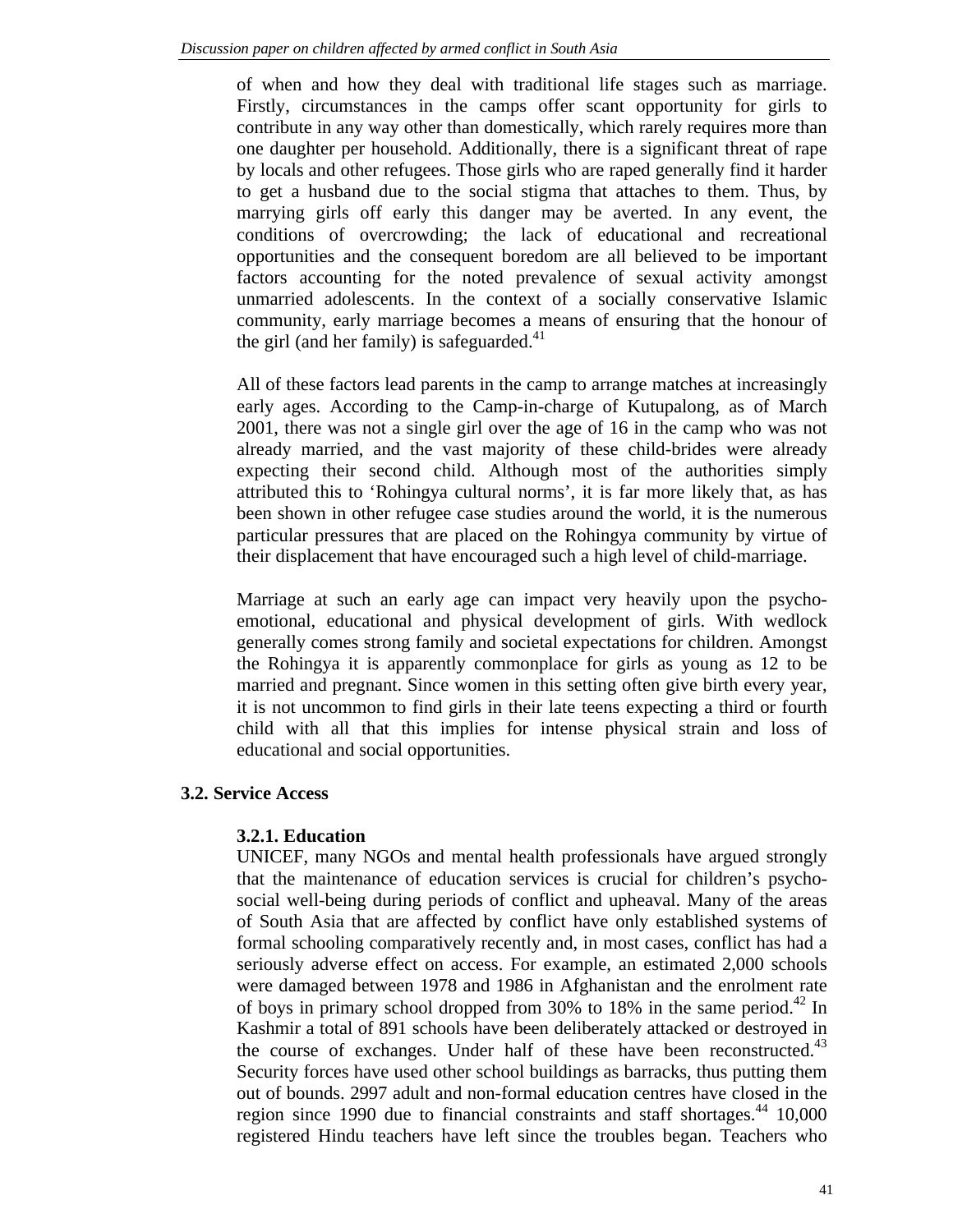of when and how they deal with traditional life stages such as marriage. Firstly, circumstances in the camps offer scant opportunity for girls to contribute in any way other than domestically, which rarely requires more than one daughter per household. Additionally, there is a significant threat of rape by locals and other refugees. Those girls who are raped generally find it harder to get a husband due to the social stigma that attaches to them. Thus, by marrying girls off early this danger may be averted. In any event, the conditions of overcrowding; the lack of educational and recreational opportunities and the consequent boredom are all believed to be important factors accounting for the noted prevalence of sexual activity amongst unmarried adolescents. In the context of a socially conservative Islamic community, early marriage becomes a means of ensuring that the honour of the girl (and her family) is safeguarded.[41]

All of these factors lead parents in the camp to arrange matches at increasingly early ages. According to the Camp-in-charge of Kutupalong, as of March 2001, there was not a single girl over the age of 16 in the camp who was not already married, and the vast majority of these child-brides were already expecting their second child. Although most of the authorities simply attributed this to 'Rohingya cultural norms', it is far more likely that, as has been shown in other refugee case studies around the world, it is the numerous particular pressures that are placed on the Rohingya community by virtue of their displacement that have encouraged such a high level of child-marriage.

Marriage at such an early age can impact very heavily upon the psycho-emotional, educational and physical development of girls. With wedlock generally comes strong family and societal expectations for children. Amongst the Rohingya it is apparently commonplace for girls as young as 12 to be married and pregnant. Since women in this setting often give birth every year, it is not uncommon to find girls in their late teens expecting a third or fourth child with all that this implies for intense physical strain and loss of educational and social opportunities.

## 3.2. Service Access

### 3.2.1. Education

UNICEF, many NGOs and mental health professionals have argued strongly that the maintenance of education services is crucial for children's psycho-social well-being during periods of conflict and upheaval. Many of the areas of South Asia that are affected by conflict have only established systems of formal schooling comparatively recently and, in most cases, conflict has had a seriously adverse effect on access. For example, an estimated 2,000 schools were damaged between 1978 and 1986 in Afghanistan and the enrolment rate of boys in primary school dropped from 30% to 18% in the same period.[42] In Kashmir a total of 891 schools have been deliberately attacked or destroyed in the course of exchanges. Under half of these have been reconstructed.[43] Security forces have used other school buildings as barracks, thus putting them out of bounds. 2997 adult and non-formal education centres have closed in the region since 1990 due to financial constraints and staff shortages.[44] 10,000 registered Hindu teachers have left since the troubles began. Teachers who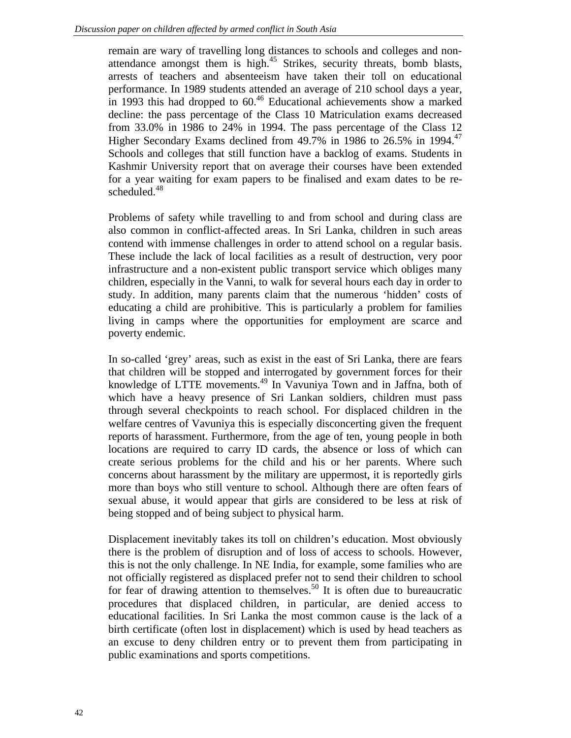remain are wary of travelling long distances to schools and colleges and non-attendance amongst them is high.[45] Strikes, security threats, bomb blasts, arrests of teachers and absenteeism have taken their toll on educational performance. In 1989 students attended an average of 210 school days a year, in 1993 this had dropped to 60.[46] Educational achievements show a marked decline: the pass percentage of the Class 10 Matriculation exams decreased from 33.0% in 1986 to 24% in 1994. The pass percentage of the Class 12 Higher Secondary Exams declined from 49.7% in 1986 to 26.5% in 1994.[47] Schools and colleges that still function have a backlog of exams. Students in Kashmir University report that on average their courses have been extended for a year waiting for exam papers to be finalised and exam dates to be re-scheduled.[48]

Problems of safety while travelling to and from school and during class are also common in conflict-affected areas. In Sri Lanka, children in such areas contend with immense challenges in order to attend school on a regular basis. These include the lack of local facilities as a result of destruction, very poor infrastructure and a non-existent public transport service which obliges many children, especially in the Vanni, to walk for several hours each day in order to study. In addition, many parents claim that the numerous 'hidden' costs of educating a child are prohibitive. This is particularly a problem for families living in camps where the opportunities for employment are scarce and poverty endemic.

In so-called 'grey' areas, such as exist in the east of Sri Lanka, there are fears that children will be stopped and interrogated by government forces for their knowledge of LTTE movements.[49] In Vavuniya Town and in Jaffna, both of which have a heavy presence of Sri Lankan soldiers, children must pass through several checkpoints to reach school. For displaced children in the welfare centres of Vavuniya this is especially disconcerting given the frequent reports of harassment. Furthermore, from the age of ten, young people in both locations are required to carry ID cards, the absence or loss of which can create serious problems for the child and his or her parents. Where such concerns about harassment by the military are uppermost, it is reportedly girls more than boys who still venture to school. Although there are often fears of sexual abuse, it would appear that girls are considered to be less at risk of being stopped and of being subject to physical harm.

Displacement inevitably takes its toll on children's education. Most obviously there is the problem of disruption and of loss of access to schools. However, this is not the only challenge. In NE India, for example, some families who are not officially registered as displaced prefer not to send their children to school for fear of drawing attention to themselves.[50] It is often due to bureaucratic procedures that displaced children, in particular, are denied access to educational facilities. In Sri Lanka the most common cause is the lack of a birth certificate (often lost in displacement) which is used by head teachers as an excuse to deny children entry or to prevent them from participating in public examinations and sports competitions.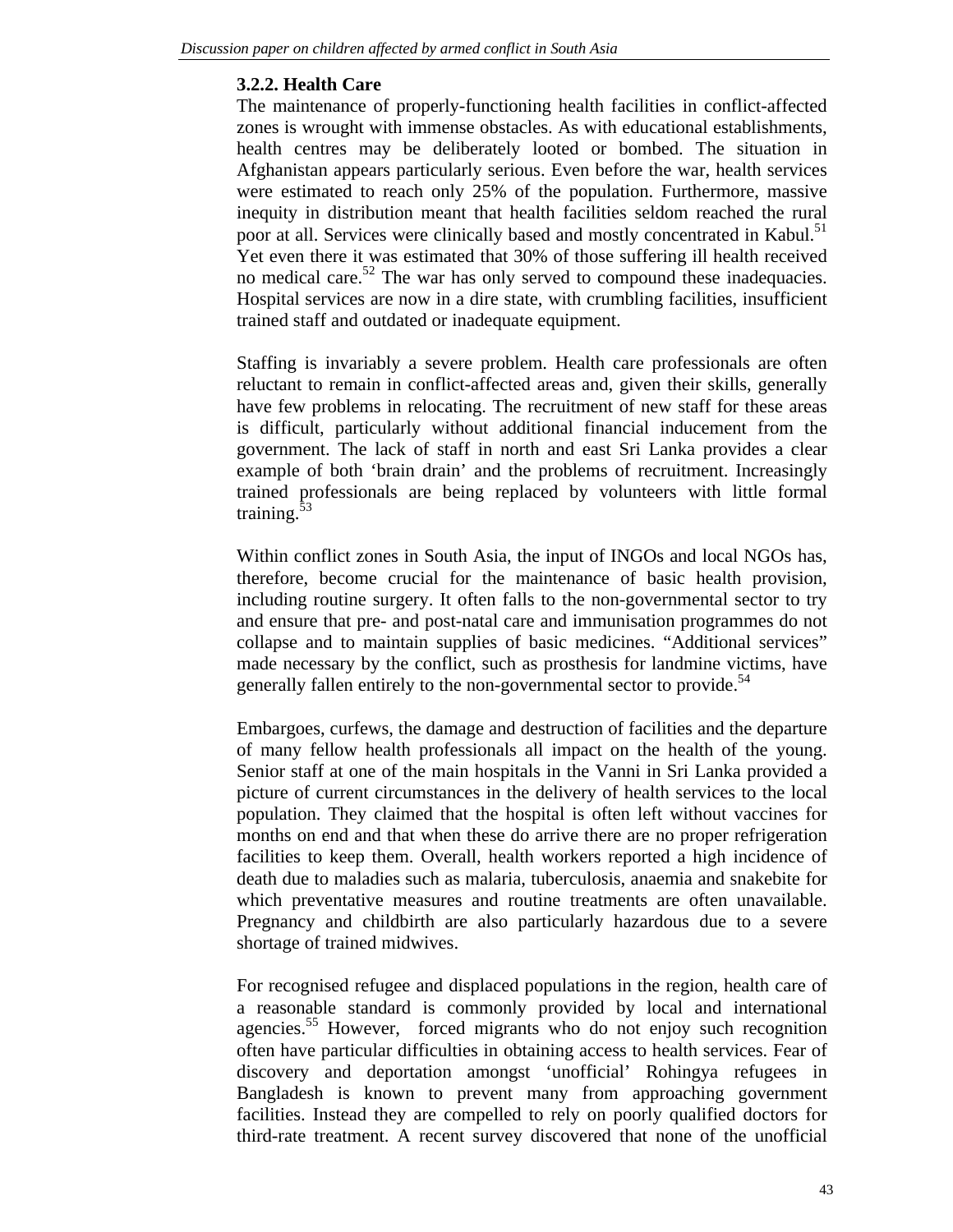### 3.2.2. Health Care

The maintenance of properly-functioning health facilities in conflict-affected zones is wrought with immense obstacles. As with educational establishments, health centres may be deliberately looted or bombed. The situation in Afghanistan appears particularly serious. Even before the war, health services were estimated to reach only 25% of the population. Furthermore, massive inequity in distribution meant that health facilities seldom reached the rural poor at all. Services were clinically based and mostly concentrated in Kabul.[51] Yet even there it was estimated that 30% of those suffering ill health received no medical care.[52] The war has only served to compound these inadequacies. Hospital services are now in a dire state, with crumbling facilities, insufficient trained staff and outdated or inadequate equipment.

Staffing is invariably a severe problem. Health care professionals are often reluctant to remain in conflict-affected areas and, given their skills, generally have few problems in relocating. The recruitment of new staff for these areas is difficult, particularly without additional financial inducement from the government. The lack of staff in north and east Sri Lanka provides a clear example of both 'brain drain' and the problems of recruitment. Increasingly trained professionals are being replaced by volunteers with little formal training.[53]

Within conflict zones in South Asia, the input of INGOs and local NGOs has, therefore, become crucial for the maintenance of basic health provision, including routine surgery. It often falls to the non-governmental sector to try and ensure that pre- and post-natal care and immunisation programmes do not collapse and to maintain supplies of basic medicines. "Additional services" made necessary by the conflict, such as prosthesis for landmine victims, have generally fallen entirely to the non-governmental sector to provide.[54]

Embargoes, curfews, the damage and destruction of facilities and the departure of many fellow health professionals all impact on the health of the young. Senior staff at one of the main hospitals in the Vanni in Sri Lanka provided a picture of current circumstances in the delivery of health services to the local population. They claimed that the hospital is often left without vaccines for months on end and that when these do arrive there are no proper refrigeration facilities to keep them. Overall, health workers reported a high incidence of death due to maladies such as malaria, tuberculosis, anaemia and snakebite for which preventative measures and routine treatments are often unavailable. Pregnancy and childbirth are also particularly hazardous due to a severe shortage of trained midwives.

For recognised refugee and displaced populations in the region, health care of a reasonable standard is commonly provided by local and international agencies.[55] However, forced migrants who do not enjoy such recognition often have particular difficulties in obtaining access to health services. Fear of discovery and deportation amongst 'unofficial' Rohingya refugees in Bangladesh is known to prevent many from approaching government facilities. Instead they are compelled to rely on poorly qualified doctors for third-rate treatment. A recent survey discovered that none of the unofficial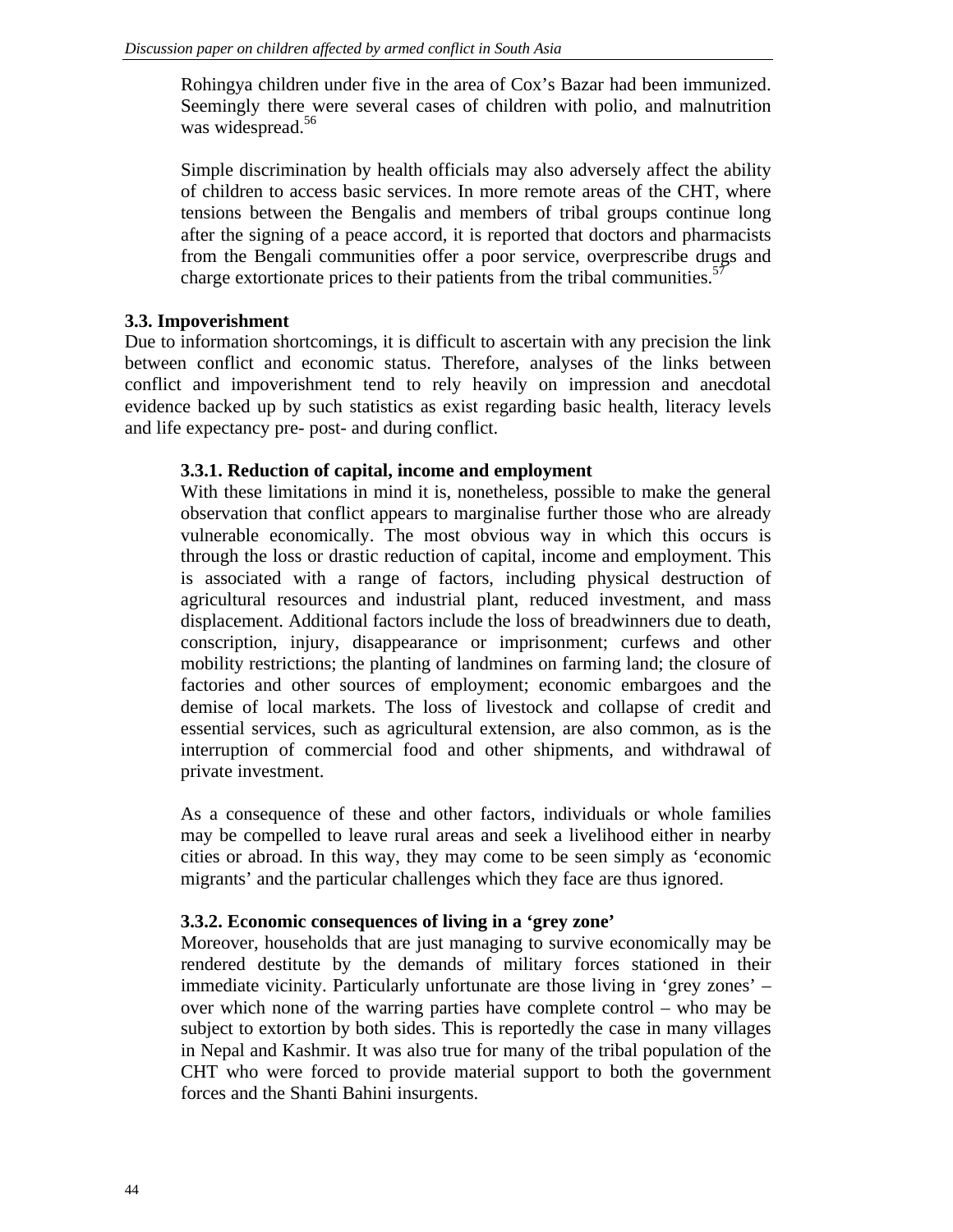Rohingya children under five in the area of Cox's Bazar had been immunized. Seemingly there were several cases of children with polio, and malnutrition was widespread.[56]

Simple discrimination by health officials may also adversely affect the ability of children to access basic services. In more remote areas of the CHT, where tensions between the Bengalis and members of tribal groups continue long after the signing of a peace accord, it is reported that doctors and pharmacists from the Bengali communities offer a poor service, overprescribe drugs and charge extortionate prices to their patients from the tribal communities.[57]

### 3.3. Impoverishment

Due to information shortcomings, it is difficult to ascertain with any precision the link between conflict and economic status. Therefore, analyses of the links between conflict and impoverishment tend to rely heavily on impression and anecdotal evidence backed up by such statistics as exist regarding basic health, literacy levels and life expectancy pre- post- and during conflict.

#### 3.3.1. Reduction of capital, income and employment

With these limitations in mind it is, nonetheless, possible to make the general observation that conflict appears to marginalise further those who are already vulnerable economically. The most obvious way in which this occurs is through the loss or drastic reduction of capital, income and employment. This is associated with a range of factors, including physical destruction of agricultural resources and industrial plant, reduced investment, and mass displacement. Additional factors include the loss of breadwinners due to death, conscription, injury, disappearance or imprisonment; curfews and other mobility restrictions; the planting of landmines on farming land; the closure of factories and other sources of employment; economic embargoes and the demise of local markets. The loss of livestock and collapse of credit and essential services, such as agricultural extension, are also common, as is the interruption of commercial food and other shipments, and withdrawal of private investment.

As a consequence of these and other factors, individuals or whole families may be compelled to leave rural areas and seek a livelihood either in nearby cities or abroad. In this way, they may come to be seen simply as 'economic migrants' and the particular challenges which they face are thus ignored.

#### 3.3.2. Economic consequences of living in a 'grey zone'

Moreover, households that are just managing to survive economically may be rendered destitute by the demands of military forces stationed in their immediate vicinity. Particularly unfortunate are those living in 'grey zones' – over which none of the warring parties have complete control – who may be subject to extortion by both sides. This is reportedly the case in many villages in Nepal and Kashmir. It was also true for many of the tribal population of the CHT who were forced to provide material support to both the government forces and the Shanti Bahini insurgents.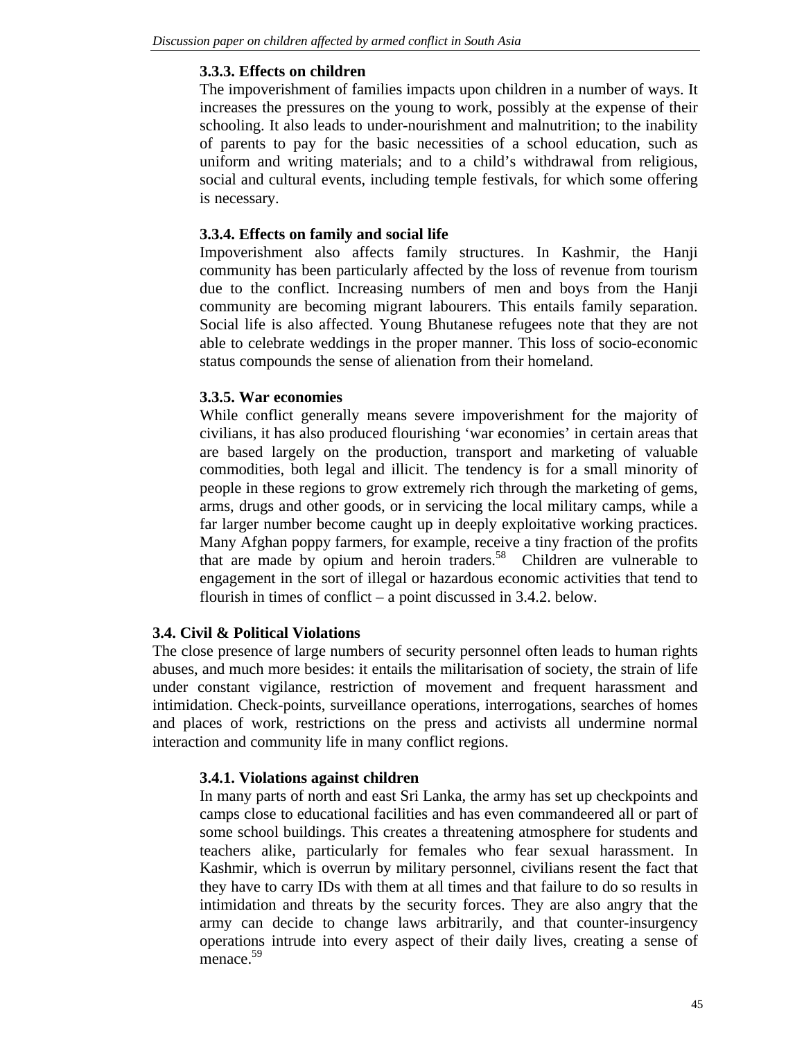#### 3.3.3. Effects on children

The impoverishment of families impacts upon children in a number of ways. It increases the pressures on the young to work, possibly at the expense of their schooling. It also leads to under-nourishment and malnutrition; to the inability of parents to pay for the basic necessities of a school education, such as uniform and writing materials; and to a child's withdrawal from religious, social and cultural events, including temple festivals, for which some offering is necessary.

#### 3.3.4. Effects on family and social life

Impoverishment also affects family structures. In Kashmir, the Hanji community has been particularly affected by the loss of revenue from tourism due to the conflict. Increasing numbers of men and boys from the Hanji community are becoming migrant labourers. This entails family separation. Social life is also affected. Young Bhutanese refugees note that they are not able to celebrate weddings in the proper manner. This loss of socio-economic status compounds the sense of alienation from their homeland.

#### 3.3.5. War economies

While conflict generally means severe impoverishment for the majority of civilians, it has also produced flourishing 'war economies' in certain areas that are based largely on the production, transport and marketing of valuable commodities, both legal and illicit. The tendency is for a small minority of people in these regions to grow extremely rich through the marketing of gems, arms, drugs and other goods, or in servicing the local military camps, while a far larger number become caught up in deeply exploitative working practices. Many Afghan poppy farmers, for example, receive a tiny fraction of the profits that are made by opium and heroin traders.[58] Children are vulnerable to engagement in the sort of illegal or hazardous economic activities that tend to flourish in times of conflict – a point discussed in 3.4.2. below.

### 3.4. Civil & Political Violations

The close presence of large numbers of security personnel often leads to human rights abuses, and much more besides: it entails the militarisation of society, the strain of life under constant vigilance, restriction of movement and frequent harassment and intimidation. Check-points, surveillance operations, interrogations, searches of homes and places of work, restrictions on the press and activists all undermine normal interaction and community life in many conflict regions.

#### 3.4.1. Violations against children

In many parts of north and east Sri Lanka, the army has set up checkpoints and camps close to educational facilities and has even commandeered all or part of some school buildings. This creates a threatening atmosphere for students and teachers alike, particularly for females who fear sexual harassment. In Kashmir, which is overrun by military personnel, civilians resent the fact that they have to carry IDs with them at all times and that failure to do so results in intimidation and threats by the security forces. They are also angry that the army can decide to change laws arbitrarily, and that counter-insurgency operations intrude into every aspect of their daily lives, creating a sense of menace.[59]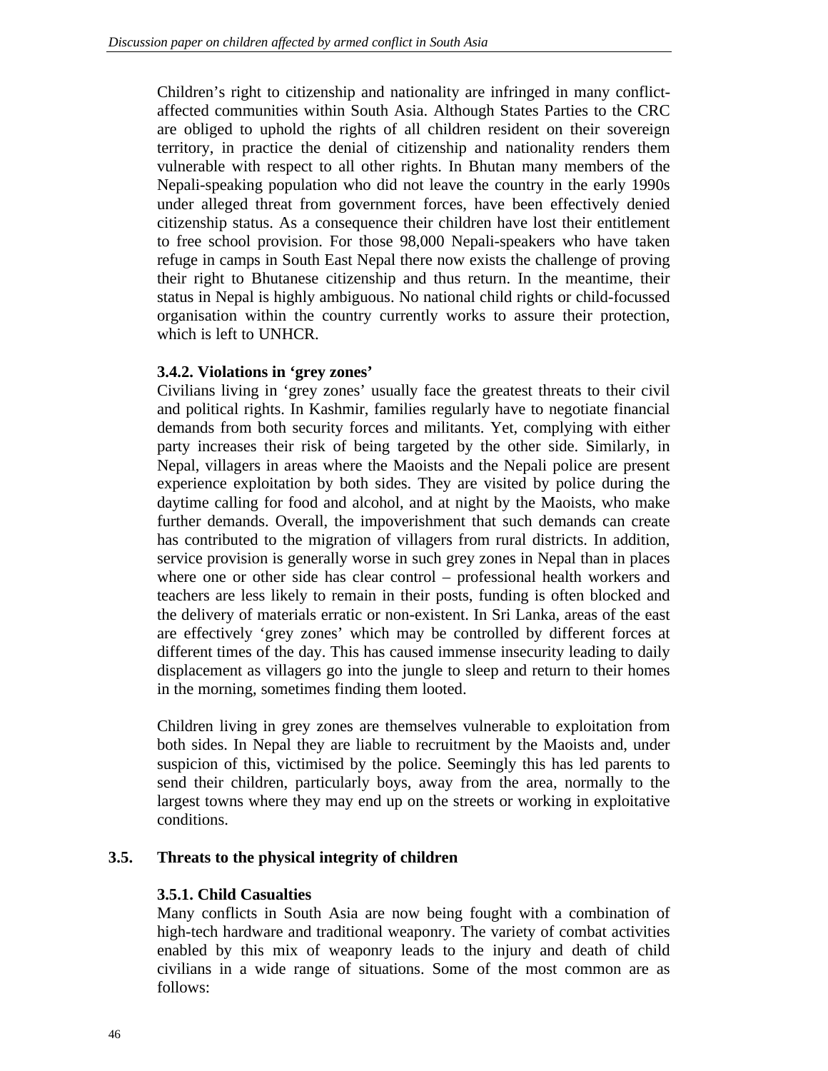Children's right to citizenship and nationality are infringed in many conflict-affected communities within South Asia. Although States Parties to the CRC are obliged to uphold the rights of all children resident on their sovereign territory, in practice the denial of citizenship and nationality renders them vulnerable with respect to all other rights. In Bhutan many members of the Nepali-speaking population who did not leave the country in the early 1990s under alleged threat from government forces, have been effectively denied citizenship status. As a consequence their children have lost their entitlement to free school provision. For those 98,000 Nepali-speakers who have taken refuge in camps in South East Nepal there now exists the challenge of proving their right to Bhutanese citizenship and thus return. In the meantime, their status in Nepal is highly ambiguous. No national child rights or child-focussed organisation within the country currently works to assure their protection, which is left to UNHCR.

#### 3.4.2. Violations in 'grey zones'

Civilians living in 'grey zones' usually face the greatest threats to their civil and political rights. In Kashmir, families regularly have to negotiate financial demands from both security forces and militants. Yet, complying with either party increases their risk of being targeted by the other side. Similarly, in Nepal, villagers in areas where the Maoists and the Nepali police are present experience exploitation by both sides. They are visited by police during the daytime calling for food and alcohol, and at night by the Maoists, who make further demands. Overall, the impoverishment that such demands can create has contributed to the migration of villagers from rural districts. In addition, service provision is generally worse in such grey zones in Nepal than in places where one or other side has clear control – professional health workers and teachers are less likely to remain in their posts, funding is often blocked and the delivery of materials erratic or non-existent. In Sri Lanka, areas of the east are effectively 'grey zones' which may be controlled by different forces at different times of the day. This has caused immense insecurity leading to daily displacement as villagers go into the jungle to sleep and return to their homes in the morning, sometimes finding them looted.

Children living in grey zones are themselves vulnerable to exploitation from both sides. In Nepal they are liable to recruitment by the Maoists and, under suspicion of this, victimised by the police. Seemingly this has led parents to send their children, particularly boys, away from the area, normally to the largest towns where they may end up on the streets or working in exploitative conditions.

### 3.5. Threats to the physical integrity of children

#### 3.5.1. Child Casualties

Many conflicts in South Asia are now being fought with a combination of high-tech hardware and traditional weaponry. The variety of combat activities enabled by this mix of weaponry leads to the injury and death of child civilians in a wide range of situations. Some of the most common are as follows: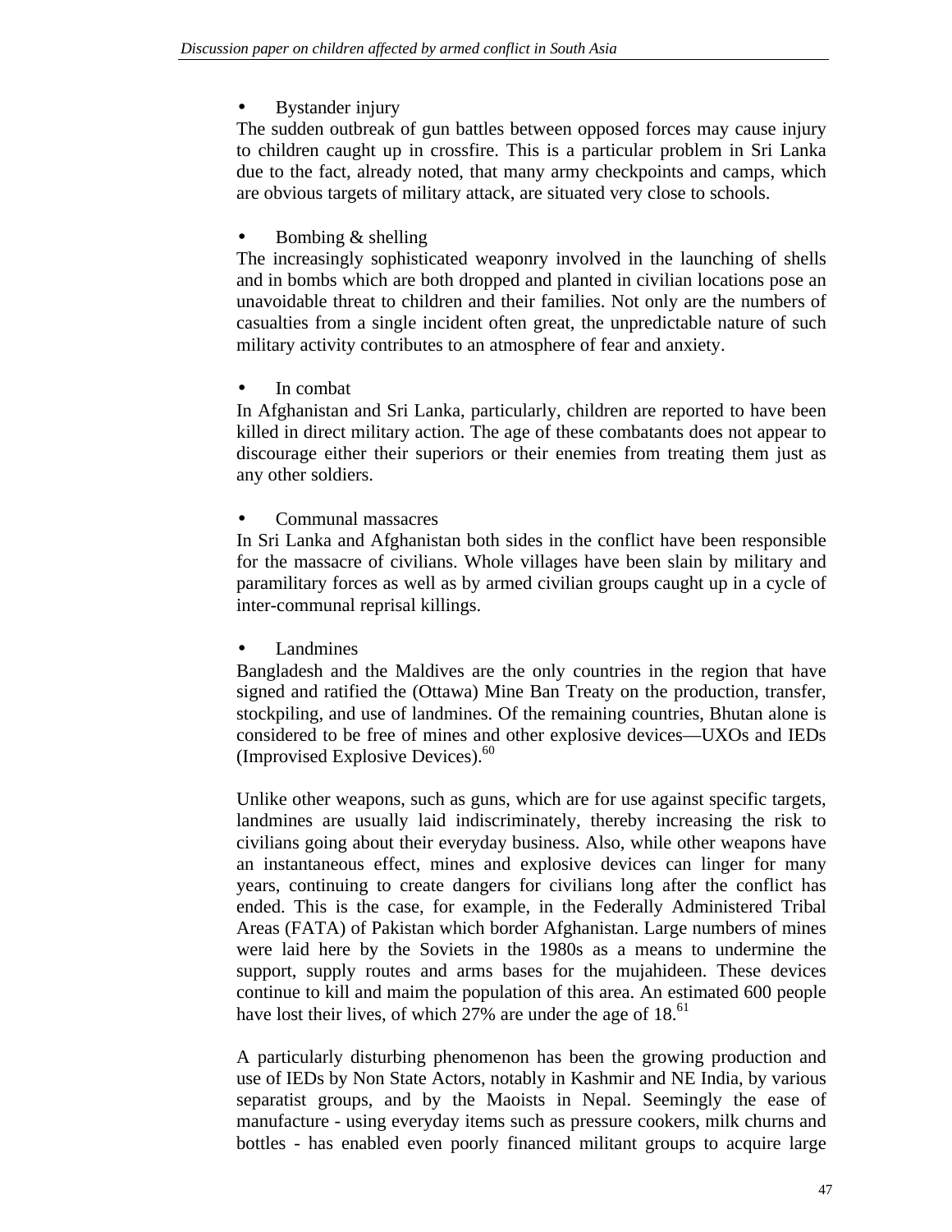- Bystander injury

The sudden outbreak of gun battles between opposed forces may cause injury to children caught up in crossfire. This is a particular problem in Sri Lanka due to the fact, already noted, that many army checkpoints and camps, which are obvious targets of military attack, are situated very close to schools.

- Bombing & shelling

The increasingly sophisticated weaponry involved in the launching of shells and in bombs which are both dropped and planted in civilian locations pose an unavoidable threat to children and their families. Not only are the numbers of casualties from a single incident often great, the unpredictable nature of such military activity contributes to an atmosphere of fear and anxiety.

- In combat

In Afghanistan and Sri Lanka, particularly, children are reported to have been killed in direct military action. The age of these combatants does not appear to discourage either their superiors or their enemies from treating them just as any other soldiers.

- Communal massacres

In Sri Lanka and Afghanistan both sides in the conflict have been responsible for the massacre of civilians. Whole villages have been slain by military and paramilitary forces as well as by armed civilian groups caught up in a cycle of inter-communal reprisal killings.

- Landmines

Bangladesh and the Maldives are the only countries in the region that have signed and ratified the (Ottawa) Mine Ban Treaty on the production, transfer, stockpiling, and use of landmines. Of the remaining countries, Bhutan alone is considered to be free of mines and other explosive devices—UXOs and IEDs (Improvised Explosive Devices).[60]

Unlike other weapons, such as guns, which are for use against specific targets, landmines are usually laid indiscriminately, thereby increasing the risk to civilians going about their everyday business. Also, while other weapons have an instantaneous effect, mines and explosive devices can linger for many years, continuing to create dangers for civilians long after the conflict has ended. This is the case, for example, in the Federally Administered Tribal Areas (FATA) of Pakistan which border Afghanistan. Large numbers of mines were laid here by the Soviets in the 1980s as a means to undermine the support, supply routes and arms bases for the mujahideen. These devices continue to kill and maim the population of this area. An estimated 600 people have lost their lives, of which 27% are under the age of 18.[61]

A particularly disturbing phenomenon has been the growing production and use of IEDs by Non State Actors, notably in Kashmir and NE India, by various separatist groups, and by the Maoists in Nepal. Seemingly the ease of manufacture - using everyday items such as pressure cookers, milk churns and bottles - has enabled even poorly financed militant groups to acquire large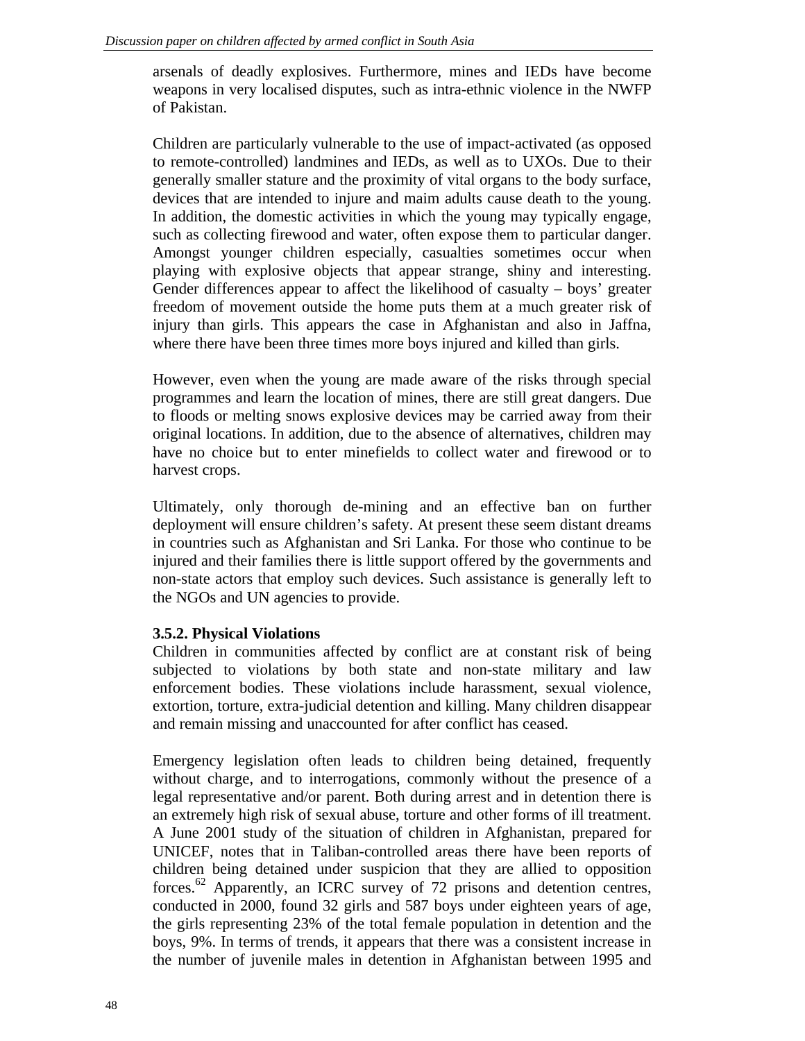arsenals of deadly explosives. Furthermore, mines and IEDs have become weapons in very localised disputes, such as intra-ethnic violence in the NWFP of Pakistan.

Children are particularly vulnerable to the use of impact-activated (as opposed to remote-controlled) landmines and IEDs, as well as to UXOs. Due to their generally smaller stature and the proximity of vital organs to the body surface, devices that are intended to injure and maim adults cause death to the young. In addition, the domestic activities in which the young may typically engage, such as collecting firewood and water, often expose them to particular danger. Amongst younger children especially, casualties sometimes occur when playing with explosive objects that appear strange, shiny and interesting. Gender differences appear to affect the likelihood of casualty – boys' greater freedom of movement outside the home puts them at a much greater risk of injury than girls. This appears the case in Afghanistan and also in Jaffna, where there have been three times more boys injured and killed than girls.

However, even when the young are made aware of the risks through special programmes and learn the location of mines, there are still great dangers. Due to floods or melting snows explosive devices may be carried away from their original locations. In addition, due to the absence of alternatives, children may have no choice but to enter minefields to collect water and firewood or to harvest crops.

Ultimately, only thorough de-mining and an effective ban on further deployment will ensure children's safety. At present these seem distant dreams in countries such as Afghanistan and Sri Lanka. For those who continue to be injured and their families there is little support offered by the governments and non-state actors that employ such devices. Such assistance is generally left to the NGOs and UN agencies to provide.

### 3.5.2. Physical Violations

Children in communities affected by conflict are at constant risk of being subjected to violations by both state and non-state military and law enforcement bodies. These violations include harassment, sexual violence, extortion, torture, extra-judicial detention and killing. Many children disappear and remain missing and unaccounted for after conflict has ceased.

Emergency legislation often leads to children being detained, frequently without charge, and to interrogations, commonly without the presence of a legal representative and/or parent. Both during arrest and in detention there is an extremely high risk of sexual abuse, torture and other forms of ill treatment. A June 2001 study of the situation of children in Afghanistan, prepared for UNICEF, notes that in Taliban-controlled areas there have been reports of children being detained under suspicion that they are allied to opposition forces.[62] Apparently, an ICRC survey of 72 prisons and detention centres, conducted in 2000, found 32 girls and 587 boys under eighteen years of age, the girls representing 23% of the total female population in detention and the boys, 9%. In terms of trends, it appears that there was a consistent increase in the number of juvenile males in detention in Afghanistan between 1995 and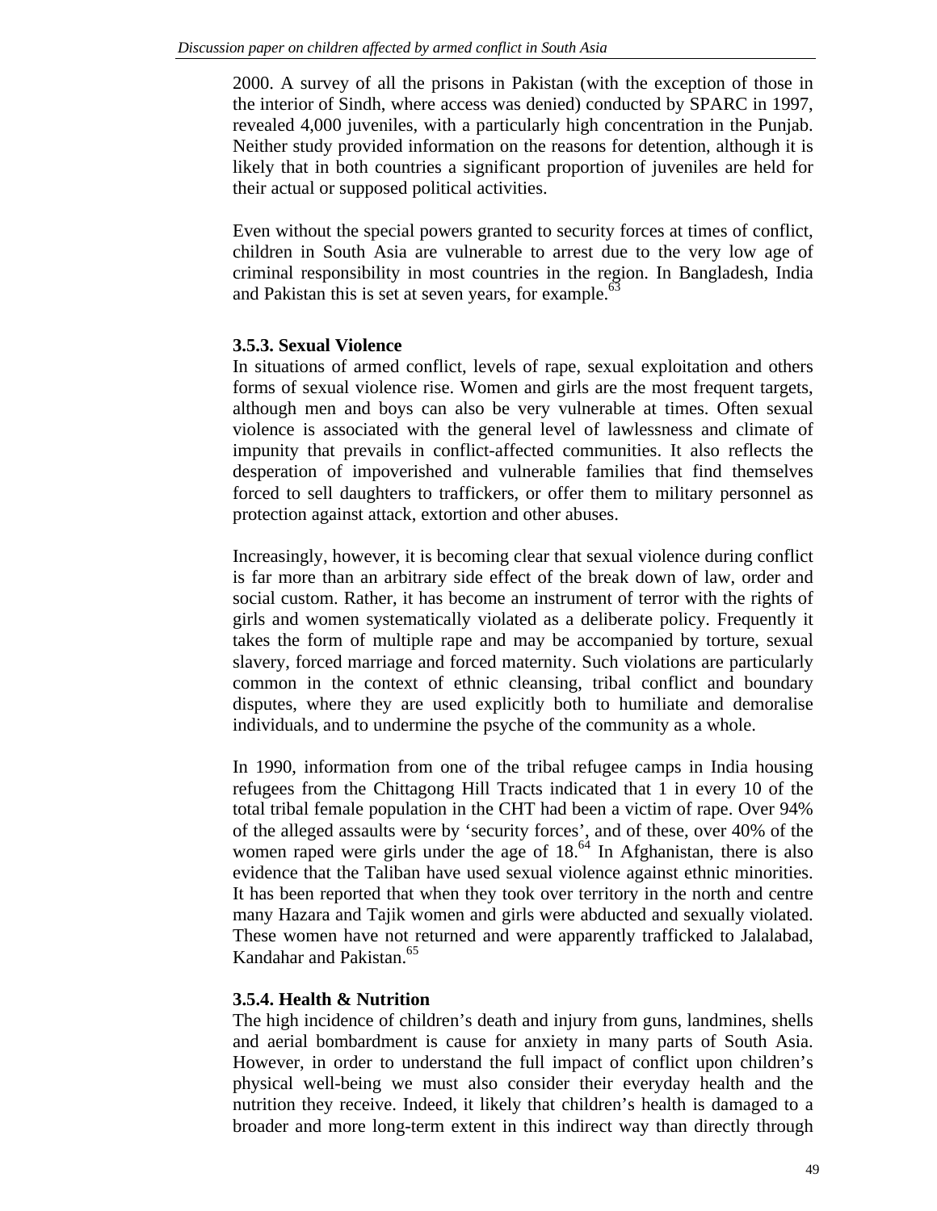2000. A survey of all the prisons in Pakistan (with the exception of those in the interior of Sindh, where access was denied) conducted by SPARC in 1997, revealed 4,000 juveniles, with a particularly high concentration in the Punjab. Neither study provided information on the reasons for detention, although it is likely that in both countries a significant proportion of juveniles are held for their actual or supposed political activities.

Even without the special powers granted to security forces at times of conflict, children in South Asia are vulnerable to arrest due to the very low age of criminal responsibility in most countries in the region. In Bangladesh, India and Pakistan this is set at seven years, for example.[63]

### 3.5.3. Sexual Violence

In situations of armed conflict, levels of rape, sexual exploitation and others forms of sexual violence rise. Women and girls are the most frequent targets, although men and boys can also be very vulnerable at times. Often sexual violence is associated with the general level of lawlessness and climate of impunity that prevails in conflict-affected communities. It also reflects the desperation of impoverished and vulnerable families that find themselves forced to sell daughters to traffickers, or offer them to military personnel as protection against attack, extortion and other abuses.

Increasingly, however, it is becoming clear that sexual violence during conflict is far more than an arbitrary side effect of the break down of law, order and social custom. Rather, it has become an instrument of terror with the rights of girls and women systematically violated as a deliberate policy. Frequently it takes the form of multiple rape and may be accompanied by torture, sexual slavery, forced marriage and forced maternity. Such violations are particularly common in the context of ethnic cleansing, tribal conflict and boundary disputes, where they are used explicitly both to humiliate and demoralise individuals, and to undermine the psyche of the community as a whole.

In 1990, information from one of the tribal refugee camps in India housing refugees from the Chittagong Hill Tracts indicated that 1 in every 10 of the total tribal female population in the CHT had been a victim of rape. Over 94% of the alleged assaults were by 'security forces', and of these, over 40% of the women raped were girls under the age of 18.[64] In Afghanistan, there is also evidence that the Taliban have used sexual violence against ethnic minorities. It has been reported that when they took over territory in the north and centre many Hazara and Tajik women and girls were abducted and sexually violated. These women have not returned and were apparently trafficked to Jalalabad, Kandahar and Pakistan.[65]

### 3.5.4. Health & Nutrition

The high incidence of children's death and injury from guns, landmines, shells and aerial bombardment is cause for anxiety in many parts of South Asia. However, in order to understand the full impact of conflict upon children's physical well-being we must also consider their everyday health and the nutrition they receive. Indeed, it likely that children's health is damaged to a broader and more long-term extent in this indirect way than directly through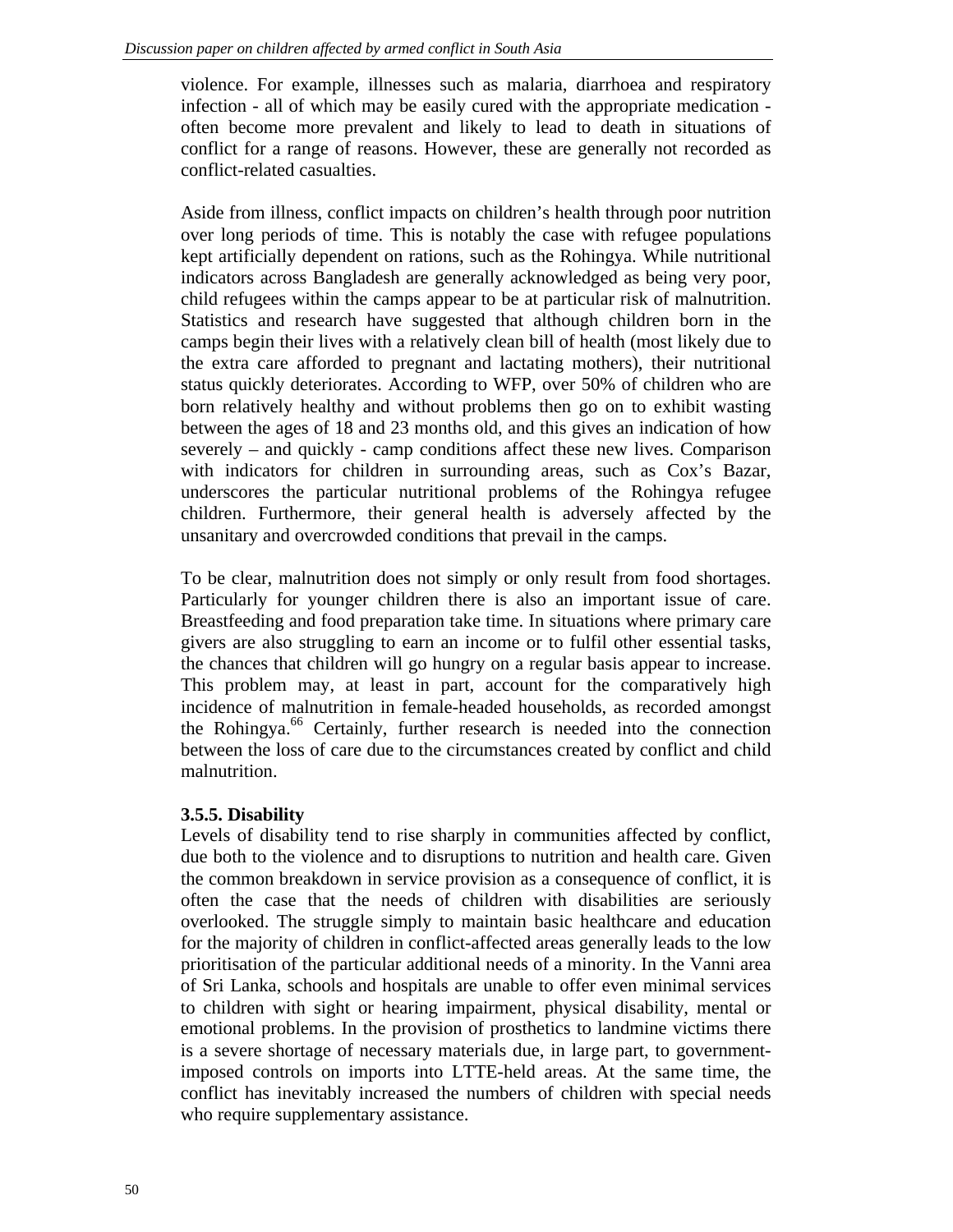violence. For example, illnesses such as malaria, diarrhoea and respiratory infection - all of which may be easily cured with the appropriate medication - often become more prevalent and likely to lead to death in situations of conflict for a range of reasons. However, these are generally not recorded as conflict-related casualties.

Aside from illness, conflict impacts on children's health through poor nutrition over long periods of time. This is notably the case with refugee populations kept artificially dependent on rations, such as the Rohingya. While nutritional indicators across Bangladesh are generally acknowledged as being very poor, child refugees within the camps appear to be at particular risk of malnutrition. Statistics and research have suggested that although children born in the camps begin their lives with a relatively clean bill of health (most likely due to the extra care afforded to pregnant and lactating mothers), their nutritional status quickly deteriorates. According to WFP, over 50% of children who are born relatively healthy and without problems then go on to exhibit wasting between the ages of 18 and 23 months old, and this gives an indication of how severely – and quickly - camp conditions affect these new lives. Comparison with indicators for children in surrounding areas, such as Cox's Bazar, underscores the particular nutritional problems of the Rohingya refugee children. Furthermore, their general health is adversely affected by the unsanitary and overcrowded conditions that prevail in the camps.

To be clear, malnutrition does not simply or only result from food shortages. Particularly for younger children there is also an important issue of care. Breastfeeding and food preparation take time. In situations where primary care givers are also struggling to earn an income or to fulfil other essential tasks, the chances that children will go hungry on a regular basis appear to increase. This problem may, at least in part, account for the comparatively high incidence of malnutrition in female-headed households, as recorded amongst the Rohingya.[66] Certainly, further research is needed into the connection between the loss of care due to the circumstances created by conflict and child malnutrition.

#### 3.5.5. Disability

Levels of disability tend to rise sharply in communities affected by conflict, due both to the violence and to disruptions to nutrition and health care. Given the common breakdown in service provision as a consequence of conflict, it is often the case that the needs of children with disabilities are seriously overlooked. The struggle simply to maintain basic healthcare and education for the majority of children in conflict-affected areas generally leads to the low prioritisation of the particular additional needs of a minority. In the Vanni area of Sri Lanka, schools and hospitals are unable to offer even minimal services to children with sight or hearing impairment, physical disability, mental or emotional problems. In the provision of prosthetics to landmine victims there is a severe shortage of necessary materials due, in large part, to government-imposed controls on imports into LTTE-held areas. At the same time, the conflict has inevitably increased the numbers of children with special needs who require supplementary assistance.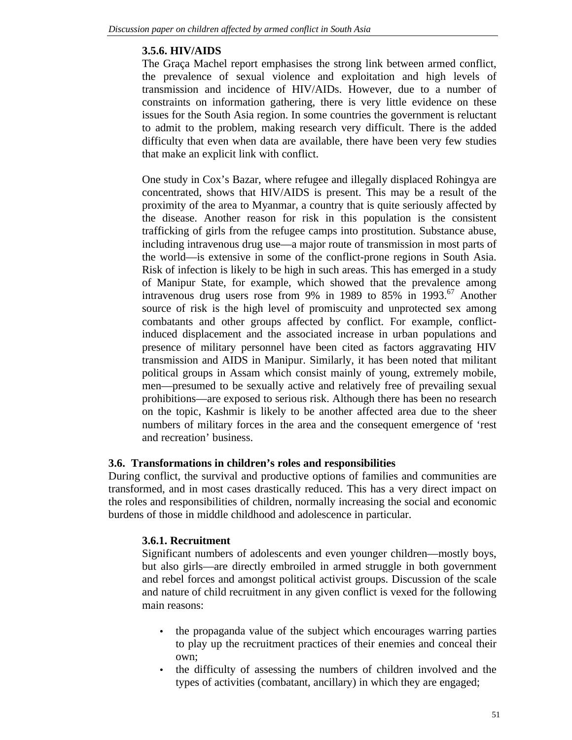#### 3.5.6. HIV/AIDS

The Graça Machel report emphasises the strong link between armed conflict, the prevalence of sexual violence and exploitation and high levels of transmission and incidence of HIV/AIDs. However, due to a number of constraints on information gathering, there is very little evidence on these issues for the South Asia region. In some countries the government is reluctant to admit to the problem, making research very difficult. There is the added difficulty that even when data are available, there have been very few studies that make an explicit link with conflict.

One study in Cox's Bazar, where refugee and illegally displaced Rohingya are concentrated, shows that HIV/AIDS is present. This may be a result of the proximity of the area to Myanmar, a country that is quite seriously affected by the disease. Another reason for risk in this population is the consistent trafficking of girls from the refugee camps into prostitution. Substance abuse, including intravenous drug use—a major route of transmission in most parts of the world—is extensive in some of the conflict-prone regions in South Asia. Risk of infection is likely to be high in such areas. This has emerged in a study of Manipur State, for example, which showed that the prevalence among intravenous drug users rose from 9% in 1989 to 85% in 1993.[67] Another source of risk is the high level of promiscuity and unprotected sex among combatants and other groups affected by conflict. For example, conflict-induced displacement and the associated increase in urban populations and presence of military personnel have been cited as factors aggravating HIV transmission and AIDS in Manipur. Similarly, it has been noted that militant political groups in Assam which consist mainly of young, extremely mobile, men—presumed to be sexually active and relatively free of prevailing sexual prohibitions—are exposed to serious risk. Although there has been no research on the topic, Kashmir is likely to be another affected area due to the sheer numbers of military forces in the area and the consequent emergence of 'rest and recreation' business.

### 3.6. Transformations in children's roles and responsibilities

During conflict, the survival and productive options of families and communities are transformed, and in most cases drastically reduced. This has a very direct impact on the roles and responsibilities of children, normally increasing the social and economic burdens of those in middle childhood and adolescence in particular.

#### 3.6.1. Recruitment

Significant numbers of adolescents and even younger children—mostly boys, but also girls—are directly embroiled in armed struggle in both government and rebel forces and amongst political activist groups. Discussion of the scale and nature of child recruitment in any given conflict is vexed for the following main reasons:

- the propaganda value of the subject which encourages warring parties to play up the recruitment practices of their enemies and conceal their own;
- the difficulty of assessing the numbers of children involved and the types of activities (combatant, ancillary) in which they are engaged;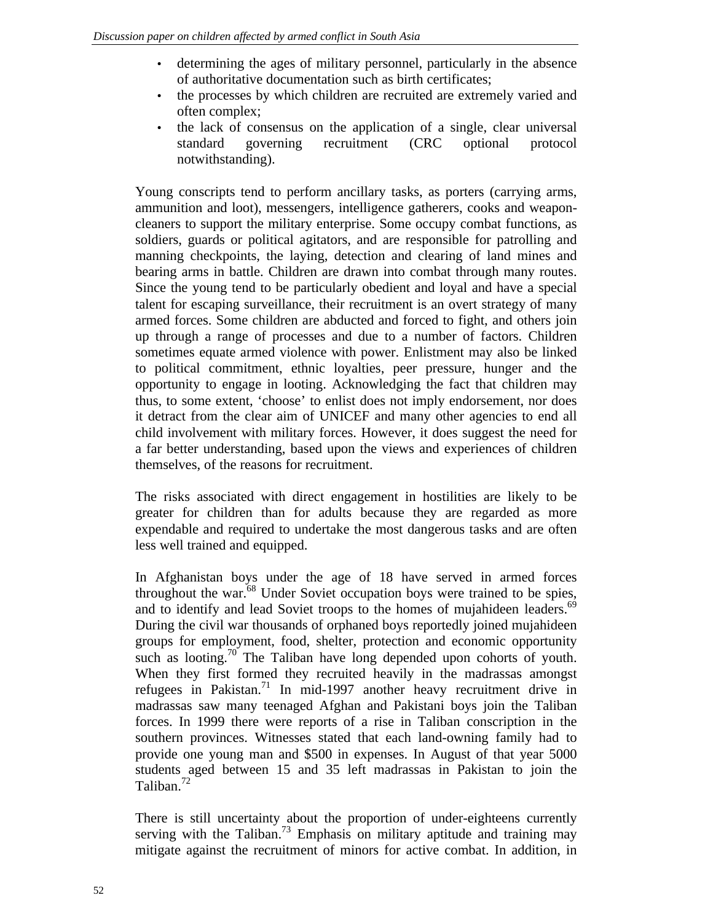- determining the ages of military personnel, particularly in the absence of authoritative documentation such as birth certificates;
- the processes by which children are recruited are extremely varied and often complex;
- the lack of consensus on the application of a single, clear universal standard governing recruitment (CRC optional protocol notwithstanding).

Young conscripts tend to perform ancillary tasks, as porters (carrying arms, ammunition and loot), messengers, intelligence gatherers, cooks and weapon-cleaners to support the military enterprise. Some occupy combat functions, as soldiers, guards or political agitators, and are responsible for patrolling and manning checkpoints, the laying, detection and clearing of land mines and bearing arms in battle. Children are drawn into combat through many routes. Since the young tend to be particularly obedient and loyal and have a special talent for escaping surveillance, their recruitment is an overt strategy of many armed forces. Some children are abducted and forced to fight, and others join up through a range of processes and due to a number of factors. Children sometimes equate armed violence with power. Enlistment may also be linked to political commitment, ethnic loyalties, peer pressure, hunger and the opportunity to engage in looting. Acknowledging the fact that children may thus, to some extent, 'choose' to enlist does not imply endorsement, nor does it detract from the clear aim of UNICEF and many other agencies to end all child involvement with military forces. However, it does suggest the need for a far better understanding, based upon the views and experiences of children themselves, of the reasons for recruitment.

The risks associated with direct engagement in hostilities are likely to be greater for children than for adults because they are regarded as more expendable and required to undertake the most dangerous tasks and are often less well trained and equipped.

In Afghanistan boys under the age of 18 have served in armed forces throughout the war.[68] Under Soviet occupation boys were trained to be spies, and to identify and lead Soviet troops to the homes of mujahideen leaders.[69] During the civil war thousands of orphaned boys reportedly joined mujahideen groups for employment, food, shelter, protection and economic opportunity such as looting.[70] The Taliban have long depended upon cohorts of youth. When they first formed they recruited heavily in the madrassas amongst refugees in Pakistan.[71] In mid-1997 another heavy recruitment drive in madrassas saw many teenaged Afghan and Pakistani boys join the Taliban forces. In 1999 there were reports of a rise in Taliban conscription in the southern provinces. Witnesses stated that each land-owning family had to provide one young man and $500 in expenses. In August of that year 5000 students aged between 15 and 35 left madrassas in Pakistan to join the Taliban.[72]

There is still uncertainty about the proportion of under-eighteens currently serving with the Taliban.[73] Emphasis on military aptitude and training may mitigate against the recruitment of minors for active combat. In addition, in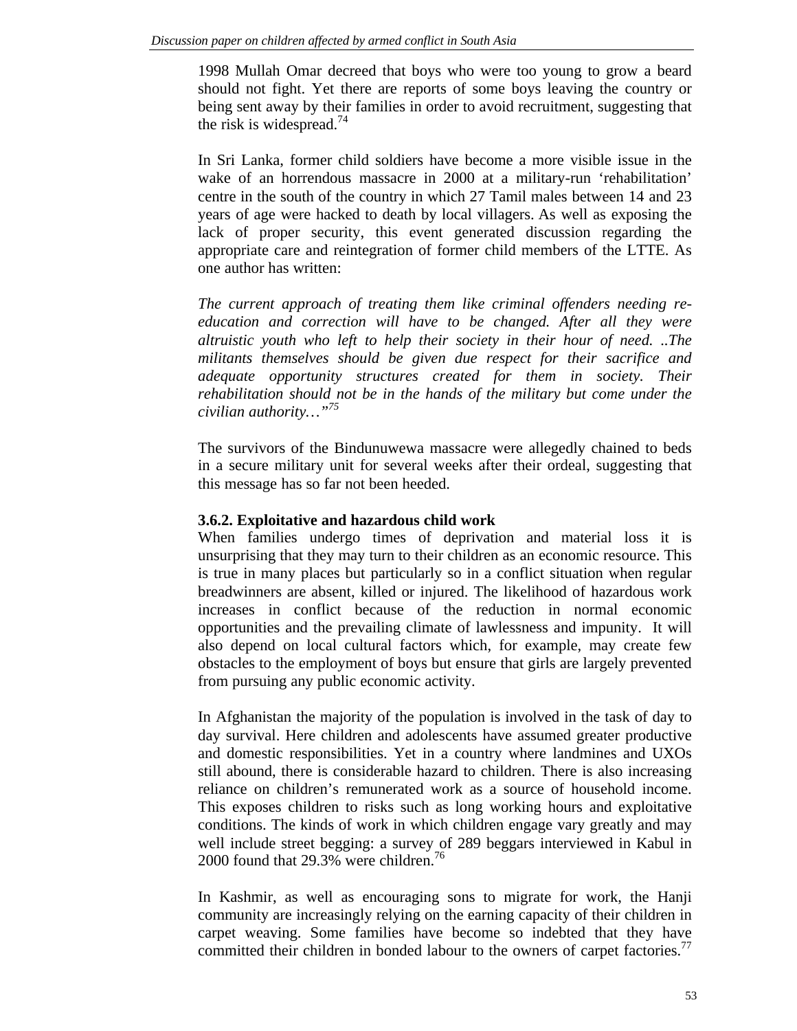1998 Mullah Omar decreed that boys who were too young to grow a beard should not fight. Yet there are reports of some boys leaving the country or being sent away by their families in order to avoid recruitment, suggesting that the risk is widespread.[74]

In Sri Lanka, former child soldiers have become a more visible issue in the wake of an horrendous massacre in 2000 at a military-run 'rehabilitation' centre in the south of the country in which 27 Tamil males between 14 and 23 years of age were hacked to death by local villagers. As well as exposing the lack of proper security, this event generated discussion regarding the appropriate care and reintegration of former child members of the LTTE. As one author has written:

*The current approach of treating them like criminal offenders needing re-education and correction will have to be changed. After all they were altruistic youth who left to help their society in their hour of need. ..The militants themselves should be given due respect for their sacrifice and adequate opportunity structures created for them in society. Their rehabilitation should not be in the hands of the military but come under the civilian authority…"*[75]

The survivors of the Bindunuwewa massacre were allegedly chained to beds in a secure military unit for several weeks after their ordeal, suggesting that this message has so far not been heeded.

### 3.6.2. Exploitative and hazardous child work

When families undergo times of deprivation and material loss it is unsurprising that they may turn to their children as an economic resource. This is true in many places but particularly so in a conflict situation when regular breadwinners are absent, killed or injured. The likelihood of hazardous work increases in conflict because of the reduction in normal economic opportunities and the prevailing climate of lawlessness and impunity. It will also depend on local cultural factors which, for example, may create few obstacles to the employment of boys but ensure that girls are largely prevented from pursuing any public economic activity.

In Afghanistan the majority of the population is involved in the task of day to day survival. Here children and adolescents have assumed greater productive and domestic responsibilities. Yet in a country where landmines and UXOs still abound, there is considerable hazard to children. There is also increasing reliance on children's remunerated work as a source of household income. This exposes children to risks such as long working hours and exploitative conditions. The kinds of work in which children engage vary greatly and may well include street begging: a survey of 289 beggars interviewed in Kabul in 2000 found that 29.3% were children.[76]

In Kashmir, as well as encouraging sons to migrate for work, the Hanji community are increasingly relying on the earning capacity of their children in carpet weaving. Some families have become so indebted that they have committed their children in bonded labour to the owners of carpet factories.[77]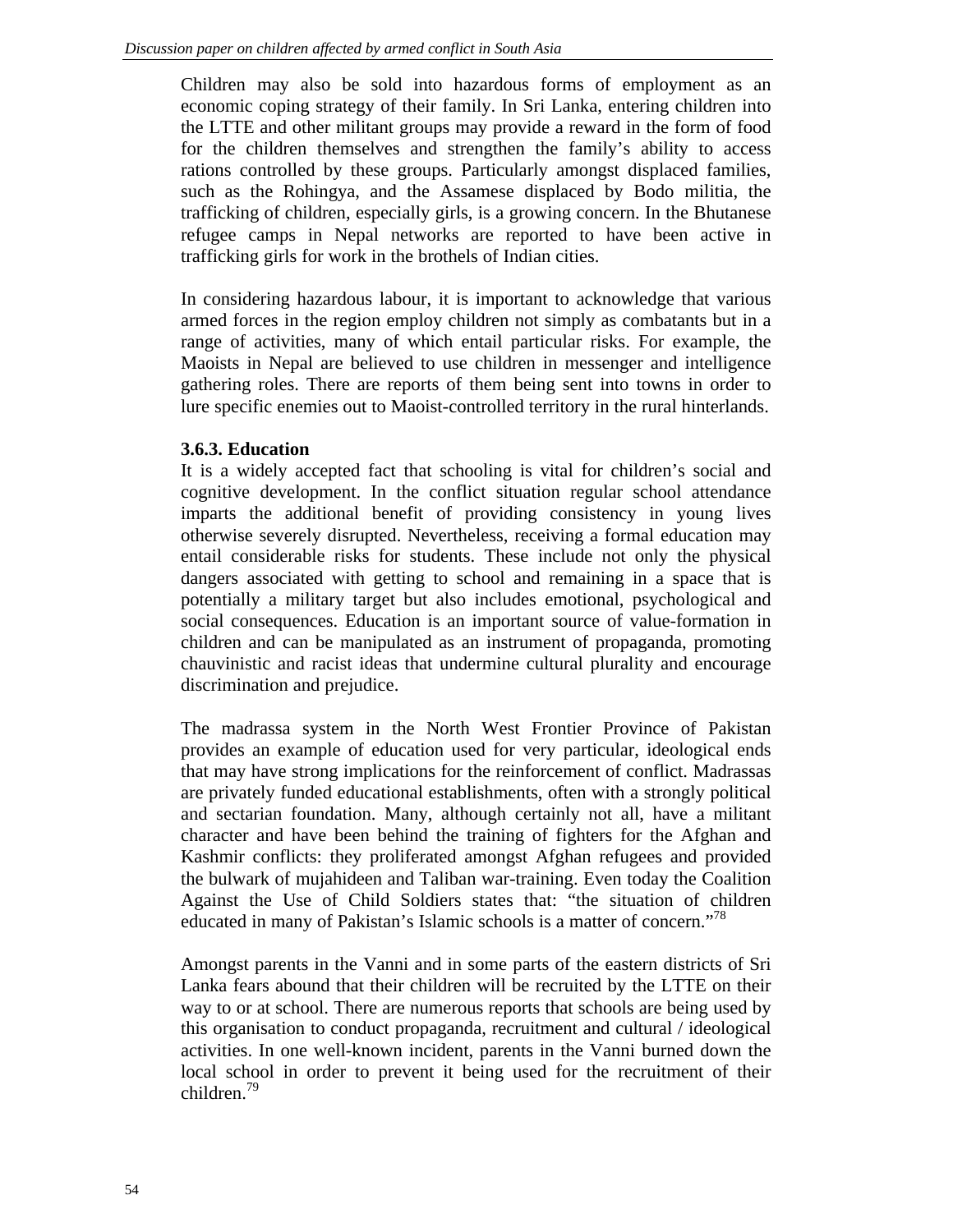Children may also be sold into hazardous forms of employment as an economic coping strategy of their family. In Sri Lanka, entering children into the LTTE and other militant groups may provide a reward in the form of food for the children themselves and strengthen the family's ability to access rations controlled by these groups. Particularly amongst displaced families, such as the Rohingya, and the Assamese displaced by Bodo militia, the trafficking of children, especially girls, is a growing concern. In the Bhutanese refugee camps in Nepal networks are reported to have been active in trafficking girls for work in the brothels of Indian cities.

In considering hazardous labour, it is important to acknowledge that various armed forces in the region employ children not simply as combatants but in a range of activities, many of which entail particular risks. For example, the Maoists in Nepal are believed to use children in messenger and intelligence gathering roles. There are reports of them being sent into towns in order to lure specific enemies out to Maoist-controlled territory in the rural hinterlands.

### 3.6.3. Education

It is a widely accepted fact that schooling is vital for children's social and cognitive development. In the conflict situation regular school attendance imparts the additional benefit of providing consistency in young lives otherwise severely disrupted. Nevertheless, receiving a formal education may entail considerable risks for students. These include not only the physical dangers associated with getting to school and remaining in a space that is potentially a military target but also includes emotional, psychological and social consequences. Education is an important source of value-formation in children and can be manipulated as an instrument of propaganda, promoting chauvinistic and racist ideas that undermine cultural plurality and encourage discrimination and prejudice.

The madrassa system in the North West Frontier Province of Pakistan provides an example of education used for very particular, ideological ends that may have strong implications for the reinforcement of conflict. Madrassas are privately funded educational establishments, often with a strongly political and sectarian foundation. Many, although certainly not all, have a militant character and have been behind the training of fighters for the Afghan and Kashmir conflicts: they proliferated amongst Afghan refugees and provided the bulwark of mujahideen and Taliban war-training. Even today the Coalition Against the Use of Child Soldiers states that: "the situation of children educated in many of Pakistan's Islamic schools is a matter of concern."[78]

Amongst parents in the Vanni and in some parts of the eastern districts of Sri Lanka fears abound that their children will be recruited by the LTTE on their way to or at school. There are numerous reports that schools are being used by this organisation to conduct propaganda, recruitment and cultural / ideological activities. In one well-known incident, parents in the Vanni burned down the local school in order to prevent it being used for the recruitment of their children.[79]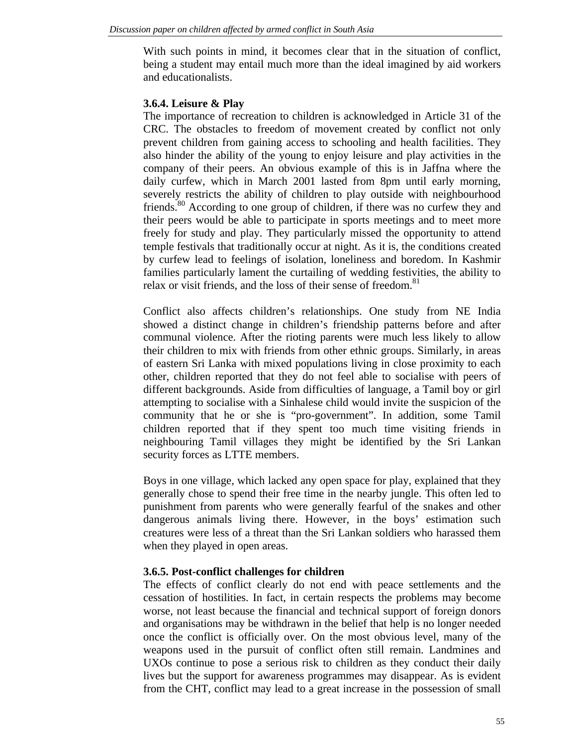With such points in mind, it becomes clear that in the situation of conflict, being a student may entail much more than the ideal imagined by aid workers and educationalists.

### 3.6.4. Leisure & Play

The importance of recreation to children is acknowledged in Article 31 of the CRC. The obstacles to freedom of movement created by conflict not only prevent children from gaining access to schooling and health facilities. They also hinder the ability of the young to enjoy leisure and play activities in the company of their peers. An obvious example of this is in Jaffna where the daily curfew, which in March 2001 lasted from 8pm until early morning, severely restricts the ability of children to play outside with neighbourhood friends.[80] According to one group of children, if there was no curfew they and their peers would be able to participate in sports meetings and to meet more freely for study and play. They particularly missed the opportunity to attend temple festivals that traditionally occur at night. As it is, the conditions created by curfew lead to feelings of isolation, loneliness and boredom. In Kashmir families particularly lament the curtailing of wedding festivities, the ability to relax or visit friends, and the loss of their sense of freedom.[81]

Conflict also affects children's relationships. One study from NE India showed a distinct change in children's friendship patterns before and after communal violence. After the rioting parents were much less likely to allow their children to mix with friends from other ethnic groups. Similarly, in areas of eastern Sri Lanka with mixed populations living in close proximity to each other, children reported that they do not feel able to socialise with peers of different backgrounds. Aside from difficulties of language, a Tamil boy or girl attempting to socialise with a Sinhalese child would invite the suspicion of the community that he or she is "pro-government". In addition, some Tamil children reported that if they spent too much time visiting friends in neighbouring Tamil villages they might be identified by the Sri Lankan security forces as LTTE members.

Boys in one village, which lacked any open space for play, explained that they generally chose to spend their free time in the nearby jungle. This often led to punishment from parents who were generally fearful of the snakes and other dangerous animals living there. However, in the boys' estimation such creatures were less of a threat than the Sri Lankan soldiers who harassed them when they played in open areas.

### 3.6.5. Post-conflict challenges for children

The effects of conflict clearly do not end with peace settlements and the cessation of hostilities. In fact, in certain respects the problems may become worse, not least because the financial and technical support of foreign donors and organisations may be withdrawn in the belief that help is no longer needed once the conflict is officially over. On the most obvious level, many of the weapons used in the pursuit of conflict often still remain. Landmines and UXOs continue to pose a serious risk to children as they conduct their daily lives but the support for awareness programmes may disappear. As is evident from the CHT, conflict may lead to a great increase in the possession of small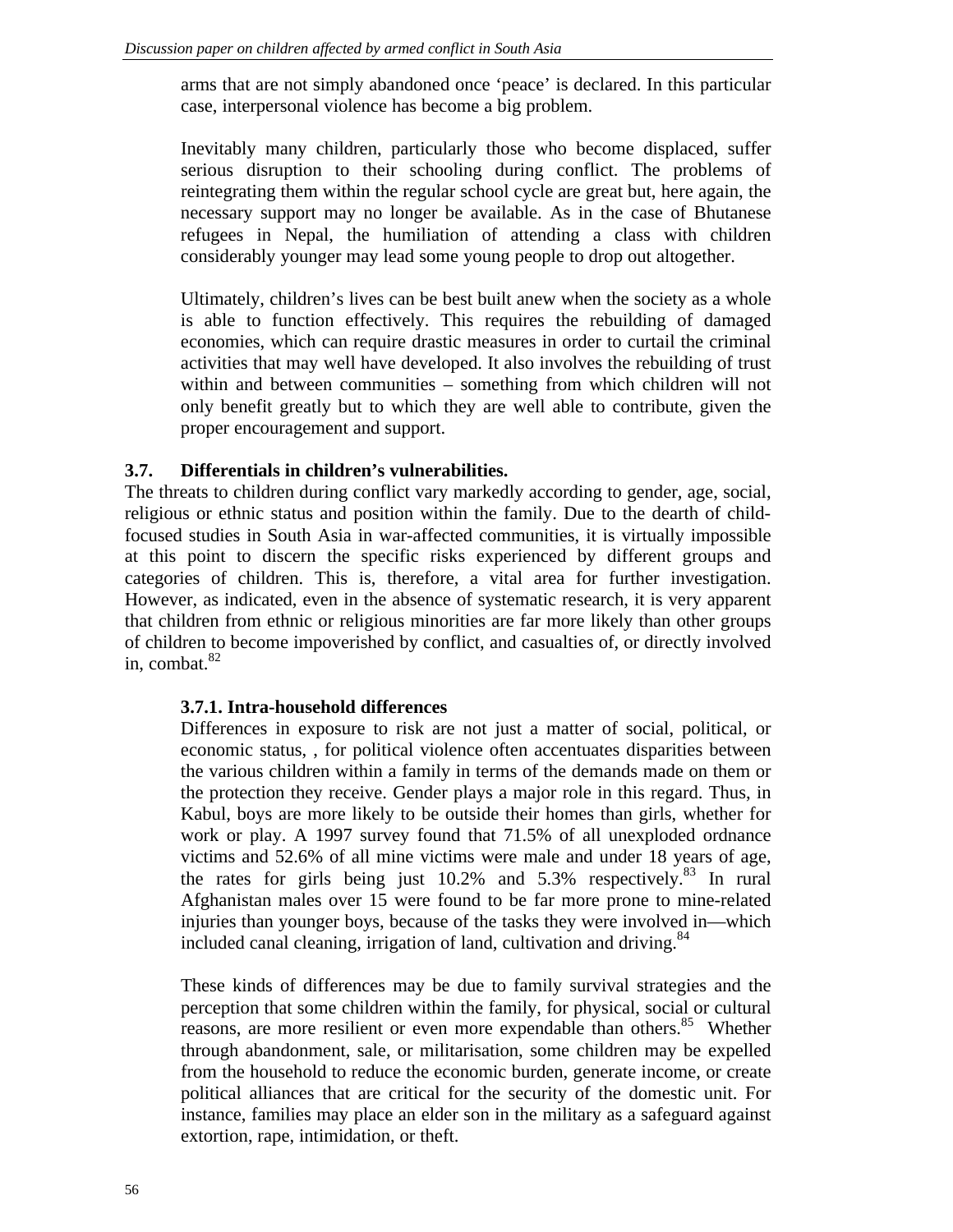arms that are not simply abandoned once 'peace' is declared. In this particular case, interpersonal violence has become a big problem.

Inevitably many children, particularly those who become displaced, suffer serious disruption to their schooling during conflict. The problems of reintegrating them within the regular school cycle are great but, here again, the necessary support may no longer be available. As in the case of Bhutanese refugees in Nepal, the humiliation of attending a class with children considerably younger may lead some young people to drop out altogether.

Ultimately, children's lives can be best built anew when the society as a whole is able to function effectively. This requires the rebuilding of damaged economies, which can require drastic measures in order to curtail the criminal activities that may well have developed. It also involves the rebuilding of trust within and between communities – something from which children will not only benefit greatly but to which they are well able to contribute, given the proper encouragement and support.

### 3.7. Differentials in children's vulnerabilities.

The threats to children during conflict vary markedly according to gender, age, social, religious or ethnic status and position within the family. Due to the dearth of child-focused studies in South Asia in war-affected communities, it is virtually impossible at this point to discern the specific risks experienced by different groups and categories of children. This is, therefore, a vital area for further investigation. However, as indicated, even in the absence of systematic research, it is very apparent that children from ethnic or religious minorities are far more likely than other groups of children to become impoverished by conflict, and casualties of, or directly involved in, combat.[82]

#### 3.7.1. Intra-household differences

Differences in exposure to risk are not just a matter of social, political, or economic status, , for political violence often accentuates disparities between the various children within a family in terms of the demands made on them or the protection they receive. Gender plays a major role in this regard. Thus, in Kabul, boys are more likely to be outside their homes than girls, whether for work or play. A 1997 survey found that 71.5% of all unexploded ordnance victims and 52.6% of all mine victims were male and under 18 years of age, the rates for girls being just 10.2% and 5.3% respectively.[83] In rural Afghanistan males over 15 were found to be far more prone to mine-related injuries than younger boys, because of the tasks they were involved in—which included canal cleaning, irrigation of land, cultivation and driving.[84]

These kinds of differences may be due to family survival strategies and the perception that some children within the family, for physical, social or cultural reasons, are more resilient or even more expendable than others.[85] Whether through abandonment, sale, or militarisation, some children may be expelled from the household to reduce the economic burden, generate income, or create political alliances that are critical for the security of the domestic unit. For instance, families may place an elder son in the military as a safeguard against extortion, rape, intimidation, or theft.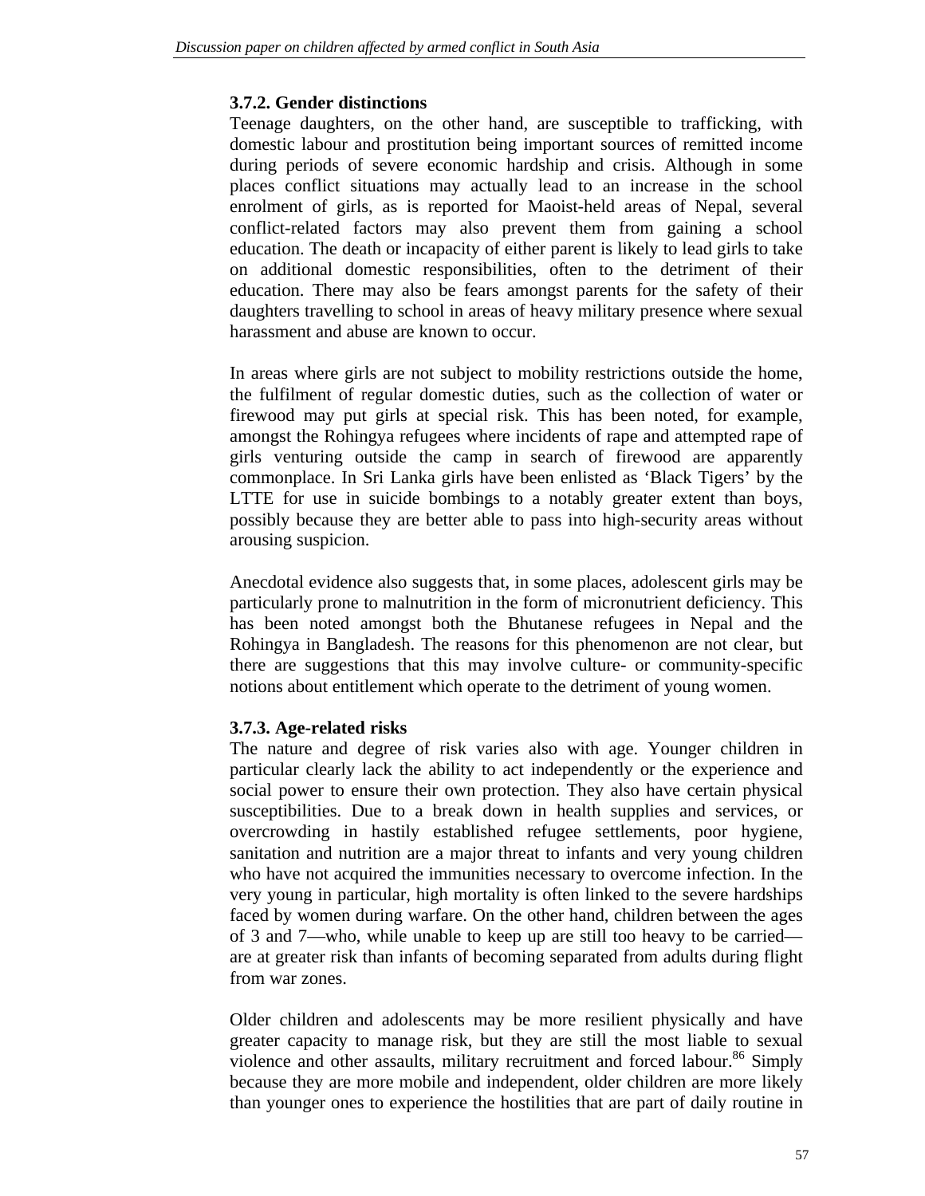### 3.7.2. Gender distinctions

Teenage daughters, on the other hand, are susceptible to trafficking, with domestic labour and prostitution being important sources of remitted income during periods of severe economic hardship and crisis. Although in some places conflict situations may actually lead to an increase in the school enrolment of girls, as is reported for Maoist-held areas of Nepal, several conflict-related factors may also prevent them from gaining a school education. The death or incapacity of either parent is likely to lead girls to take on additional domestic responsibilities, often to the detriment of their education. There may also be fears amongst parents for the safety of their daughters travelling to school in areas of heavy military presence where sexual harassment and abuse are known to occur.

In areas where girls are not subject to mobility restrictions outside the home, the fulfilment of regular domestic duties, such as the collection of water or firewood may put girls at special risk. This has been noted, for example, amongst the Rohingya refugees where incidents of rape and attempted rape of girls venturing outside the camp in search of firewood are apparently commonplace. In Sri Lanka girls have been enlisted as 'Black Tigers' by the LTTE for use in suicide bombings to a notably greater extent than boys, possibly because they are better able to pass into high-security areas without arousing suspicion.

Anecdotal evidence also suggests that, in some places, adolescent girls may be particularly prone to malnutrition in the form of micronutrient deficiency. This has been noted amongst both the Bhutanese refugees in Nepal and the Rohingya in Bangladesh. The reasons for this phenomenon are not clear, but there are suggestions that this may involve culture- or community-specific notions about entitlement which operate to the detriment of young women.

### 3.7.3. Age-related risks

The nature and degree of risk varies also with age. Younger children in particular clearly lack the ability to act independently or the experience and social power to ensure their own protection. They also have certain physical susceptibilities. Due to a break down in health supplies and services, or overcrowding in hastily established refugee settlements, poor hygiene, sanitation and nutrition are a major threat to infants and very young children who have not acquired the immunities necessary to overcome infection. In the very young in particular, high mortality is often linked to the severe hardships faced by women during warfare. On the other hand, children between the ages of 3 and 7—who, while unable to keep up are still too heavy to be carried—are at greater risk than infants of becoming separated from adults during flight from war zones.

Older children and adolescents may be more resilient physically and have greater capacity to manage risk, but they are still the most liable to sexual violence and other assaults, military recruitment and forced labour.[86] Simply because they are more mobile and independent, older children are more likely than younger ones to experience the hostilities that are part of daily routine in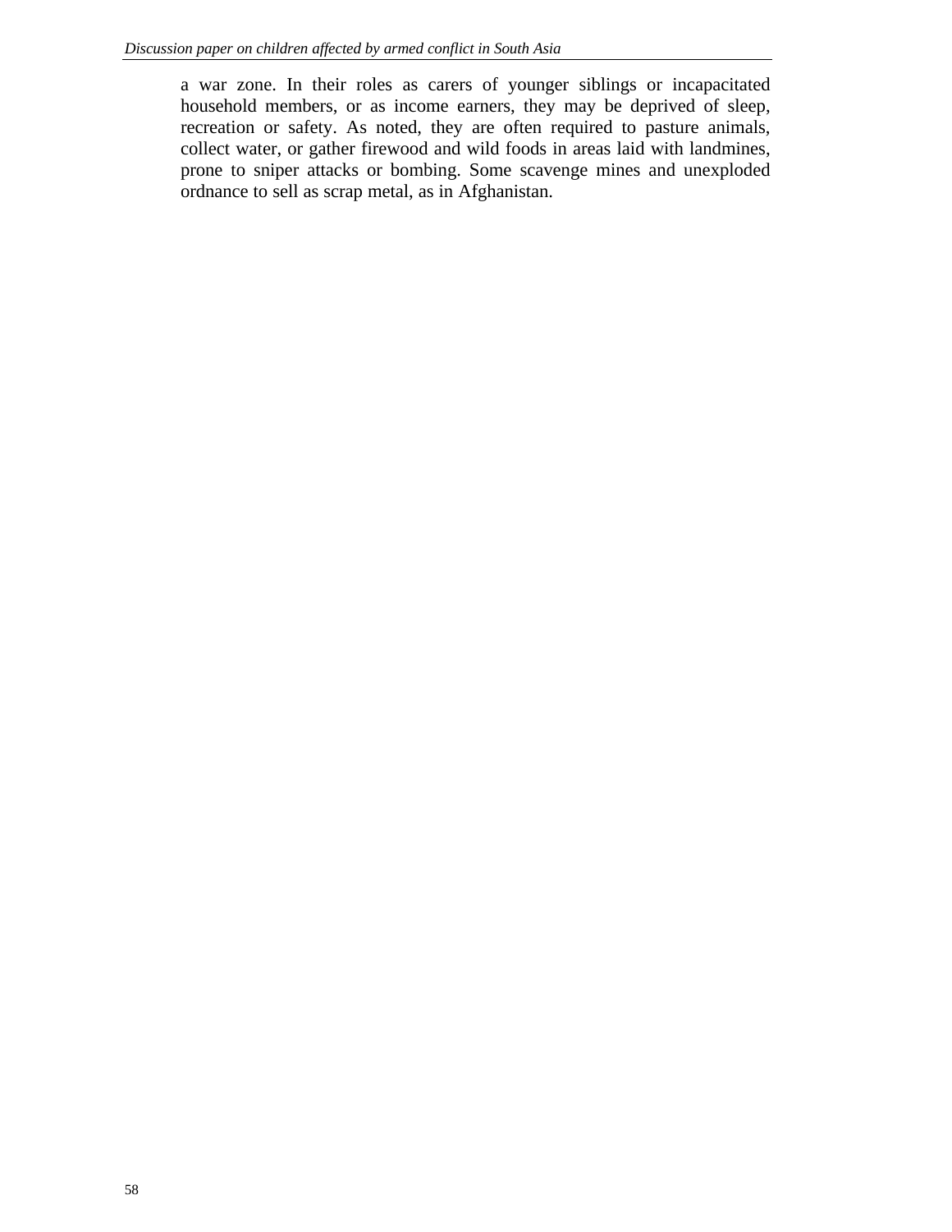a war zone. In their roles as carers of younger siblings or incapacitated household members, or as income earners, they may be deprived of sleep, recreation or safety. As noted, they are often required to pasture animals, collect water, or gather firewood and wild foods in areas laid with landmines, prone to sniper attacks or bombing. Some scavenge mines and unexploded ordnance to sell as scrap metal, as in Afghanistan.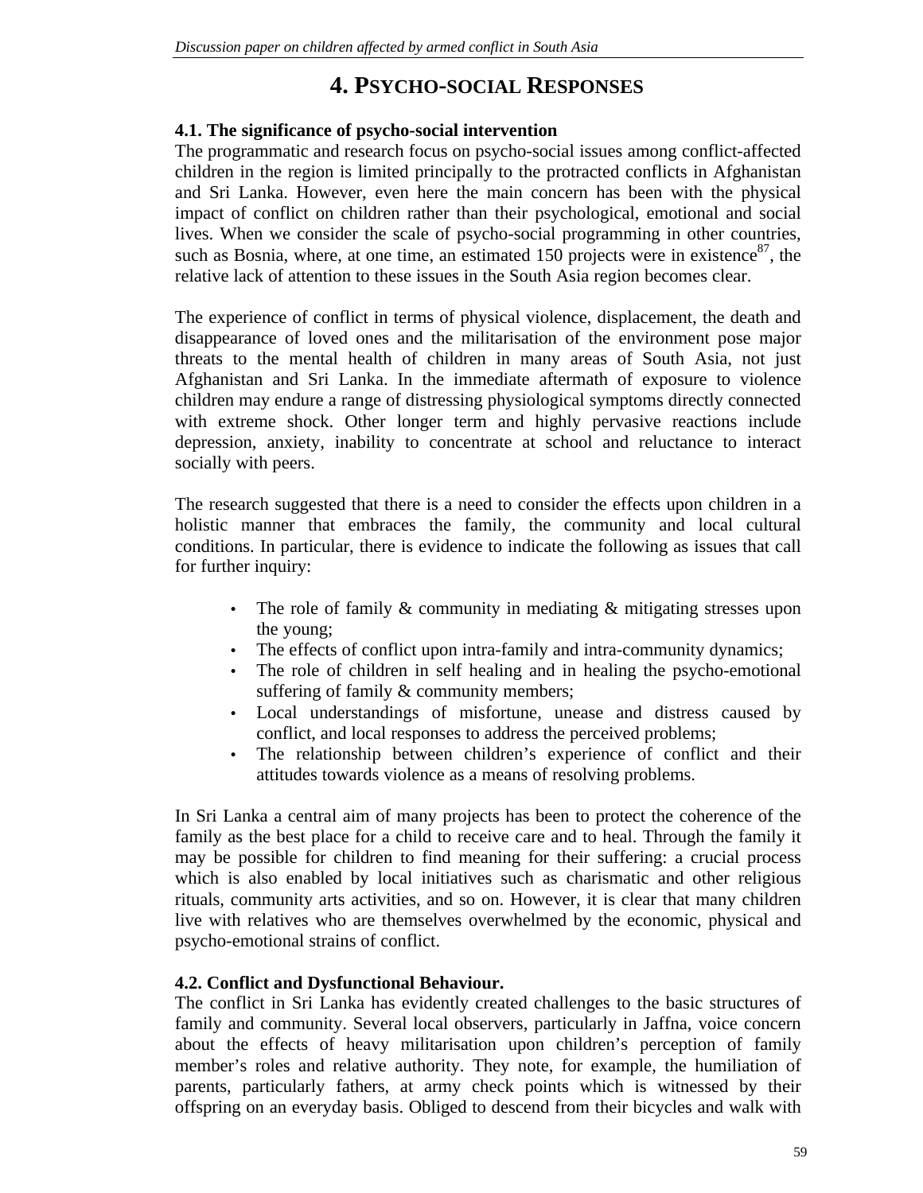# 4. PSYCHO-SOCIAL RESPONSES

## 4.1. The significance of psycho-social intervention

The programmatic and research focus on psycho-social issues among conflict-affected children in the region is limited principally to the protracted conflicts in Afghanistan and Sri Lanka. However, even here the main concern has been with the physical impact of conflict on children rather than their psychological, emotional and social lives. When we consider the scale of psycho-social programming in other countries, such as Bosnia, where, at one time, an estimated 150 projects were in existence[87], the relative lack of attention to these issues in the South Asia region becomes clear.

The experience of conflict in terms of physical violence, displacement, the death and disappearance of loved ones and the militarisation of the environment pose major threats to the mental health of children in many areas of South Asia, not just Afghanistan and Sri Lanka. In the immediate aftermath of exposure to violence children may endure a range of distressing physiological symptoms directly connected with extreme shock. Other longer term and highly pervasive reactions include depression, anxiety, inability to concentrate at school and reluctance to interact socially with peers.

The research suggested that there is a need to consider the effects upon children in a holistic manner that embraces the family, the community and local cultural conditions. In particular, there is evidence to indicate the following as issues that call for further inquiry:

- The role of family & community in mediating & mitigating stresses upon the young;
- The effects of conflict upon intra-family and intra-community dynamics;
- The role of children in self healing and in healing the psycho-emotional suffering of family & community members;
- Local understandings of misfortune, unease and distress caused by conflict, and local responses to address the perceived problems;
- The relationship between children's experience of conflict and their attitudes towards violence as a means of resolving problems.

In Sri Lanka a central aim of many projects has been to protect the coherence of the family as the best place for a child to receive care and to heal. Through the family it may be possible for children to find meaning for their suffering: a crucial process which is also enabled by local initiatives such as charismatic and other religious rituals, community arts activities, and so on. However, it is clear that many children live with relatives who are themselves overwhelmed by the economic, physical and psycho-emotional strains of conflict.

## 4.2. Conflict and Dysfunctional Behaviour.

The conflict in Sri Lanka has evidently created challenges to the basic structures of family and community. Several local observers, particularly in Jaffna, voice concern about the effects of heavy militarisation upon children's perception of family member's roles and relative authority. They note, for example, the humiliation of parents, particularly fathers, at army check points which is witnessed by their offspring on an everyday basis. Obliged to descend from their bicycles and walk with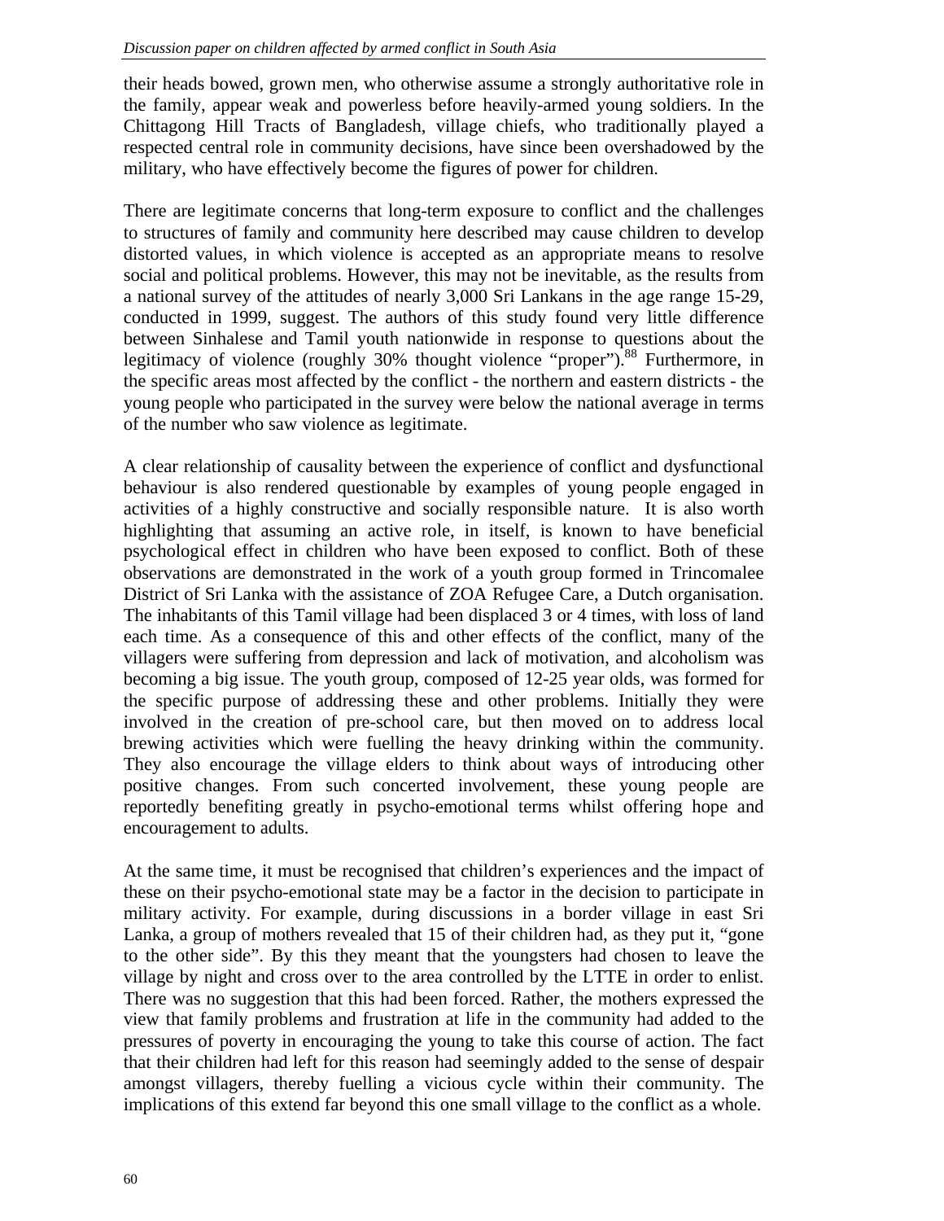their heads bowed, grown men, who otherwise assume a strongly authoritative role in the family, appear weak and powerless before heavily-armed young soldiers. In the Chittagong Hill Tracts of Bangladesh, village chiefs, who traditionally played a respected central role in community decisions, have since been overshadowed by the military, who have effectively become the figures of power for children.

There are legitimate concerns that long-term exposure to conflict and the challenges to structures of family and community here described may cause children to develop distorted values, in which violence is accepted as an appropriate means to resolve social and political problems. However, this may not be inevitable, as the results from a national survey of the attitudes of nearly 3,000 Sri Lankans in the age range 15-29, conducted in 1999, suggest. The authors of this study found very little difference between Sinhalese and Tamil youth nationwide in response to questions about the legitimacy of violence (roughly 30% thought violence "proper").[88] Furthermore, in the specific areas most affected by the conflict - the northern and eastern districts - the young people who participated in the survey were below the national average in terms of the number who saw violence as legitimate.

A clear relationship of causality between the experience of conflict and dysfunctional behaviour is also rendered questionable by examples of young people engaged in activities of a highly constructive and socially responsible nature. It is also worth highlighting that assuming an active role, in itself, is known to have beneficial psychological effect in children who have been exposed to conflict. Both of these observations are demonstrated in the work of a youth group formed in Trincomalee District of Sri Lanka with the assistance of ZOA Refugee Care, a Dutch organisation. The inhabitants of this Tamil village had been displaced 3 or 4 times, with loss of land each time. As a consequence of this and other effects of the conflict, many of the villagers were suffering from depression and lack of motivation, and alcoholism was becoming a big issue. The youth group, composed of 12-25 year olds, was formed for the specific purpose of addressing these and other problems. Initially they were involved in the creation of pre-school care, but then moved on to address local brewing activities which were fuelling the heavy drinking within the community. They also encourage the village elders to think about ways of introducing other positive changes. From such concerted involvement, these young people are reportedly benefiting greatly in psycho-emotional terms whilst offering hope and encouragement to adults.

At the same time, it must be recognised that children's experiences and the impact of these on their psycho-emotional state may be a factor in the decision to participate in military activity. For example, during discussions in a border village in east Sri Lanka, a group of mothers revealed that 15 of their children had, as they put it, "gone to the other side". By this they meant that the youngsters had chosen to leave the village by night and cross over to the area controlled by the LTTE in order to enlist. There was no suggestion that this had been forced. Rather, the mothers expressed the view that family problems and frustration at life in the community had added to the pressures of poverty in encouraging the young to take this course of action. The fact that their children had left for this reason had seemingly added to the sense of despair amongst villagers, thereby fuelling a vicious cycle within their community. The implications of this extend far beyond this one small village to the conflict as a whole.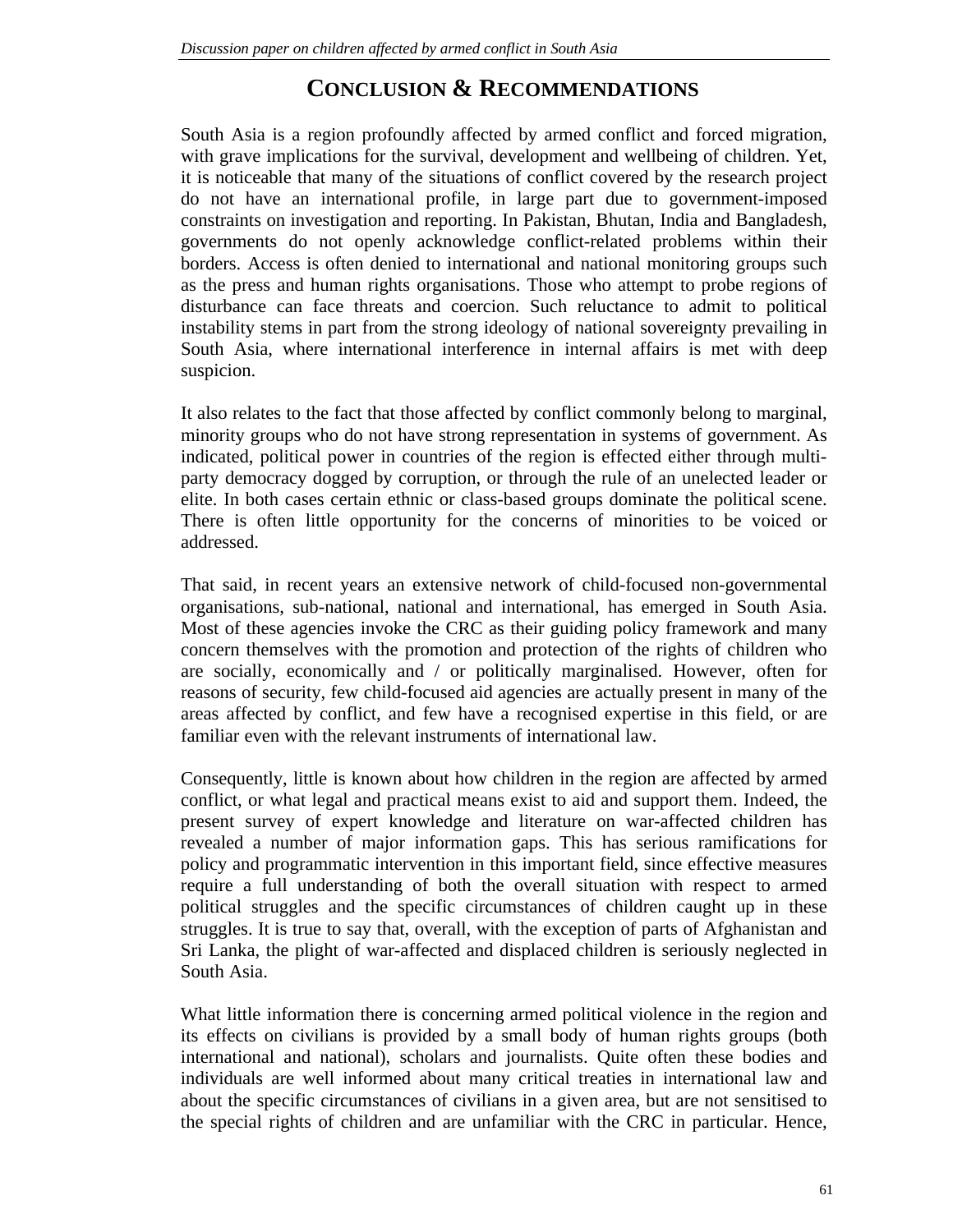# Conclusion & Recommendations

South Asia is a region profoundly affected by armed conflict and forced migration, with grave implications for the survival, development and wellbeing of children. Yet, it is noticeable that many of the situations of conflict covered by the research project do not have an international profile, in large part due to government-imposed constraints on investigation and reporting. In Pakistan, Bhutan, India and Bangladesh, governments do not openly acknowledge conflict-related problems within their borders. Access is often denied to international and national monitoring groups such as the press and human rights organisations. Those who attempt to probe regions of disturbance can face threats and coercion. Such reluctance to admit to political instability stems in part from the strong ideology of national sovereignty prevailing in South Asia, where international interference in internal affairs is met with deep suspicion.

It also relates to the fact that those affected by conflict commonly belong to marginal, minority groups who do not have strong representation in systems of government. As indicated, political power in countries of the region is effected either through multi-party democracy dogged by corruption, or through the rule of an unelected leader or elite. In both cases certain ethnic or class-based groups dominate the political scene. There is often little opportunity for the concerns of minorities to be voiced or addressed.

That said, in recent years an extensive network of child-focused non-governmental organisations, sub-national, national and international, has emerged in South Asia. Most of these agencies invoke the CRC as their guiding policy framework and many concern themselves with the promotion and protection of the rights of children who are socially, economically and / or politically marginalised. However, often for reasons of security, few child-focused aid agencies are actually present in many of the areas affected by conflict, and few have a recognised expertise in this field, or are familiar even with the relevant instruments of international law.

Consequently, little is known about how children in the region are affected by armed conflict, or what legal and practical means exist to aid and support them. Indeed, the present survey of expert knowledge and literature on war-affected children has revealed a number of major information gaps. This has serious ramifications for policy and programmatic intervention in this important field, since effective measures require a full understanding of both the overall situation with respect to armed political struggles and the specific circumstances of children caught up in these struggles. It is true to say that, overall, with the exception of parts of Afghanistan and Sri Lanka, the plight of war-affected and displaced children is seriously neglected in South Asia.

What little information there is concerning armed political violence in the region and its effects on civilians is provided by a small body of human rights groups (both international and national), scholars and journalists. Quite often these bodies and individuals are well informed about many critical treaties in international law and about the specific circumstances of civilians in a given area, but are not sensitised to the special rights of children and are unfamiliar with the CRC in particular. Hence,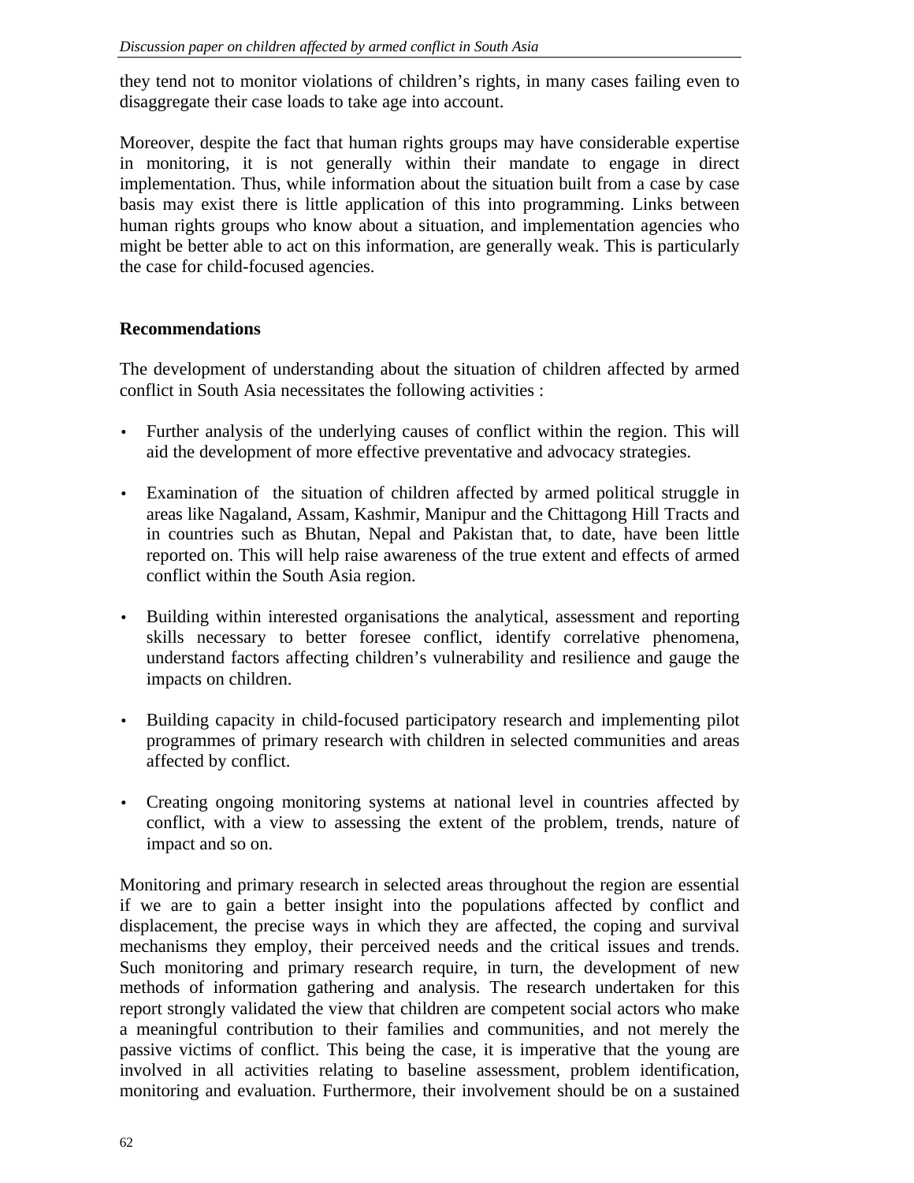they tend not to monitor violations of children's rights, in many cases failing even to disaggregate their case loads to take age into account.

Moreover, despite the fact that human rights groups may have considerable expertise in monitoring, it is not generally within their mandate to engage in direct implementation. Thus, while information about the situation built from a case by case basis may exist there is little application of this into programming. Links between human rights groups who know about a situation, and implementation agencies who might be better able to act on this information, are generally weak. This is particularly the case for child-focused agencies.

## Recommendations

The development of understanding about the situation of children affected by armed conflict in South Asia necessitates the following activities :

- Further analysis of the underlying causes of conflict within the region. This will aid the development of more effective preventative and advocacy strategies.
- Examination of the situation of children affected by armed political struggle in areas like Nagaland, Assam, Kashmir, Manipur and the Chittagong Hill Tracts and in countries such as Bhutan, Nepal and Pakistan that, to date, have been little reported on. This will help raise awareness of the true extent and effects of armed conflict within the South Asia region.
- Building within interested organisations the analytical, assessment and reporting skills necessary to better foresee conflict, identify correlative phenomena, understand factors affecting children's vulnerability and resilience and gauge the impacts on children.
- Building capacity in child-focused participatory research and implementing pilot programmes of primary research with children in selected communities and areas affected by conflict.
- Creating ongoing monitoring systems at national level in countries affected by conflict, with a view to assessing the extent of the problem, trends, nature of impact and so on.

Monitoring and primary research in selected areas throughout the region are essential if we are to gain a better insight into the populations affected by conflict and displacement, the precise ways in which they are affected, the coping and survival mechanisms they employ, their perceived needs and the critical issues and trends. Such monitoring and primary research require, in turn, the development of new methods of information gathering and analysis. The research undertaken for this report strongly validated the view that children are competent social actors who make a meaningful contribution to their families and communities, and not merely the passive victims of conflict. This being the case, it is imperative that the young are involved in all activities relating to baseline assessment, problem identification, monitoring and evaluation. Furthermore, their involvement should be on a sustained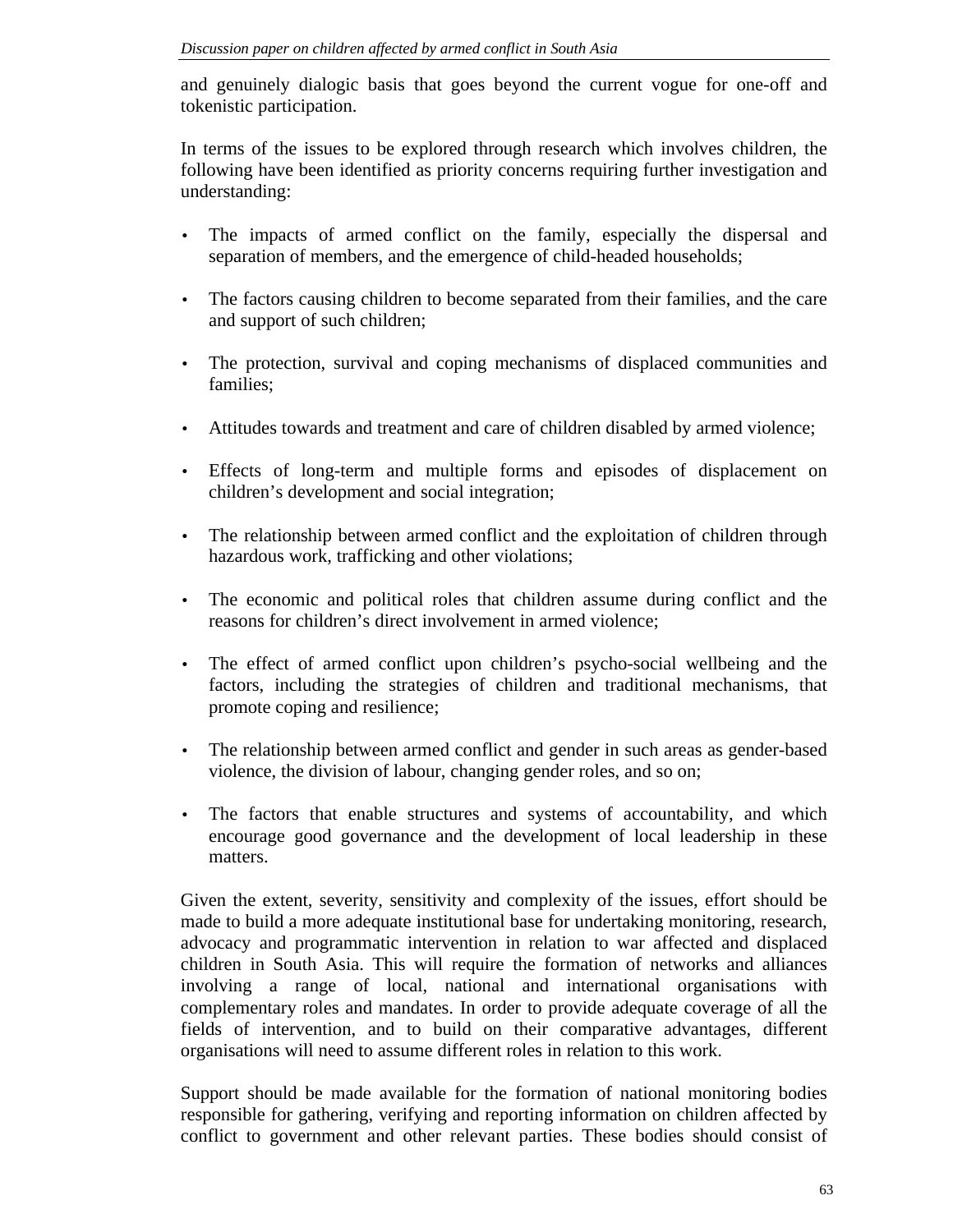and genuinely dialogic basis that goes beyond the current vogue for one-off and tokenistic participation.

In terms of the issues to be explored through research which involves children, the following have been identified as priority concerns requiring further investigation and understanding:

- The impacts of armed conflict on the family, especially the dispersal and separation of members, and the emergence of child-headed households;
- The factors causing children to become separated from their families, and the care and support of such children;
- The protection, survival and coping mechanisms of displaced communities and families;
- Attitudes towards and treatment and care of children disabled by armed violence;
- Effects of long-term and multiple forms and episodes of displacement on children's development and social integration;
- The relationship between armed conflict and the exploitation of children through hazardous work, trafficking and other violations;
- The economic and political roles that children assume during conflict and the reasons for children's direct involvement in armed violence;
- The effect of armed conflict upon children's psycho-social wellbeing and the factors, including the strategies of children and traditional mechanisms, that promote coping and resilience;
- The relationship between armed conflict and gender in such areas as gender-based violence, the division of labour, changing gender roles, and so on;
- The factors that enable structures and systems of accountability, and which encourage good governance and the development of local leadership in these matters.

Given the extent, severity, sensitivity and complexity of the issues, effort should be made to build a more adequate institutional base for undertaking monitoring, research, advocacy and programmatic intervention in relation to war affected and displaced children in South Asia. This will require the formation of networks and alliances involving a range of local, national and international organisations with complementary roles and mandates. In order to provide adequate coverage of all the fields of intervention, and to build on their comparative advantages, different organisations will need to assume different roles in relation to this work.

Support should be made available for the formation of national monitoring bodies responsible for gathering, verifying and reporting information on children affected by conflict to government and other relevant parties. These bodies should consist of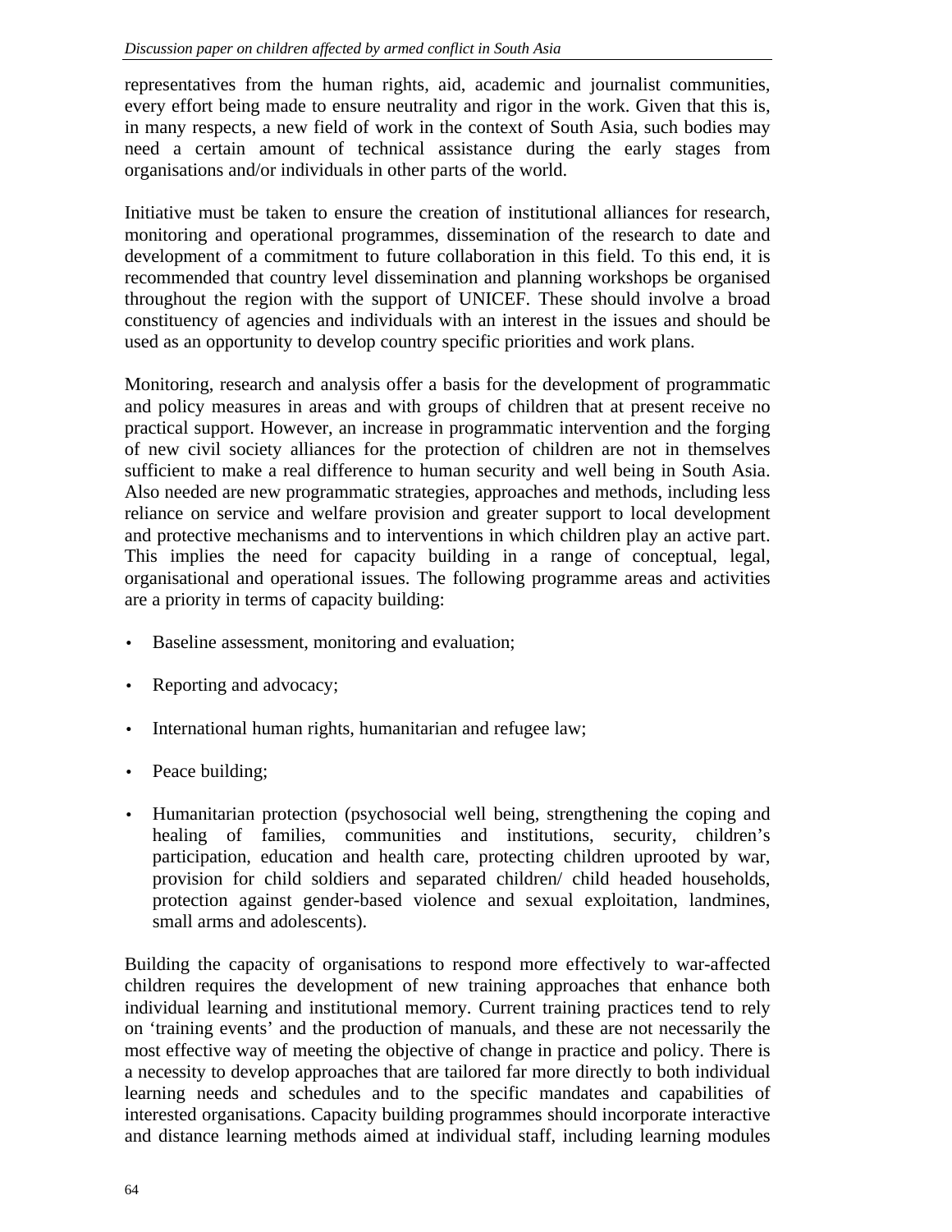representatives from the human rights, aid, academic and journalist communities, every effort being made to ensure neutrality and rigor in the work. Given that this is, in many respects, a new field of work in the context of South Asia, such bodies may need a certain amount of technical assistance during the early stages from organisations and/or individuals in other parts of the world.

Initiative must be taken to ensure the creation of institutional alliances for research, monitoring and operational programmes, dissemination of the research to date and development of a commitment to future collaboration in this field. To this end, it is recommended that country level dissemination and planning workshops be organised throughout the region with the support of UNICEF. These should involve a broad constituency of agencies and individuals with an interest in the issues and should be used as an opportunity to develop country specific priorities and work plans.

Monitoring, research and analysis offer a basis for the development of programmatic and policy measures in areas and with groups of children that at present receive no practical support. However, an increase in programmatic intervention and the forging of new civil society alliances for the protection of children are not in themselves sufficient to make a real difference to human security and well being in South Asia. Also needed are new programmatic strategies, approaches and methods, including less reliance on service and welfare provision and greater support to local development and protective mechanisms and to interventions in which children play an active part. This implies the need for capacity building in a range of conceptual, legal, organisational and operational issues. The following programme areas and activities are a priority in terms of capacity building:

- Baseline assessment, monitoring and evaluation;
- Reporting and advocacy;
- International human rights, humanitarian and refugee law;
- Peace building;
- Humanitarian protection (psychosocial well being, strengthening the coping and healing of families, communities and institutions, security, children's participation, education and health care, protecting children uprooted by war, provision for child soldiers and separated children/ child headed households, protection against gender-based violence and sexual exploitation, landmines, small arms and adolescents).

Building the capacity of organisations to respond more effectively to war-affected children requires the development of new training approaches that enhance both individual learning and institutional memory. Current training practices tend to rely on 'training events' and the production of manuals, and these are not necessarily the most effective way of meeting the objective of change in practice and policy. There is a necessity to develop approaches that are tailored far more directly to both individual learning needs and schedules and to the specific mandates and capabilities of interested organisations. Capacity building programmes should incorporate interactive and distance learning methods aimed at individual staff, including learning modules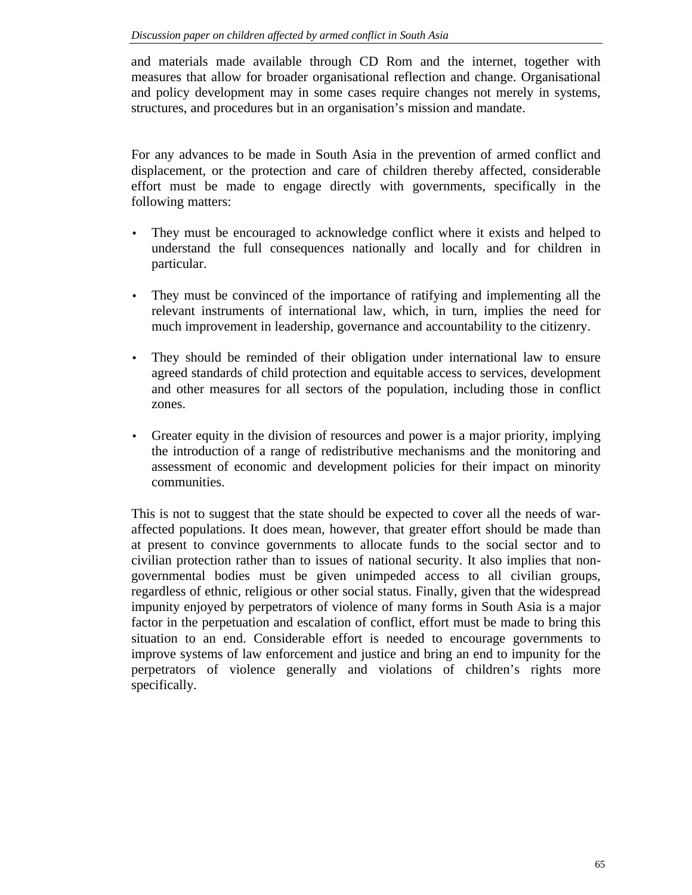and materials made available through CD Rom and the internet, together with measures that allow for broader organisational reflection and change. Organisational and policy development may in some cases require changes not merely in systems, structures, and procedures but in an organisation's mission and mandate.

For any advances to be made in South Asia in the prevention of armed conflict and displacement, or the protection and care of children thereby affected, considerable effort must be made to engage directly with governments, specifically in the following matters:

- They must be encouraged to acknowledge conflict where it exists and helped to understand the full consequences nationally and locally and for children in particular.
- They must be convinced of the importance of ratifying and implementing all the relevant instruments of international law, which, in turn, implies the need for much improvement in leadership, governance and accountability to the citizenry.
- They should be reminded of their obligation under international law to ensure agreed standards of child protection and equitable access to services, development and other measures for all sectors of the population, including those in conflict zones.
- Greater equity in the division of resources and power is a major priority, implying the introduction of a range of redistributive mechanisms and the monitoring and assessment of economic and development policies for their impact on minority communities.

This is not to suggest that the state should be expected to cover all the needs of war-affected populations. It does mean, however, that greater effort should be made than at present to convince governments to allocate funds to the social sector and to civilian protection rather than to issues of national security. It also implies that non-governmental bodies must be given unimpeded access to all civilian groups, regardless of ethnic, religious or other social status. Finally, given that the widespread impunity enjoyed by perpetrators of violence of many forms in South Asia is a major factor in the perpetuation and escalation of conflict, effort must be made to bring this situation to an end. Considerable effort is needed to encourage governments to improve systems of law enforcement and justice and bring an end to impunity for the perpetrators of violence generally and violations of children's rights more specifically.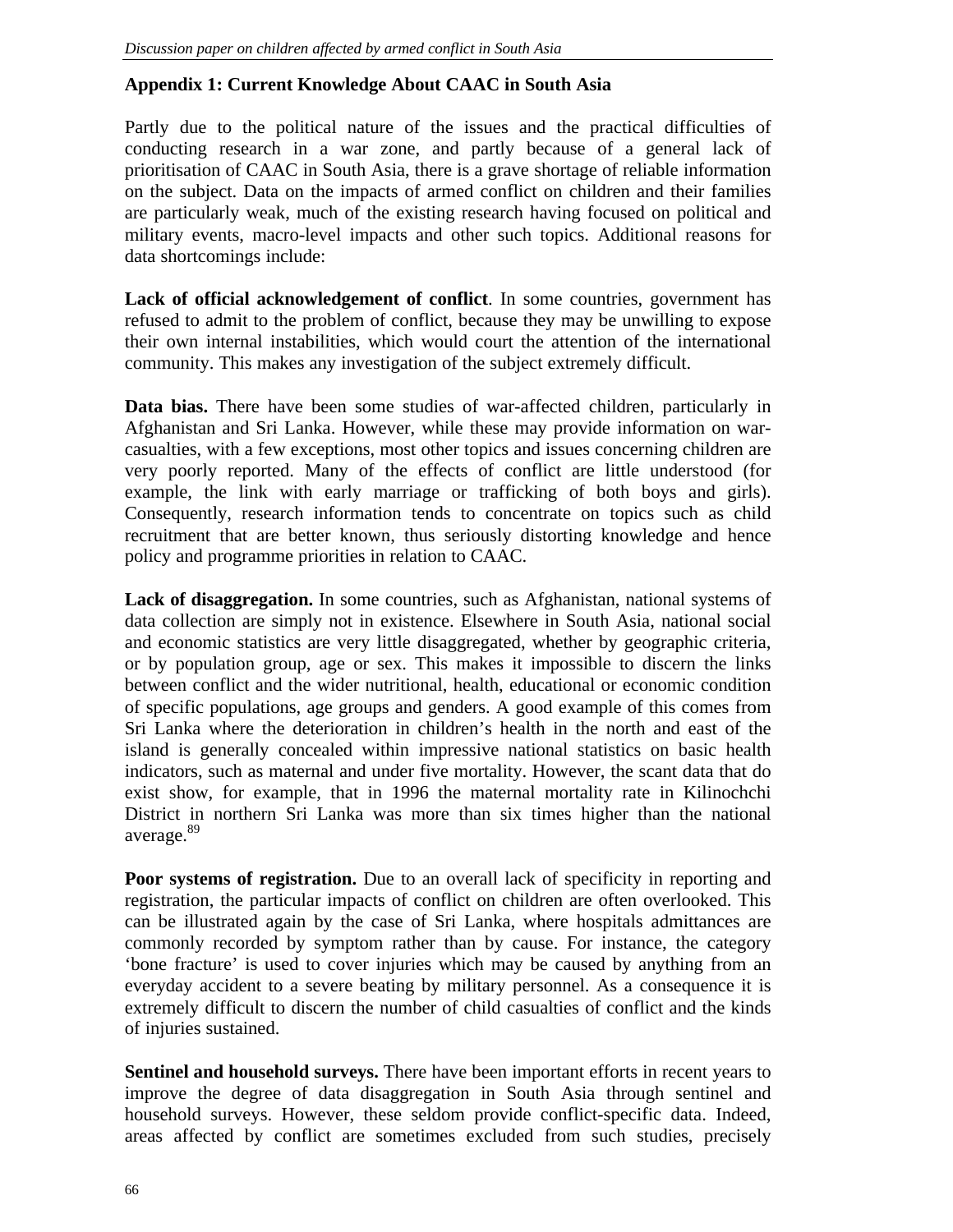## Appendix 1: Current Knowledge About CAAC in South Asia

Partly due to the political nature of the issues and the practical difficulties of conducting research in a war zone, and partly because of a general lack of prioritisation of CAAC in South Asia, there is a grave shortage of reliable information on the subject. Data on the impacts of armed conflict on children and their families are particularly weak, much of the existing research having focused on political and military events, macro-level impacts and other such topics. Additional reasons for data shortcomings include:

**Lack of official acknowledgement of conflict**. In some countries, government has refused to admit to the problem of conflict, because they may be unwilling to expose their own internal instabilities, which would court the attention of the international community. This makes any investigation of the subject extremely difficult.

**Data bias.** There have been some studies of war-affected children, particularly in Afghanistan and Sri Lanka. However, while these may provide information on war-casualties, with a few exceptions, most other topics and issues concerning children are very poorly reported. Many of the effects of conflict are little understood (for example, the link with early marriage or trafficking of both boys and girls). Consequently, research information tends to concentrate on topics such as child recruitment that are better known, thus seriously distorting knowledge and hence policy and programme priorities in relation to CAAC.

**Lack of disaggregation.** In some countries, such as Afghanistan, national systems of data collection are simply not in existence. Elsewhere in South Asia, national social and economic statistics are very little disaggregated, whether by geographic criteria, or by population group, age or sex. This makes it impossible to discern the links between conflict and the wider nutritional, health, educational or economic condition of specific populations, age groups and genders. A good example of this comes from Sri Lanka where the deterioration in children's health in the north and east of the island is generally concealed within impressive national statistics on basic health indicators, such as maternal and under five mortality. However, the scant data that do exist show, for example, that in 1996 the maternal mortality rate in Kilinochchi District in northern Sri Lanka was more than six times higher than the national average.[89]

**Poor systems of registration.** Due to an overall lack of specificity in reporting and registration, the particular impacts of conflict on children are often overlooked. This can be illustrated again by the case of Sri Lanka, where hospitals admittances are commonly recorded by symptom rather than by cause. For instance, the category 'bone fracture' is used to cover injuries which may be caused by anything from an everyday accident to a severe beating by military personnel. As a consequence it is extremely difficult to discern the number of child casualties of conflict and the kinds of injuries sustained.

**Sentinel and household surveys.** There have been important efforts in recent years to improve the degree of data disaggregation in South Asia through sentinel and household surveys. However, these seldom provide conflict-specific data. Indeed, areas affected by conflict are sometimes excluded from such studies, precisely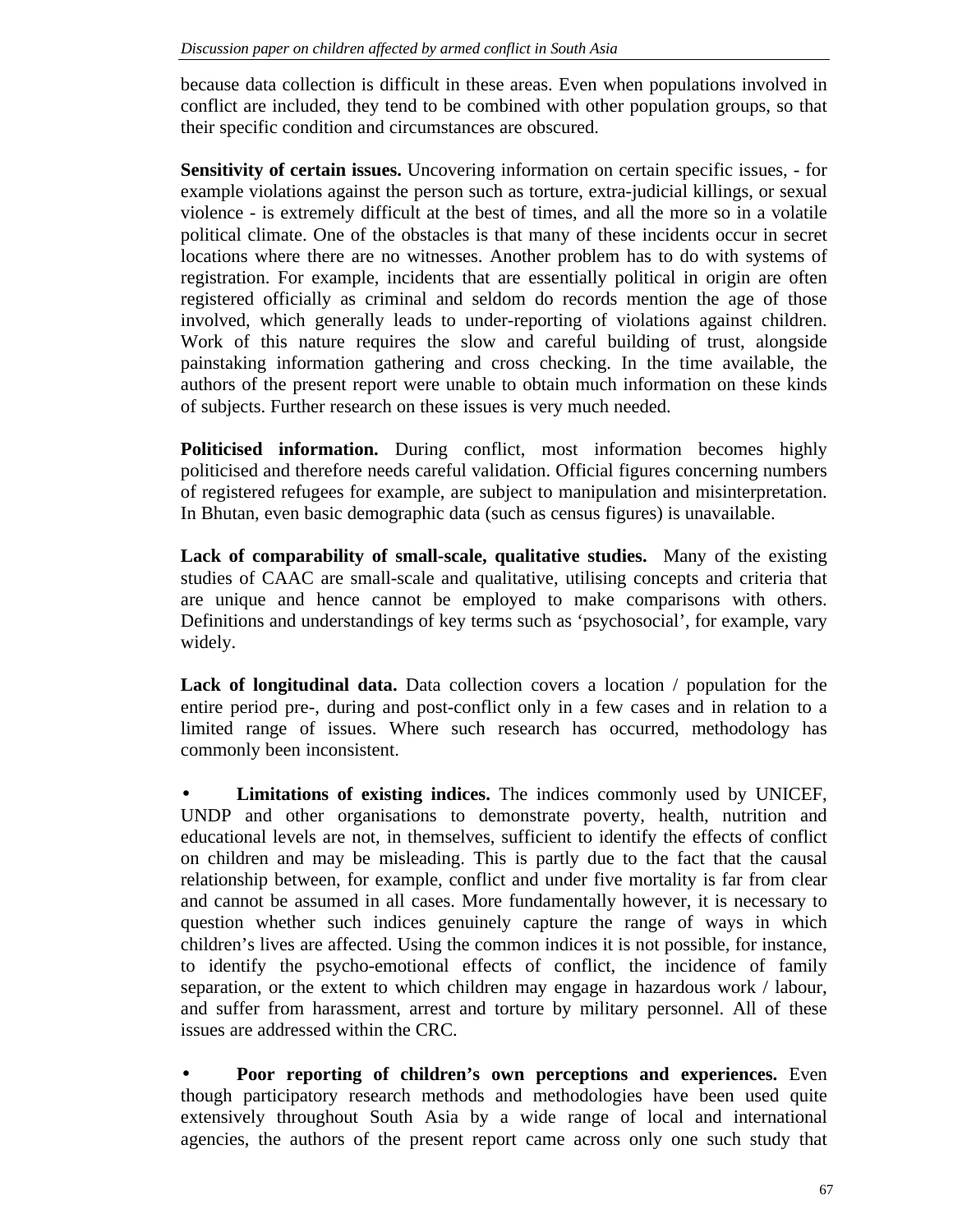because data collection is difficult in these areas. Even when populations involved in conflict are included, they tend to be combined with other population groups, so that their specific condition and circumstances are obscured.

**Sensitivity of certain issues.** Uncovering information on certain specific issues, - for example violations against the person such as torture, extra-judicial killings, or sexual violence - is extremely difficult at the best of times, and all the more so in a volatile political climate. One of the obstacles is that many of these incidents occur in secret locations where there are no witnesses. Another problem has to do with systems of registration. For example, incidents that are essentially political in origin are often registered officially as criminal and seldom do records mention the age of those involved, which generally leads to under-reporting of violations against children. Work of this nature requires the slow and careful building of trust, alongside painstaking information gathering and cross checking. In the time available, the authors of the present report were unable to obtain much information on these kinds of subjects. Further research on these issues is very much needed.

**Politicised information.** During conflict, most information becomes highly politicised and therefore needs careful validation. Official figures concerning numbers of registered refugees for example, are subject to manipulation and misinterpretation. In Bhutan, even basic demographic data (such as census figures) is unavailable.

**Lack of comparability of small-scale, qualitative studies.** Many of the existing studies of CAAC are small-scale and qualitative, utilising concepts and criteria that are unique and hence cannot be employed to make comparisons with others. Definitions and understandings of key terms such as ‘psychosocial’, for example, vary widely.

**Lack of longitudinal data.** Data collection covers a location / population for the entire period pre-, during and post-conflict only in a few cases and in relation to a limited range of issues. Where such research has occurred, methodology has commonly been inconsistent.

- **Limitations of existing indices.** The indices commonly used by UNICEF, UNDP and other organisations to demonstrate poverty, health, nutrition and educational levels are not, in themselves, sufficient to identify the effects of conflict on children and may be misleading. This is partly due to the fact that the causal relationship between, for example, conflict and under five mortality is far from clear and cannot be assumed in all cases. More fundamentally however, it is necessary to question whether such indices genuinely capture the range of ways in which children’s lives are affected. Using the common indices it is not possible, for instance, to identify the psycho-emotional effects of conflict, the incidence of family separation, or the extent to which children may engage in hazardous work / labour, and suffer from harassment, arrest and torture by military personnel. All of these issues are addressed within the CRC.

- **Poor reporting of children’s own perceptions and experiences.** Even though participatory research methods and methodologies have been used quite extensively throughout South Asia by a wide range of local and international agencies, the authors of the present report came across only one such study that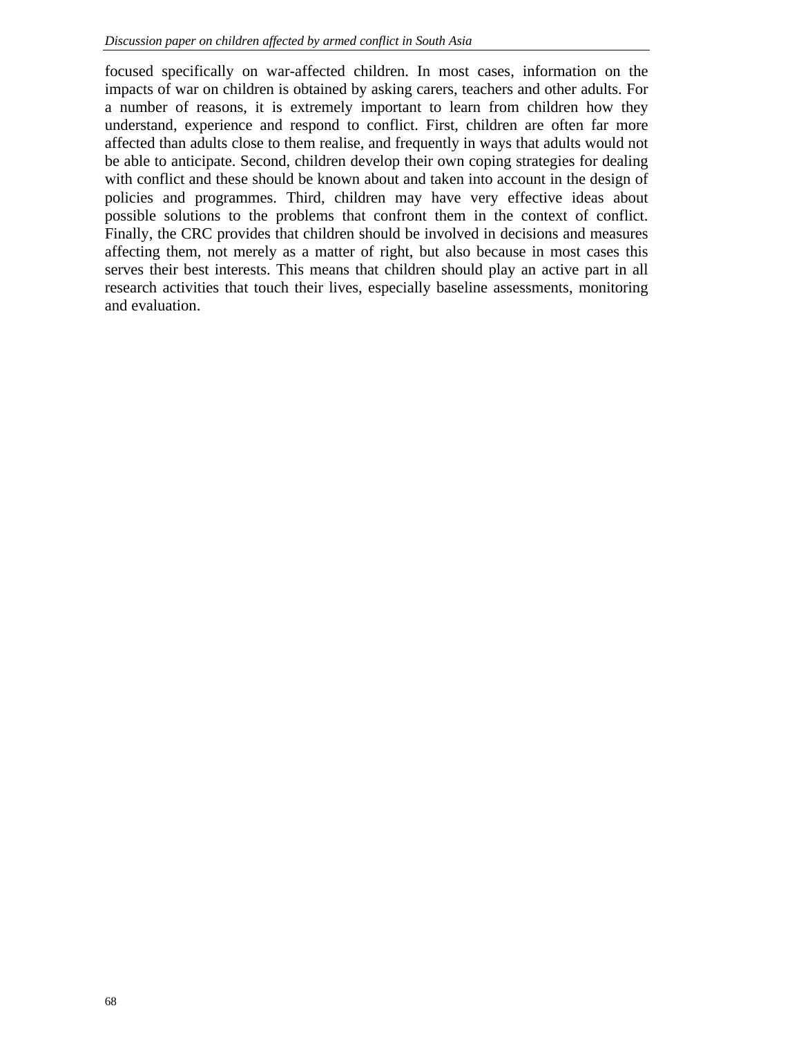focused specifically on war-affected children. In most cases, information on the impacts of war on children is obtained by asking carers, teachers and other adults. For a number of reasons, it is extremely important to learn from children how they understand, experience and respond to conflict. First, children are often far more affected than adults close to them realise, and frequently in ways that adults would not be able to anticipate. Second, children develop their own coping strategies for dealing with conflict and these should be known about and taken into account in the design of policies and programmes. Third, children may have very effective ideas about possible solutions to the problems that confront them in the context of conflict. Finally, the CRC provides that children should be involved in decisions and measures affecting them, not merely as a matter of right, but also because in most cases this serves their best interests. This means that children should play an active part in all research activities that touch their lives, especially baseline assessments, monitoring and evaluation.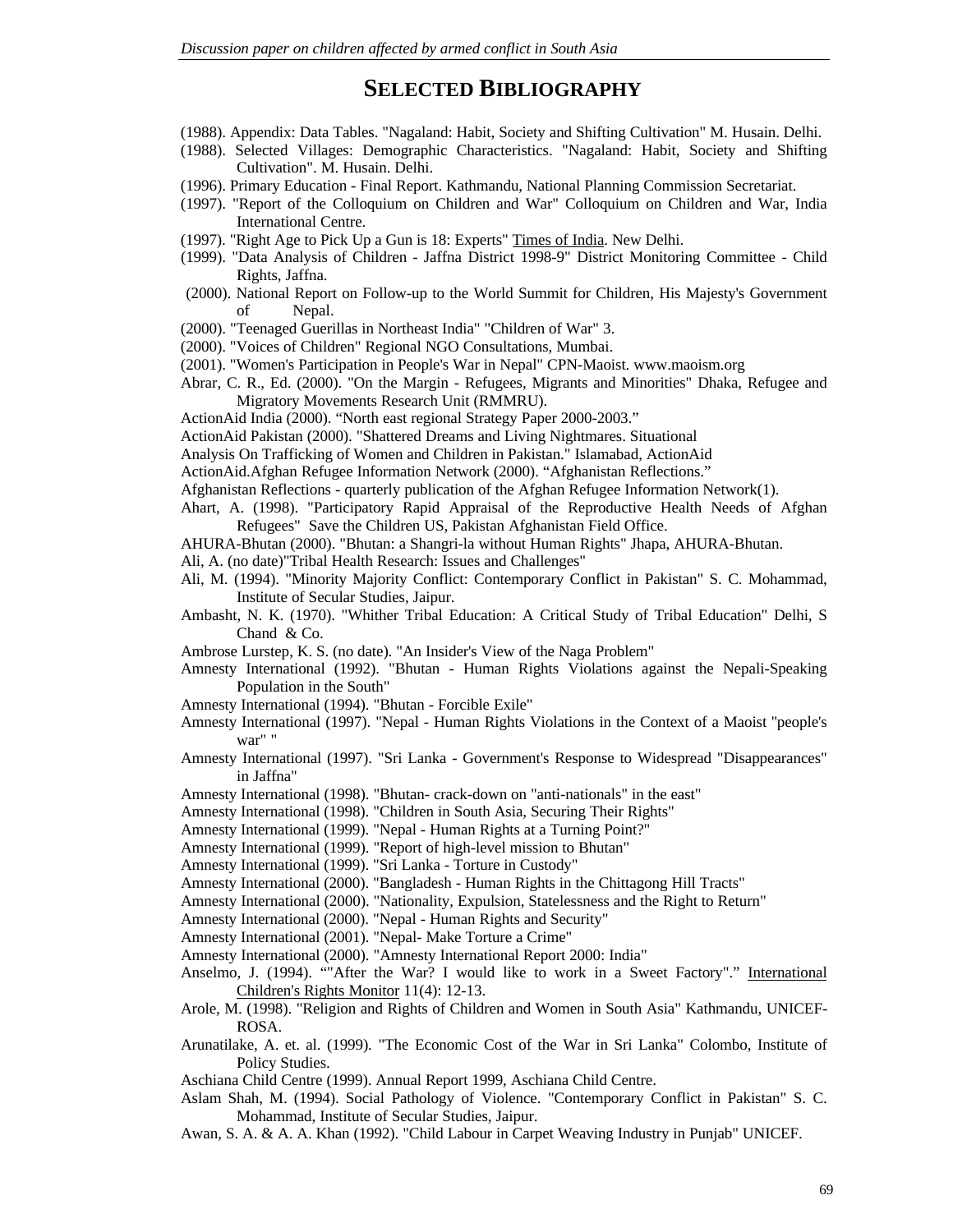# SELECTED BIBLIOGRAPHY

(1988). Appendix: Data Tables. "Nagaland: Habit, Society and Shifting Cultivation" M. Husain. Delhi.

(1988). Selected Villages: Demographic Characteristics. "Nagaland: Habit, Society and Shifting Cultivation". M. Husain. Delhi.

(1996). Primary Education - Final Report. Kathmandu, National Planning Commission Secretariat.

(1997). "Report of the Colloquium on Children and War" Colloquium on Children and War, India International Centre.

(1997). "Right Age to Pick Up a Gun is 18: Experts" Times of India. New Delhi.

(1999). "Data Analysis of Children - Jaffna District 1998-9" District Monitoring Committee - Child Rights, Jaffna.

(2000). National Report on Follow-up to the World Summit for Children, His Majesty's Government of Nepal.

(2000). "Teenaged Guerillas in Northeast India" "Children of War" 3.

(2000). "Voices of Children" Regional NGO Consultations, Mumbai.

(2001). "Women's Participation in People's War in Nepal" CPN-Maoist. www.maoism.org

Abrar, C. R., Ed. (2000). "On the Margin - Refugees, Migrants and Minorities" Dhaka, Refugee and Migratory Movements Research Unit (RMMRU).

ActionAid India (2000). "North east regional Strategy Paper 2000-2003."

ActionAid Pakistan (2000). "Shattered Dreams and Living Nightmares. Situational Analysis On Trafficking of Women and Children in Pakistan." Islamabad, ActionAid

ActionAid.Afghan Refugee Information Network (2000). "Afghanistan Reflections."

Afghanistan Reflections - quarterly publication of the Afghan Refugee Information Network(1).

Ahart, A. (1998). "Participatory Rapid Appraisal of the Reproductive Health Needs of Afghan Refugees" Save the Children US, Pakistan Afghanistan Field Office.

AHURA-Bhutan (2000). "Bhutan: a Shangri-la without Human Rights" Jhapa, AHURA-Bhutan.

Ali, A. (no date)"Tribal Health Research: Issues and Challenges"

Ali, M. (1994). "Minority Majority Conflict: Contemporary Conflict in Pakistan" S. C. Mohammad, Institute of Secular Studies, Jaipur.

Ambasht, N. K. (1970). "Whither Tribal Education: A Critical Study of Tribal Education" Delhi, S Chand & Co.

Ambrose Lurstep, K. S. (no date). "An Insider's View of the Naga Problem"

Amnesty International (1992). "Bhutan - Human Rights Violations against the Nepali-Speaking Population in the South"

Amnesty International (1994). "Bhutan - Forcible Exile"

Amnesty International (1997). "Nepal - Human Rights Violations in the Context of a Maoist "people's war" "

Amnesty International (1997). "Sri Lanka - Government's Response to Widespread "Disappearances" in Jaffna"

Amnesty International (1998). "Bhutan- crack-down on "anti-nationals" in the east"

Amnesty International (1998). "Children in South Asia, Securing Their Rights"

Amnesty International (1999). "Nepal - Human Rights at a Turning Point?"

Amnesty International (1999). "Report of high-level mission to Bhutan"

Amnesty International (1999). "Sri Lanka - Torture in Custody"

Amnesty International (2000). "Bangladesh - Human Rights in the Chittagong Hill Tracts"

Amnesty International (2000). "Nationality, Expulsion, Statelessness and the Right to Return"

Amnesty International (2000). "Nepal - Human Rights and Security"

Amnesty International (2001). "Nepal- Make Torture a Crime"

Amnesty International (2000). "Amnesty International Report 2000: India"

Anselmo, J. (1994). ""After the War? I would like to work in a Sweet Factory"." International Children's Rights Monitor 11(4): 12-13.

Arole, M. (1998). "Religion and Rights of Children and Women in South Asia" Kathmandu, UNICEF-ROSA.

Arunatilake, A. et. al. (1999). "The Economic Cost of the War in Sri Lanka" Colombo, Institute of Policy Studies.

Aschiana Child Centre (1999). Annual Report 1999, Aschiana Child Centre.

Aslam Shah, M. (1994). Social Pathology of Violence. "Contemporary Conflict in Pakistan" S. C. Mohammad, Institute of Secular Studies, Jaipur.

Awan, S. A. & A. A. Khan (1992). "Child Labour in Carpet Weaving Industry in Punjab" UNICEF.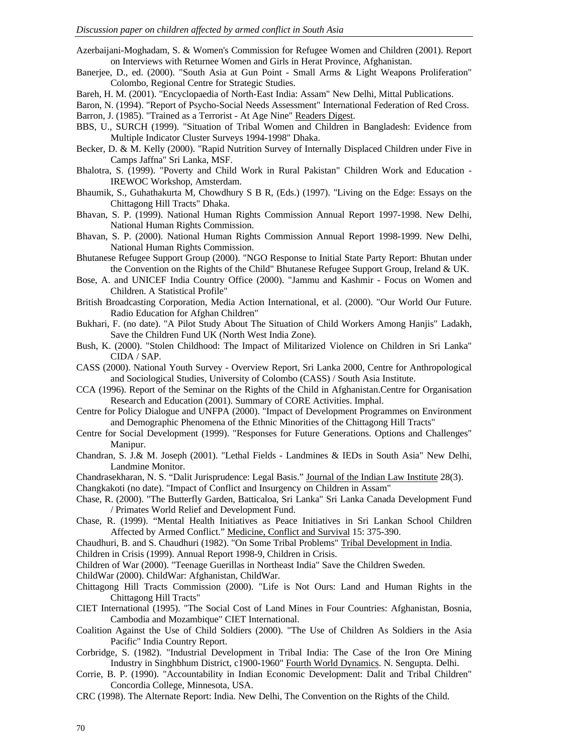Azerbaijani-Moghadam, S. & Women's Commission for Refugee Women and Children (2001). Report on Interviews with Returnee Women and Girls in Herat Province, Afghanistan.

Banerjee, D., ed. (2000). "South Asia at Gun Point - Small Arms & Light Weapons Proliferation" Colombo, Regional Centre for Strategic Studies.

Bareh, H. M. (2001). "Encyclopaedia of North-East India: Assam" New Delhi, Mittal Publications.

Baron, N. (1994). "Report of Psycho-Social Needs Assessment" International Federation of Red Cross.

Barron, J. (1985). "Trained as a Terrorist - At Age Nine" Readers Digest.

BBS, U., SURCH (1999). "Situation of Tribal Women and Children in Bangladesh: Evidence from Multiple Indicator Cluster Surveys 1994-1998" Dhaka.

Becker, D. & M. Kelly (2000). "Rapid Nutrition Survey of Internally Displaced Children under Five in Camps Jaffna" Sri Lanka, MSF.

Bhalotra, S. (1999). "Poverty and Child Work in Rural Pakistan" Children Work and Education - IREWOC Workshop, Amsterdam.

Bhaumik, S., Guhathakurta M, Chowdhury S B R, (Eds.) (1997). "Living on the Edge: Essays on the Chittagong Hill Tracts" Dhaka.

Bhavan, S. P. (1999). National Human Rights Commission Annual Report 1997-1998. New Delhi, National Human Rights Commission.

Bhavan, S. P. (2000). National Human Rights Commission Annual Report 1998-1999. New Delhi, National Human Rights Commission.

Bhutanese Refugee Support Group (2000). "NGO Response to Initial State Party Report: Bhutan under the Convention on the Rights of the Child" Bhutanese Refugee Support Group, Ireland & UK.

Bose, A. and UNICEF India Country Office (2000). "Jammu and Kashmir - Focus on Women and Children. A Statistical Profile"

British Broadcasting Corporation, Media Action International, et al. (2000). "Our World Our Future. Radio Education for Afghan Children"

Bukhari, F. (no date). "A Pilot Study About The Situation of Child Workers Among Hanjis" Ladakh, Save the Children Fund UK (North West India Zone).

Bush, K. (2000). "Stolen Childhood: The Impact of Militarized Violence on Children in Sri Lanka" CIDA / SAP.

CASS (2000). National Youth Survey - Overview Report, Sri Lanka 2000, Centre for Anthropological and Sociological Studies, University of Colombo (CASS) / South Asia Institute.

CCA (1996). Report of the Seminar on the Rights of the Child in Afghanistan.Centre for Organisation Research and Education (2001). Summary of CORE Activities. Imphal.

Centre for Policy Dialogue and UNFPA (2000). "Impact of Development Programmes on Environment and Demographic Phenomena of the Ethnic Minorities of the Chittagong Hill Tracts"

Centre for Social Development (1999). "Responses for Future Generations. Options and Challenges" Manipur.

Chandran, S. J.& M. Joseph (2001). "Lethal Fields - Landmines & IEDs in South Asia" New Delhi, Landmine Monitor.

Chandrasekharan, N. S. "Dalit Jurisprudence: Legal Basis." Journal of the Indian Law Institute 28(3).

Changkakoti (no date). "Impact of Conflict and Insurgency on Children in Assam"

Chase, R. (2000). "The Butterfly Garden, Batticaloa, Sri Lanka" Sri Lanka Canada Development Fund / Primates World Relief and Development Fund.

Chase, R. (1999). "Mental Health Initiatives as Peace Initiatives in Sri Lankan School Children Affected by Armed Conflict." Medicine, Conflict and Survival 15: 375-390.

Chaudhuri, B. and S. Chaudhuri (1982). "On Some Tribal Problems" Tribal Development in India.

Children in Crisis (1999). Annual Report 1998-9, Children in Crisis.

Children of War (2000). "Teenage Guerillas in Northeast India" Save the Children Sweden.

ChildWar (2000). ChildWar: Afghanistan, ChildWar.

Chittagong Hill Tracts Commission (2000). "Life is Not Ours: Land and Human Rights in the Chittagong Hill Tracts"

CIET International (1995). "The Social Cost of Land Mines in Four Countries: Afghanistan, Bosnia, Cambodia and Mozambique" CIET International.

Coalition Against the Use of Child Soldiers (2000). "The Use of Children As Soldiers in the Asia Pacific" India Country Report.

Corbridge, S. (1982). "Industrial Development in Tribal India: The Case of the Iron Ore Mining Industry in Singhbhum District, c1900-1960" Fourth World Dynamics. N. Sengupta. Delhi.

Corrie, B. P. (1990). "Accountability in Indian Economic Development: Dalit and Tribal Children" Concordia College, Minnesota, USA.

CRC (1998). The Alternate Report: India. New Delhi, The Convention on the Rights of the Child.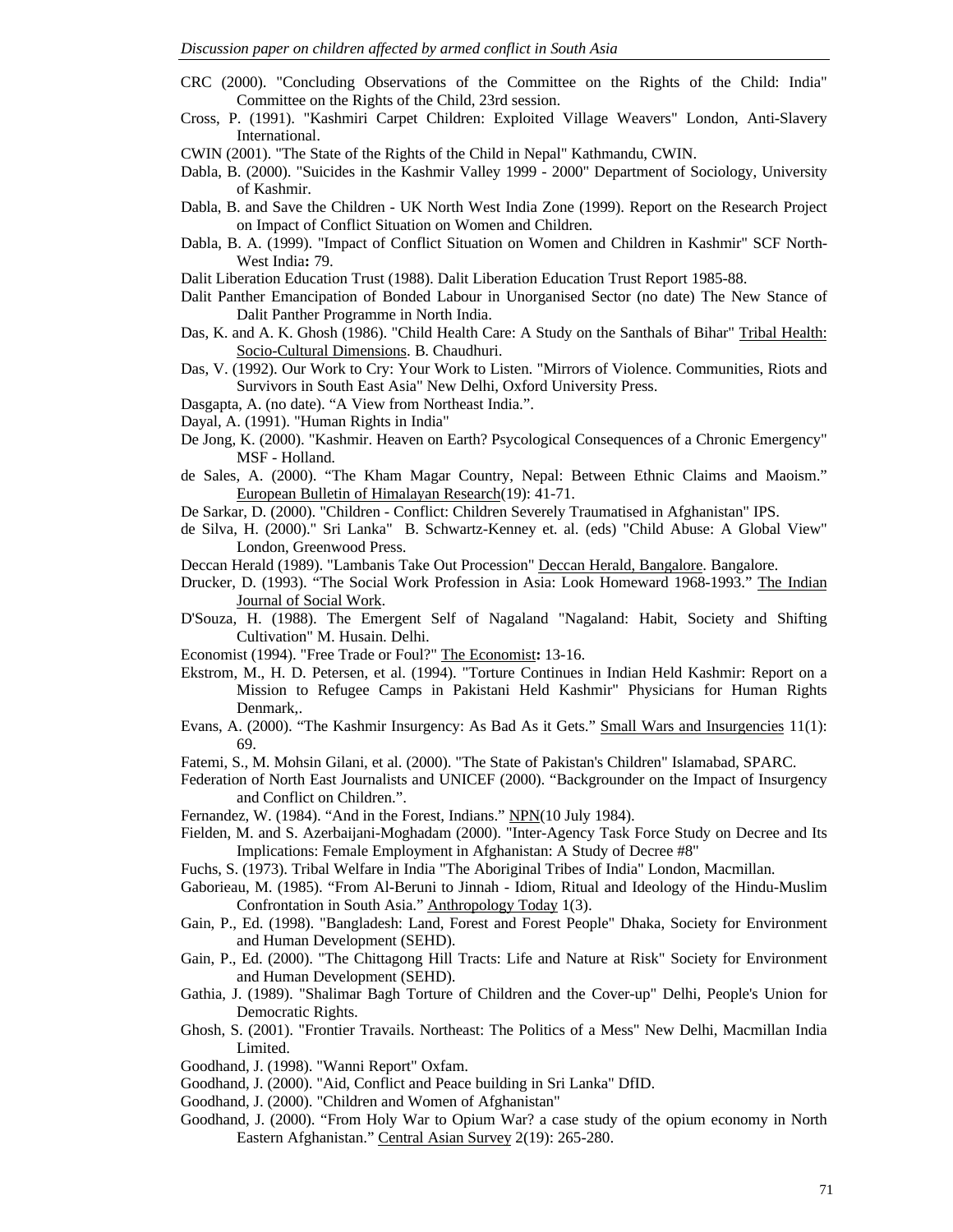CRC (2000). "Concluding Observations of the Committee on the Rights of the Child: India" Committee on the Rights of the Child, 23rd session.

Cross, P. (1991). "Kashmiri Carpet Children: Exploited Village Weavers" London, Anti-Slavery International.

CWIN (2001). "The State of the Rights of the Child in Nepal" Kathmandu, CWIN.

Dabla, B. (2000). "Suicides in the Kashmir Valley 1999 - 2000" Department of Sociology, University of Kashmir.

Dabla, B. and Save the Children - UK North West India Zone (1999). Report on the Research Project on Impact of Conflict Situation on Women and Children.

Dabla, B. A. (1999). "Impact of Conflict Situation on Women and Children in Kashmir" SCF North-West India**:** 79.

Dalit Liberation Education Trust (1988). Dalit Liberation Education Trust Report 1985-88.

Dalit Panther Emancipation of Bonded Labour in Unorganised Sector (no date) The New Stance of Dalit Panther Programme in North India.

Das, K. and A. K. Ghosh (1986). "Child Health Care: A Study on the Santhals of Bihar" Tribal Health: Socio-Cultural Dimensions. B. Chaudhuri.

Das, V. (1992). Our Work to Cry: Your Work to Listen. "Mirrors of Violence. Communities, Riots and Survivors in South East Asia" New Delhi, Oxford University Press.

Dasgapta, A. (no date). “A View from Northeast India.”.

Dayal, A. (1991). "Human Rights in India"

De Jong, K. (2000). "Kashmir. Heaven on Earth? Psycological Consequences of a Chronic Emergency" MSF - Holland.

de Sales, A. (2000). “The Kham Magar Country, Nepal: Between Ethnic Claims and Maoism.” European Bulletin of Himalayan Research(19): 41-71.

De Sarkar, D. (2000). "Children - Conflict: Children Severely Traumatised in Afghanistan" IPS.

de Silva, H. (2000)." Sri Lanka" B. Schwartz-Kenney et. al. (eds) "Child Abuse: A Global View" London, Greenwood Press.

Deccan Herald (1989). "Lambanis Take Out Procession" Deccan Herald, Bangalore. Bangalore.

Drucker, D. (1993). “The Social Work Profession in Asia: Look Homeward 1968-1993.” The Indian Journal of Social Work.

D'Souza, H. (1988). The Emergent Self of Nagaland "Nagaland: Habit, Society and Shifting Cultivation" M. Husain. Delhi.

Economist (1994). "Free Trade or Foul?" The Economist**:** 13-16.

Ekstrom, M., H. D. Petersen, et al. (1994). "Torture Continues in Indian Held Kashmir: Report on a Mission to Refugee Camps in Pakistani Held Kashmir" Physicians for Human Rights Denmark,.

Evans, A. (2000). “The Kashmir Insurgency: As Bad As it Gets.” Small Wars and Insurgencies 11(1): 69.

Fatemi, S., M. Mohsin Gilani, et al. (2000). "The State of Pakistan's Children" Islamabad, SPARC.

Federation of North East Journalists and UNICEF (2000). “Backgrounder on the Impact of Insurgency and Conflict on Children.”.

Fernandez, W. (1984). “And in the Forest, Indians.” NPN(10 July 1984).

Fielden, M. and S. Azerbaijani-Moghadam (2000). "Inter-Agency Task Force Study on Decree and Its Implications: Female Employment in Afghanistan: A Study of Decree #8"

Fuchs, S. (1973). Tribal Welfare in India "The Aboriginal Tribes of India" London, Macmillan.

Gaborieau, M. (1985). “From Al-Beruni to Jinnah - Idiom, Ritual and Ideology of the Hindu-Muslim Confrontation in South Asia.” Anthropology Today 1(3).

Gain, P., Ed. (1998). "Bangladesh: Land, Forest and Forest People" Dhaka, Society for Environment and Human Development (SEHD).

Gain, P., Ed. (2000). "The Chittagong Hill Tracts: Life and Nature at Risk" Society for Environment and Human Development (SEHD).

Gathia, J. (1989). "Shalimar Bagh Torture of Children and the Cover-up" Delhi, People's Union for Democratic Rights.

Ghosh, S. (2001). "Frontier Travails. Northeast: The Politics of a Mess" New Delhi, Macmillan India Limited.

Goodhand, J. (1998). "Wanni Report" Oxfam.

Goodhand, J. (2000). "Aid, Conflict and Peace building in Sri Lanka" DfID.

Goodhand, J. (2000). "Children and Women of Afghanistan"

Goodhand, J. (2000). “From Holy War to Opium War? a case study of the opium economy in North Eastern Afghanistan.” Central Asian Survey 2(19): 265-280.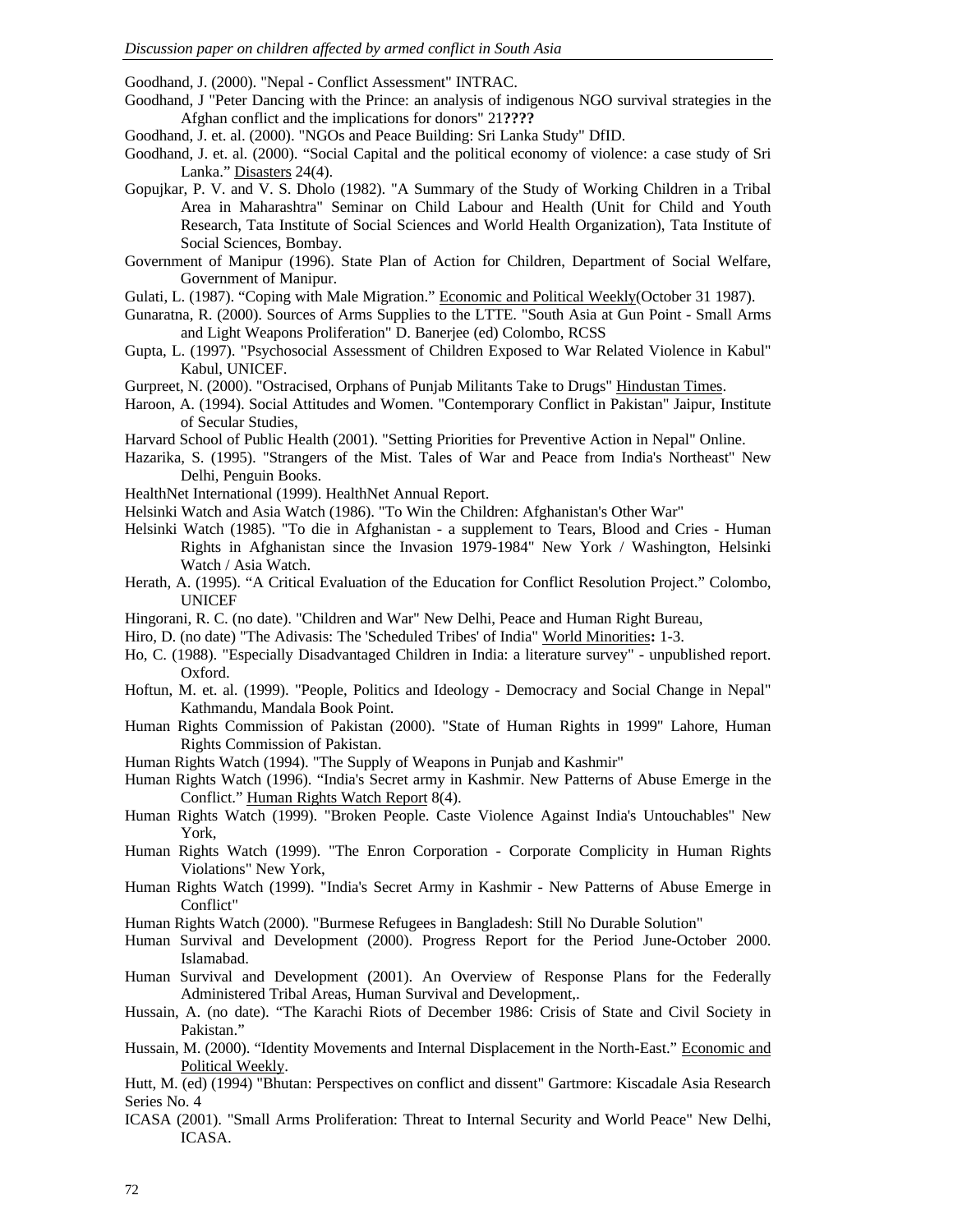Goodhand, J. (2000). "Nepal - Conflict Assessment" INTRAC.

Goodhand, J "Peter Dancing with the Prince: an analysis of indigenous NGO survival strategies in the Afghan conflict and the implications for donors" 21**????**

Goodhand, J. et. al. (2000). "NGOs and Peace Building: Sri Lanka Study" DfID.

Goodhand, J. et. al. (2000). "Social Capital and the political economy of violence: a case study of Sri Lanka." Disasters 24(4).

Gopujkar, P. V. and V. S. Dholo (1982). "A Summary of the Study of Working Children in a Tribal Area in Maharashtra" Seminar on Child Labour and Health (Unit for Child and Youth Research, Tata Institute of Social Sciences and World Health Organization), Tata Institute of Social Sciences, Bombay.

Government of Manipur (1996). State Plan of Action for Children, Department of Social Welfare, Government of Manipur.

Gulati, L. (1987). "Coping with Male Migration." Economic and Political Weekly(October 31 1987).

Gunaratna, R. (2000). Sources of Arms Supplies to the LTTE. "South Asia at Gun Point - Small Arms and Light Weapons Proliferation" D. Banerjee (ed) Colombo, RCSS

Gupta, L. (1997). "Psychosocial Assessment of Children Exposed to War Related Violence in Kabul" Kabul, UNICEF.

Gurpreet, N. (2000). "Ostracised, Orphans of Punjab Militants Take to Drugs" Hindustan Times.

Haroon, A. (1994). Social Attitudes and Women. "Contemporary Conflict in Pakistan" Jaipur, Institute of Secular Studies,

Harvard School of Public Health (2001). "Setting Priorities for Preventive Action in Nepal" Online.

Hazarika, S. (1995). "Strangers of the Mist. Tales of War and Peace from India's Northeast" New Delhi, Penguin Books.

HealthNet International (1999). HealthNet Annual Report.

Helsinki Watch and Asia Watch (1986). "To Win the Children: Afghanistan's Other War"

Helsinki Watch (1985). "To die in Afghanistan - a supplement to Tears, Blood and Cries - Human Rights in Afghanistan since the Invasion 1979-1984" New York / Washington, Helsinki Watch / Asia Watch.

Herath, A. (1995). "A Critical Evaluation of the Education for Conflict Resolution Project." Colombo, UNICEF

Hingorani, R. C. (no date). "Children and War" New Delhi, Peace and Human Right Bureau,

Hiro, D. (no date) "The Adivasis: The 'Scheduled Tribes' of India" World Minorities**:** 1-3.

Ho, C. (1988). "Especially Disadvantaged Children in India: a literature survey" - unpublished report. Oxford.

Hoftun, M. et. al. (1999). "People, Politics and Ideology - Democracy and Social Change in Nepal" Kathmandu, Mandala Book Point.

Human Rights Commission of Pakistan (2000). "State of Human Rights in 1999" Lahore, Human Rights Commission of Pakistan.

Human Rights Watch (1994). "The Supply of Weapons in Punjab and Kashmir"

Human Rights Watch (1996). "India's Secret army in Kashmir. New Patterns of Abuse Emerge in the Conflict." Human Rights Watch Report 8(4).

Human Rights Watch (1999). "Broken People. Caste Violence Against India's Untouchables" New York,

Human Rights Watch (1999). "The Enron Corporation - Corporate Complicity in Human Rights Violations" New York,

Human Rights Watch (1999). "India's Secret Army in Kashmir - New Patterns of Abuse Emerge in Conflict"

Human Rights Watch (2000). "Burmese Refugees in Bangladesh: Still No Durable Solution"

Human Survival and Development (2000). Progress Report for the Period June-October 2000. Islamabad.

Human Survival and Development (2001). An Overview of Response Plans for the Federally Administered Tribal Areas, Human Survival and Development,.

Hussain, A. (no date). "The Karachi Riots of December 1986: Crisis of State and Civil Society in Pakistan."

Hussain, M. (2000). "Identity Movements and Internal Displacement in the North-East." Economic and Political Weekly.

Hutt, M. (ed) (1994) "Bhutan: Perspectives on conflict and dissent" Gartmore: Kiscadale Asia Research Series No. 4

ICASA (2001). "Small Arms Proliferation: Threat to Internal Security and World Peace" New Delhi, ICASA.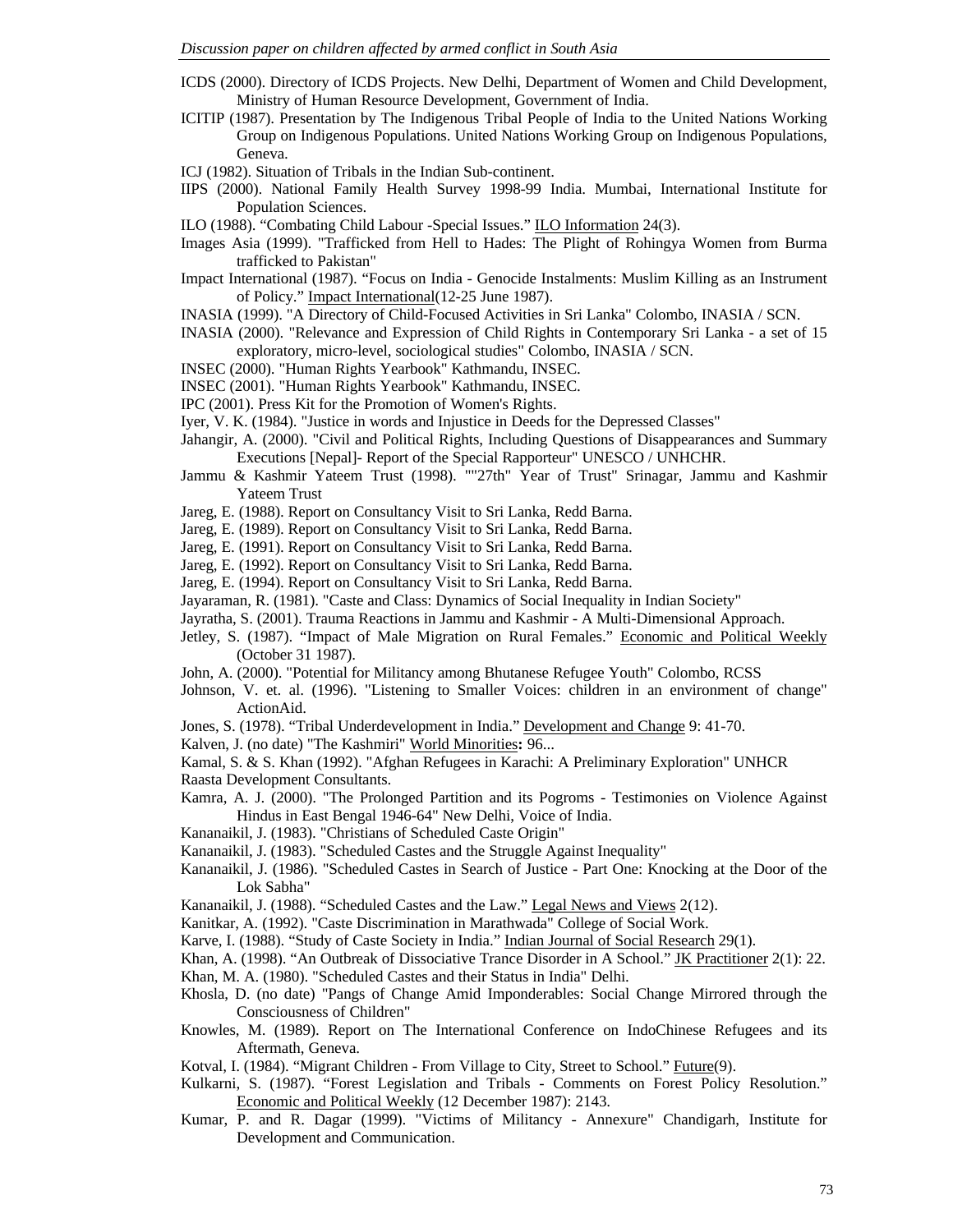ICDS (2000). Directory of ICDS Projects. New Delhi, Department of Women and Child Development, Ministry of Human Resource Development, Government of India.

ICITIP (1987). Presentation by The Indigenous Tribal People of India to the United Nations Working Group on Indigenous Populations. United Nations Working Group on Indigenous Populations, Geneva.

ICJ (1982). Situation of Tribals in the Indian Sub-continent.

IIPS (2000). National Family Health Survey 1998-99 India. Mumbai, International Institute for Population Sciences.

ILO (1988). "Combating Child Labour -Special Issues." ILO Information 24(3).

Images Asia (1999). "Trafficked from Hell to Hades: The Plight of Rohingya Women from Burma trafficked to Pakistan"

Impact International (1987). "Focus on India - Genocide Instalments: Muslim Killing as an Instrument of Policy." Impact International(12-25 June 1987).

INASIA (1999). "A Directory of Child-Focused Activities in Sri Lanka" Colombo, INASIA / SCN.

INASIA (2000). "Relevance and Expression of Child Rights in Contemporary Sri Lanka - a set of 15 exploratory, micro-level, sociological studies" Colombo, INASIA / SCN.

INSEC (2000). "Human Rights Yearbook" Kathmandu, INSEC.

INSEC (2001). "Human Rights Yearbook" Kathmandu, INSEC.

IPC (2001). Press Kit for the Promotion of Women's Rights.

Iyer, V. K. (1984). "Justice in words and Injustice in Deeds for the Depressed Classes"

Jahangir, A. (2000). "Civil and Political Rights, Including Questions of Disappearances and Summary Executions [Nepal]- Report of the Special Rapporteur" UNESCO / UNHCHR.

Jammu & Kashmir Yateem Trust (1998). ""27th" Year of Trust" Srinagar, Jammu and Kashmir Yateem Trust

Jareg, E. (1988). Report on Consultancy Visit to Sri Lanka, Redd Barna.

Jareg, E. (1989). Report on Consultancy Visit to Sri Lanka, Redd Barna.

Jareg, E. (1991). Report on Consultancy Visit to Sri Lanka, Redd Barna.

Jareg, E. (1992). Report on Consultancy Visit to Sri Lanka, Redd Barna.

Jareg, E. (1994). Report on Consultancy Visit to Sri Lanka, Redd Barna.

Jayaraman, R. (1981). "Caste and Class: Dynamics of Social Inequality in Indian Society"

Jayratha, S. (2001). Trauma Reactions in Jammu and Kashmir - A Multi-Dimensional Approach.

Jetley, S. (1987). "Impact of Male Migration on Rural Females." Economic and Political Weekly (October 31 1987).

John, A. (2000). "Potential for Militancy among Bhutanese Refugee Youth" Colombo, RCSS

Johnson, V. et. al. (1996). "Listening to Smaller Voices: children in an environment of change" ActionAid.

Jones, S. (1978). "Tribal Underdevelopment in India." Development and Change 9: 41-70.

Kalven, J. (no date) "The Kashmiri" World Minorities**:** 96...

Kamal, S. & S. Khan (1992). "Afghan Refugees in Karachi: A Preliminary Exploration" UNHCR

Raasta Development Consultants.

Kamra, A. J. (2000). "The Prolonged Partition and its Pogroms - Testimonies on Violence Against Hindus in East Bengal 1946-64" New Delhi, Voice of India.

Kananaikil, J. (1983). "Christians of Scheduled Caste Origin"

Kananaikil, J. (1983). "Scheduled Castes and the Struggle Against Inequality"

Kananaikil, J. (1986). "Scheduled Castes in Search of Justice - Part One: Knocking at the Door of the Lok Sabha"

Kananaikil, J. (1988). "Scheduled Castes and the Law." Legal News and Views 2(12).

Kanitkar, A. (1992). "Caste Discrimination in Marathwada" College of Social Work.

Karve, I. (1988). "Study of Caste Society in India." Indian Journal of Social Research 29(1).

Khan, A. (1998). "An Outbreak of Dissociative Trance Disorder in A School." JK Practitioner 2(1): 22.

Khan, M. A. (1980). "Scheduled Castes and their Status in India" Delhi.

Khosla, D. (no date) "Pangs of Change Amid Imponderables: Social Change Mirrored through the Consciousness of Children"

Knowles, M. (1989). Report on The International Conference on IndoChinese Refugees and its Aftermath, Geneva.

Kotval, I. (1984). "Migrant Children - From Village to City, Street to School." Future(9).

Kulkarni, S. (1987). "Forest Legislation and Tribals - Comments on Forest Policy Resolution." Economic and Political Weekly (12 December 1987): 2143.

Kumar, P. and R. Dagar (1999). "Victims of Militancy - Annexure" Chandigarh, Institute for Development and Communication.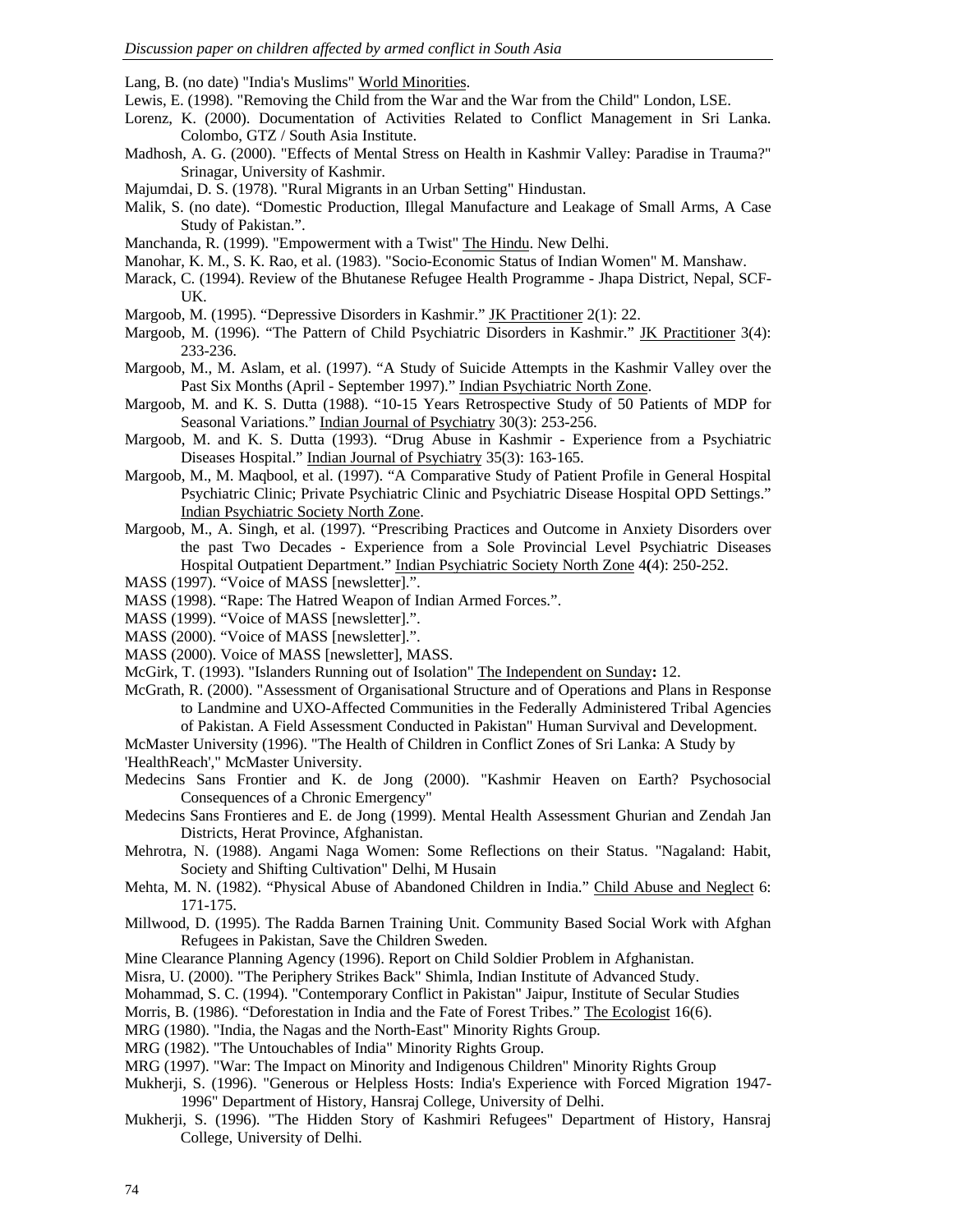Lang, B. (no date) "India's Muslims" World Minorities.

Lewis, E. (1998). "Removing the Child from the War and the War from the Child" London, LSE.

Lorenz, K. (2000). Documentation of Activities Related to Conflict Management in Sri Lanka. Colombo, GTZ / South Asia Institute.

Madhosh, A. G. (2000). "Effects of Mental Stress on Health in Kashmir Valley: Paradise in Trauma?" Srinagar, University of Kashmir.

Majumdai, D. S. (1978). "Rural Migrants in an Urban Setting" Hindustan.

Malik, S. (no date). "Domestic Production, Illegal Manufacture and Leakage of Small Arms, A Case Study of Pakistan.".

Manchanda, R. (1999). "Empowerment with a Twist" The Hindu. New Delhi.

Manohar, K. M., S. K. Rao, et al. (1983). "Socio-Economic Status of Indian Women" M. Manshaw.

Marack, C. (1994). Review of the Bhutanese Refugee Health Programme - Jhapa District, Nepal, SCF-UK.

Margoob, M. (1995). "Depressive Disorders in Kashmir." JK Practitioner 2(1): 22.

Margoob, M. (1996). "The Pattern of Child Psychiatric Disorders in Kashmir." JK Practitioner 3(4): 233-236.

Margoob, M., M. Aslam, et al. (1997). "A Study of Suicide Attempts in the Kashmir Valley over the Past Six Months (April - September 1997)." Indian Psychiatric North Zone.

Margoob, M. and K. S. Dutta (1988). "10-15 Years Retrospective Study of 50 Patients of MDP for Seasonal Variations." Indian Journal of Psychiatry 30(3): 253-256.

Margoob, M. and K. S. Dutta (1993). "Drug Abuse in Kashmir - Experience from a Psychiatric Diseases Hospital." Indian Journal of Psychiatry 35(3): 163-165.

Margoob, M., M. Maqbool, et al. (1997). "A Comparative Study of Patient Profile in General Hospital Psychiatric Clinic; Private Psychiatric Clinic and Psychiatric Disease Hospital OPD Settings." Indian Psychiatric Society North Zone.

Margoob, M., A. Singh, et al. (1997). "Prescribing Practices and Outcome in Anxiety Disorders over the past Two Decades - Experience from a Sole Provincial Level Psychiatric Diseases Hospital Outpatient Department." Indian Psychiatric Society North Zone 4(4): 250-252.

MASS (1997). "Voice of MASS [newsletter].".

MASS (1998). "Rape: The Hatred Weapon of Indian Armed Forces.".

MASS (1999). "Voice of MASS [newsletter].".

MASS (2000). "Voice of MASS [newsletter].".

MASS (2000). Voice of MASS [newsletter], MASS.

McGirk, T. (1993). "Islanders Running out of Isolation" The Independent on Sunday: 12.

McGrath, R. (2000). "Assessment of Organisational Structure and of Operations and Plans in Response to Landmine and UXO-Affected Communities in the Federally Administered Tribal Agencies of Pakistan. A Field Assessment Conducted in Pakistan" Human Survival and Development.

McMaster University (1996). "The Health of Children in Conflict Zones of Sri Lanka: A Study by 'HealthReach'," McMaster University.

Medecins Sans Frontier and K. de Jong (2000). "Kashmir Heaven on Earth? Psychosocial Consequences of a Chronic Emergency"

Medecins Sans Frontieres and E. de Jong (1999). Mental Health Assessment Ghurian and Zendah Jan Districts, Herat Province, Afghanistan.

Mehrotra, N. (1988). Angami Naga Women: Some Reflections on their Status. "Nagaland: Habit, Society and Shifting Cultivation" Delhi, M Husain

Mehta, M. N. (1982). "Physical Abuse of Abandoned Children in India." Child Abuse and Neglect 6: 171-175.

Millwood, D. (1995). The Radda Barnen Training Unit. Community Based Social Work with Afghan Refugees in Pakistan, Save the Children Sweden.

Mine Clearance Planning Agency (1996). Report on Child Soldier Problem in Afghanistan.

Misra, U. (2000). "The Periphery Strikes Back" Shimla, Indian Institute of Advanced Study.

Mohammad, S. C. (1994). "Contemporary Conflict in Pakistan" Jaipur, Institute of Secular Studies

Morris, B. (1986). "Deforestation in India and the Fate of Forest Tribes." The Ecologist 16(6).

MRG (1980). "India, the Nagas and the North-East" Minority Rights Group.

MRG (1982). "The Untouchables of India" Minority Rights Group.

MRG (1997). "War: The Impact on Minority and Indigenous Children" Minority Rights Group

Mukherji, S. (1996). "Generous or Helpless Hosts: India's Experience with Forced Migration 1947-1996" Department of History, Hansraj College, University of Delhi.

Mukherji, S. (1996). "The Hidden Story of Kashmiri Refugees" Department of History, Hansraj College, University of Delhi.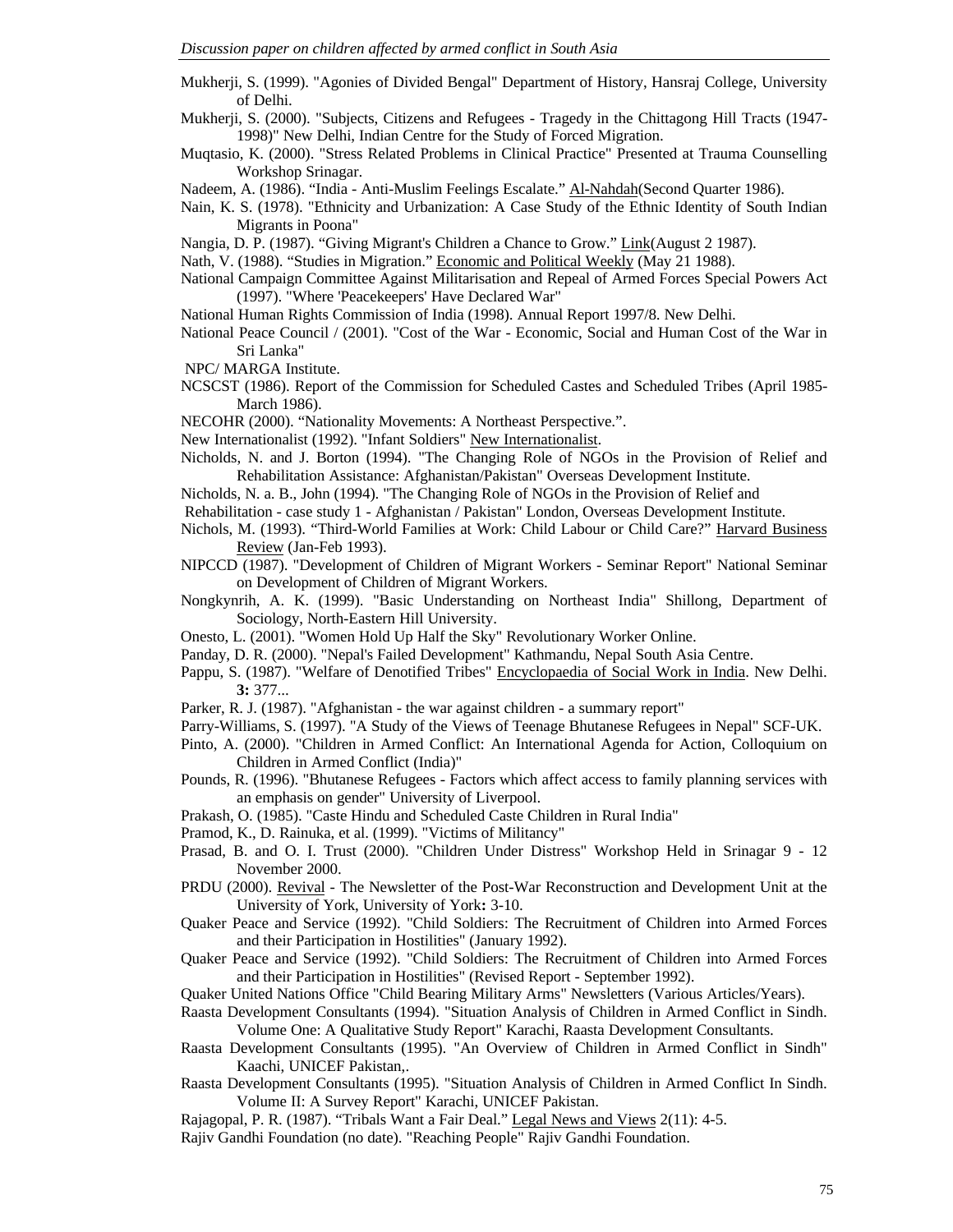Mukherji, S. (1999). "Agonies of Divided Bengal" Department of History, Hansraj College, University of Delhi.

Mukherji, S. (2000). "Subjects, Citizens and Refugees - Tragedy in the Chittagong Hill Tracts (1947-1998)" New Delhi, Indian Centre for the Study of Forced Migration.

Muqtasio, K. (2000). "Stress Related Problems in Clinical Practice" Presented at Trauma Counselling Workshop Srinagar.

Nadeem, A. (1986). "India - Anti-Muslim Feelings Escalate." Al-Nahdah(Second Quarter 1986).

Nain, K. S. (1978). "Ethnicity and Urbanization: A Case Study of the Ethnic Identity of South Indian Migrants in Poona"

Nangia, D. P. (1987). "Giving Migrant's Children a Chance to Grow." Link(August 2 1987).

Nath, V. (1988). "Studies in Migration." Economic and Political Weekly (May 21 1988).

National Campaign Committee Against Militarisation and Repeal of Armed Forces Special Powers Act (1997). "Where 'Peacekeepers' Have Declared War"

National Human Rights Commission of India (1998). Annual Report 1997/8. New Delhi.

National Peace Council / (2001). "Cost of the War - Economic, Social and Human Cost of the War in Sri Lanka"

NPC/ MARGA Institute.

NCSCST (1986). Report of the Commission for Scheduled Castes and Scheduled Tribes (April 1985-March 1986).

NECOHR (2000). "Nationality Movements: A Northeast Perspective.".

New Internationalist (1992). "Infant Soldiers" New Internationalist.

Nicholds, N. and J. Borton (1994). "The Changing Role of NGOs in the Provision of Relief and Rehabilitation Assistance: Afghanistan/Pakistan" Overseas Development Institute.

Nicholds, N. a. B., John (1994). "The Changing Role of NGOs in the Provision of Relief and

Rehabilitation - case study 1 - Afghanistan / Pakistan" London, Overseas Development Institute.

Nichols, M. (1993). "Third-World Families at Work: Child Labour or Child Care?" Harvard Business Review (Jan-Feb 1993).

NIPCCD (1987). "Development of Children of Migrant Workers - Seminar Report" National Seminar on Development of Children of Migrant Workers.

Nongkynrih, A. K. (1999). "Basic Understanding on Northeast India" Shillong, Department of Sociology, North-Eastern Hill University.

Onesto, L. (2001). "Women Hold Up Half the Sky" Revolutionary Worker Online.

Panday, D. R. (2000). "Nepal's Failed Development" Kathmandu, Nepal South Asia Centre.

Pappu, S. (1987). "Welfare of Denotified Tribes" Encyclopaedia of Social Work in India. New Delhi. **3:** 377...

Parker, R. J. (1987). "Afghanistan - the war against children - a summary report"

Parry-Williams, S. (1997). "A Study of the Views of Teenage Bhutanese Refugees in Nepal" SCF-UK.

Pinto, A. (2000). "Children in Armed Conflict: An International Agenda for Action, Colloquium on Children in Armed Conflict (India)"

Pounds, R. (1996). "Bhutanese Refugees - Factors which affect access to family planning services with an emphasis on gender" University of Liverpool.

Prakash, O. (1985). "Caste Hindu and Scheduled Caste Children in Rural India"

Pramod, K., D. Rainuka, et al. (1999). "Victims of Militancy"

Prasad, B. and O. I. Trust (2000). "Children Under Distress" Workshop Held in Srinagar 9 - 12 November 2000.

PRDU (2000). Revival - The Newsletter of the Post-War Reconstruction and Development Unit at the University of York, University of York**:** 3-10.

Quaker Peace and Service (1992). "Child Soldiers: The Recruitment of Children into Armed Forces and their Participation in Hostilities" (January 1992).

Quaker Peace and Service (1992). "Child Soldiers: The Recruitment of Children into Armed Forces and their Participation in Hostilities" (Revised Report - September 1992).

Quaker United Nations Office "Child Bearing Military Arms" Newsletters (Various Articles/Years).

Raasta Development Consultants (1994). "Situation Analysis of Children in Armed Conflict in Sindh. Volume One: A Qualitative Study Report" Karachi, Raasta Development Consultants.

Raasta Development Consultants (1995). "An Overview of Children in Armed Conflict in Sindh" Kaachi, UNICEF Pakistan,.

Raasta Development Consultants (1995). "Situation Analysis of Children in Armed Conflict In Sindh. Volume II: A Survey Report" Karachi, UNICEF Pakistan.

Rajagopal, P. R. (1987). "Tribals Want a Fair Deal." Legal News and Views 2(11): 4-5.

Rajiv Gandhi Foundation (no date). "Reaching People" Rajiv Gandhi Foundation.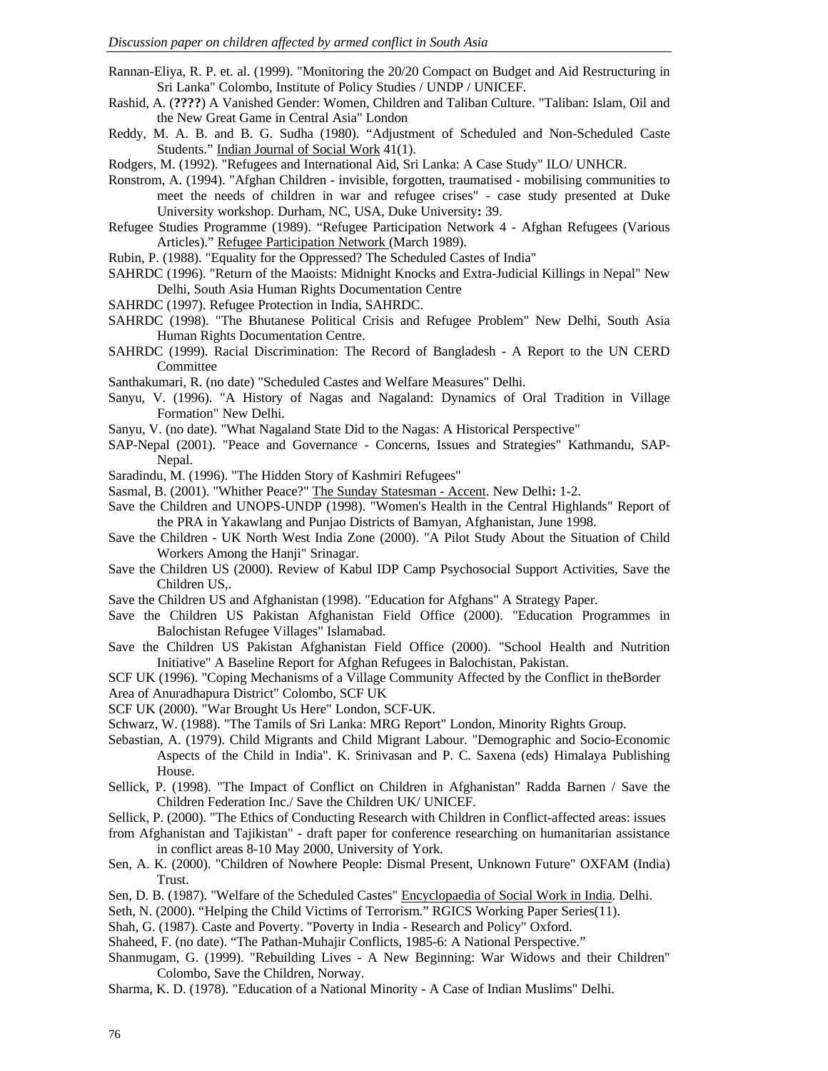Rannan-Eliya, R. P. et. al. (1999). "Monitoring the 20/20 Compact on Budget and Aid Restructuring in Sri Lanka" Colombo, Institute of Policy Studies / UNDP / UNICEF.

Rashid, A. (**????**) A Vanished Gender: Women, Children and Taliban Culture. "Taliban: Islam, Oil and the New Great Game in Central Asia" London

Reddy, M. A. B. and B. G. Sudha (1980). "Adjustment of Scheduled and Non-Scheduled Caste Students." Indian Journal of Social Work 41(1).

Rodgers, M. (1992). "Refugees and International Aid, Sri Lanka: A Case Study" ILO/ UNHCR.

Ronstrom, A. (1994). "Afghan Children - invisible, forgotten, traumatised - mobilising communities to meet the needs of children in war and refugee crises" - case study presented at Duke University workshop. Durham, NC, USA, Duke University**:** 39.

Refugee Studies Programme (1989). "Refugee Participation Network 4 - Afghan Refugees (Various Articles)." Refugee Participation Network (March 1989).

Rubin, P. (1988). "Equality for the Oppressed? The Scheduled Castes of India"

SAHRDC (1996). "Return of the Maoists: Midnight Knocks and Extra-Judicial Killings in Nepal" New Delhi, South Asia Human Rights Documentation Centre

SAHRDC (1997). Refugee Protection in India, SAHRDC.

SAHRDC (1998). "The Bhutanese Political Crisis and Refugee Problem" New Delhi, South Asia Human Rights Documentation Centre.

SAHRDC (1999). Racial Discrimination: The Record of Bangladesh - A Report to the UN CERD Committee

Santhakumari, R. (no date) "Scheduled Castes and Welfare Measures" Delhi.

Sanyu, V. (1996). "A History of Nagas and Nagaland: Dynamics of Oral Tradition in Village Formation" New Delhi.

Sanyu, V. (no date). "What Nagaland State Did to the Nagas: A Historical Perspective"

SAP-Nepal (2001). "Peace and Governance - Concerns, Issues and Strategies" Kathmandu, SAP-Nepal.

Saradindu, M. (1996). "The Hidden Story of Kashmiri Refugees"

Sasmal, B. (2001). "Whither Peace?" The Sunday Statesman - Accent. New Delhi**:** 1-2.

Save the Children and UNOPS-UNDP (1998). "Women's Health in the Central Highlands" Report of the PRA in Yakawlang and Punjao Districts of Bamyan, Afghanistan, June 1998.

Save the Children - UK North West India Zone (2000). "A Pilot Study About the Situation of Child Workers Among the Hanji" Srinagar.

Save the Children US (2000). Review of Kabul IDP Camp Psychosocial Support Activities, Save the Children US,.

Save the Children US and Afghanistan (1998). "Education for Afghans" A Strategy Paper.

Save the Children US Pakistan Afghanistan Field Office (2000). "Education Programmes in Balochistan Refugee Villages" Islamabad.

Save the Children US Pakistan Afghanistan Field Office (2000). "School Health and Nutrition Initiative" A Baseline Report for Afghan Refugees in Balochistan, Pakistan.

SCF UK (1996). "Coping Mechanisms of a Village Community Affected by the Conflict in theBorder Area of Anuradhapura District" Colombo, SCF UK

SCF UK (2000). "War Brought Us Here" London, SCF-UK.

Schwarz, W. (1988). "The Tamils of Sri Lanka: MRG Report" London, Minority Rights Group.

Sebastian, A. (1979). Child Migrants and Child Migrant Labour. "Demographic and Socio-Economic Aspects of the Child in India". K. Srinivasan and P. C. Saxena (eds) Himalaya Publishing House.

Sellick, P. (1998). "The Impact of Conflict on Children in Afghanistan" Radda Barnen / Save the Children Federation Inc./ Save the Children UK/ UNICEF.

Sellick, P. (2000). "The Ethics of Conducting Research with Children in Conflict-affected areas: issues from Afghanistan and Tajikistan" - draft paper for conference researching on humanitarian assistance in conflict areas 8-10 May 2000, University of York.

Sen, A. K. (2000). "Children of Nowhere People: Dismal Present, Unknown Future" OXFAM (India) Trust.

Sen, D. B. (1987). "Welfare of the Scheduled Castes" Encyclopaedia of Social Work in India. Delhi.

Seth, N. (2000). "Helping the Child Victims of Terrorism." RGICS Working Paper Series(11).

Shah, G. (1987). Caste and Poverty. "Poverty in India - Research and Policy" Oxford.

Shaheed, F. (no date). "The Pathan-Muhajir Conflicts, 1985-6: A National Perspective."

Shanmugam, G. (1999). "Rebuilding Lives - A New Beginning: War Widows and their Children" Colombo, Save the Children, Norway.

Sharma, K. D. (1978). "Education of a National Minority - A Case of Indian Muslims" Delhi.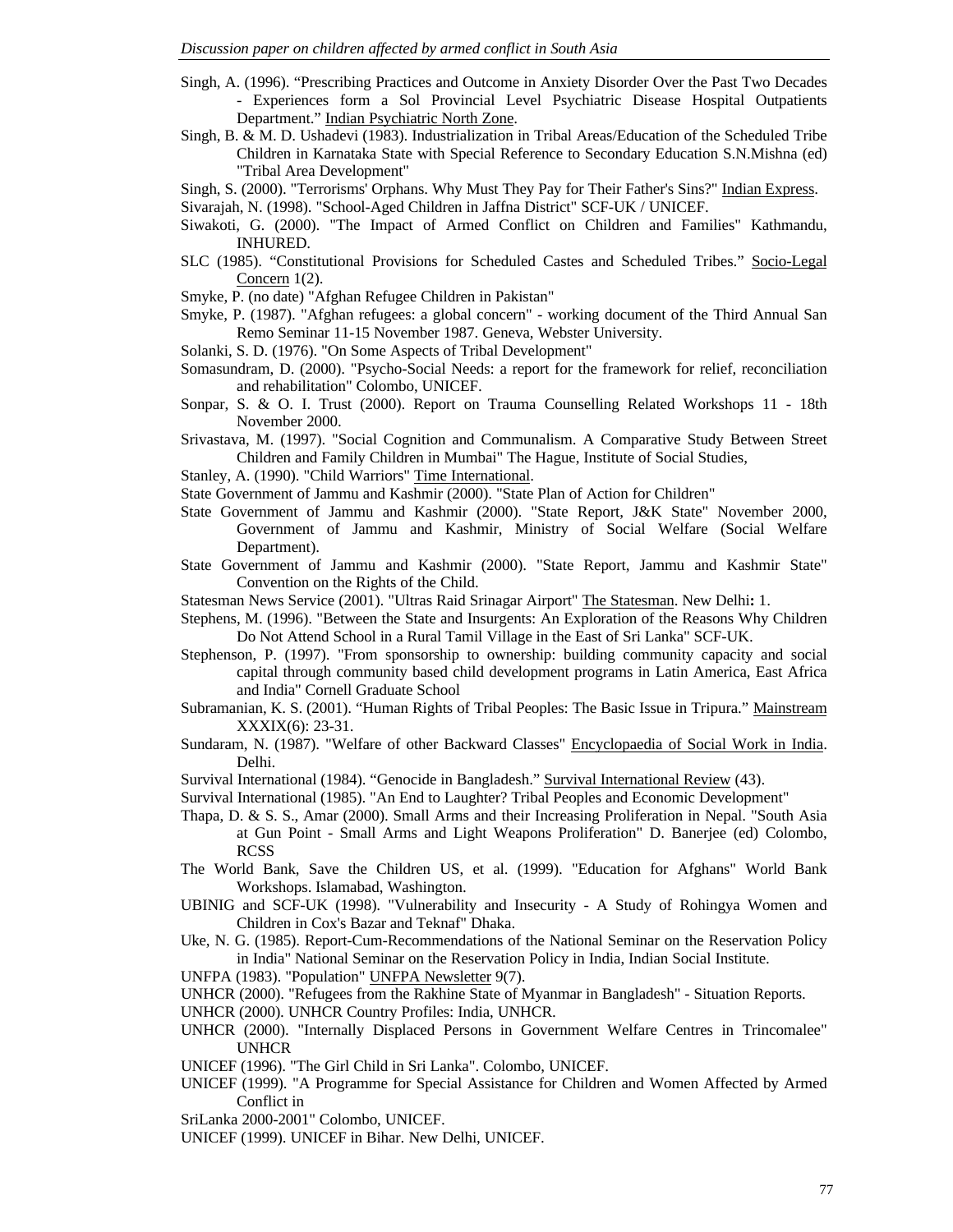Singh, A. (1996). "Prescribing Practices and Outcome in Anxiety Disorder Over the Past Two Decades - Experiences form a Sol Provincial Level Psychiatric Disease Hospital Outpatients Department." Indian Psychiatric North Zone.

Singh, B. & M. D. Ushadevi (1983). Industrialization in Tribal Areas/Education of the Scheduled Tribe Children in Karnataka State with Special Reference to Secondary Education S.N.Mishna (ed) "Tribal Area Development"

Singh, S. (2000). "Terrorisms' Orphans. Why Must They Pay for Their Father's Sins?" Indian Express.

Sivarajah, N. (1998). "School-Aged Children in Jaffna District" SCF-UK / UNICEF.

Siwakoti, G. (2000). "The Impact of Armed Conflict on Children and Families" Kathmandu, INHURED.

SLC (1985). "Constitutional Provisions for Scheduled Castes and Scheduled Tribes." Socio-Legal Concern 1(2).

Smyke, P. (no date) "Afghan Refugee Children in Pakistan"

Smyke, P. (1987). "Afghan refugees: a global concern" - working document of the Third Annual San Remo Seminar 11-15 November 1987. Geneva, Webster University.

Solanki, S. D. (1976). "On Some Aspects of Tribal Development"

Somasundram, D. (2000). "Psycho-Social Needs: a report for the framework for relief, reconciliation and rehabilitation" Colombo, UNICEF.

Sonpar, S. & O. I. Trust (2000). Report on Trauma Counselling Related Workshops 11 - 18th November 2000.

Srivastava, M. (1997). "Social Cognition and Communalism. A Comparative Study Between Street Children and Family Children in Mumbai" The Hague, Institute of Social Studies,

Stanley, A. (1990). "Child Warriors" Time International.

State Government of Jammu and Kashmir (2000). "State Plan of Action for Children"

State Government of Jammu and Kashmir (2000). "State Report, J&K State" November 2000, Government of Jammu and Kashmir, Ministry of Social Welfare (Social Welfare Department).

State Government of Jammu and Kashmir (2000). "State Report, Jammu and Kashmir State" Convention on the Rights of the Child.

Statesman News Service (2001). "Ultras Raid Srinagar Airport" The Statesman. New Delhi**:** 1.

Stephens, M. (1996). "Between the State and Insurgents: An Exploration of the Reasons Why Children Do Not Attend School in a Rural Tamil Village in the East of Sri Lanka" SCF-UK.

Stephenson, P. (1997). "From sponsorship to ownership: building community capacity and social capital through community based child development programs in Latin America, East Africa and India" Cornell Graduate School

Subramanian, K. S. (2001). "Human Rights of Tribal Peoples: The Basic Issue in Tripura." Mainstream XXXIX(6): 23-31.

Sundaram, N. (1987). "Welfare of other Backward Classes" Encyclopaedia of Social Work in India. Delhi.

Survival International (1984). "Genocide in Bangladesh." Survival International Review (43).

Survival International (1985). "An End to Laughter? Tribal Peoples and Economic Development"

Thapa, D. & S. S., Amar (2000). Small Arms and their Increasing Proliferation in Nepal. "South Asia at Gun Point - Small Arms and Light Weapons Proliferation" D. Banerjee (ed) Colombo, RCSS

The World Bank, Save the Children US, et al. (1999). "Education for Afghans" World Bank Workshops. Islamabad, Washington.

UBINIG and SCF-UK (1998). "Vulnerability and Insecurity - A Study of Rohingya Women and Children in Cox's Bazar and Teknaf" Dhaka.

Uke, N. G. (1985). Report-Cum-Recommendations of the National Seminar on the Reservation Policy in India" National Seminar on the Reservation Policy in India, Indian Social Institute.

UNFPA (1983). "Population" UNFPA Newsletter 9(7).

UNHCR (2000). "Refugees from the Rakhine State of Myanmar in Bangladesh" - Situation Reports.

UNHCR (2000). UNHCR Country Profiles: India, UNHCR.

UNHCR (2000). "Internally Displaced Persons in Government Welfare Centres in Trincomalee" UNHCR

UNICEF (1996). "The Girl Child in Sri Lanka". Colombo, UNICEF.

UNICEF (1999). "A Programme for Special Assistance for Children and Women Affected by Armed Conflict in

SriLanka 2000-2001" Colombo, UNICEF.

UNICEF (1999). UNICEF in Bihar. New Delhi, UNICEF.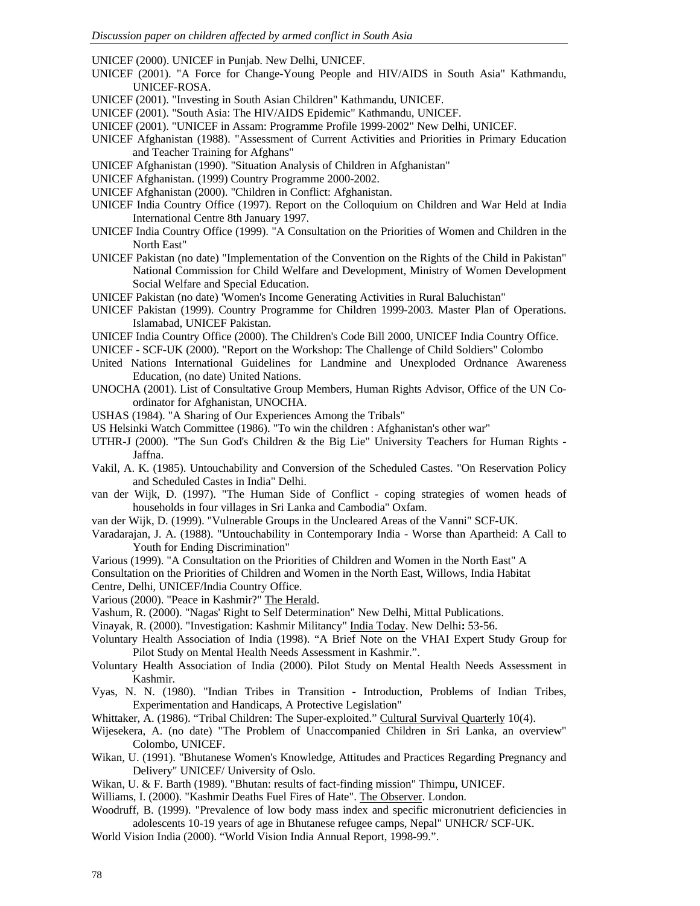UNICEF (2000). UNICEF in Punjab. New Delhi, UNICEF.

UNICEF (2001). "A Force for Change-Young People and HIV/AIDS in South Asia" Kathmandu, UNICEF-ROSA.

UNICEF (2001). "Investing in South Asian Children" Kathmandu, UNICEF.

UNICEF (2001). "South Asia: The HIV/AIDS Epidemic" Kathmandu, UNICEF.

UNICEF (2001). "UNICEF in Assam: Programme Profile 1999-2002" New Delhi, UNICEF.

UNICEF Afghanistan (1988). "Assessment of Current Activities and Priorities in Primary Education and Teacher Training for Afghans"

UNICEF Afghanistan (1990). "Situation Analysis of Children in Afghanistan"

UNICEF Afghanistan. (1999) Country Programme 2000-2002.

UNICEF Afghanistan (2000). "Children in Conflict: Afghanistan.

UNICEF India Country Office (1997). Report on the Colloquium on Children and War Held at India International Centre 8th January 1997.

UNICEF India Country Office (1999). "A Consultation on the Priorities of Women and Children in the North East"

UNICEF Pakistan (no date) "Implementation of the Convention on the Rights of the Child in Pakistan" National Commission for Child Welfare and Development, Ministry of Women Development Social Welfare and Special Education.

UNICEF Pakistan (no date) 'Women's Income Generating Activities in Rural Baluchistan"

UNICEF Pakistan (1999). Country Programme for Children 1999-2003. Master Plan of Operations. Islamabad, UNICEF Pakistan.

UNICEF India Country Office (2000). The Children's Code Bill 2000, UNICEF India Country Office.

UNICEF - SCF-UK (2000). "Report on the Workshop: The Challenge of Child Soldiers" Colombo

United Nations International Guidelines for Landmine and Unexploded Ordnance Awareness Education, (no date) United Nations.

UNOCHA (2001). List of Consultative Group Members, Human Rights Advisor, Office of the UN Co-ordinator for Afghanistan, UNOCHA.

USHAS (1984). "A Sharing of Our Experiences Among the Tribals"

US Helsinki Watch Committee (1986). "To win the children : Afghanistan's other war"

UTHR-J (2000). "The Sun God's Children & the Big Lie" University Teachers for Human Rights - Jaffna.

Vakil, A. K. (1985). Untouchability and Conversion of the Scheduled Castes. "On Reservation Policy and Scheduled Castes in India" Delhi.

van der Wijk, D. (1997). "The Human Side of Conflict - coping strategies of women heads of households in four villages in Sri Lanka and Cambodia" Oxfam.

van der Wijk, D. (1999). "Vulnerable Groups in the Uncleared Areas of the Vanni" SCF-UK.

Varadarajan, J. A. (1988). "Untouchability in Contemporary India - Worse than Apartheid: A Call to Youth for Ending Discrimination"

Various (1999). "A Consultation on the Priorities of Children and Women in the North East" A Consultation on the Priorities of Children and Women in the North East, Willows, India Habitat Centre, Delhi, UNICEF/India Country Office.

Various (2000). "Peace in Kashmir?" The Herald.

Vashum, R. (2000). "Nagas' Right to Self Determination" New Delhi, Mittal Publications.

Vinayak, R. (2000). "Investigation: Kashmir Militancy" India Today. New Delhi: 53-56.

Voluntary Health Association of India (1998). "A Brief Note on the VHAI Expert Study Group for Pilot Study on Mental Health Needs Assessment in Kashmir.".

Voluntary Health Association of India (2000). Pilot Study on Mental Health Needs Assessment in Kashmir.

Vyas, N. N. (1980). "Indian Tribes in Transition - Introduction, Problems of Indian Tribes, Experimentation and Handicaps, A Protective Legislation"

Whittaker, A. (1986). "Tribal Children: The Super-exploited." Cultural Survival Quarterly 10(4).

Wijesekera, A. (no date) "The Problem of Unaccompanied Children in Sri Lanka, an overview" Colombo, UNICEF.

Wikan, U. (1991). "Bhutanese Women's Knowledge, Attitudes and Practices Regarding Pregnancy and Delivery" UNICEF/ University of Oslo.

Wikan, U. & F. Barth (1989). "Bhutan: results of fact-finding mission" Thimpu, UNICEF.

Williams, I. (2000). "Kashmir Deaths Fuel Fires of Hate". The Observer. London.

Woodruff, B. (1999). "Prevalence of low body mass index and specific micronutrient deficiencies in adolescents 10-19 years of age in Bhutanese refugee camps, Nepal" UNHCR/ SCF-UK.

World Vision India (2000). "World Vision India Annual Report, 1998-99.".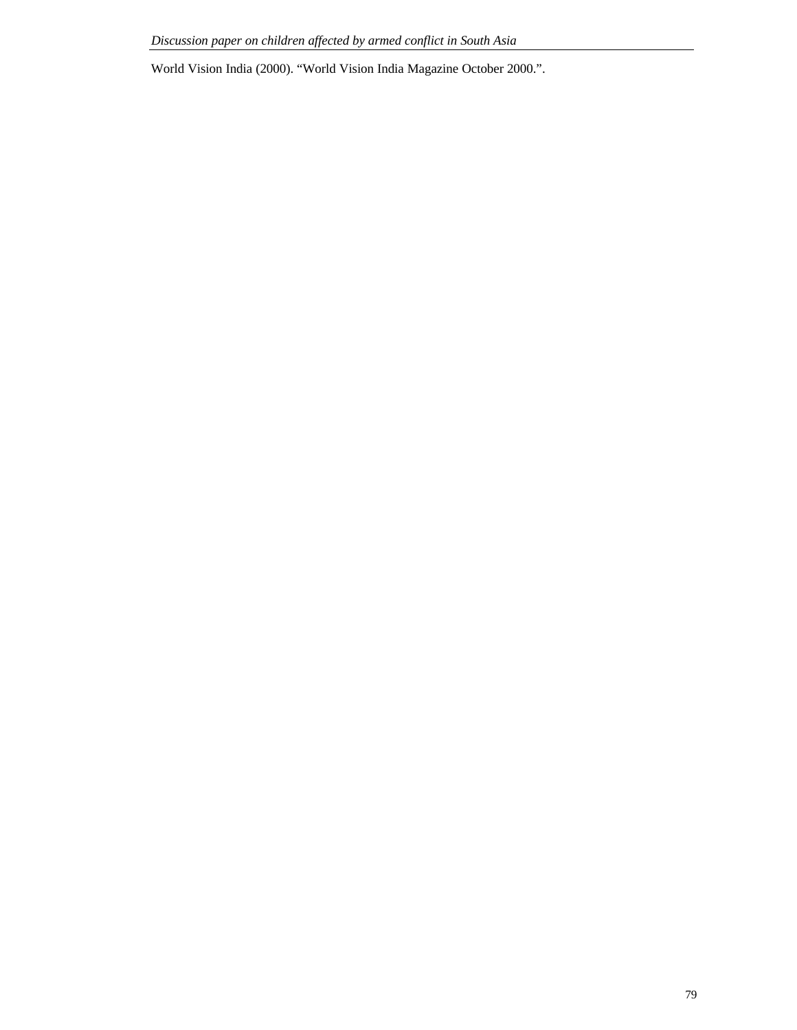World Vision India (2000). “World Vision India Magazine October 2000.”.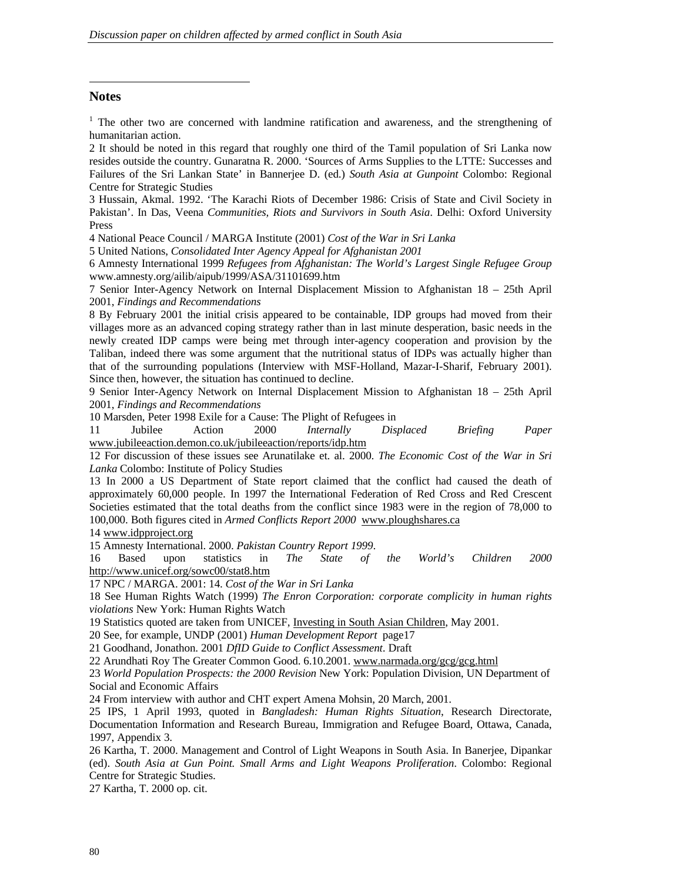## Notes

[1] The other two are concerned with landmine ratification and awareness, and the strengthening of humanitarian action.

2 It should be noted in this regard that roughly one third of the Tamil population of Sri Lanka now resides outside the country. Gunaratna R. 2000. 'Sources of Arms Supplies to the LTTE: Successes and Failures of the Sri Lankan State' in Bannerjee D. (ed.) *South Asia at Gunpoint* Colombo: Regional Centre for Strategic Studies

3 Hussain, Akmal. 1992. 'The Karachi Riots of December 1986: Crisis of State and Civil Society in Pakistan'. In Das, Veena *Communities, Riots and Survivors in South Asia*. Delhi: Oxford University Press

4 National Peace Council / MARGA Institute (2001) *Cost of the War in Sri Lanka*

5 United Nations, *Consolidated Inter Agency Appeal for Afghanistan 2001*

6 Amnesty International 1999 *Refugees from Afghanistan: The World's Largest Single Refugee Group* www.amnesty.org/ailib/aipub/1999/ASA/31101699.htm

7 Senior Inter-Agency Network on Internal Displacement Mission to Afghanistan 18 – 25th April 2001, *Findings and Recommendations*

8 By February 2001 the initial crisis appeared to be containable, IDP groups had moved from their villages more as an advanced coping strategy rather than in last minute desperation, basic needs in the newly created IDP camps were being met through inter-agency cooperation and provision by the Taliban, indeed there was some argument that the nutritional status of IDPs was actually higher than that of the surrounding populations (Interview with MSF-Holland, Mazar-I-Sharif, February 2001). Since then, however, the situation has continued to decline.

9 Senior Inter-Agency Network on Internal Displacement Mission to Afghanistan 18 – 25th April 2001, *Findings and Recommendations*

10 Marsden, Peter 1998 Exile for a Cause: The Plight of Refugees in

11 Jubilee Action 2000 *Internally Displaced Briefing Paper* www.jubileeaction.demon.co.uk/jubileeaction/reports/idp.htm

12 For discussion of these issues see Arunatilake et. al. 2000. *The Economic Cost of the War in Sri Lanka* Colombo: Institute of Policy Studies

13 In 2000 a US Department of State report claimed that the conflict had caused the death of approximately 60,000 people. In 1997 the International Federation of Red Cross and Red Crescent Societies estimated that the total deaths from the conflict since 1983 were in the region of 78,000 to 100,000. Both figures cited in *Armed Conflicts Report 2000* www.ploughshares.ca

14 www.idpproject.org

15 Amnesty International. 2000. *Pakistan Country Report 1999*.

16 Based upon statistics in *The State of the World's Children 2000* http://www.unicef.org/sowc00/stat8.htm

17 NPC / MARGA. 2001: 14. *Cost of the War in Sri Lanka*

18 See Human Rights Watch (1999) *The Enron Corporation: corporate complicity in human rights violations* New York: Human Rights Watch

19 Statistics quoted are taken from UNICEF, Investing in South Asian Children, May 2001.

20 See, for example, UNDP (2001) *Human Development Report* page17

21 Goodhand, Jonathon. 2001 *DfID Guide to Conflict Assessment*. Draft

22 Arundhati Roy The Greater Common Good. 6.10.2001. www.narmada.org/gcg/gcg.html

23 *World Population Prospects: the 2000 Revision* New York: Population Division, UN Department of Social and Economic Affairs

24 From interview with author and CHT expert Amena Mohsin, 20 March, 2001.

25 IPS, 1 April 1993, quoted in *Bangladesh: Human Rights Situation*, Research Directorate, Documentation Information and Research Bureau, Immigration and Refugee Board, Ottawa, Canada, 1997, Appendix 3.

26 Kartha, T. 2000. Management and Control of Light Weapons in South Asia. In Banerjee, Dipankar (ed). *South Asia at Gun Point. Small Arms and Light Weapons Proliferation*. Colombo: Regional Centre for Strategic Studies.

27 Kartha, T. 2000 op. cit.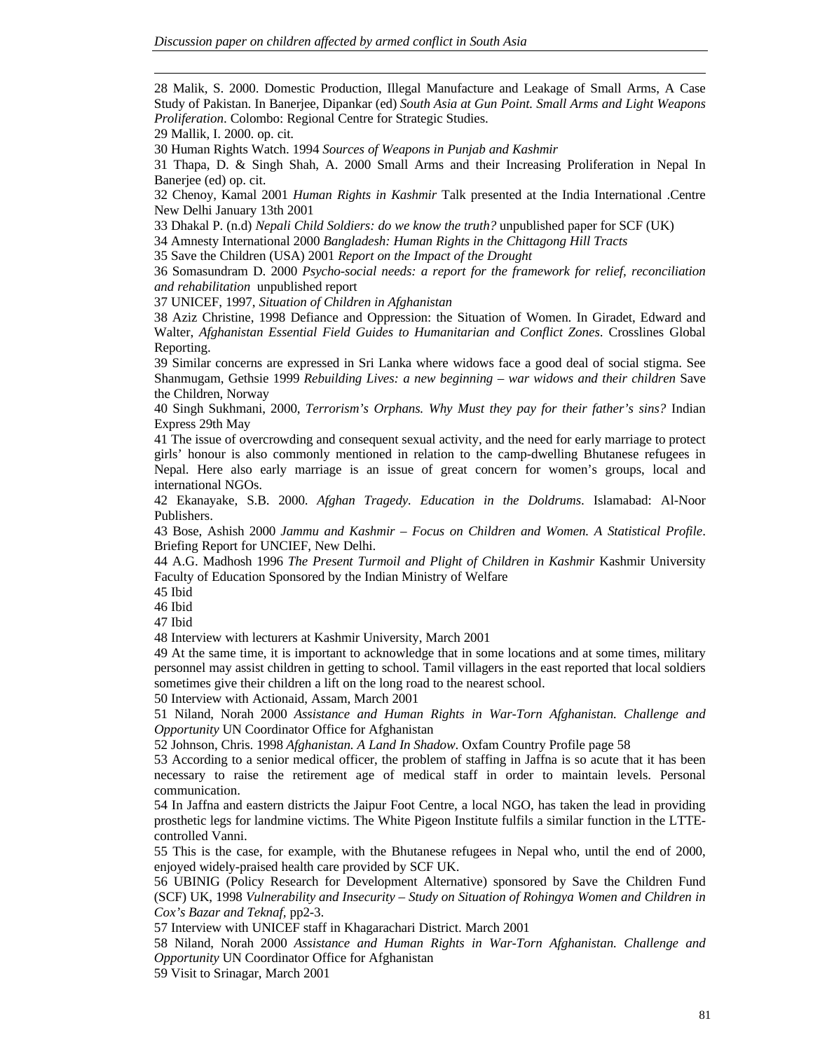28 Malik, S. 2000. Domestic Production, Illegal Manufacture and Leakage of Small Arms, A Case Study of Pakistan. In Banerjee, Dipankar (ed) *South Asia at Gun Point. Small Arms and Light Weapons Proliferation*. Colombo: Regional Centre for Strategic Studies.

29 Mallik, I. 2000. op. cit.

30 Human Rights Watch. 1994 *Sources of Weapons in Punjab and Kashmir*

31 Thapa, D. & Singh Shah, A. 2000 Small Arms and their Increasing Proliferation in Nepal In Banerjee (ed) op. cit.

32 Chenoy, Kamal 2001 *Human Rights in Kashmir* Talk presented at the India International .Centre New Delhi January 13th 2001

33 Dhakal P. (n.d) *Nepali Child Soldiers: do we know the truth?* unpublished paper for SCF (UK)

34 Amnesty International 2000 *Bangladesh: Human Rights in the Chittagong Hill Tracts*

35 Save the Children (USA) 2001 *Report on the Impact of the Drought*

36 Somasundram D. 2000 *Psycho-social needs: a report for the framework for relief, reconciliation and rehabilitation* unpublished report

37 UNICEF, 1997, *Situation of Children in Afghanistan*

38 Aziz Christine, 1998 Defiance and Oppression: the Situation of Women. In Giradet, Edward and Walter, *Afghanistan Essential Field Guides to Humanitarian and Conflict Zones*. Crosslines Global Reporting.

39 Similar concerns are expressed in Sri Lanka where widows face a good deal of social stigma. See Shanmugam, Gethsie 1999 *Rebuilding Lives: a new beginning – war widows and their children* Save the Children, Norway

40 Singh Sukhmani, 2000, *Terrorism's Orphans. Why Must they pay for their father's sins?* Indian Express 29th May

41 The issue of overcrowding and consequent sexual activity, and the need for early marriage to protect girls' honour is also commonly mentioned in relation to the camp-dwelling Bhutanese refugees in Nepal. Here also early marriage is an issue of great concern for women's groups, local and international NGOs.

42 Ekanayake, S.B. 2000. *Afghan Tragedy. Education in the Doldrums*. Islamabad: Al-Noor Publishers.

43 Bose, Ashish 2000 *Jammu and Kashmir – Focus on Children and Women. A Statistical Profile*. Briefing Report for UNCIEF, New Delhi.

44 A.G. Madhosh 1996 *The Present Turmoil and Plight of Children in Kashmir* Kashmir University Faculty of Education Sponsored by the Indian Ministry of Welfare

45 Ibid

46 Ibid

47 Ibid

48 Interview with lecturers at Kashmir University, March 2001

49 At the same time, it is important to acknowledge that in some locations and at some times, military personnel may assist children in getting to school. Tamil villagers in the east reported that local soldiers sometimes give their children a lift on the long road to the nearest school.

50 Interview with Actionaid, Assam, March 2001

51 Niland, Norah 2000 *Assistance and Human Rights in War-Torn Afghanistan. Challenge and Opportunity* UN Coordinator Office for Afghanistan

52 Johnson, Chris. 1998 *Afghanistan. A Land In Shadow*. Oxfam Country Profile page 58

53 According to a senior medical officer, the problem of staffing in Jaffna is so acute that it has been necessary to raise the retirement age of medical staff in order to maintain levels. Personal communication.

54 In Jaffna and eastern districts the Jaipur Foot Centre, a local NGO, has taken the lead in providing prosthetic legs for landmine victims. The White Pigeon Institute fulfils a similar function in the LTTE-controlled Vanni.

55 This is the case, for example, with the Bhutanese refugees in Nepal who, until the end of 2000, enjoyed widely-praised health care provided by SCF UK.

56 UBINIG (Policy Research for Development Alternative) sponsored by Save the Children Fund (SCF) UK, 1998 *Vulnerability and Insecurity – Study on Situation of Rohingya Women and Children in Cox's Bazar and Teknaf*, pp2-3.

57 Interview with UNICEF staff in Khagarachari District. March 2001

58 Niland, Norah 2000 *Assistance and Human Rights in War-Torn Afghanistan. Challenge and Opportunity* UN Coordinator Office for Afghanistan

59 Visit to Srinagar, March 2001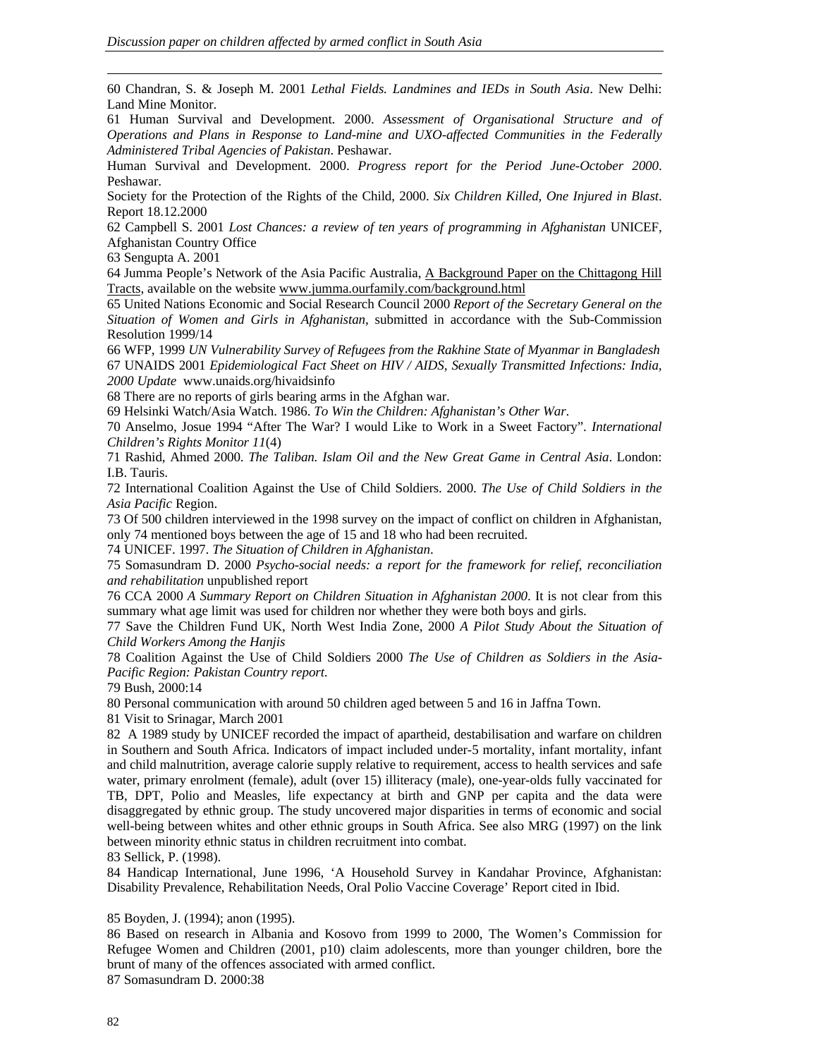60 Chandran, S. & Joseph M. 2001 *Lethal Fields. Landmines and IEDs in South Asia*. New Delhi: Land Mine Monitor.

61 Human Survival and Development. 2000. *Assessment of Organisational Structure and of Operations and Plans in Response to Land-mine and UXO-affected Communities in the Federally Administered Tribal Agencies of Pakistan*. Peshawar.

Human Survival and Development. 2000. *Progress report for the Period June-October 2000*. Peshawar.

Society for the Protection of the Rights of the Child, 2000. *Six Children Killed, One Injured in Blast*. Report 18.12.2000

62 Campbell S. 2001 *Lost Chances: a review of ten years of programming in Afghanistan* UNICEF, Afghanistan Country Office

63 Sengupta A. 2001

64 Jumma People's Network of the Asia Pacific Australia, A Background Paper on the Chittagong Hill Tracts, available on the website www.jumma.ourfamily.com/background.html

65 United Nations Economic and Social Research Council 2000 *Report of the Secretary General on the Situation of Women and Girls in Afghanistan*, submitted in accordance with the Sub-Commission Resolution 1999/14

66 WFP, 1999 *UN Vulnerability Survey of Refugees from the Rakhine State of Myanmar in Bangladesh*

67 UNAIDS 2001 *Epidemiological Fact Sheet on HIV / AIDS, Sexually Transmitted Infections: India, 2000 Update* www.unaids.org/hivaidsinfo

68 There are no reports of girls bearing arms in the Afghan war.

69 Helsinki Watch/Asia Watch. 1986. *To Win the Children: Afghanistan's Other War*.

70 Anselmo, Josue 1994 "After The War? I would Like to Work in a Sweet Factory". *International Children's Rights Monitor 11*(4)

71 Rashid, Ahmed 2000. *The Taliban. Islam Oil and the New Great Game in Central Asia*. London: I.B. Tauris.

72 International Coalition Against the Use of Child Soldiers. 2000. *The Use of Child Soldiers in the Asia Pacific* Region.

73 Of 500 children interviewed in the 1998 survey on the impact of conflict on children in Afghanistan, only 74 mentioned boys between the age of 15 and 18 who had been recruited.

74 UNICEF. 1997. *The Situation of Children in Afghanistan*.

75 Somasundram D. 2000 *Psycho-social needs: a report for the framework for relief, reconciliation and rehabilitation* unpublished report

76 CCA 2000 *A Summary Report on Children Situation in Afghanistan 2000*. It is not clear from this summary what age limit was used for children nor whether they were both boys and girls.

77 Save the Children Fund UK, North West India Zone, 2000 *A Pilot Study About the Situation of Child Workers Among the Hanjis*

78 Coalition Against the Use of Child Soldiers 2000 *The Use of Children as Soldiers in the Asia-Pacific Region: Pakistan Country report*.

79 Bush, 2000:14

80 Personal communication with around 50 children aged between 5 and 16 in Jaffna Town.

81 Visit to Srinagar, March 2001

82 A 1989 study by UNICEF recorded the impact of apartheid, destabilisation and warfare on children in Southern and South Africa. Indicators of impact included under-5 mortality, infant mortality, infant and child malnutrition, average calorie supply relative to requirement, access to health services and safe water, primary enrolment (female), adult (over 15) illiteracy (male), one-year-olds fully vaccinated for TB, DPT, Polio and Measles, life expectancy at birth and GNP per capita and the data were disaggregated by ethnic group. The study uncovered major disparities in terms of economic and social well-being between whites and other ethnic groups in South Africa. See also MRG (1997) on the link between minority ethnic status in children recruitment into combat.

83 Sellick, P. (1998).

84 Handicap International, June 1996, 'A Household Survey in Kandahar Province, Afghanistan: Disability Prevalence, Rehabilitation Needs, Oral Polio Vaccine Coverage' Report cited in Ibid.

85 Boyden, J. (1994); anon (1995).

86 Based on research in Albania and Kosovo from 1999 to 2000, The Women's Commission for Refugee Women and Children (2001, p10) claim adolescents, more than younger children, bore the brunt of many of the offences associated with armed conflict.

87 Somasundram D. 2000:38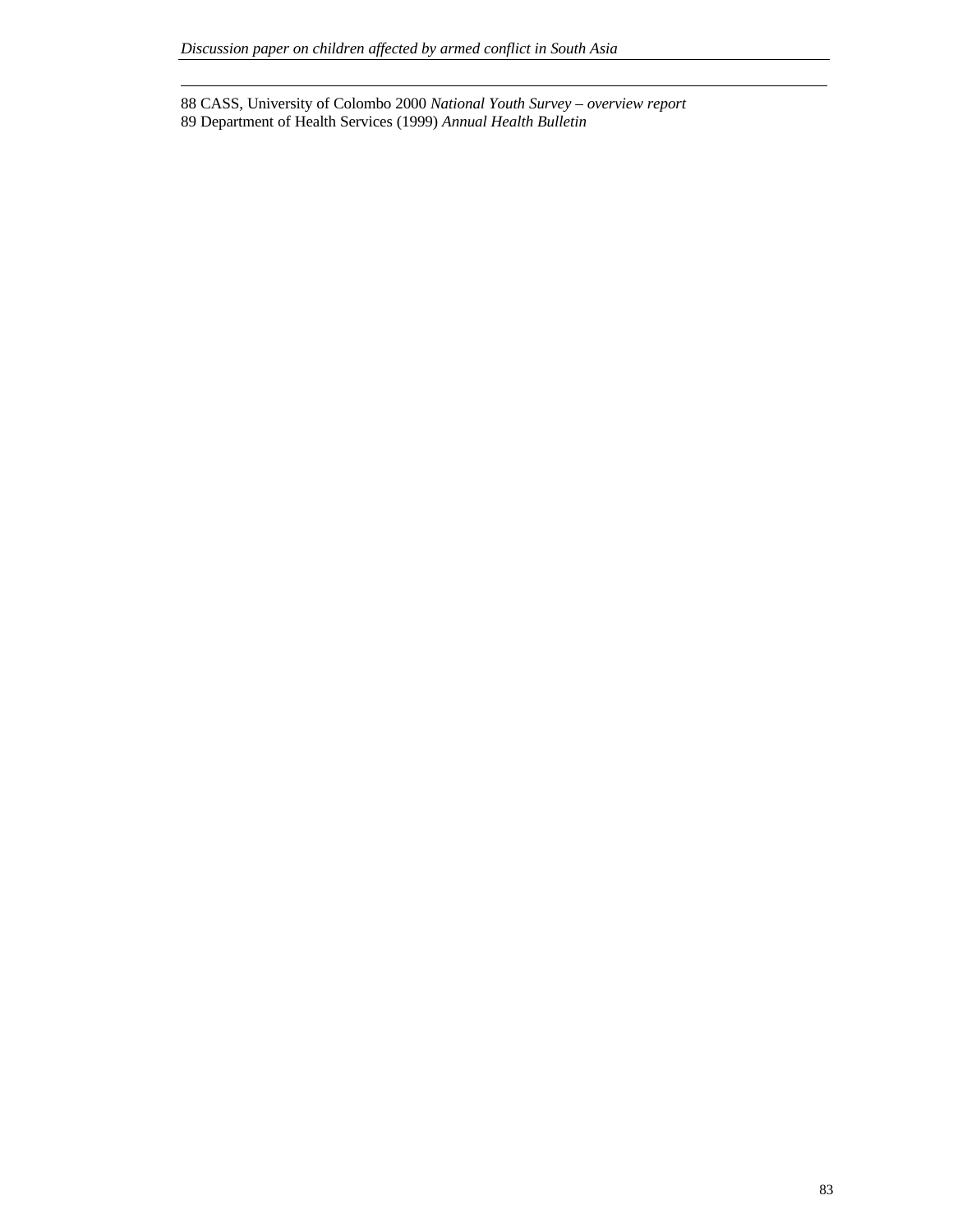88 CASS, University of Colombo 2000 *National Youth Survey – overview report*
89 Department of Health Services (1999) *Annual Health Bulletin*